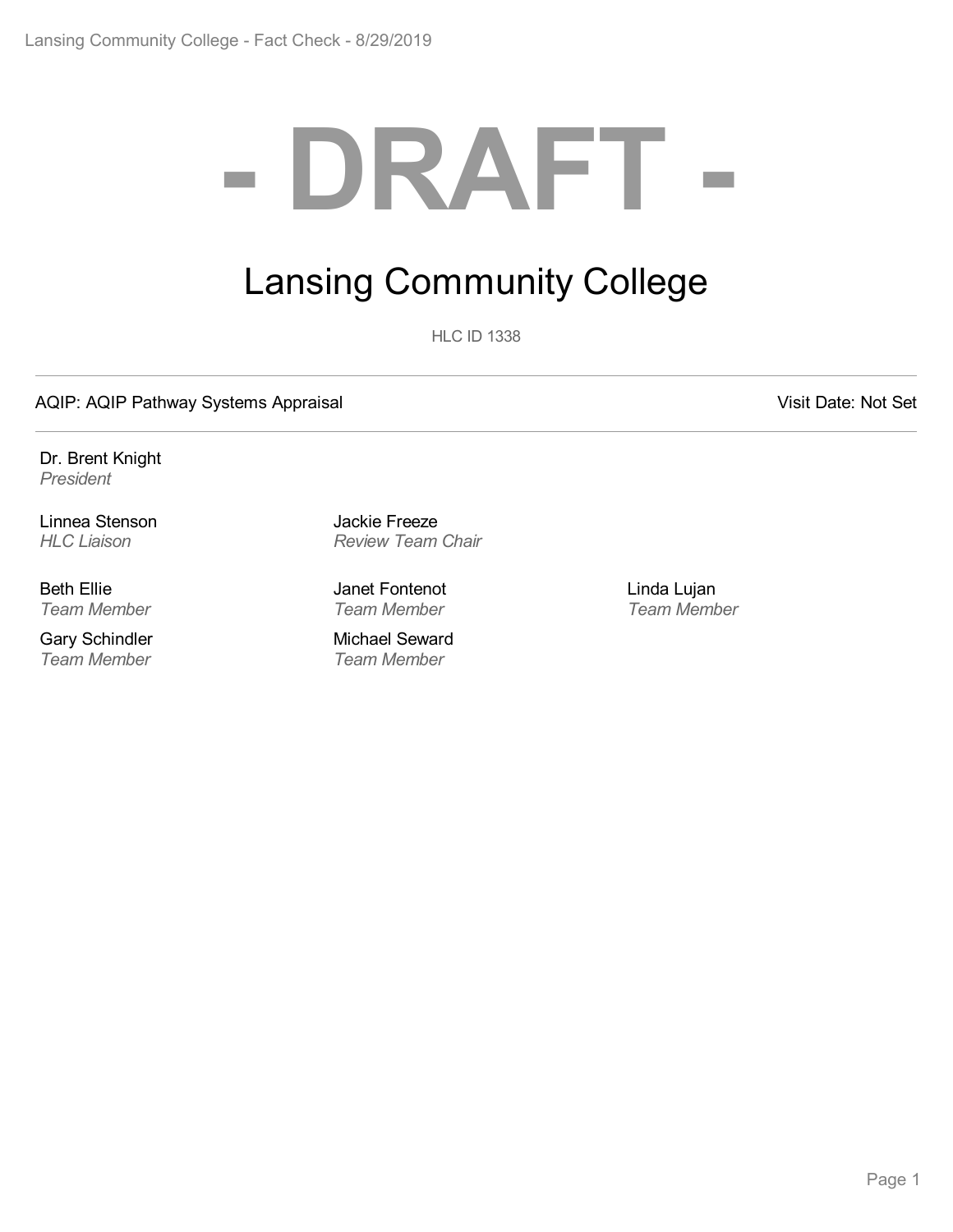# - DRAFT -

## Lansing Community College

HLC ID 1338

AQIP: AQIP Pathway Systems Appraisal

Visit Date: Not Set

Dr. Brent Knight
*President*

Linnea Stenson
*HLC Liaison*

Jackie Freeze
*Review Team Chair*

Beth Ellie
*Team Member*

Janet Fontenot
*Team Member*

Linda Lujan
*Team Member*

Gary Schindler
*Team Member*

Michael Seward
*Team Member*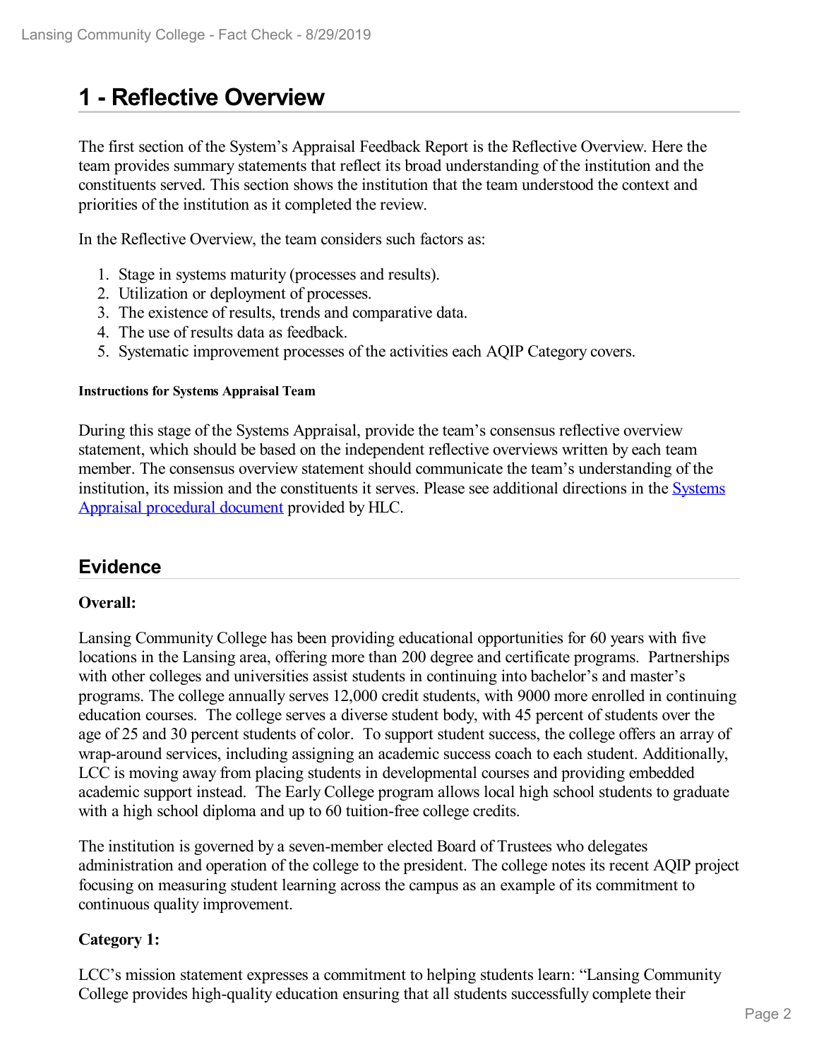# 1 - Reflective Overview

The first section of the System's Appraisal Feedback Report is the Reflective Overview. Here the team provides summary statements that reflect its broad understanding of the institution and the constituents served. This section shows the institution that the team understood the context and priorities of the institution as it completed the review.

In the Reflective Overview, the team considers such factors as:

1. Stage in systems maturity (processes and results).
2. Utilization or deployment of processes.
3. The existence of results, trends and comparative data.
4. The use of results data as feedback.
5. Systematic improvement processes of the activities each AQIP Category covers.

#### Instructions for Systems Appraisal Team

During this stage of the Systems Appraisal, provide the team's consensus reflective overview statement, which should be based on the independent reflective overviews written by each team member. The consensus overview statement should communicate the team's understanding of the institution, its mission and the constituents it serves. Please see additional directions in the Systems Appraisal procedural document provided by HLC.

## Evidence

**Overall:**

Lansing Community College has been providing educational opportunities for 60 years with five locations in the Lansing area, offering more than 200 degree and certificate programs. Partnerships with other colleges and universities assist students in continuing into bachelor's and master's programs. The college annually serves 12,000 credit students, with 9000 more enrolled in continuing education courses. The college serves a diverse student body, with 45 percent of students over the age of 25 and 30 percent students of color. To support student success, the college offers an array of wrap-around services, including assigning an academic success coach to each student. Additionally, LCC is moving away from placing students in developmental courses and providing embedded academic support instead. The Early College program allows local high school students to graduate with a high school diploma and up to 60 tuition-free college credits.

The institution is governed by a seven-member elected Board of Trustees who delegates administration and operation of the college to the president. The college notes its recent AQIP project focusing on measuring student learning across the campus as an example of its commitment to continuous quality improvement.

**Category 1:**

LCC's mission statement expresses a commitment to helping students learn: "Lansing Community College provides high-quality education ensuring that all students successfully complete their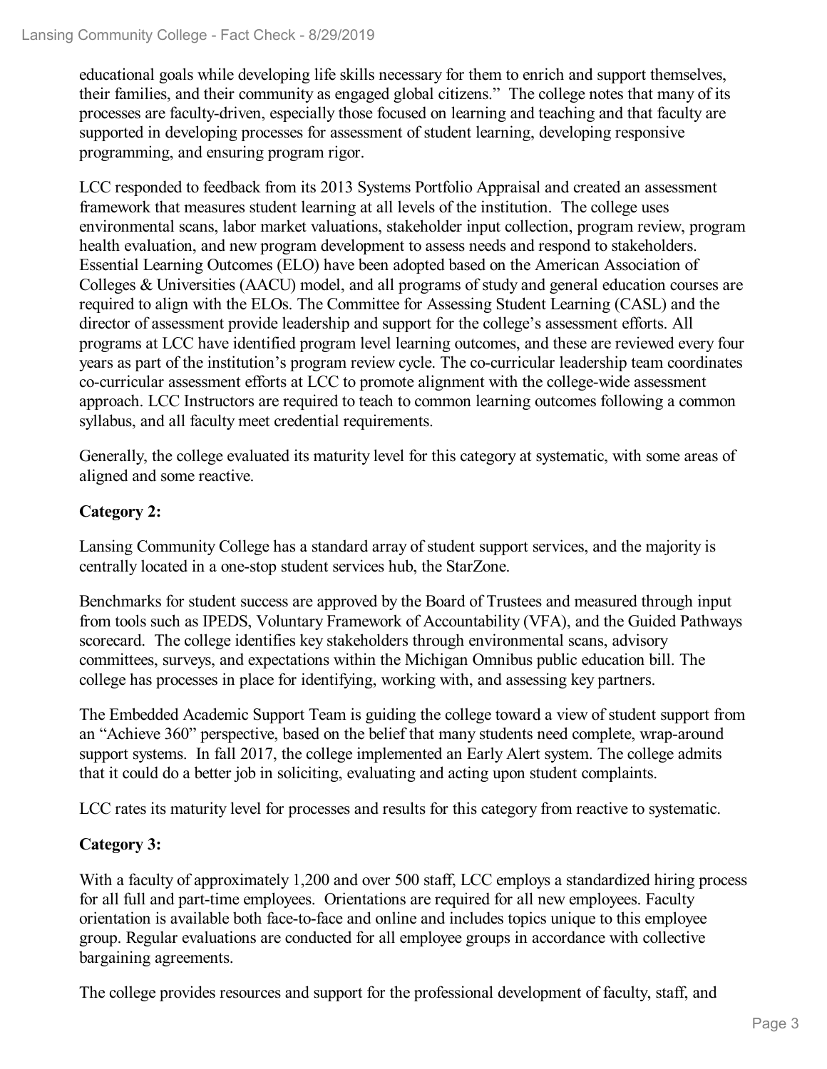educational goals while developing life skills necessary for them to enrich and support themselves, their families, and their community as engaged global citizens." The college notes that many of its processes are faculty-driven, especially those focused on learning and teaching and that faculty are supported in developing processes for assessment of student learning, developing responsive programming, and ensuring program rigor.

LCC responded to feedback from its 2013 Systems Portfolio Appraisal and created an assessment framework that measures student learning at all levels of the institution. The college uses environmental scans, labor market valuations, stakeholder input collection, program review, program health evaluation, and new program development to assess needs and respond to stakeholders. Essential Learning Outcomes (ELO) have been adopted based on the American Association of Colleges & Universities (AACU) model, and all programs of study and general education courses are required to align with the ELOs. The Committee for Assessing Student Learning (CASL) and the director of assessment provide leadership and support for the college's assessment efforts. All programs at LCC have identified program level learning outcomes, and these are reviewed every four years as part of the institution's program review cycle. The co-curricular leadership team coordinates co-curricular assessment efforts at LCC to promote alignment with the college-wide assessment approach. LCC Instructors are required to teach to common learning outcomes following a common syllabus, and all faculty meet credential requirements.

Generally, the college evaluated its maturity level for this category at systematic, with some areas of aligned and some reactive.

**Category 2:**

Lansing Community College has a standard array of student support services, and the majority is centrally located in a one-stop student services hub, the StarZone.

Benchmarks for student success are approved by the Board of Trustees and measured through input from tools such as IPEDS, Voluntary Framework of Accountability (VFA), and the Guided Pathways scorecard. The college identifies key stakeholders through environmental scans, advisory committees, surveys, and expectations within the Michigan Omnibus public education bill. The college has processes in place for identifying, working with, and assessing key partners.

The Embedded Academic Support Team is guiding the college toward a view of student support from an "Achieve 360" perspective, based on the belief that many students need complete, wrap-around support systems. In fall 2017, the college implemented an Early Alert system. The college admits that it could do a better job in soliciting, evaluating and acting upon student complaints.

LCC rates its maturity level for processes and results for this category from reactive to systematic.

**Category 3:**

With a faculty of approximately 1,200 and over 500 staff, LCC employs a standardized hiring process for all full and part-time employees. Orientations are required for all new employees. Faculty orientation is available both face-to-face and online and includes topics unique to this employee group. Regular evaluations are conducted for all employee groups in accordance with collective bargaining agreements.

The college provides resources and support for the professional development of faculty, staff, and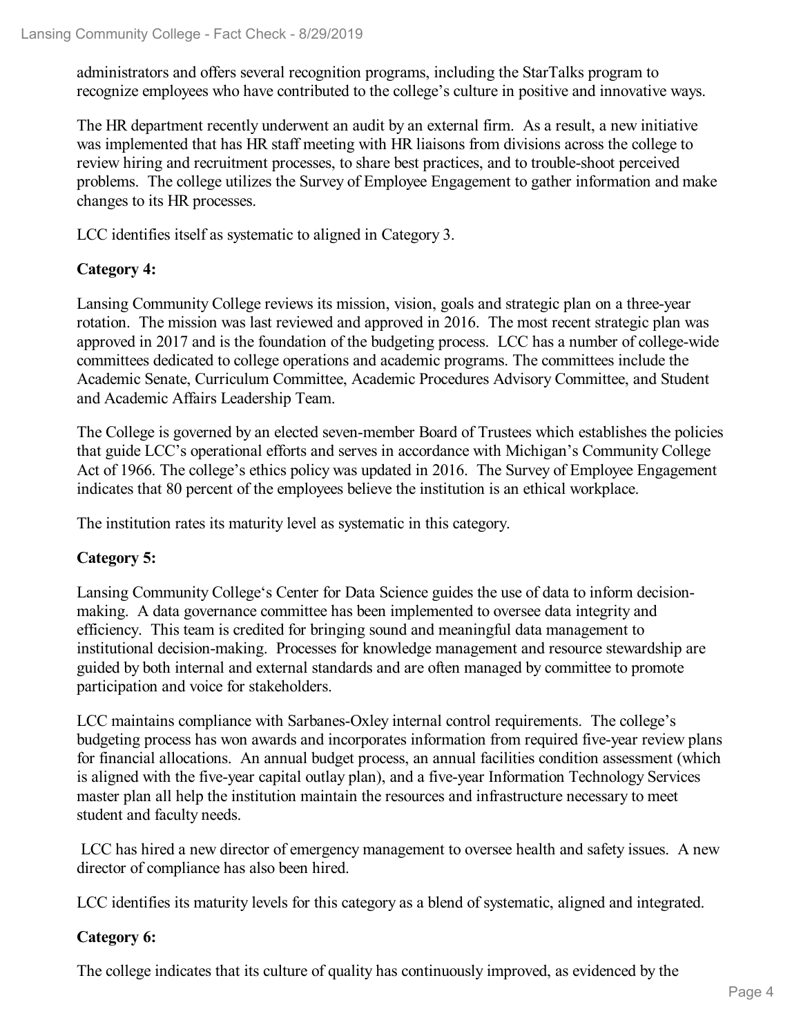administrators and offers several recognition programs, including the StarTalks program to recognize employees who have contributed to the college's culture in positive and innovative ways.

The HR department recently underwent an audit by an external firm. As a result, a new initiative was implemented that has HR staff meeting with HR liaisons from divisions across the college to review hiring and recruitment processes, to share best practices, and to trouble-shoot perceived problems. The college utilizes the Survey of Employee Engagement to gather information and make changes to its HR processes.

LCC identifies itself as systematic to aligned in Category 3.

**Category 4:**

Lansing Community College reviews its mission, vision, goals and strategic plan on a three-year rotation. The mission was last reviewed and approved in 2016. The most recent strategic plan was approved in 2017 and is the foundation of the budgeting process. LCC has a number of college-wide committees dedicated to college operations and academic programs. The committees include the Academic Senate, Curriculum Committee, Academic Procedures Advisory Committee, and Student and Academic Affairs Leadership Team.

The College is governed by an elected seven-member Board of Trustees which establishes the policies that guide LCC's operational efforts and serves in accordance with Michigan's Community College Act of 1966. The college's ethics policy was updated in 2016. The Survey of Employee Engagement indicates that 80 percent of the employees believe the institution is an ethical workplace.

The institution rates its maturity level as systematic in this category.

**Category 5:**

Lansing Community College's Center for Data Science guides the use of data to inform decision-making. A data governance committee has been implemented to oversee data integrity and efficiency. This team is credited for bringing sound and meaningful data management to institutional decision-making. Processes for knowledge management and resource stewardship are guided by both internal and external standards and are often managed by committee to promote participation and voice for stakeholders.

LCC maintains compliance with Sarbanes-Oxley internal control requirements. The college's budgeting process has won awards and incorporates information from required five-year review plans for financial allocations. An annual budget process, an annual facilities condition assessment (which is aligned with the five-year capital outlay plan), and a five-year Information Technology Services master plan all help the institution maintain the resources and infrastructure necessary to meet student and faculty needs.

LCC has hired a new director of emergency management to oversee health and safety issues. A new director of compliance has also been hired.

LCC identifies its maturity levels for this category as a blend of systematic, aligned and integrated.

**Category 6:**

The college indicates that its culture of quality has continuously improved, as evidenced by the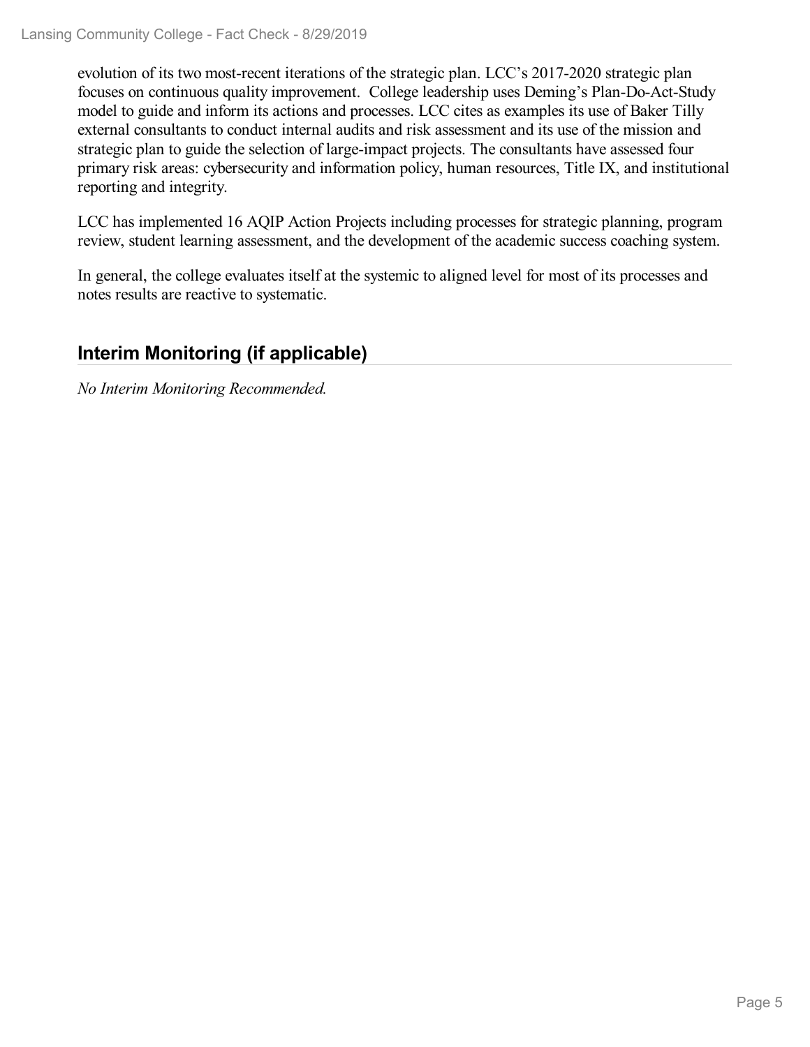evolution of its two most-recent iterations of the strategic plan. LCC's 2017-2020 strategic plan focuses on continuous quality improvement. College leadership uses Deming's Plan-Do-Act-Study model to guide and inform its actions and processes. LCC cites as examples its use of Baker Tilly external consultants to conduct internal audits and risk assessment and its use of the mission and strategic plan to guide the selection of large-impact projects. The consultants have assessed four primary risk areas: cybersecurity and information policy, human resources, Title IX, and institutional reporting and integrity.

LCC has implemented 16 AQIP Action Projects including processes for strategic planning, program review, student learning assessment, and the development of the academic success coaching system.

In general, the college evaluates itself at the systemic to aligned level for most of its processes and notes results are reactive to systematic.

## Interim Monitoring (if applicable)

*No Interim Monitoring Recommended.*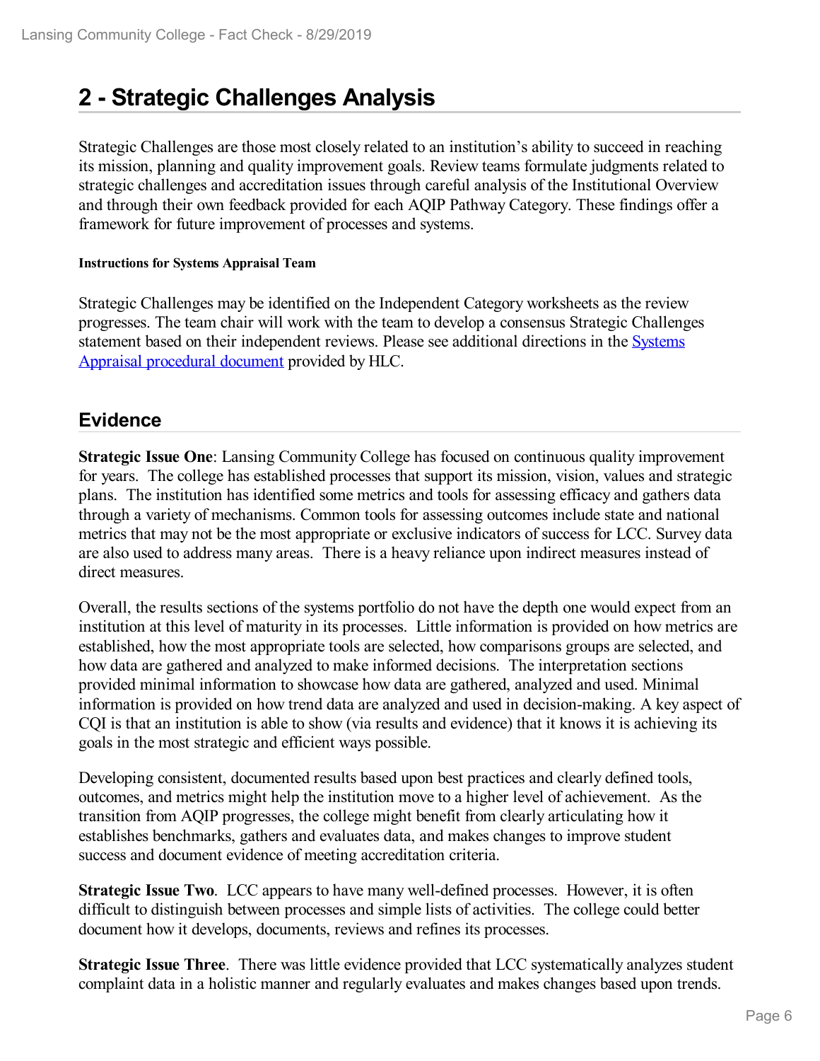## 2 - Strategic Challenges Analysis

Strategic Challenges are those most closely related to an institution's ability to succeed in reaching its mission, planning and quality improvement goals. Review teams formulate judgments related to strategic challenges and accreditation issues through careful analysis of the Institutional Overview and through their own feedback provided for each AQIP Pathway Category. These findings offer a framework for future improvement of processes and systems.

#### Instructions for Systems Appraisal Team

Strategic Challenges may be identified on the Independent Category worksheets as the review progresses. The team chair will work with the team to develop a consensus Strategic Challenges statement based on their independent reviews. Please see additional directions in the Systems Appraisal procedural document provided by HLC.

### Evidence

**Strategic Issue One**: Lansing Community College has focused on continuous quality improvement for years. The college has established processes that support its mission, vision, values and strategic plans. The institution has identified some metrics and tools for assessing efficacy and gathers data through a variety of mechanisms. Common tools for assessing outcomes include state and national metrics that may not be the most appropriate or exclusive indicators of success for LCC. Survey data are also used to address many areas. There is a heavy reliance upon indirect measures instead of direct measures.

Overall, the results sections of the systems portfolio do not have the depth one would expect from an institution at this level of maturity in its processes. Little information is provided on how metrics are established, how the most appropriate tools are selected, how comparisons groups are selected, and how data are gathered and analyzed to make informed decisions. The interpretation sections provided minimal information to showcase how data are gathered, analyzed and used. Minimal information is provided on how trend data are analyzed and used in decision-making. A key aspect of CQI is that an institution is able to show (via results and evidence) that it knows it is achieving its goals in the most strategic and efficient ways possible.

Developing consistent, documented results based upon best practices and clearly defined tools, outcomes, and metrics might help the institution move to a higher level of achievement. As the transition from AQIP progresses, the college might benefit from clearly articulating how it establishes benchmarks, gathers and evaluates data, and makes changes to improve student success and document evidence of meeting accreditation criteria.

**Strategic Issue Two**. LCC appears to have many well-defined processes. However, it is often difficult to distinguish between processes and simple lists of activities. The college could better document how it develops, documents, reviews and refines its processes.

**Strategic Issue Three**. There was little evidence provided that LCC systematically analyzes student complaint data in a holistic manner and regularly evaluates and makes changes based upon trends.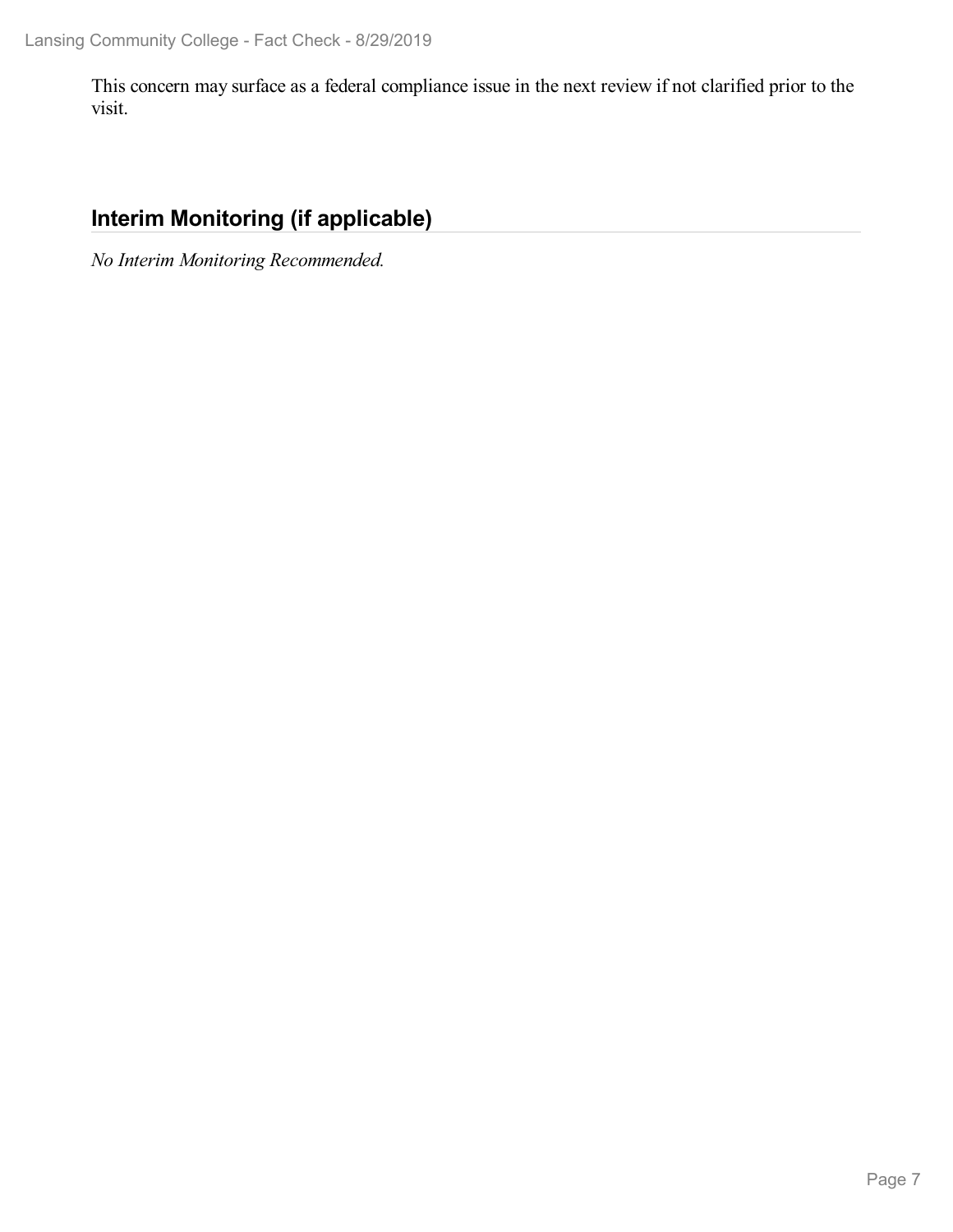This concern may surface as a federal compliance issue in the next review if not clarified prior to the visit.

## Interim Monitoring (if applicable)

*No Interim Monitoring Recommended.*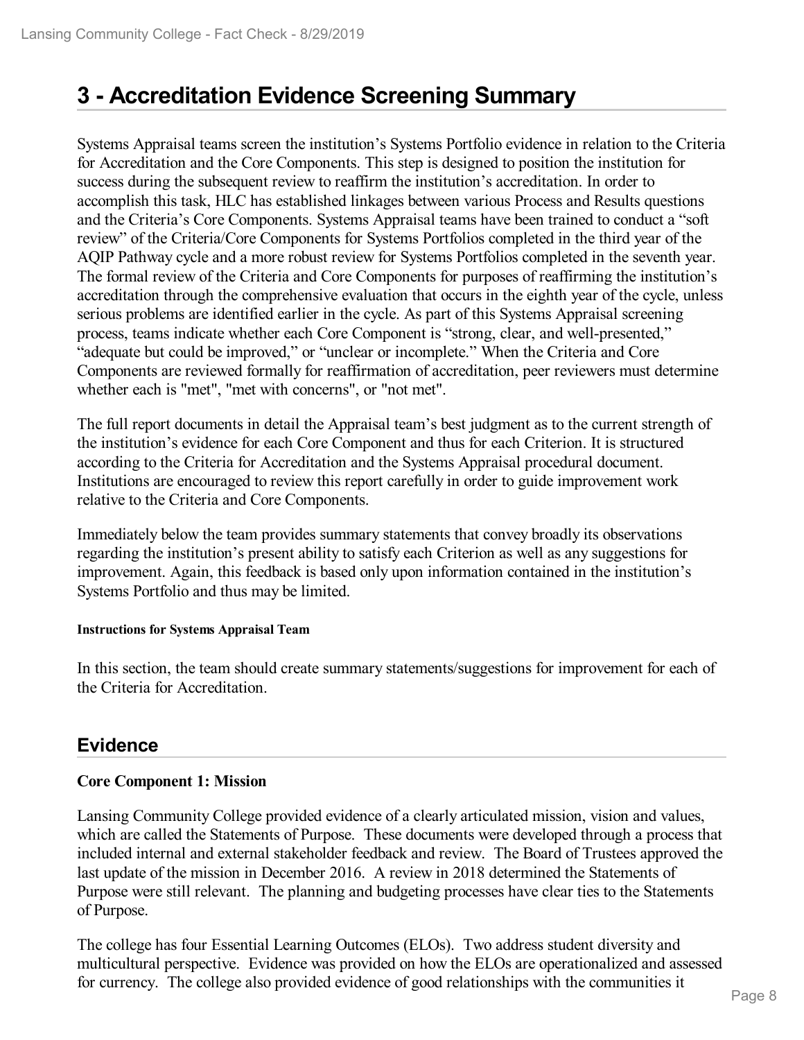# 3 - Accreditation Evidence Screening Summary

Systems Appraisal teams screen the institution's Systems Portfolio evidence in relation to the Criteria for Accreditation and the Core Components. This step is designed to position the institution for success during the subsequent review to reaffirm the institution's accreditation. In order to accomplish this task, HLC has established linkages between various Process and Results questions and the Criteria's Core Components. Systems Appraisal teams have been trained to conduct a "soft review" of the Criteria/Core Components for Systems Portfolios completed in the third year of the AQIP Pathway cycle and a more robust review for Systems Portfolios completed in the seventh year. The formal review of the Criteria and Core Components for purposes of reaffirming the institution's accreditation through the comprehensive evaluation that occurs in the eighth year of the cycle, unless serious problems are identified earlier in the cycle. As part of this Systems Appraisal screening process, teams indicate whether each Core Component is "strong, clear, and well-presented," "adequate but could be improved," or "unclear or incomplete." When the Criteria and Core Components are reviewed formally for reaffirmation of accreditation, peer reviewers must determine whether each is "met", "met with concerns", or "not met".

The full report documents in detail the Appraisal team's best judgment as to the current strength of the institution's evidence for each Core Component and thus for each Criterion. It is structured according to the Criteria for Accreditation and the Systems Appraisal procedural document. Institutions are encouraged to review this report carefully in order to guide improvement work relative to the Criteria and Core Components.

Immediately below the team provides summary statements that convey broadly its observations regarding the institution's present ability to satisfy each Criterion as well as any suggestions for improvement. Again, this feedback is based only upon information contained in the institution's Systems Portfolio and thus may be limited.

**Instructions for Systems Appraisal Team**

In this section, the team should create summary statements/suggestions for improvement for each of the Criteria for Accreditation.

## Evidence

**Core Component 1: Mission**

Lansing Community College provided evidence of a clearly articulated mission, vision and values, which are called the Statements of Purpose. These documents were developed through a process that included internal and external stakeholder feedback and review. The Board of Trustees approved the last update of the mission in December 2016. A review in 2018 determined the Statements of Purpose were still relevant. The planning and budgeting processes have clear ties to the Statements of Purpose.

The college has four Essential Learning Outcomes (ELOs). Two address student diversity and multicultural perspective. Evidence was provided on how the ELOs are operationalized and assessed for currency. The college also provided evidence of good relationships with the communities it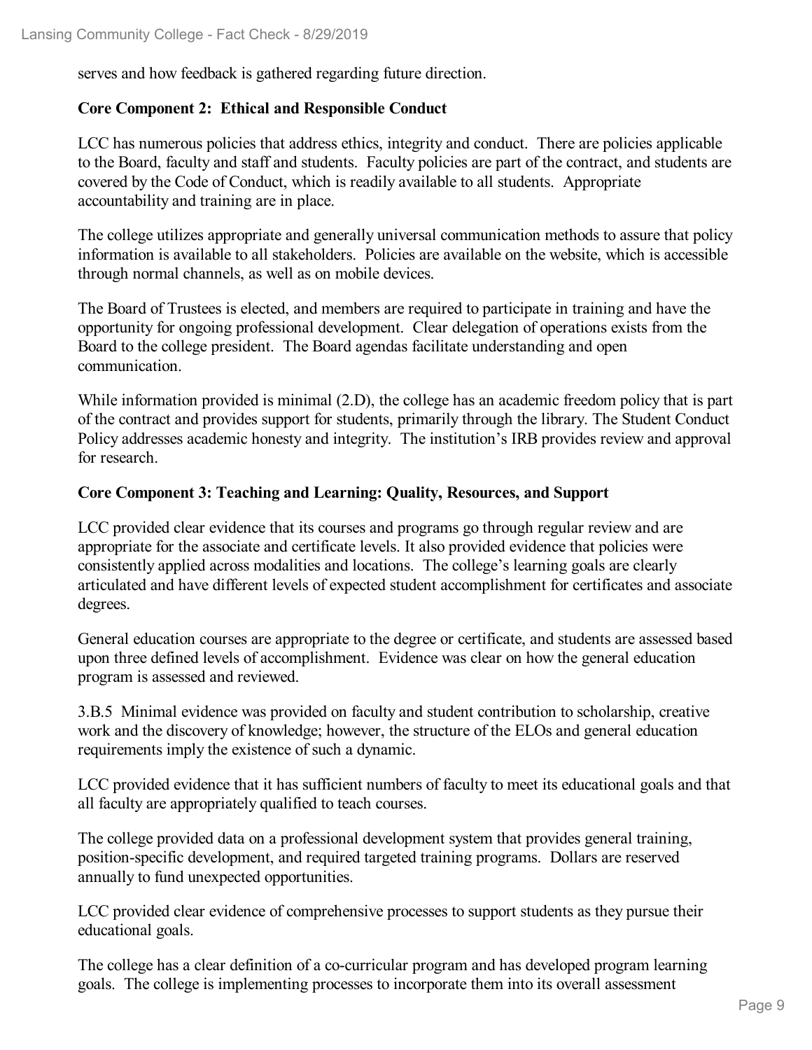serves and how feedback is gathered regarding future direction.

**Core Component 2: Ethical and Responsible Conduct**

LCC has numerous policies that address ethics, integrity and conduct. There are policies applicable to the Board, faculty and staff and students. Faculty policies are part of the contract, and students are covered by the Code of Conduct, which is readily available to all students. Appropriate accountability and training are in place.

The college utilizes appropriate and generally universal communication methods to assure that policy information is available to all stakeholders. Policies are available on the website, which is accessible through normal channels, as well as on mobile devices.

The Board of Trustees is elected, and members are required to participate in training and have the opportunity for ongoing professional development. Clear delegation of operations exists from the Board to the college president. The Board agendas facilitate understanding and open communication.

While information provided is minimal (2.D), the college has an academic freedom policy that is part of the contract and provides support for students, primarily through the library. The Student Conduct Policy addresses academic honesty and integrity. The institution's IRB provides review and approval for research.

**Core Component 3: Teaching and Learning: Quality, Resources, and Support**

LCC provided clear evidence that its courses and programs go through regular review and are appropriate for the associate and certificate levels. It also provided evidence that policies were consistently applied across modalities and locations. The college's learning goals are clearly articulated and have different levels of expected student accomplishment for certificates and associate degrees.

General education courses are appropriate to the degree or certificate, and students are assessed based upon three defined levels of accomplishment. Evidence was clear on how the general education program is assessed and reviewed.

3.B.5 Minimal evidence was provided on faculty and student contribution to scholarship, creative work and the discovery of knowledge; however, the structure of the ELOs and general education requirements imply the existence of such a dynamic.

LCC provided evidence that it has sufficient numbers of faculty to meet its educational goals and that all faculty are appropriately qualified to teach courses.

The college provided data on a professional development system that provides general training, position-specific development, and required targeted training programs. Dollars are reserved annually to fund unexpected opportunities.

LCC provided clear evidence of comprehensive processes to support students as they pursue their educational goals.

The college has a clear definition of a co-curricular program and has developed program learning goals. The college is implementing processes to incorporate them into its overall assessment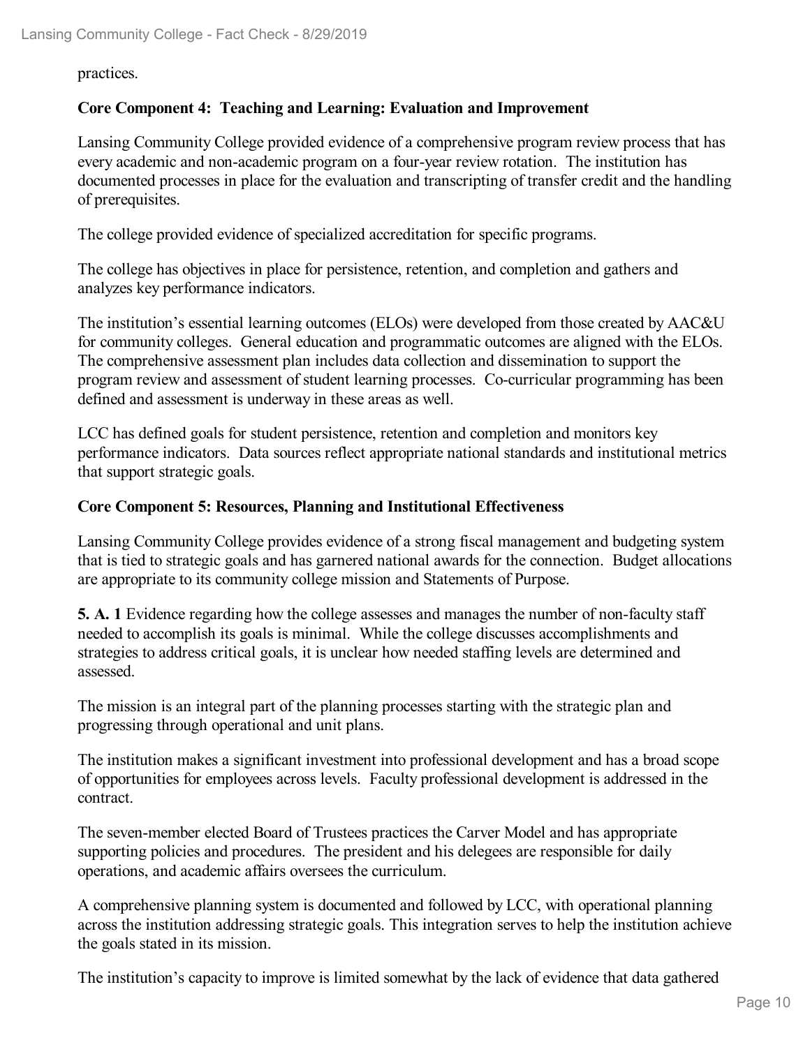practices.

**Core Component 4: Teaching and Learning: Evaluation and Improvement**

Lansing Community College provided evidence of a comprehensive program review process that has every academic and non-academic program on a four-year review rotation. The institution has documented processes in place for the evaluation and transcripting of transfer credit and the handling of prerequisites.

The college provided evidence of specialized accreditation for specific programs.

The college has objectives in place for persistence, retention, and completion and gathers and analyzes key performance indicators.

The institution's essential learning outcomes (ELOs) were developed from those created by AAC&U for community colleges. General education and programmatic outcomes are aligned with the ELOs. The comprehensive assessment plan includes data collection and dissemination to support the program review and assessment of student learning processes. Co-curricular programming has been defined and assessment is underway in these areas as well.

LCC has defined goals for student persistence, retention and completion and monitors key performance indicators. Data sources reflect appropriate national standards and institutional metrics that support strategic goals.

**Core Component 5: Resources, Planning and Institutional Effectiveness**

Lansing Community College provides evidence of a strong fiscal management and budgeting system that is tied to strategic goals and has garnered national awards for the connection. Budget allocations are appropriate to its community college mission and Statements of Purpose.

**5. A. 1** Evidence regarding how the college assesses and manages the number of non-faculty staff needed to accomplish its goals is minimal. While the college discusses accomplishments and strategies to address critical goals, it is unclear how needed staffing levels are determined and assessed.

The mission is an integral part of the planning processes starting with the strategic plan and progressing through operational and unit plans.

The institution makes a significant investment into professional development and has a broad scope of opportunities for employees across levels. Faculty professional development is addressed in the contract.

The seven-member elected Board of Trustees practices the Carver Model and has appropriate supporting policies and procedures. The president and his delegees are responsible for daily operations, and academic affairs oversees the curriculum.

A comprehensive planning system is documented and followed by LCC, with operational planning across the institution addressing strategic goals. This integration serves to help the institution achieve the goals stated in its mission.

The institution's capacity to improve is limited somewhat by the lack of evidence that data gathered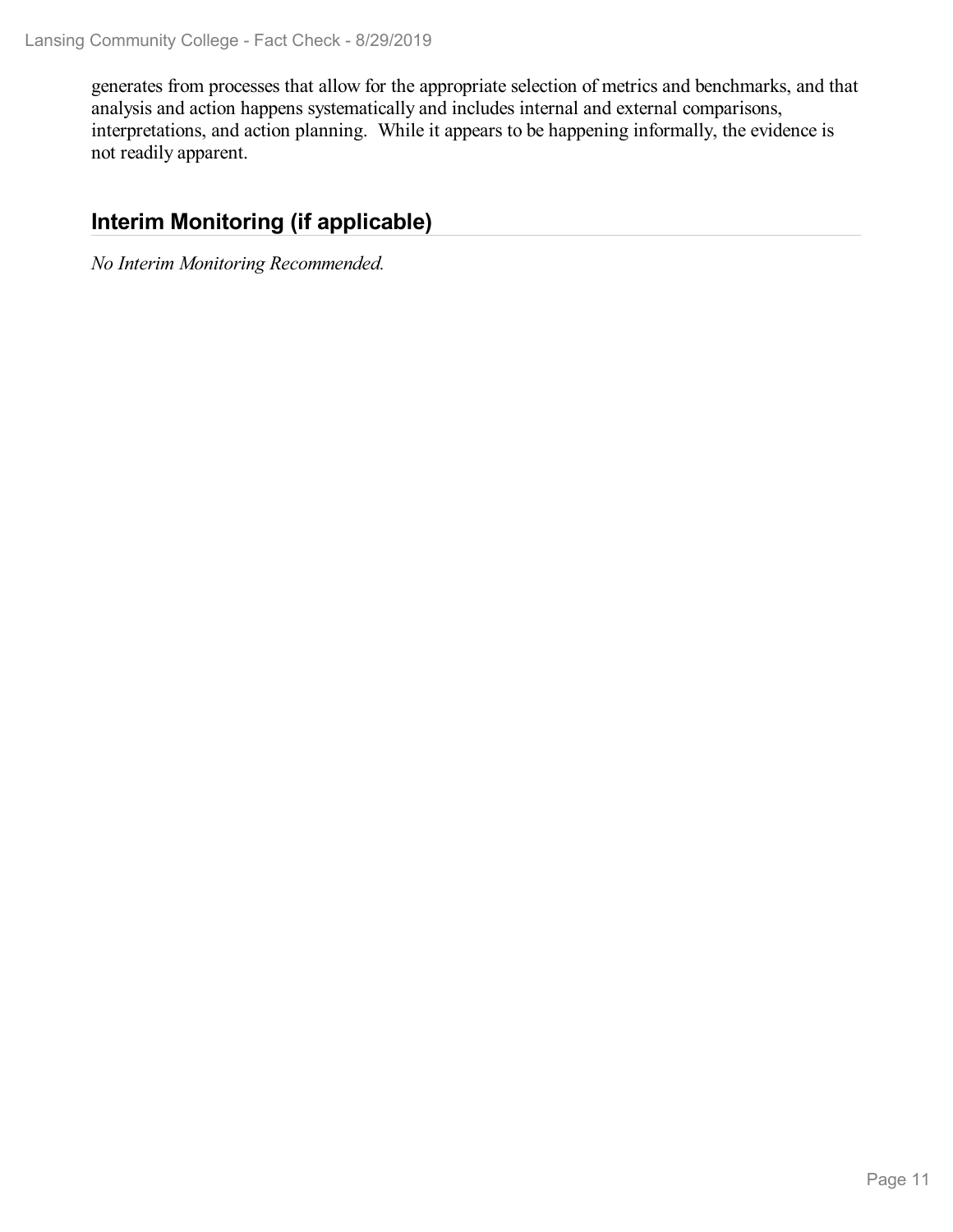generates from processes that allow for the appropriate selection of metrics and benchmarks, and that analysis and action happens systematically and includes internal and external comparisons, interpretations, and action planning. While it appears to be happening informally, the evidence is not readily apparent.

## Interim Monitoring (if applicable)

*No Interim Monitoring Recommended.*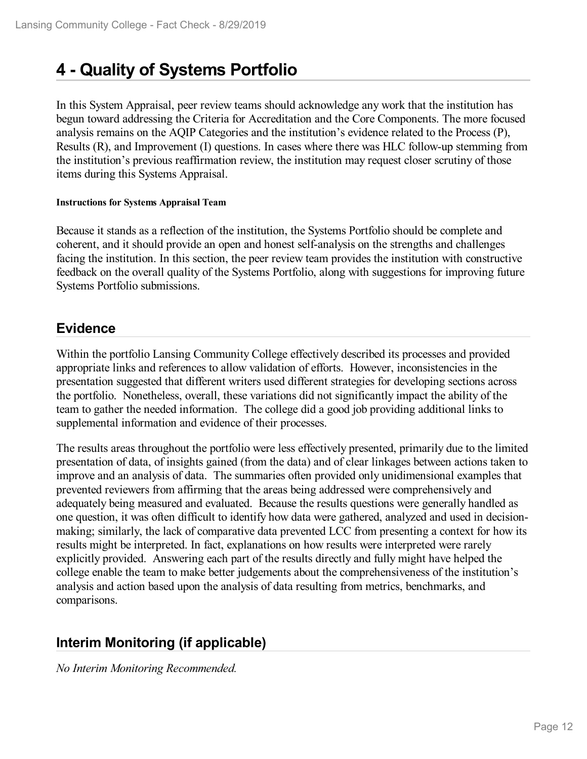# 4 - Quality of Systems Portfolio

In this System Appraisal, peer review teams should acknowledge any work that the institution has begun toward addressing the Criteria for Accreditation and the Core Components. The more focused analysis remains on the AQIP Categories and the institution's evidence related to the Process (P), Results (R), and Improvement (I) questions. In cases where there was HLC follow-up stemming from the institution's previous reaffirmation review, the institution may request closer scrutiny of those items during this Systems Appraisal.

#### Instructions for Systems Appraisal Team

Because it stands as a reflection of the institution, the Systems Portfolio should be complete and coherent, and it should provide an open and honest self-analysis on the strengths and challenges facing the institution. In this section, the peer review team provides the institution with constructive feedback on the overall quality of the Systems Portfolio, along with suggestions for improving future Systems Portfolio submissions.

## Evidence

Within the portfolio Lansing Community College effectively described its processes and provided appropriate links and references to allow validation of efforts. However, inconsistencies in the presentation suggested that different writers used different strategies for developing sections across the portfolio. Nonetheless, overall, these variations did not significantly impact the ability of the team to gather the needed information. The college did a good job providing additional links to supplemental information and evidence of their processes.

The results areas throughout the portfolio were less effectively presented, primarily due to the limited presentation of data, of insights gained (from the data) and of clear linkages between actions taken to improve and an analysis of data. The summaries often provided only unidimensional examples that prevented reviewers from affirming that the areas being addressed were comprehensively and adequately being measured and evaluated. Because the results questions were generally handled as one question, it was often difficult to identify how data were gathered, analyzed and used in decision-making; similarly, the lack of comparative data prevented LCC from presenting a context for how its results might be interpreted. In fact, explanations on how results were interpreted were rarely explicitly provided. Answering each part of the results directly and fully might have helped the college enable the team to make better judgements about the comprehensiveness of the institution's analysis and action based upon the analysis of data resulting from metrics, benchmarks, and comparisons.

## Interim Monitoring (if applicable)

*No Interim Monitoring Recommended.*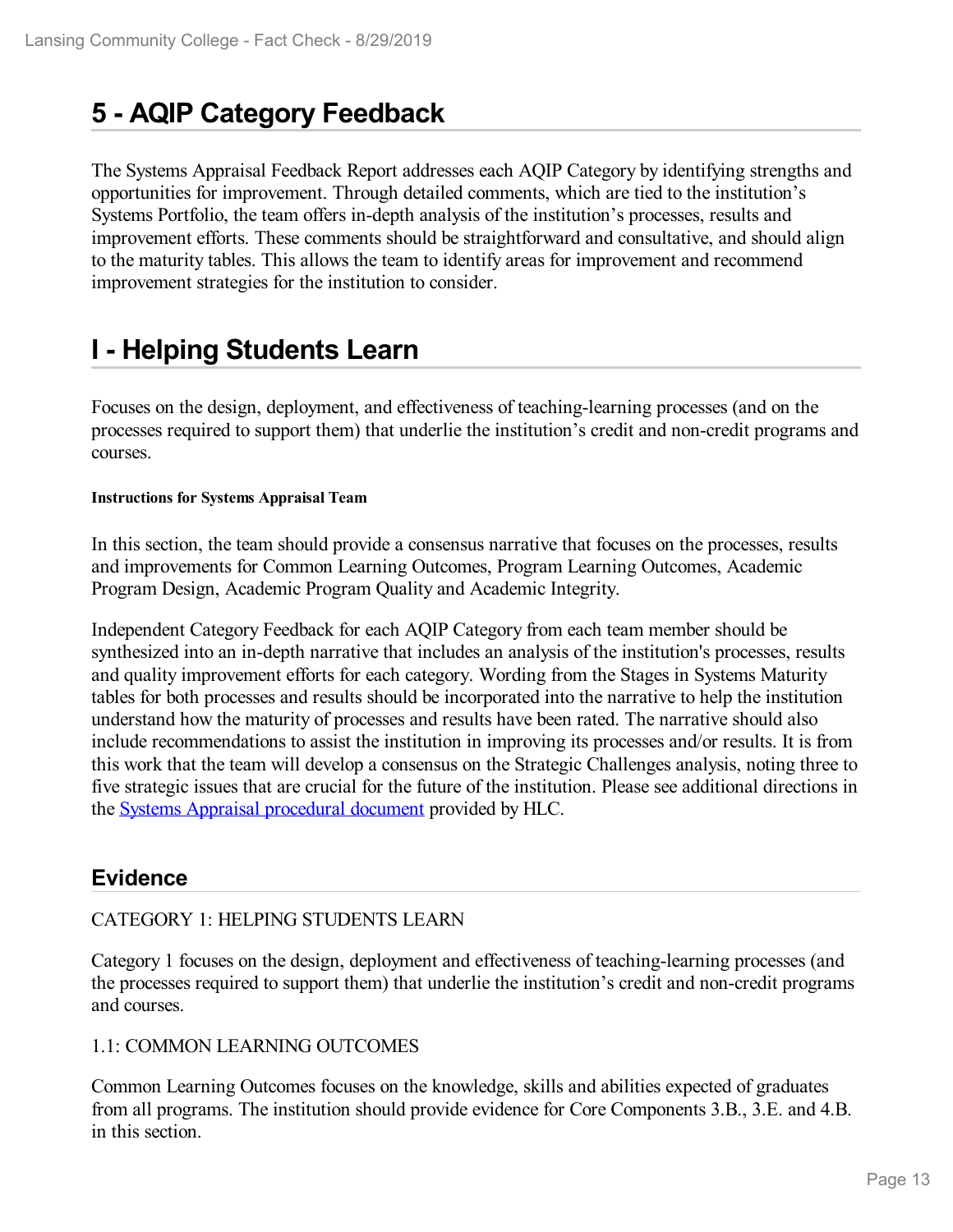# 5 - AQIP Category Feedback

The Systems Appraisal Feedback Report addresses each AQIP Category by identifying strengths and opportunities for improvement. Through detailed comments, which are tied to the institution's Systems Portfolio, the team offers in-depth analysis of the institution's processes, results and improvement efforts. These comments should be straightforward and consultative, and should align to the maturity tables. This allows the team to identify areas for improvement and recommend improvement strategies for the institution to consider.

# I - Helping Students Learn

Focuses on the design, deployment, and effectiveness of teaching-learning processes (and on the processes required to support them) that underlie the institution's credit and non-credit programs and courses.

**Instructions for Systems Appraisal Team**

In this section, the team should provide a consensus narrative that focuses on the processes, results and improvements for Common Learning Outcomes, Program Learning Outcomes, Academic Program Design, Academic Program Quality and Academic Integrity.

Independent Category Feedback for each AQIP Category from each team member should be synthesized into an in-depth narrative that includes an analysis of the institution's processes, results and quality improvement efforts for each category. Wording from the Stages in Systems Maturity tables for both processes and results should be incorporated into the narrative to help the institution understand how the maturity of processes and results have been rated. The narrative should also include recommendations to assist the institution in improving its processes and/or results. It is from this work that the team will develop a consensus on the Strategic Challenges analysis, noting three to five strategic issues that are crucial for the future of the institution. Please see additional directions in the Systems Appraisal procedural document provided by HLC.

## Evidence

CATEGORY 1: HELPING STUDENTS LEARN

Category 1 focuses on the design, deployment and effectiveness of teaching-learning processes (and the processes required to support them) that underlie the institution's credit and non-credit programs and courses.

1.1: COMMON LEARNING OUTCOMES

Common Learning Outcomes focuses on the knowledge, skills and abilities expected of graduates from all programs. The institution should provide evidence for Core Components 3.B., 3.E. and 4.B. in this section.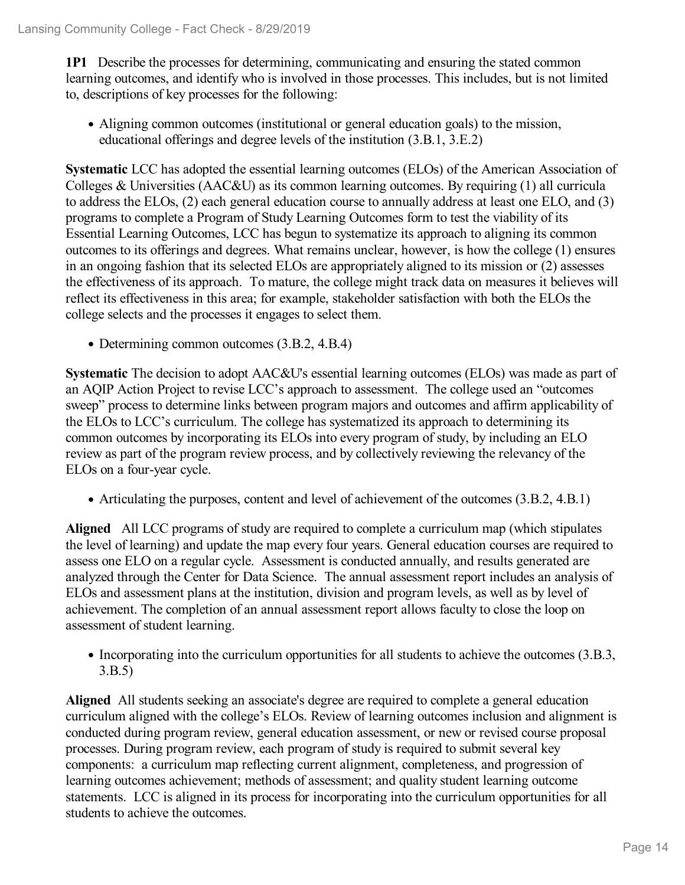**1P1** Describe the processes for determining, communicating and ensuring the stated common learning outcomes, and identify who is involved in those processes. This includes, but is not limited to, descriptions of key processes for the following:

- Aligning common outcomes (institutional or general education goals) to the mission, educational offerings and degree levels of the institution (3.B.1, 3.E.2)

**Systematic** LCC has adopted the essential learning outcomes (ELOs) of the American Association of Colleges & Universities (AAC&U) as its common learning outcomes. By requiring (1) all curricula to address the ELOs, (2) each general education course to annually address at least one ELO, and (3) programs to complete a Program of Study Learning Outcomes form to test the viability of its Essential Learning Outcomes, LCC has begun to systematize its approach to aligning its common outcomes to its offerings and degrees. What remains unclear, however, is how the college (1) ensures in an ongoing fashion that its selected ELOs are appropriately aligned to its mission or (2) assesses the effectiveness of its approach. To mature, the college might track data on measures it believes will reflect its effectiveness in this area; for example, stakeholder satisfaction with both the ELOs the college selects and the processes it engages to select them.

- Determining common outcomes (3.B.2, 4.B.4)

**Systematic** The decision to adopt AAC&U's essential learning outcomes (ELOs) was made as part of an AQIP Action Project to revise LCC's approach to assessment. The college used an "outcomes sweep" process to determine links between program majors and outcomes and affirm applicability of the ELOs to LCC's curriculum. The college has systematized its approach to determining its common outcomes by incorporating its ELOs into every program of study, by including an ELO review as part of the program review process, and by collectively reviewing the relevancy of the ELOs on a four-year cycle.

- Articulating the purposes, content and level of achievement of the outcomes (3.B.2, 4.B.1)

**Aligned** All LCC programs of study are required to complete a curriculum map (which stipulates the level of learning) and update the map every four years. General education courses are required to assess one ELO on a regular cycle. Assessment is conducted annually, and results generated are analyzed through the Center for Data Science. The annual assessment report includes an analysis of ELOs and assessment plans at the institution, division and program levels, as well as by level of achievement. The completion of an annual assessment report allows faculty to close the loop on assessment of student learning.

- Incorporating into the curriculum opportunities for all students to achieve the outcomes (3.B.3, 3.B.5)

**Aligned** All students seeking an associate's degree are required to complete a general education curriculum aligned with the college's ELOs. Review of learning outcomes inclusion and alignment is conducted during program review, general education assessment, or new or revised course proposal processes. During program review, each program of study is required to submit several key components: a curriculum map reflecting current alignment, completeness, and progression of learning outcomes achievement; methods of assessment; and quality student learning outcome statements. LCC is aligned in its process for incorporating into the curriculum opportunities for all students to achieve the outcomes.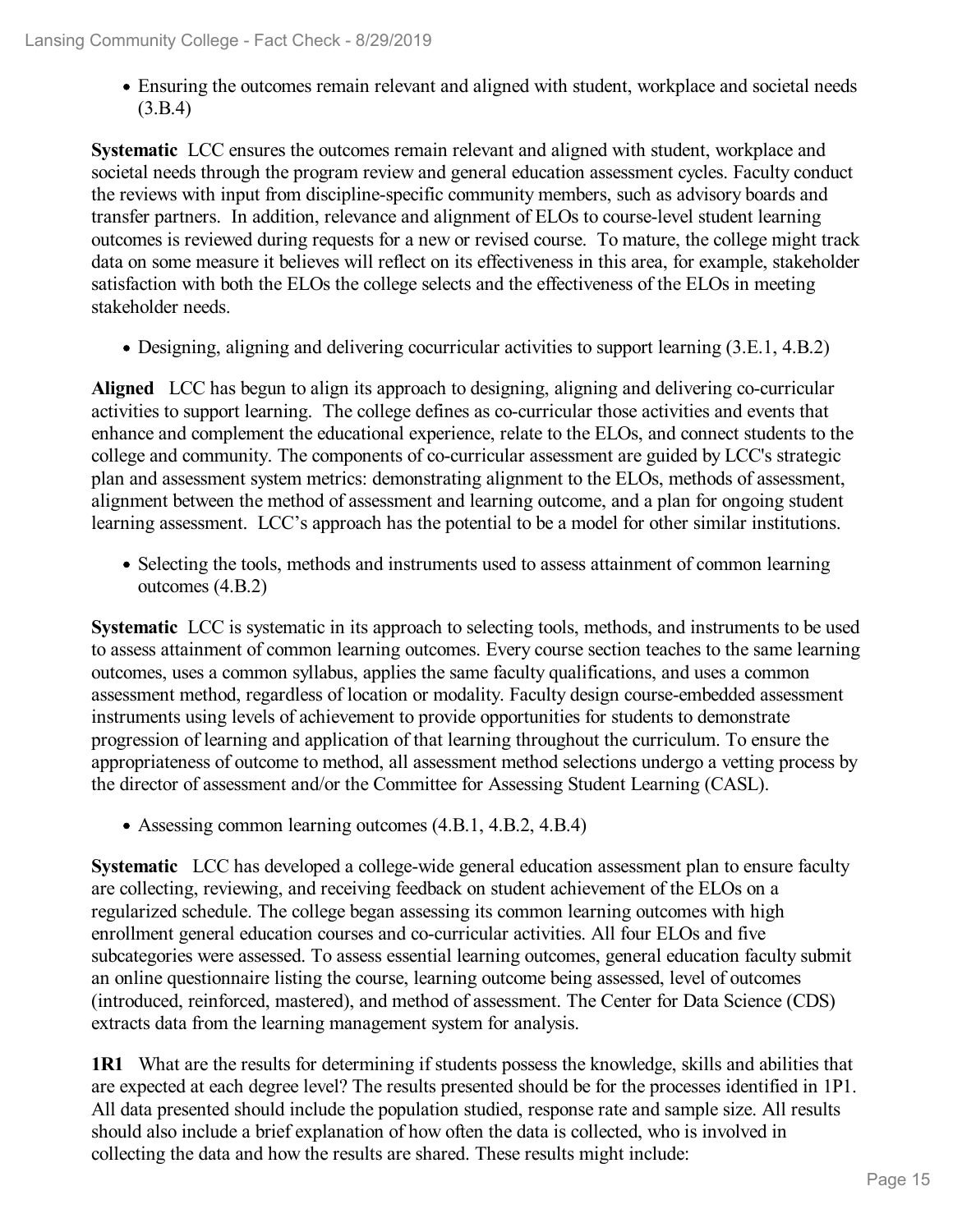- Ensuring the outcomes remain relevant and aligned with student, workplace and societal needs (3.B.4)

**Systematic** LCC ensures the outcomes remain relevant and aligned with student, workplace and societal needs through the program review and general education assessment cycles. Faculty conduct the reviews with input from discipline-specific community members, such as advisory boards and transfer partners. In addition, relevance and alignment of ELOs to course-level student learning outcomes is reviewed during requests for a new or revised course. To mature, the college might track data on some measure it believes will reflect on its effectiveness in this area, for example, stakeholder satisfaction with both the ELOs the college selects and the effectiveness of the ELOs in meeting stakeholder needs.

- Designing, aligning and delivering cocurricular activities to support learning (3.E.1, 4.B.2)

**Aligned** LCC has begun to align its approach to designing, aligning and delivering co-curricular activities to support learning. The college defines as co-curricular those activities and events that enhance and complement the educational experience, relate to the ELOs, and connect students to the college and community. The components of co-curricular assessment are guided by LCC's strategic plan and assessment system metrics: demonstrating alignment to the ELOs, methods of assessment, alignment between the method of assessment and learning outcome, and a plan for ongoing student learning assessment. LCC's approach has the potential to be a model for other similar institutions.

- Selecting the tools, methods and instruments used to assess attainment of common learning outcomes (4.B.2)

**Systematic** LCC is systematic in its approach to selecting tools, methods, and instruments to be used to assess attainment of common learning outcomes. Every course section teaches to the same learning outcomes, uses a common syllabus, applies the same faculty qualifications, and uses a common assessment method, regardless of location or modality. Faculty design course-embedded assessment instruments using levels of achievement to provide opportunities for students to demonstrate progression of learning and application of that learning throughout the curriculum. To ensure the appropriateness of outcome to method, all assessment method selections undergo a vetting process by the director of assessment and/or the Committee for Assessing Student Learning (CASL).

- Assessing common learning outcomes (4.B.1, 4.B.2, 4.B.4)

**Systematic** LCC has developed a college-wide general education assessment plan to ensure faculty are collecting, reviewing, and receiving feedback on student achievement of the ELOs on a regularized schedule. The college began assessing its common learning outcomes with high enrollment general education courses and co-curricular activities. All four ELOs and five subcategories were assessed. To assess essential learning outcomes, general education faculty submit an online questionnaire listing the course, learning outcome being assessed, level of outcomes (introduced, reinforced, mastered), and method of assessment. The Center for Data Science (CDS) extracts data from the learning management system for analysis.

**1R1** What are the results for determining if students possess the knowledge, skills and abilities that are expected at each degree level? The results presented should be for the processes identified in 1P1. All data presented should include the population studied, response rate and sample size. All results should also include a brief explanation of how often the data is collected, who is involved in collecting the data and how the results are shared. These results might include: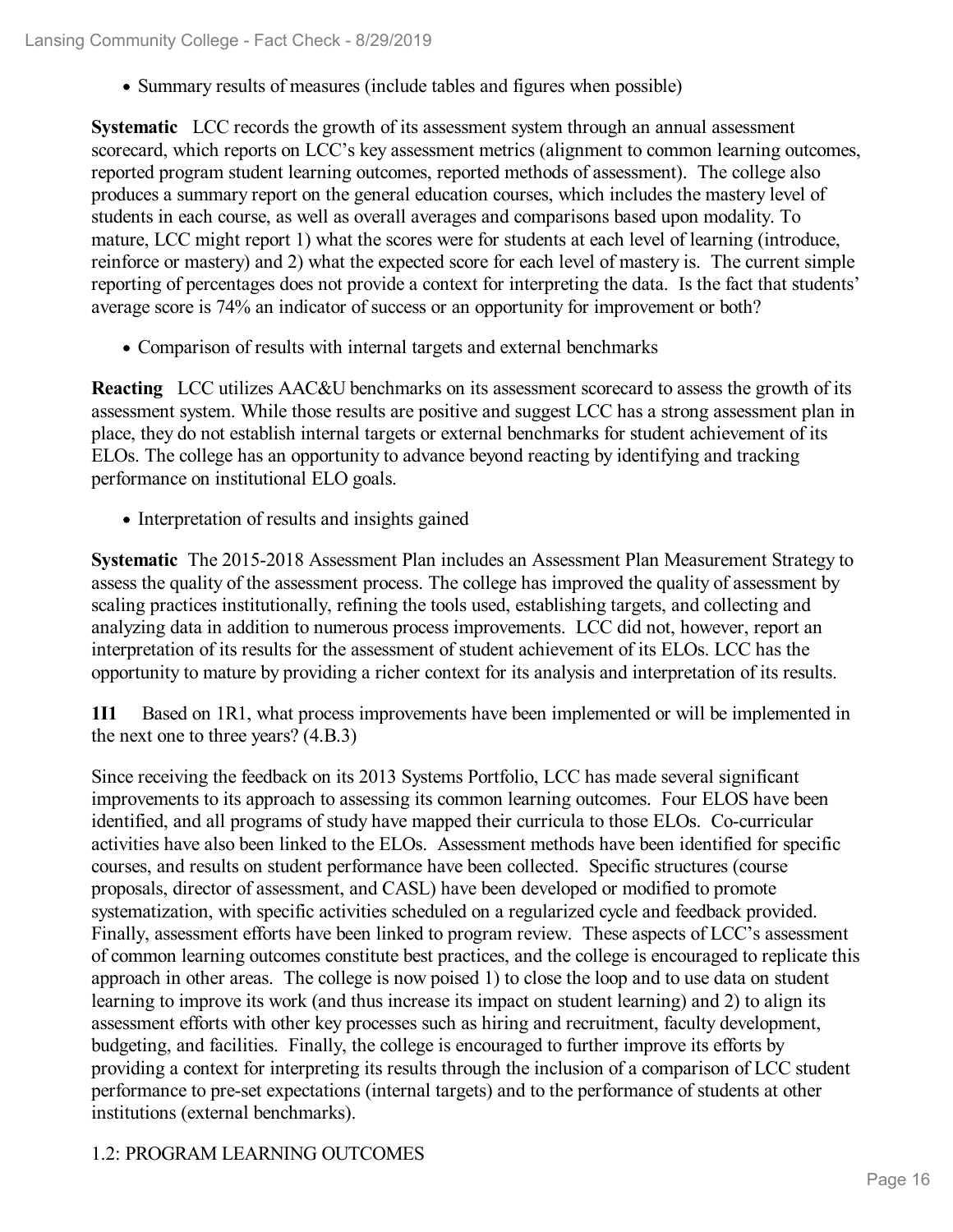- Summary results of measures (include tables and figures when possible)

**Systematic** LCC records the growth of its assessment system through an annual assessment scorecard, which reports on LCC's key assessment metrics (alignment to common learning outcomes, reported program student learning outcomes, reported methods of assessment). The college also produces a summary report on the general education courses, which includes the mastery level of students in each course, as well as overall averages and comparisons based upon modality. To mature, LCC might report 1) what the scores were for students at each level of learning (introduce, reinforce or mastery) and 2) what the expected score for each level of mastery is. The current simple reporting of percentages does not provide a context for interpreting the data. Is the fact that students' average score is 74% an indicator of success or an opportunity for improvement or both?

- Comparison of results with internal targets and external benchmarks

**Reacting** LCC utilizes AAC&U benchmarks on its assessment scorecard to assess the growth of its assessment system. While those results are positive and suggest LCC has a strong assessment plan in place, they do not establish internal targets or external benchmarks for student achievement of its ELOs. The college has an opportunity to advance beyond reacting by identifying and tracking performance on institutional ELO goals.

- Interpretation of results and insights gained

**Systematic** The 2015-2018 Assessment Plan includes an Assessment Plan Measurement Strategy to assess the quality of the assessment process. The college has improved the quality of assessment by scaling practices institutionally, refining the tools used, establishing targets, and collecting and analyzing data in addition to numerous process improvements. LCC did not, however, report an interpretation of its results for the assessment of student achievement of its ELOs. LCC has the opportunity to mature by providing a richer context for its analysis and interpretation of its results.

**1I1** Based on 1R1, what process improvements have been implemented or will be implemented in the next one to three years? (4.B.3)

Since receiving the feedback on its 2013 Systems Portfolio, LCC has made several significant improvements to its approach to assessing its common learning outcomes. Four ELOS have been identified, and all programs of study have mapped their curricula to those ELOs. Co-curricular activities have also been linked to the ELOs. Assessment methods have been identified for specific courses, and results on student performance have been collected. Specific structures (course proposals, director of assessment, and CASL) have been developed or modified to promote systematization, with specific activities scheduled on a regularized cycle and feedback provided. Finally, assessment efforts have been linked to program review. These aspects of LCC's assessment of common learning outcomes constitute best practices, and the college is encouraged to replicate this approach in other areas. The college is now poised 1) to close the loop and to use data on student learning to improve its work (and thus increase its impact on student learning) and 2) to align its assessment efforts with other key processes such as hiring and recruitment, faculty development, budgeting, and facilities. Finally, the college is encouraged to further improve its efforts by providing a context for interpreting its results through the inclusion of a comparison of LCC student performance to pre-set expectations (internal targets) and to the performance of students at other institutions (external benchmarks).

## 1.2: PROGRAM LEARNING OUTCOMES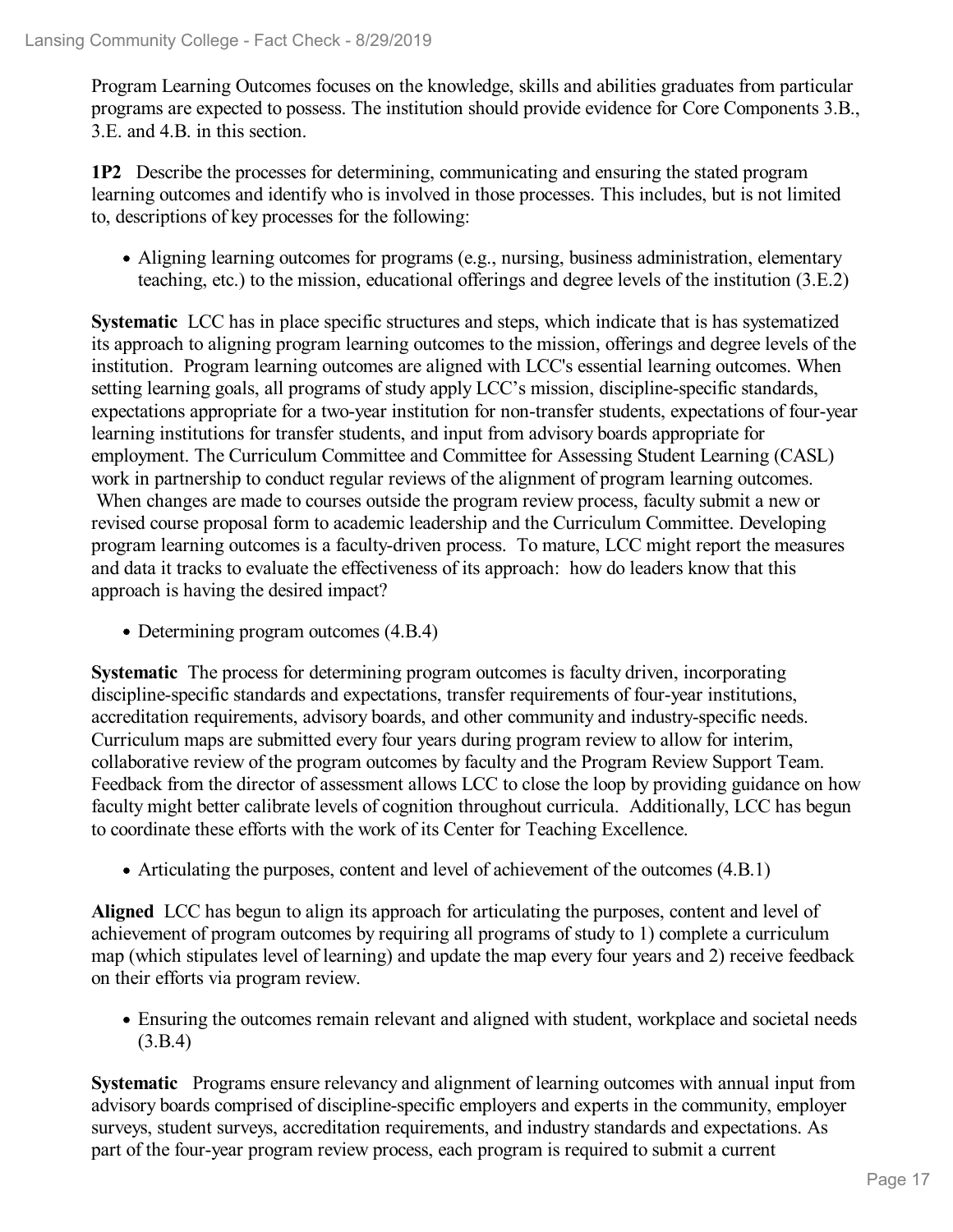Program Learning Outcomes focuses on the knowledge, skills and abilities graduates from particular programs are expected to possess. The institution should provide evidence for Core Components 3.B., 3.E. and 4.B. in this section.

**1P2** Describe the processes for determining, communicating and ensuring the stated program learning outcomes and identify who is involved in those processes. This includes, but is not limited to, descriptions of key processes for the following:

- Aligning learning outcomes for programs (e.g., nursing, business administration, elementary teaching, etc.) to the mission, educational offerings and degree levels of the institution (3.E.2)

**Systematic** LCC has in place specific structures and steps, which indicate that is has systematized its approach to aligning program learning outcomes to the mission, offerings and degree levels of the institution. Program learning outcomes are aligned with LCC's essential learning outcomes. When setting learning goals, all programs of study apply LCC's mission, discipline-specific standards, expectations appropriate for a two-year institution for non-transfer students, expectations of four-year learning institutions for transfer students, and input from advisory boards appropriate for employment. The Curriculum Committee and Committee for Assessing Student Learning (CASL) work in partnership to conduct regular reviews of the alignment of program learning outcomes. When changes are made to courses outside the program review process, faculty submit a new or revised course proposal form to academic leadership and the Curriculum Committee. Developing program learning outcomes is a faculty-driven process. To mature, LCC might report the measures and data it tracks to evaluate the effectiveness of its approach: how do leaders know that this approach is having the desired impact?

- Determining program outcomes (4.B.4)

**Systematic** The process for determining program outcomes is faculty driven, incorporating discipline-specific standards and expectations, transfer requirements of four-year institutions, accreditation requirements, advisory boards, and other community and industry-specific needs. Curriculum maps are submitted every four years during program review to allow for interim, collaborative review of the program outcomes by faculty and the Program Review Support Team. Feedback from the director of assessment allows LCC to close the loop by providing guidance on how faculty might better calibrate levels of cognition throughout curricula. Additionally, LCC has begun to coordinate these efforts with the work of its Center for Teaching Excellence.

- Articulating the purposes, content and level of achievement of the outcomes (4.B.1)

**Aligned** LCC has begun to align its approach for articulating the purposes, content and level of achievement of program outcomes by requiring all programs of study to 1) complete a curriculum map (which stipulates level of learning) and update the map every four years and 2) receive feedback on their efforts via program review.

- Ensuring the outcomes remain relevant and aligned with student, workplace and societal needs (3.B.4)

**Systematic** Programs ensure relevancy and alignment of learning outcomes with annual input from advisory boards comprised of discipline-specific employers and experts in the community, employer surveys, student surveys, accreditation requirements, and industry standards and expectations. As part of the four-year program review process, each program is required to submit a current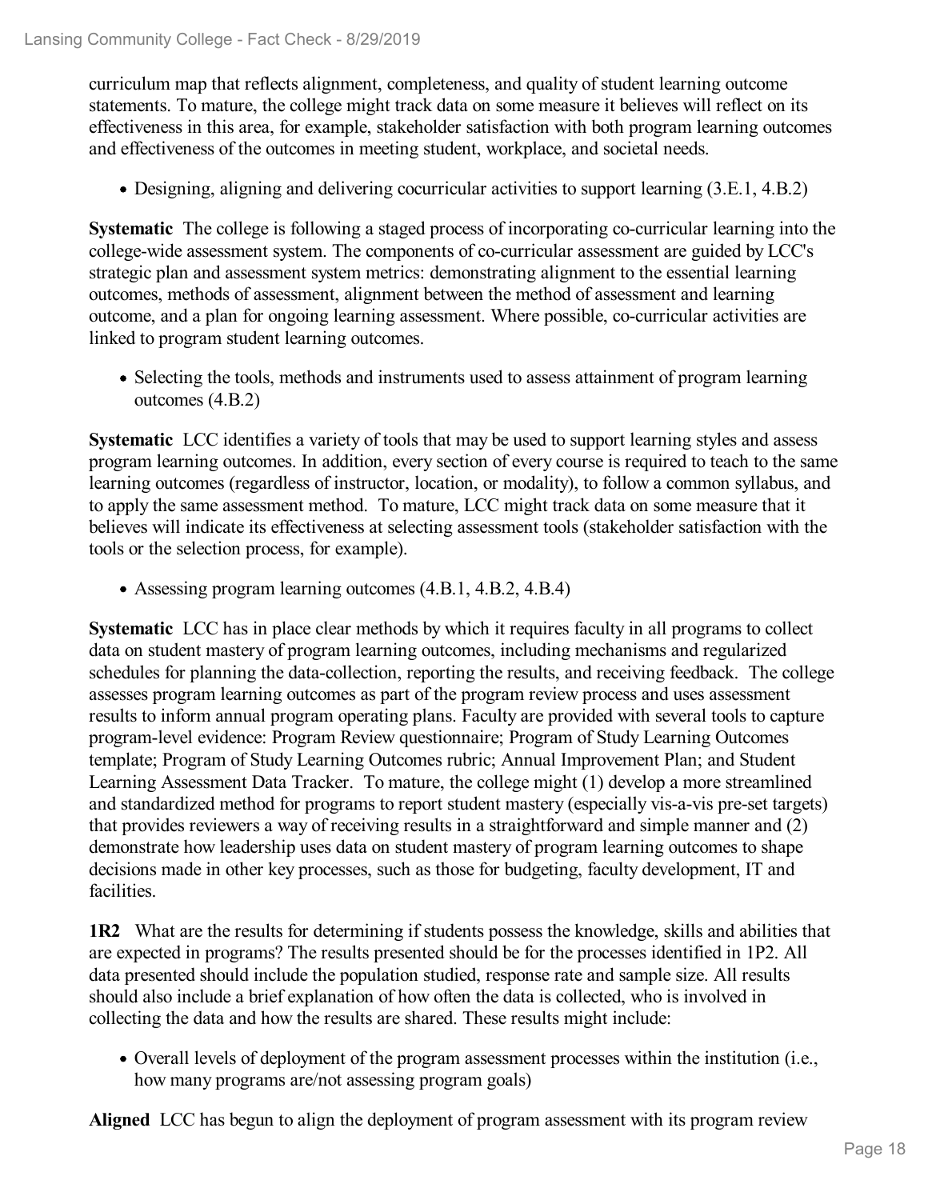curriculum map that reflects alignment, completeness, and quality of student learning outcome statements. To mature, the college might track data on some measure it believes will reflect on its effectiveness in this area, for example, stakeholder satisfaction with both program learning outcomes and effectiveness of the outcomes in meeting student, workplace, and societal needs.

- Designing, aligning and delivering cocurricular activities to support learning (3.E.1, 4.B.2)

**Systematic** The college is following a staged process of incorporating co-curricular learning into the college-wide assessment system. The components of co-curricular assessment are guided by LCC's strategic plan and assessment system metrics: demonstrating alignment to the essential learning outcomes, methods of assessment, alignment between the method of assessment and learning outcome, and a plan for ongoing learning assessment. Where possible, co-curricular activities are linked to program student learning outcomes.

- Selecting the tools, methods and instruments used to assess attainment of program learning outcomes (4.B.2)

**Systematic** LCC identifies a variety of tools that may be used to support learning styles and assess program learning outcomes. In addition, every section of every course is required to teach to the same learning outcomes (regardless of instructor, location, or modality), to follow a common syllabus, and to apply the same assessment method. To mature, LCC might track data on some measure that it believes will indicate its effectiveness at selecting assessment tools (stakeholder satisfaction with the tools or the selection process, for example).

- Assessing program learning outcomes (4.B.1, 4.B.2, 4.B.4)

**Systematic** LCC has in place clear methods by which it requires faculty in all programs to collect data on student mastery of program learning outcomes, including mechanisms and regularized schedules for planning the data-collection, reporting the results, and receiving feedback. The college assesses program learning outcomes as part of the program review process and uses assessment results to inform annual program operating plans. Faculty are provided with several tools to capture program-level evidence: Program Review questionnaire; Program of Study Learning Outcomes template; Program of Study Learning Outcomes rubric; Annual Improvement Plan; and Student Learning Assessment Data Tracker. To mature, the college might (1) develop a more streamlined and standardized method for programs to report student mastery (especially vis-a-vis pre-set targets) that provides reviewers a way of receiving results in a straightforward and simple manner and (2) demonstrate how leadership uses data on student mastery of program learning outcomes to shape decisions made in other key processes, such as those for budgeting, faculty development, IT and facilities.

**1R2** What are the results for determining if students possess the knowledge, skills and abilities that are expected in programs? The results presented should be for the processes identified in 1P2. All data presented should include the population studied, response rate and sample size. All results should also include a brief explanation of how often the data is collected, who is involved in collecting the data and how the results are shared. These results might include:

- Overall levels of deployment of the program assessment processes within the institution (i.e., how many programs are/not assessing program goals)

**Aligned** LCC has begun to align the deployment of program assessment with its program review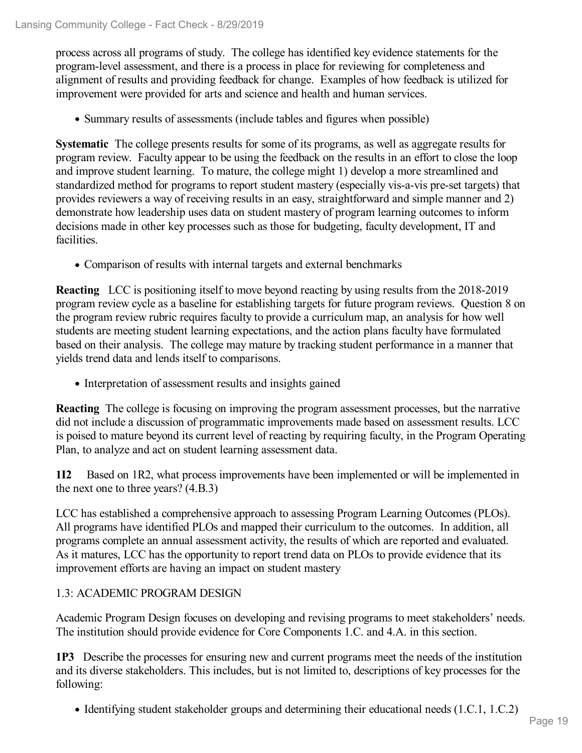process across all programs of study. The college has identified key evidence statements for the program-level assessment, and there is a process in place for reviewing for completeness and alignment of results and providing feedback for change. Examples of how feedback is utilized for improvement were provided for arts and science and health and human services.

- Summary results of assessments (include tables and figures when possible)

**Systematic** The college presents results for some of its programs, as well as aggregate results for program review. Faculty appear to be using the feedback on the results in an effort to close the loop and improve student learning. To mature, the college might 1) develop a more streamlined and standardized method for programs to report student mastery (especially vis-a-vis pre-set targets) that provides reviewers a way of receiving results in an easy, straightforward and simple manner and 2) demonstrate how leadership uses data on student mastery of program learning outcomes to inform decisions made in other key processes such as those for budgeting, faculty development, IT and facilities.

- Comparison of results with internal targets and external benchmarks

**Reacting** LCC is positioning itself to move beyond reacting by using results from the 2018-2019 program review cycle as a baseline for establishing targets for future program reviews. Question 8 on the program review rubric requires faculty to provide a curriculum map, an analysis for how well students are meeting student learning expectations, and the action plans faculty have formulated based on their analysis. The college may mature by tracking student performance in a manner that yields trend data and lends itself to comparisons.

- Interpretation of assessment results and insights gained

**Reacting** The college is focusing on improving the program assessment processes, but the narrative did not include a discussion of programmatic improvements made based on assessment results. LCC is poised to mature beyond its current level of reacting by requiring faculty, in the Program Operating Plan, to analyze and act on student learning assessment data.

**1I2** Based on 1R2, what process improvements have been implemented or will be implemented in the next one to three years? (4.B.3)

LCC has established a comprehensive approach to assessing Program Learning Outcomes (PLOs). All programs have identified PLOs and mapped their curriculum to the outcomes. In addition, all programs complete an annual assessment activity, the results of which are reported and evaluated. As it matures, LCC has the opportunity to report trend data on PLOs to provide evidence that its improvement efforts are having an impact on student mastery

1.3: ACADEMIC PROGRAM DESIGN

Academic Program Design focuses on developing and revising programs to meet stakeholders' needs. The institution should provide evidence for Core Components 1.C. and 4.A. in this section.

**1P3** Describe the processes for ensuring new and current programs meet the needs of the institution and its diverse stakeholders. This includes, but is not limited to, descriptions of key processes for the following:

- Identifying student stakeholder groups and determining their educational needs (1.C.1, 1.C.2)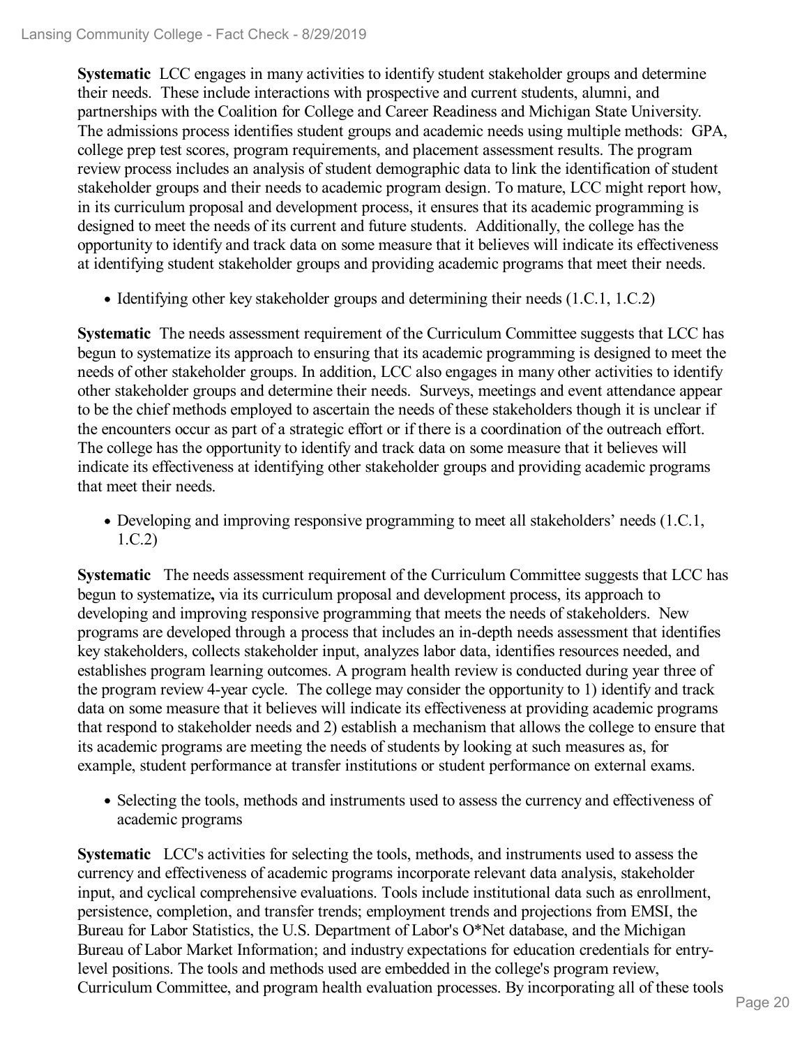**Systematic** LCC engages in many activities to identify student stakeholder groups and determine their needs. These include interactions with prospective and current students, alumni, and partnerships with the Coalition for College and Career Readiness and Michigan State University. The admissions process identifies student groups and academic needs using multiple methods: GPA, college prep test scores, program requirements, and placement assessment results. The program review process includes an analysis of student demographic data to link the identification of student stakeholder groups and their needs to academic program design. To mature, LCC might report how, in its curriculum proposal and development process, it ensures that its academic programming is designed to meet the needs of its current and future students. Additionally, the college has the opportunity to identify and track data on some measure that it believes will indicate its effectiveness at identifying student stakeholder groups and providing academic programs that meet their needs.

- Identifying other key stakeholder groups and determining their needs (1.C.1, 1.C.2)

**Systematic** The needs assessment requirement of the Curriculum Committee suggests that LCC has begun to systematize its approach to ensuring that its academic programming is designed to meet the needs of other stakeholder groups. In addition, LCC also engages in many other activities to identify other stakeholder groups and determine their needs. Surveys, meetings and event attendance appear to be the chief methods employed to ascertain the needs of these stakeholders though it is unclear if the encounters occur as part of a strategic effort or if there is a coordination of the outreach effort. The college has the opportunity to identify and track data on some measure that it believes will indicate its effectiveness at identifying other stakeholder groups and providing academic programs that meet their needs.

- Developing and improving responsive programming to meet all stakeholders' needs (1.C.1, 1.C.2)

**Systematic** The needs assessment requirement of the Curriculum Committee suggests that LCC has begun to systematize**,** via its curriculum proposal and development process, its approach to developing and improving responsive programming that meets the needs of stakeholders. New programs are developed through a process that includes an in-depth needs assessment that identifies key stakeholders, collects stakeholder input, analyzes labor data, identifies resources needed, and establishes program learning outcomes. A program health review is conducted during year three of the program review 4-year cycle. The college may consider the opportunity to 1) identify and track data on some measure that it believes will indicate its effectiveness at providing academic programs that respond to stakeholder needs and 2) establish a mechanism that allows the college to ensure that its academic programs are meeting the needs of students by looking at such measures as, for example, student performance at transfer institutions or student performance on external exams.

- Selecting the tools, methods and instruments used to assess the currency and effectiveness of academic programs

**Systematic** LCC's activities for selecting the tools, methods, and instruments used to assess the currency and effectiveness of academic programs incorporate relevant data analysis, stakeholder input, and cyclical comprehensive evaluations. Tools include institutional data such as enrollment, persistence, completion, and transfer trends; employment trends and projections from EMSI, the Bureau for Labor Statistics, the U.S. Department of Labor's O*Net database, and the Michigan Bureau of Labor Market Information; and industry expectations for education credentials for entry-level positions. The tools and methods used are embedded in the college's program review, Curriculum Committee, and program health evaluation processes. By incorporating all of these tools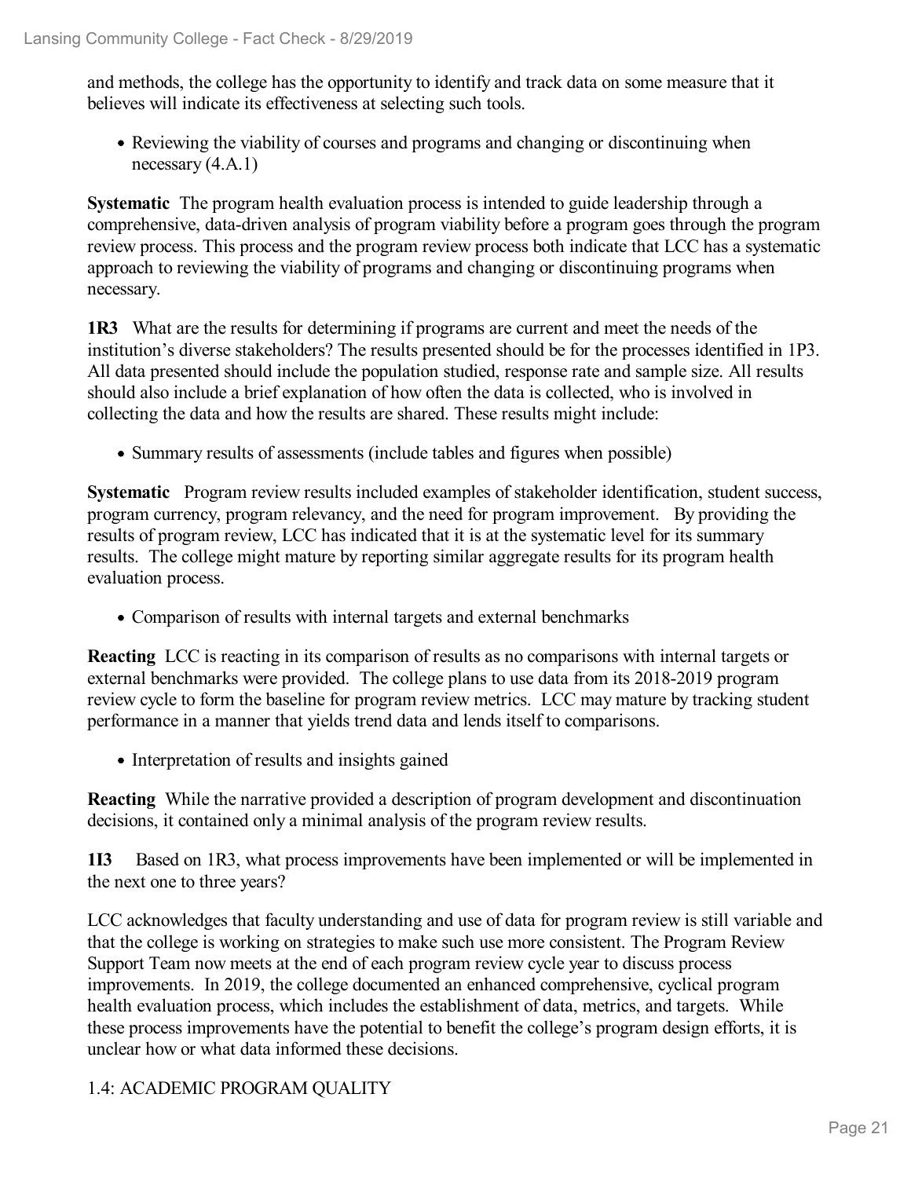and methods, the college has the opportunity to identify and track data on some measure that it believes will indicate its effectiveness at selecting such tools.

- Reviewing the viability of courses and programs and changing or discontinuing when necessary (4.A.1)

**Systematic** The program health evaluation process is intended to guide leadership through a comprehensive, data-driven analysis of program viability before a program goes through the program review process. This process and the program review process both indicate that LCC has a systematic approach to reviewing the viability of programs and changing or discontinuing programs when necessary.

**1R3** What are the results for determining if programs are current and meet the needs of the institution's diverse stakeholders? The results presented should be for the processes identified in 1P3. All data presented should include the population studied, response rate and sample size. All results should also include a brief explanation of how often the data is collected, who is involved in collecting the data and how the results are shared. These results might include:

- Summary results of assessments (include tables and figures when possible)

**Systematic** Program review results included examples of stakeholder identification, student success, program currency, program relevancy, and the need for program improvement. By providing the results of program review, LCC has indicated that it is at the systematic level for its summary results. The college might mature by reporting similar aggregate results for its program health evaluation process.

- Comparison of results with internal targets and external benchmarks

**Reacting** LCC is reacting in its comparison of results as no comparisons with internal targets or external benchmarks were provided. The college plans to use data from its 2018-2019 program review cycle to form the baseline for program review metrics. LCC may mature by tracking student performance in a manner that yields trend data and lends itself to comparisons.

- Interpretation of results and insights gained

**Reacting** While the narrative provided a description of program development and discontinuation decisions, it contained only a minimal analysis of the program review results.

**1I3** Based on 1R3, what process improvements have been implemented or will be implemented in the next one to three years?

LCC acknowledges that faculty understanding and use of data for program review is still variable and that the college is working on strategies to make such use more consistent. The Program Review Support Team now meets at the end of each program review cycle year to discuss process improvements. In 2019, the college documented an enhanced comprehensive, cyclical program health evaluation process, which includes the establishment of data, metrics, and targets. While these process improvements have the potential to benefit the college's program design efforts, it is unclear how or what data informed these decisions.

## 1.4: ACADEMIC PROGRAM QUALITY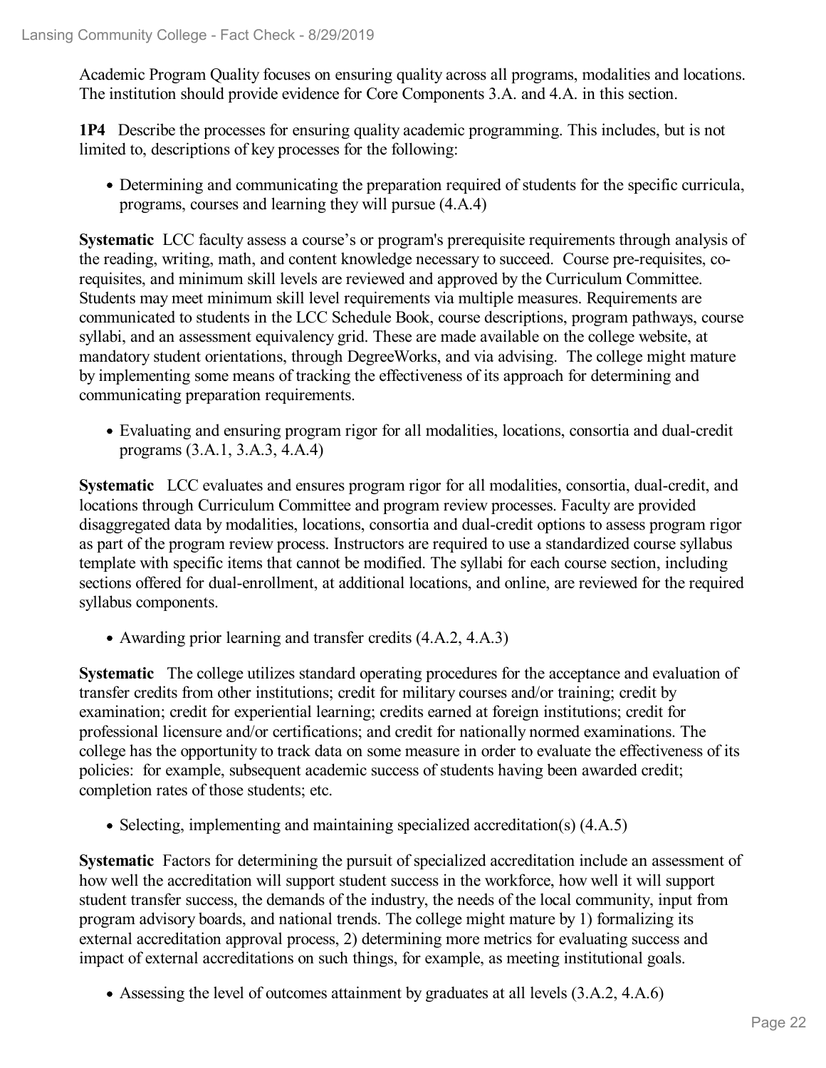Academic Program Quality focuses on ensuring quality across all programs, modalities and locations. The institution should provide evidence for Core Components 3.A. and 4.A. in this section.

**1P4** Describe the processes for ensuring quality academic programming. This includes, but is not limited to, descriptions of key processes for the following:

- Determining and communicating the preparation required of students for the specific curricula, programs, courses and learning they will pursue (4.A.4)

**Systematic** LCC faculty assess a course's or program's prerequisite requirements through analysis of the reading, writing, math, and content knowledge necessary to succeed. Course pre-requisites, co-requisites, and minimum skill levels are reviewed and approved by the Curriculum Committee. Students may meet minimum skill level requirements via multiple measures. Requirements are communicated to students in the LCC Schedule Book, course descriptions, program pathways, course syllabi, and an assessment equivalency grid. These are made available on the college website, at mandatory student orientations, through DegreeWorks, and via advising. The college might mature by implementing some means of tracking the effectiveness of its approach for determining and communicating preparation requirements.

- Evaluating and ensuring program rigor for all modalities, locations, consortia and dual-credit programs (3.A.1, 3.A.3, 4.A.4)

**Systematic** LCC evaluates and ensures program rigor for all modalities, consortia, dual-credit, and locations through Curriculum Committee and program review processes. Faculty are provided disaggregated data by modalities, locations, consortia and dual-credit options to assess program rigor as part of the program review process. Instructors are required to use a standardized course syllabus template with specific items that cannot be modified. The syllabi for each course section, including sections offered for dual-enrollment, at additional locations, and online, are reviewed for the required syllabus components.

- Awarding prior learning and transfer credits (4.A.2, 4.A.3)

**Systematic** The college utilizes standard operating procedures for the acceptance and evaluation of transfer credits from other institutions; credit for military courses and/or training; credit by examination; credit for experiential learning; credits earned at foreign institutions; credit for professional licensure and/or certifications; and credit for nationally normed examinations. The college has the opportunity to track data on some measure in order to evaluate the effectiveness of its policies: for example, subsequent academic success of students having been awarded credit; completion rates of those students; etc.

- Selecting, implementing and maintaining specialized accreditation(s) (4.A.5)

**Systematic** Factors for determining the pursuit of specialized accreditation include an assessment of how well the accreditation will support student success in the workforce, how well it will support student transfer success, the demands of the industry, the needs of the local community, input from program advisory boards, and national trends. The college might mature by 1) formalizing its external accreditation approval process, 2) determining more metrics for evaluating success and impact of external accreditations on such things, for example, as meeting institutional goals.

- Assessing the level of outcomes attainment by graduates at all levels (3.A.2, 4.A.6)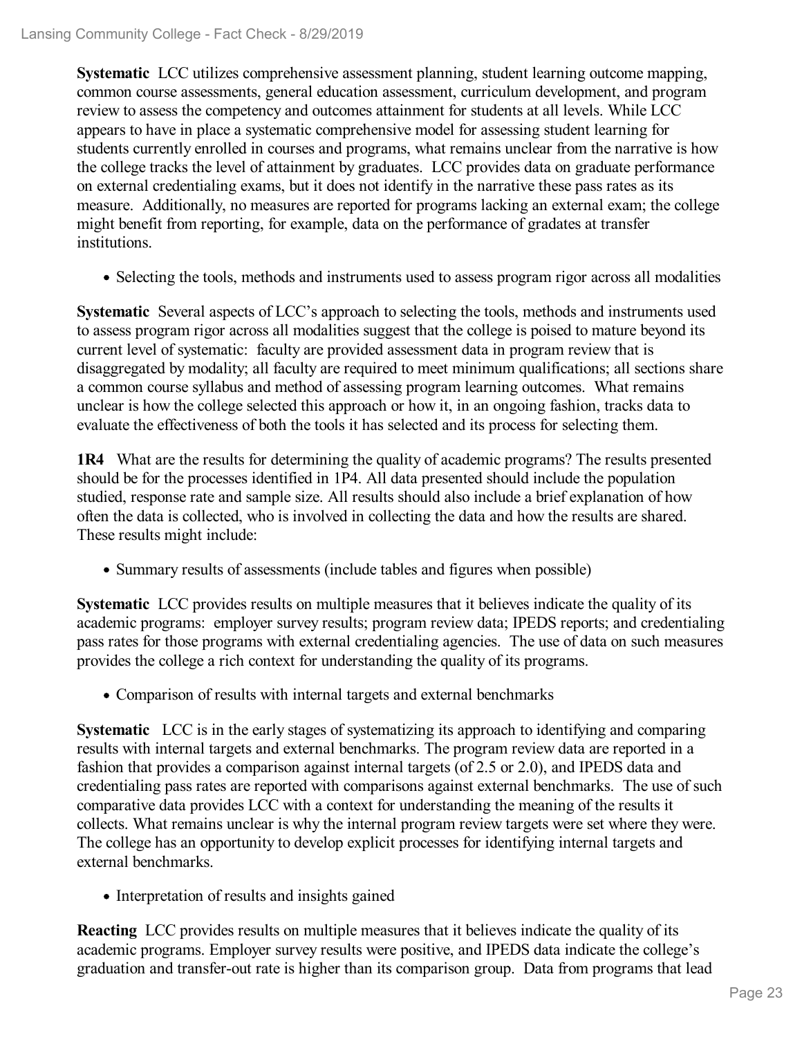**Systematic** LCC utilizes comprehensive assessment planning, student learning outcome mapping, common course assessments, general education assessment, curriculum development, and program review to assess the competency and outcomes attainment for students at all levels. While LCC appears to have in place a systematic comprehensive model for assessing student learning for students currently enrolled in courses and programs, what remains unclear from the narrative is how the college tracks the level of attainment by graduates. LCC provides data on graduate performance on external credentialing exams, but it does not identify in the narrative these pass rates as its measure. Additionally, no measures are reported for programs lacking an external exam; the college might benefit from reporting, for example, data on the performance of gradates at transfer institutions.

- Selecting the tools, methods and instruments used to assess program rigor across all modalities

**Systematic** Several aspects of LCC's approach to selecting the tools, methods and instruments used to assess program rigor across all modalities suggest that the college is poised to mature beyond its current level of systematic: faculty are provided assessment data in program review that is disaggregated by modality; all faculty are required to meet minimum qualifications; all sections share a common course syllabus and method of assessing program learning outcomes. What remains unclear is how the college selected this approach or how it, in an ongoing fashion, tracks data to evaluate the effectiveness of both the tools it has selected and its process for selecting them.

**1R4** What are the results for determining the quality of academic programs? The results presented should be for the processes identified in 1P4. All data presented should include the population studied, response rate and sample size. All results should also include a brief explanation of how often the data is collected, who is involved in collecting the data and how the results are shared. These results might include:

- Summary results of assessments (include tables and figures when possible)

**Systematic** LCC provides results on multiple measures that it believes indicate the quality of its academic programs: employer survey results; program review data; IPEDS reports; and credentialing pass rates for those programs with external credentialing agencies. The use of data on such measures provides the college a rich context for understanding the quality of its programs.

- Comparison of results with internal targets and external benchmarks

**Systematic** LCC is in the early stages of systematizing its approach to identifying and comparing results with internal targets and external benchmarks. The program review data are reported in a fashion that provides a comparison against internal targets (of 2.5 or 2.0), and IPEDS data and credentialing pass rates are reported with comparisons against external benchmarks. The use of such comparative data provides LCC with a context for understanding the meaning of the results it collects. What remains unclear is why the internal program review targets were set where they were. The college has an opportunity to develop explicit processes for identifying internal targets and external benchmarks.

- Interpretation of results and insights gained

**Reacting** LCC provides results on multiple measures that it believes indicate the quality of its academic programs. Employer survey results were positive, and IPEDS data indicate the college's graduation and transfer-out rate is higher than its comparison group. Data from programs that lead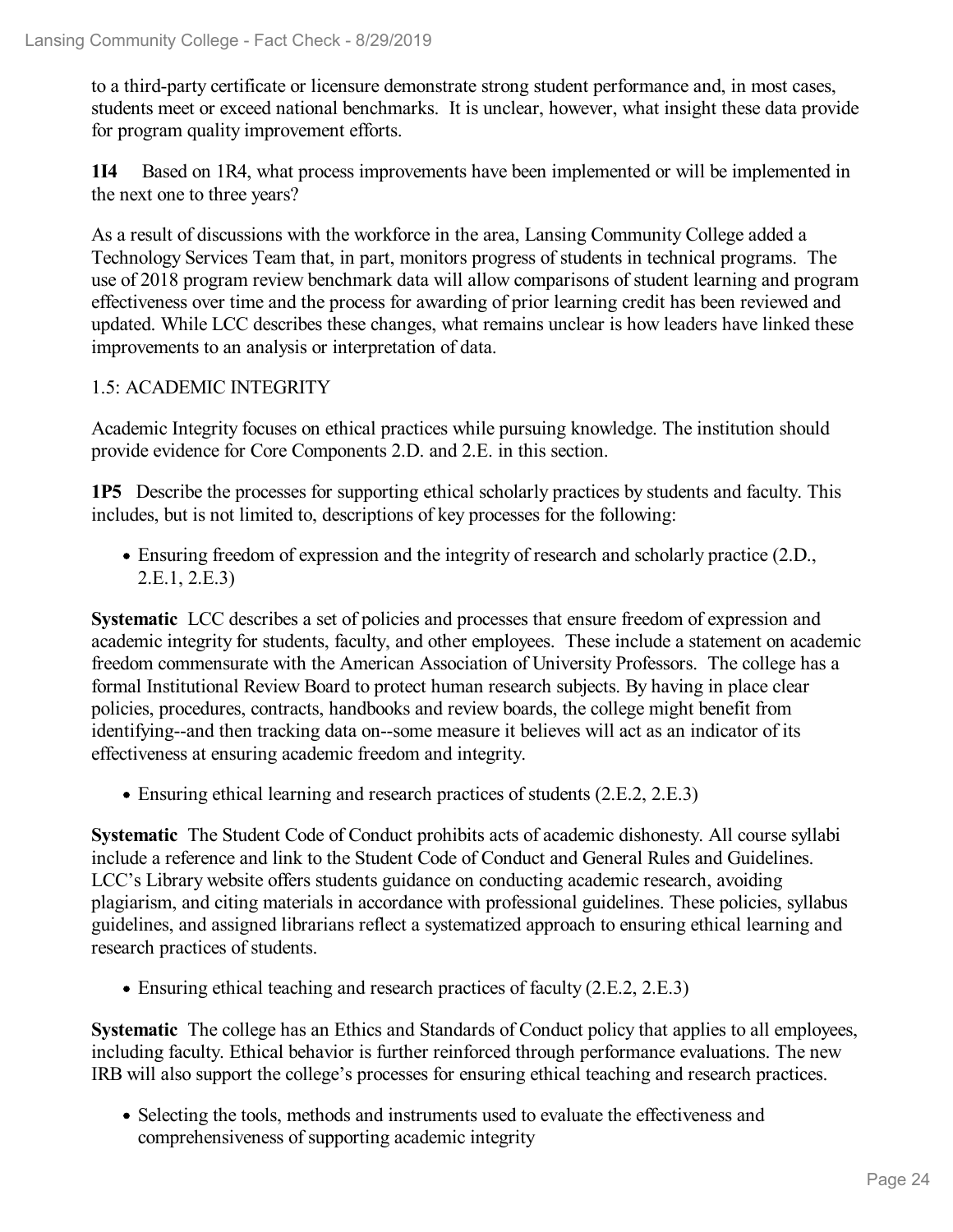to a third-party certificate or licensure demonstrate strong student performance and, in most cases, students meet or exceed national benchmarks. It is unclear, however, what insight these data provide for program quality improvement efforts.

**1I4** Based on 1R4, what process improvements have been implemented or will be implemented in the next one to three years?

As a result of discussions with the workforce in the area, Lansing Community College added a Technology Services Team that, in part, monitors progress of students in technical programs. The use of 2018 program review benchmark data will allow comparisons of student learning and program effectiveness over time and the process for awarding of prior learning credit has been reviewed and updated. While LCC describes these changes, what remains unclear is how leaders have linked these improvements to an analysis or interpretation of data.

1.5: ACADEMIC INTEGRITY

Academic Integrity focuses on ethical practices while pursuing knowledge. The institution should provide evidence for Core Components 2.D. and 2.E. in this section.

**1P5** Describe the processes for supporting ethical scholarly practices by students and faculty. This includes, but is not limited to, descriptions of key processes for the following:

- Ensuring freedom of expression and the integrity of research and scholarly practice (2.D., 2.E.1, 2.E.3)

**Systematic** LCC describes a set of policies and processes that ensure freedom of expression and academic integrity for students, faculty, and other employees. These include a statement on academic freedom commensurate with the American Association of University Professors. The college has a formal Institutional Review Board to protect human research subjects. By having in place clear policies, procedures, contracts, handbooks and review boards, the college might benefit from identifying--and then tracking data on--some measure it believes will act as an indicator of its effectiveness at ensuring academic freedom and integrity.

- Ensuring ethical learning and research practices of students (2.E.2, 2.E.3)

**Systematic** The Student Code of Conduct prohibits acts of academic dishonesty. All course syllabi include a reference and link to the Student Code of Conduct and General Rules and Guidelines. LCC's Library website offers students guidance on conducting academic research, avoiding plagiarism, and citing materials in accordance with professional guidelines. These policies, syllabus guidelines, and assigned librarians reflect a systematized approach to ensuring ethical learning and research practices of students.

- Ensuring ethical teaching and research practices of faculty (2.E.2, 2.E.3)

**Systematic** The college has an Ethics and Standards of Conduct policy that applies to all employees, including faculty. Ethical behavior is further reinforced through performance evaluations. The new IRB will also support the college's processes for ensuring ethical teaching and research practices.

- Selecting the tools, methods and instruments used to evaluate the effectiveness and comprehensiveness of supporting academic integrity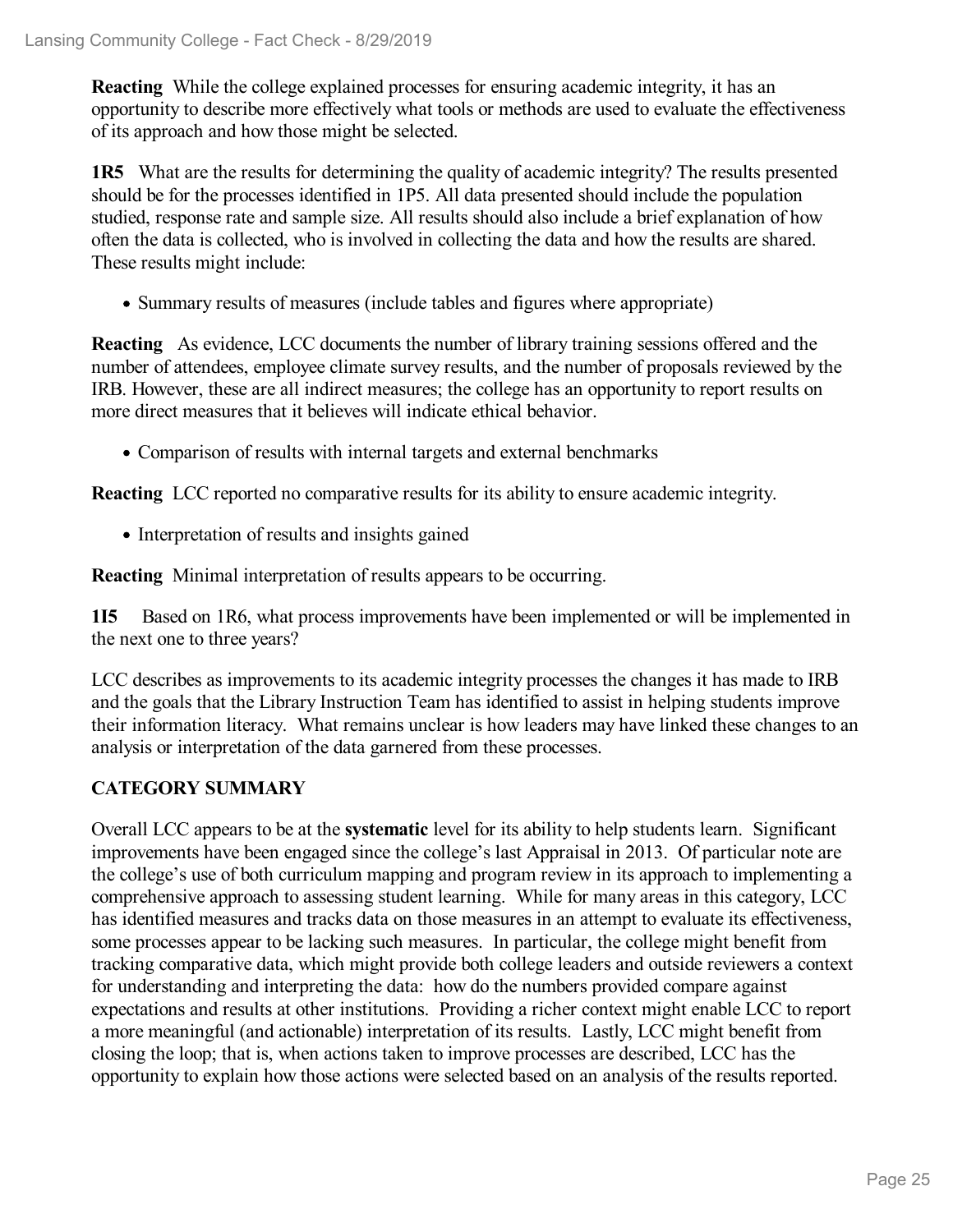**Reacting** While the college explained processes for ensuring academic integrity, it has an opportunity to describe more effectively what tools or methods are used to evaluate the effectiveness of its approach and how those might be selected.

**1R5** What are the results for determining the quality of academic integrity? The results presented should be for the processes identified in 1P5. All data presented should include the population studied, response rate and sample size. All results should also include a brief explanation of how often the data is collected, who is involved in collecting the data and how the results are shared. These results might include:

- Summary results of measures (include tables and figures where appropriate)

**Reacting** As evidence, LCC documents the number of library training sessions offered and the number of attendees, employee climate survey results, and the number of proposals reviewed by the IRB. However, these are all indirect measures; the college has an opportunity to report results on more direct measures that it believes will indicate ethical behavior.

- Comparison of results with internal targets and external benchmarks

**Reacting** LCC reported no comparative results for its ability to ensure academic integrity.

- Interpretation of results and insights gained

**Reacting** Minimal interpretation of results appears to be occurring.

**1I5** Based on 1R6, what process improvements have been implemented or will be implemented in the next one to three years?

LCC describes as improvements to its academic integrity processes the changes it has made to IRB and the goals that the Library Instruction Team has identified to assist in helping students improve their information literacy. What remains unclear is how leaders may have linked these changes to an analysis or interpretation of the data garnered from these processes.

**CATEGORY SUMMARY**

Overall LCC appears to be at the **systematic** level for its ability to help students learn. Significant improvements have been engaged since the college's last Appraisal in 2013. Of particular note are the college's use of both curriculum mapping and program review in its approach to implementing a comprehensive approach to assessing student learning. While for many areas in this category, LCC has identified measures and tracks data on those measures in an attempt to evaluate its effectiveness, some processes appear to be lacking such measures. In particular, the college might benefit from tracking comparative data, which might provide both college leaders and outside reviewers a context for understanding and interpreting the data: how do the numbers provided compare against expectations and results at other institutions. Providing a richer context might enable LCC to report a more meaningful (and actionable) interpretation of its results. Lastly, LCC might benefit from closing the loop; that is, when actions taken to improve processes are described, LCC has the opportunity to explain how those actions were selected based on an analysis of the results reported.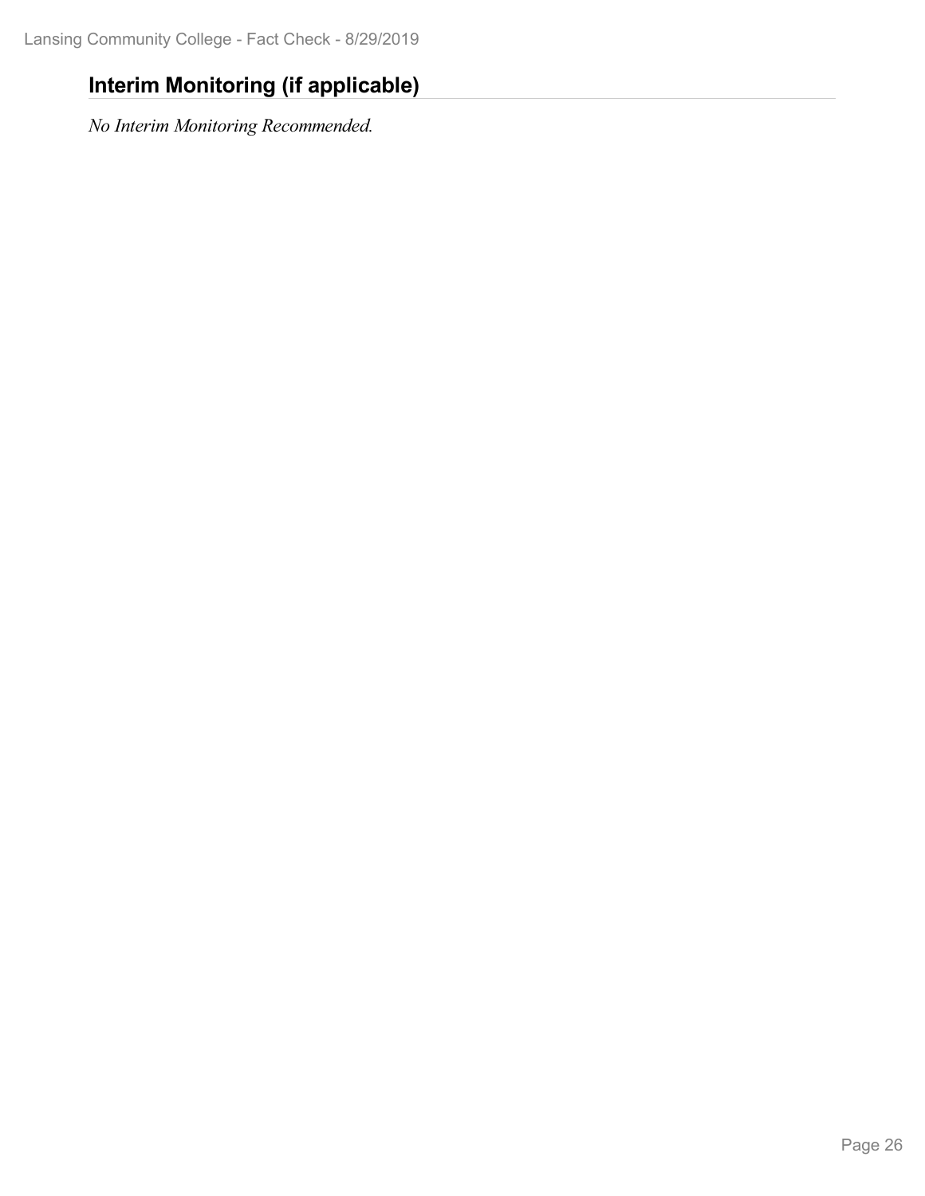## Interim Monitoring (if applicable)

*No Interim Monitoring Recommended.*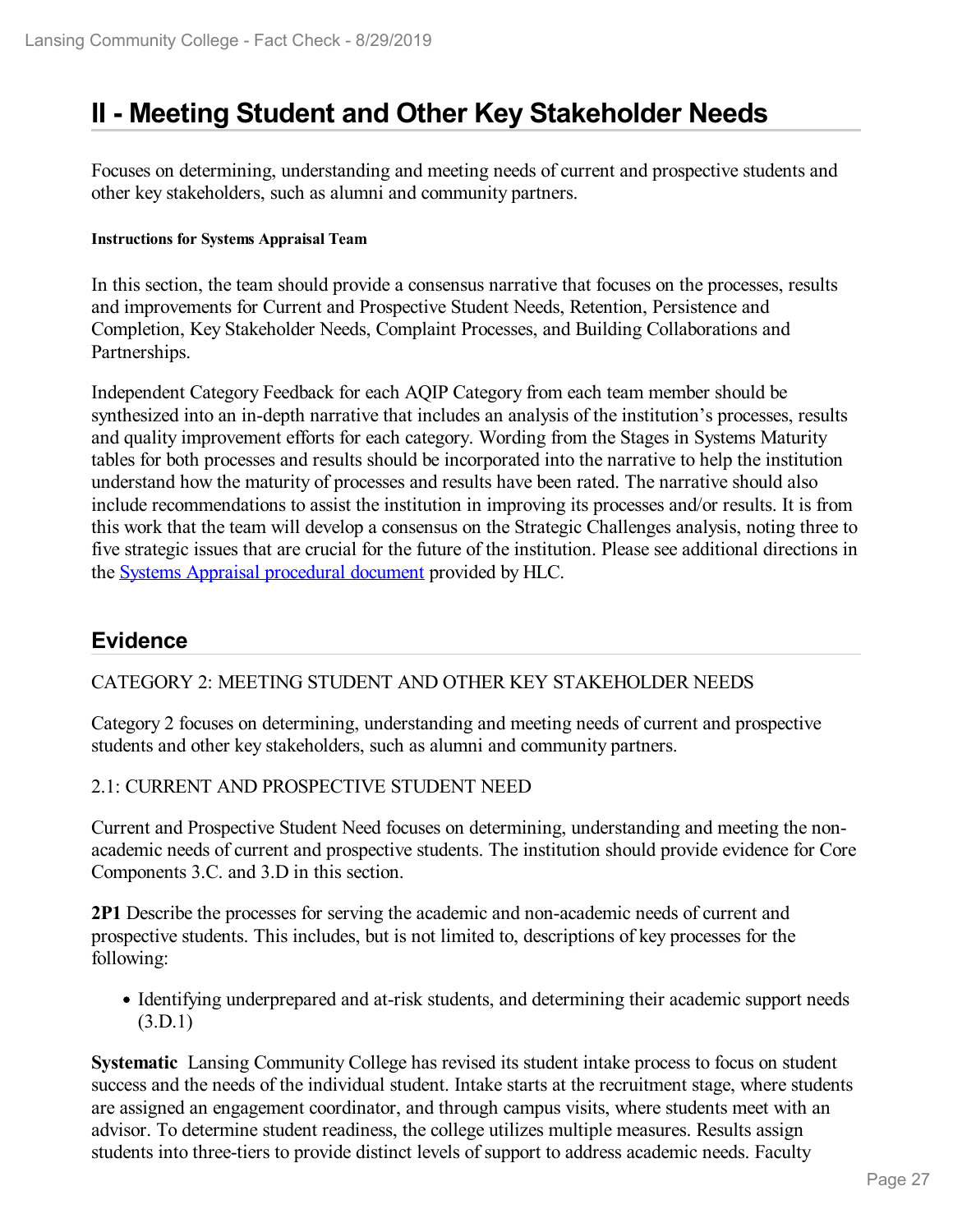# II - Meeting Student and Other Key Stakeholder Needs

Focuses on determining, understanding and meeting needs of current and prospective students and other key stakeholders, such as alumni and community partners.

#### Instructions for Systems Appraisal Team

In this section, the team should provide a consensus narrative that focuses on the processes, results and improvements for Current and Prospective Student Needs, Retention, Persistence and Completion, Key Stakeholder Needs, Complaint Processes, and Building Collaborations and Partnerships.

Independent Category Feedback for each AQIP Category from each team member should be synthesized into an in-depth narrative that includes an analysis of the institution's processes, results and quality improvement efforts for each category. Wording from the Stages in Systems Maturity tables for both processes and results should be incorporated into the narrative to help the institution understand how the maturity of processes and results have been rated. The narrative should also include recommendations to assist the institution in improving its processes and/or results. It is from this work that the team will develop a consensus on the Strategic Challenges analysis, noting three to five strategic issues that are crucial for the future of the institution. Please see additional directions in the Systems Appraisal procedural document provided by HLC.

## Evidence

CATEGORY 2: MEETING STUDENT AND OTHER KEY STAKEHOLDER NEEDS

Category 2 focuses on determining, understanding and meeting needs of current and prospective students and other key stakeholders, such as alumni and community partners.

2.1: CURRENT AND PROSPECTIVE STUDENT NEED

Current and Prospective Student Need focuses on determining, understanding and meeting the non-academic needs of current and prospective students. The institution should provide evidence for Core Components 3.C. and 3.D in this section.

**2P1** Describe the processes for serving the academic and non-academic needs of current and prospective students. This includes, but is not limited to, descriptions of key processes for the following:

- Identifying underprepared and at-risk students, and determining their academic support needs (3.D.1)

**Systematic** Lansing Community College has revised its student intake process to focus on student success and the needs of the individual student. Intake starts at the recruitment stage, where students are assigned an engagement coordinator, and through campus visits, where students meet with an advisor. To determine student readiness, the college utilizes multiple measures. Results assign students into three-tiers to provide distinct levels of support to address academic needs. Faculty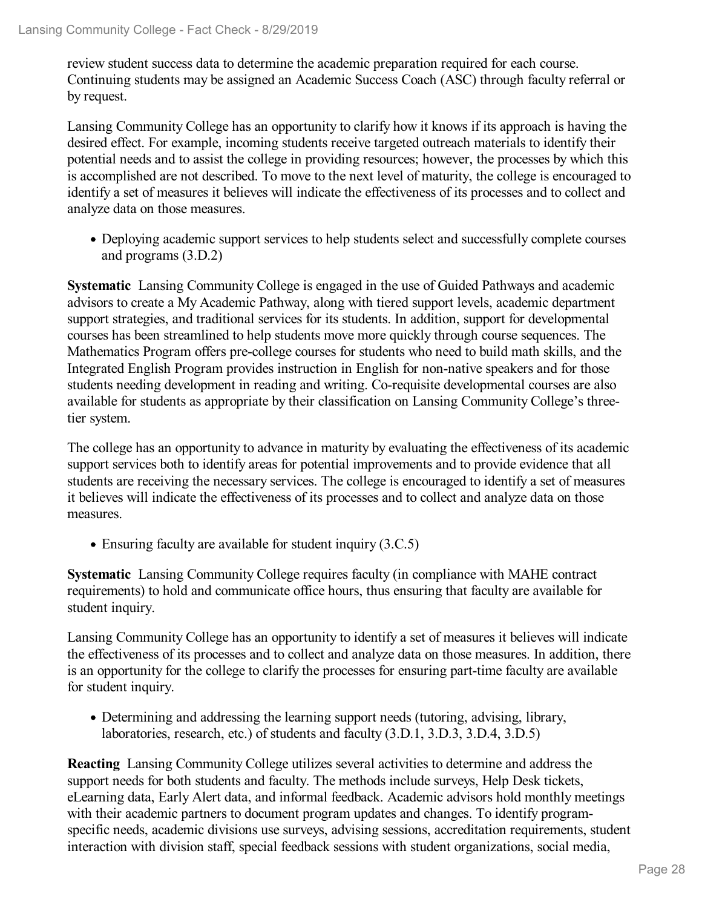review student success data to determine the academic preparation required for each course. Continuing students may be assigned an Academic Success Coach (ASC) through faculty referral or by request.

Lansing Community College has an opportunity to clarify how it knows if its approach is having the desired effect. For example, incoming students receive targeted outreach materials to identify their potential needs and to assist the college in providing resources; however, the processes by which this is accomplished are not described. To move to the next level of maturity, the college is encouraged to identify a set of measures it believes will indicate the effectiveness of its processes and to collect and analyze data on those measures.

- Deploying academic support services to help students select and successfully complete courses and programs (3.D.2)

**Systematic** Lansing Community College is engaged in the use of Guided Pathways and academic advisors to create a My Academic Pathway, along with tiered support levels, academic department support strategies, and traditional services for its students. In addition, support for developmental courses has been streamlined to help students move more quickly through course sequences. The Mathematics Program offers pre-college courses for students who need to build math skills, and the Integrated English Program provides instruction in English for non-native speakers and for those students needing development in reading and writing. Co-requisite developmental courses are also available for students as appropriate by their classification on Lansing Community College's three-tier system.

The college has an opportunity to advance in maturity by evaluating the effectiveness of its academic support services both to identify areas for potential improvements and to provide evidence that all students are receiving the necessary services. The college is encouraged to identify a set of measures it believes will indicate the effectiveness of its processes and to collect and analyze data on those measures.

- Ensuring faculty are available for student inquiry (3.C.5)

**Systematic** Lansing Community College requires faculty (in compliance with MAHE contract requirements) to hold and communicate office hours, thus ensuring that faculty are available for student inquiry.

Lansing Community College has an opportunity to identify a set of measures it believes will indicate the effectiveness of its processes and to collect and analyze data on those measures. In addition, there is an opportunity for the college to clarify the processes for ensuring part-time faculty are available for student inquiry.

- Determining and addressing the learning support needs (tutoring, advising, library, laboratories, research, etc.) of students and faculty (3.D.1, 3.D.3, 3.D.4, 3.D.5)

**Reacting** Lansing Community College utilizes several activities to determine and address the support needs for both students and faculty. The methods include surveys, Help Desk tickets, eLearning data, Early Alert data, and informal feedback. Academic advisors hold monthly meetings with their academic partners to document program updates and changes. To identify program-specific needs, academic divisions use surveys, advising sessions, accreditation requirements, student interaction with division staff, special feedback sessions with student organizations, social media,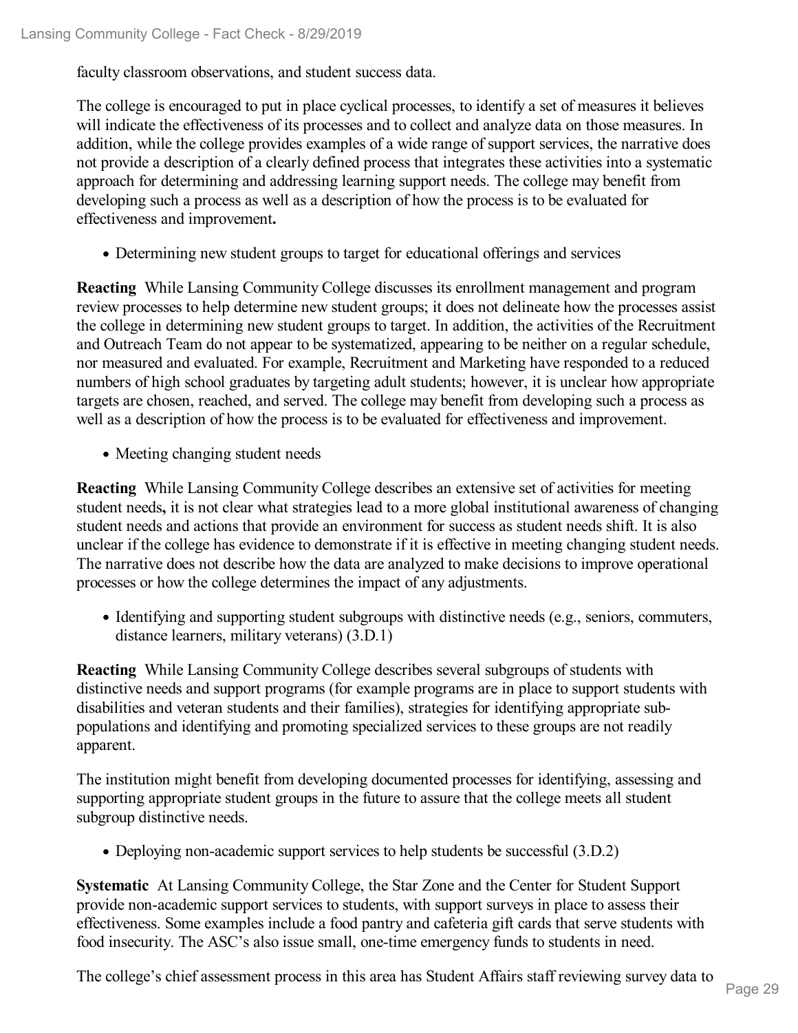faculty classroom observations, and student success data.

The college is encouraged to put in place cyclical processes, to identify a set of measures it believes will indicate the effectiveness of its processes and to collect and analyze data on those measures. In addition, while the college provides examples of a wide range of support services, the narrative does not provide a description of a clearly defined process that integrates these activities into a systematic approach for determining and addressing learning support needs. The college may benefit from developing such a process as well as a description of how the process is to be evaluated for effectiveness and improvement**.**

- Determining new student groups to target for educational offerings and services

**Reacting** While Lansing Community College discusses its enrollment management and program review processes to help determine new student groups; it does not delineate how the processes assist the college in determining new student groups to target. In addition, the activities of the Recruitment and Outreach Team do not appear to be systematized, appearing to be neither on a regular schedule, nor measured and evaluated. For example, Recruitment and Marketing have responded to a reduced numbers of high school graduates by targeting adult students; however, it is unclear how appropriate targets are chosen, reached, and served. The college may benefit from developing such a process as well as a description of how the process is to be evaluated for effectiveness and improvement.

- Meeting changing student needs

**Reacting** While Lansing Community College describes an extensive set of activities for meeting student needs**,** it is not clear what strategies lead to a more global institutional awareness of changing student needs and actions that provide an environment for success as student needs shift. It is also unclear if the college has evidence to demonstrate if it is effective in meeting changing student needs. The narrative does not describe how the data are analyzed to make decisions to improve operational processes or how the college determines the impact of any adjustments.

- Identifying and supporting student subgroups with distinctive needs (e.g., seniors, commuters, distance learners, military veterans) (3.D.1)

**Reacting** While Lansing Community College describes several subgroups of students with distinctive needs and support programs (for example programs are in place to support students with disabilities and veteran students and their families), strategies for identifying appropriate sub-populations and identifying and promoting specialized services to these groups are not readily apparent.

The institution might benefit from developing documented processes for identifying, assessing and supporting appropriate student groups in the future to assure that the college meets all student subgroup distinctive needs.

- Deploying non-academic support services to help students be successful (3.D.2)

**Systematic** At Lansing Community College, the Star Zone and the Center for Student Support provide non-academic support services to students, with support surveys in place to assess their effectiveness. Some examples include a food pantry and cafeteria gift cards that serve students with food insecurity. The ASC's also issue small, one-time emergency funds to students in need.

The college's chief assessment process in this area has Student Affairs staff reviewing survey data to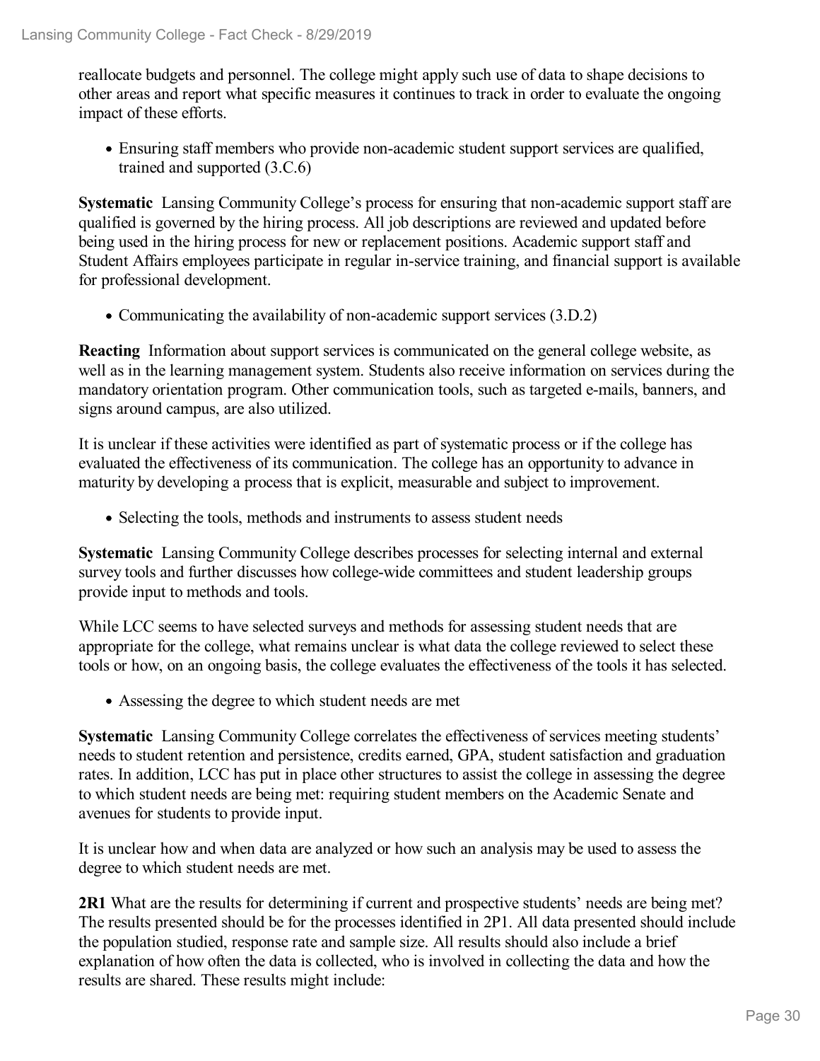reallocate budgets and personnel. The college might apply such use of data to shape decisions to other areas and report what specific measures it continues to track in order to evaluate the ongoing impact of these efforts.

- Ensuring staff members who provide non-academic student support services are qualified, trained and supported (3.C.6)

**Systematic** Lansing Community College's process for ensuring that non-academic support staff are qualified is governed by the hiring process. All job descriptions are reviewed and updated before being used in the hiring process for new or replacement positions. Academic support staff and Student Affairs employees participate in regular in-service training, and financial support is available for professional development.

- Communicating the availability of non-academic support services (3.D.2)

**Reacting** Information about support services is communicated on the general college website, as well as in the learning management system. Students also receive information on services during the mandatory orientation program. Other communication tools, such as targeted e-mails, banners, and signs around campus, are also utilized.

It is unclear if these activities were identified as part of systematic process or if the college has evaluated the effectiveness of its communication. The college has an opportunity to advance in maturity by developing a process that is explicit, measurable and subject to improvement.

- Selecting the tools, methods and instruments to assess student needs

**Systematic** Lansing Community College describes processes for selecting internal and external survey tools and further discusses how college-wide committees and student leadership groups provide input to methods and tools.

While LCC seems to have selected surveys and methods for assessing student needs that are appropriate for the college, what remains unclear is what data the college reviewed to select these tools or how, on an ongoing basis, the college evaluates the effectiveness of the tools it has selected.

- Assessing the degree to which student needs are met

**Systematic** Lansing Community College correlates the effectiveness of services meeting students' needs to student retention and persistence, credits earned, GPA, student satisfaction and graduation rates. In addition, LCC has put in place other structures to assist the college in assessing the degree to which student needs are being met: requiring student members on the Academic Senate and avenues for students to provide input.

It is unclear how and when data are analyzed or how such an analysis may be used to assess the degree to which student needs are met.

**2R1** What are the results for determining if current and prospective students' needs are being met? The results presented should be for the processes identified in 2P1. All data presented should include the population studied, response rate and sample size. All results should also include a brief explanation of how often the data is collected, who is involved in collecting the data and how the results are shared. These results might include: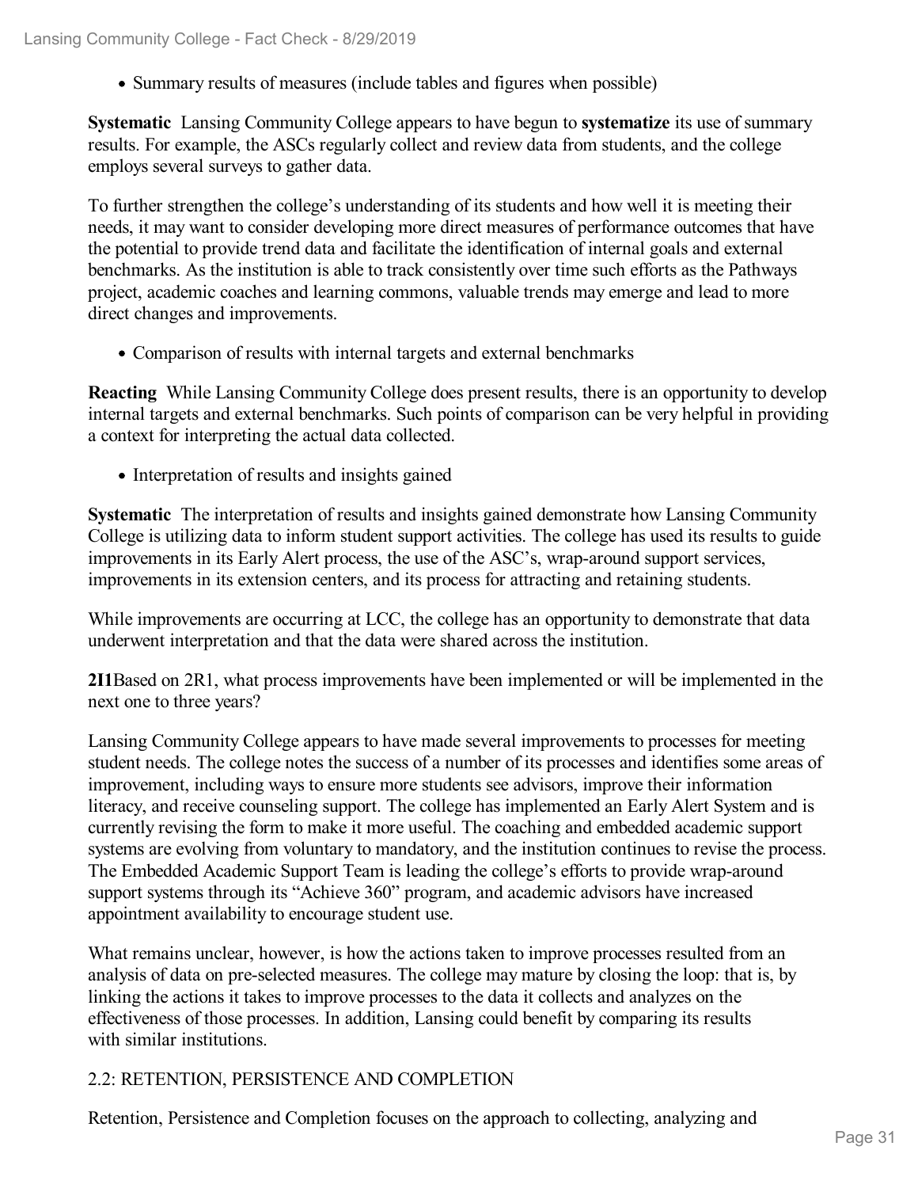- Summary results of measures (include tables and figures when possible)

**Systematic** Lansing Community College appears to have begun to **systematize** its use of summary results. For example, the ASCs regularly collect and review data from students, and the college employs several surveys to gather data.

To further strengthen the college's understanding of its students and how well it is meeting their needs, it may want to consider developing more direct measures of performance outcomes that have the potential to provide trend data and facilitate the identification of internal goals and external benchmarks. As the institution is able to track consistently over time such efforts as the Pathways project, academic coaches and learning commons, valuable trends may emerge and lead to more direct changes and improvements.

- Comparison of results with internal targets and external benchmarks

**Reacting** While Lansing Community College does present results, there is an opportunity to develop internal targets and external benchmarks. Such points of comparison can be very helpful in providing a context for interpreting the actual data collected.

- Interpretation of results and insights gained

**Systematic** The interpretation of results and insights gained demonstrate how Lansing Community College is utilizing data to inform student support activities. The college has used its results to guide improvements in its Early Alert process, the use of the ASC's, wrap-around support services, improvements in its extension centers, and its process for attracting and retaining students.

While improvements are occurring at LCC, the college has an opportunity to demonstrate that data underwent interpretation and that the data were shared across the institution.

**2I1**Based on 2R1, what process improvements have been implemented or will be implemented in the next one to three years?

Lansing Community College appears to have made several improvements to processes for meeting student needs. The college notes the success of a number of its processes and identifies some areas of improvement, including ways to ensure more students see advisors, improve their information literacy, and receive counseling support. The college has implemented an Early Alert System and is currently revising the form to make it more useful. The coaching and embedded academic support systems are evolving from voluntary to mandatory, and the institution continues to revise the process. The Embedded Academic Support Team is leading the college's efforts to provide wrap-around support systems through its "Achieve 360" program, and academic advisors have increased appointment availability to encourage student use.

What remains unclear, however, is how the actions taken to improve processes resulted from an analysis of data on pre-selected measures. The college may mature by closing the loop: that is, by linking the actions it takes to improve processes to the data it collects and analyzes on the effectiveness of those processes. In addition, Lansing could benefit by comparing its results with similar institutions.

## 2.2: RETENTION, PERSISTENCE AND COMPLETION

Retention, Persistence and Completion focuses on the approach to collecting, analyzing and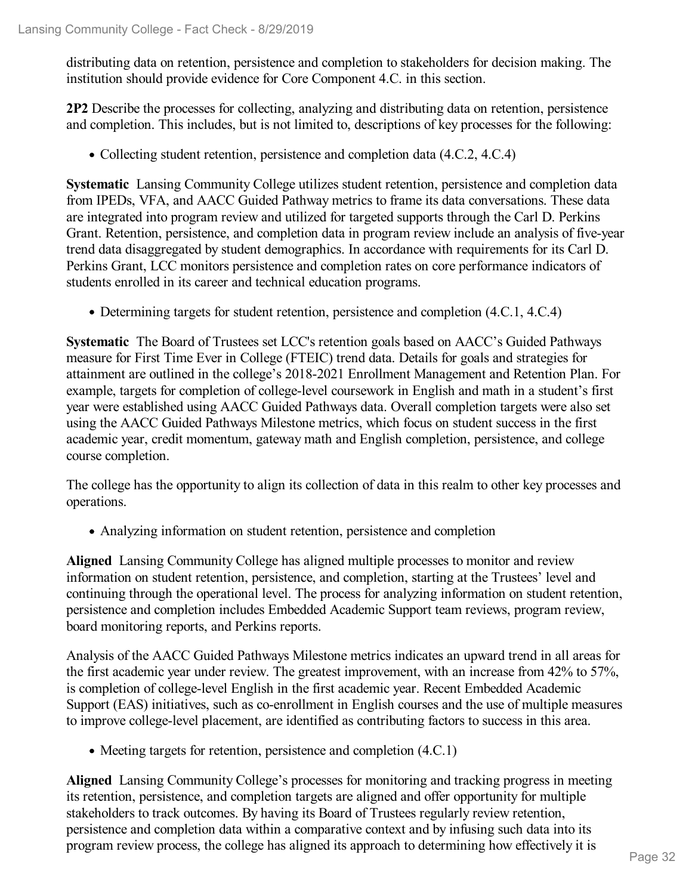distributing data on retention, persistence and completion to stakeholders for decision making. The institution should provide evidence for Core Component 4.C. in this section.

**2P2** Describe the processes for collecting, analyzing and distributing data on retention, persistence and completion. This includes, but is not limited to, descriptions of key processes for the following:

- Collecting student retention, persistence and completion data (4.C.2, 4.C.4)

**Systematic** Lansing Community College utilizes student retention, persistence and completion data from IPEDs, VFA, and AACC Guided Pathway metrics to frame its data conversations. These data are integrated into program review and utilized for targeted supports through the Carl D. Perkins Grant. Retention, persistence, and completion data in program review include an analysis of five-year trend data disaggregated by student demographics. In accordance with requirements for its Carl D. Perkins Grant, LCC monitors persistence and completion rates on core performance indicators of students enrolled in its career and technical education programs.

- Determining targets for student retention, persistence and completion (4.C.1, 4.C.4)

**Systematic** The Board of Trustees set LCC's retention goals based on AACC's Guided Pathways measure for First Time Ever in College (FTEIC) trend data. Details for goals and strategies for attainment are outlined in the college's 2018-2021 Enrollment Management and Retention Plan. For example, targets for completion of college-level coursework in English and math in a student's first year were established using AACC Guided Pathways data. Overall completion targets were also set using the AACC Guided Pathways Milestone metrics, which focus on student success in the first academic year, credit momentum, gateway math and English completion, persistence, and college course completion.

The college has the opportunity to align its collection of data in this realm to other key processes and operations.

- Analyzing information on student retention, persistence and completion

**Aligned** Lansing Community College has aligned multiple processes to monitor and review information on student retention, persistence, and completion, starting at the Trustees' level and continuing through the operational level. The process for analyzing information on student retention, persistence and completion includes Embedded Academic Support team reviews, program review, board monitoring reports, and Perkins reports.

Analysis of the AACC Guided Pathways Milestone metrics indicates an upward trend in all areas for the first academic year under review. The greatest improvement, with an increase from 42% to 57%, is completion of college-level English in the first academic year. Recent Embedded Academic Support (EAS) initiatives, such as co-enrollment in English courses and the use of multiple measures to improve college-level placement, are identified as contributing factors to success in this area.

- Meeting targets for retention, persistence and completion (4.C.1)

**Aligned** Lansing Community College's processes for monitoring and tracking progress in meeting its retention, persistence, and completion targets are aligned and offer opportunity for multiple stakeholders to track outcomes. By having its Board of Trustees regularly review retention, persistence and completion data within a comparative context and by infusing such data into its program review process, the college has aligned its approach to determining how effectively it is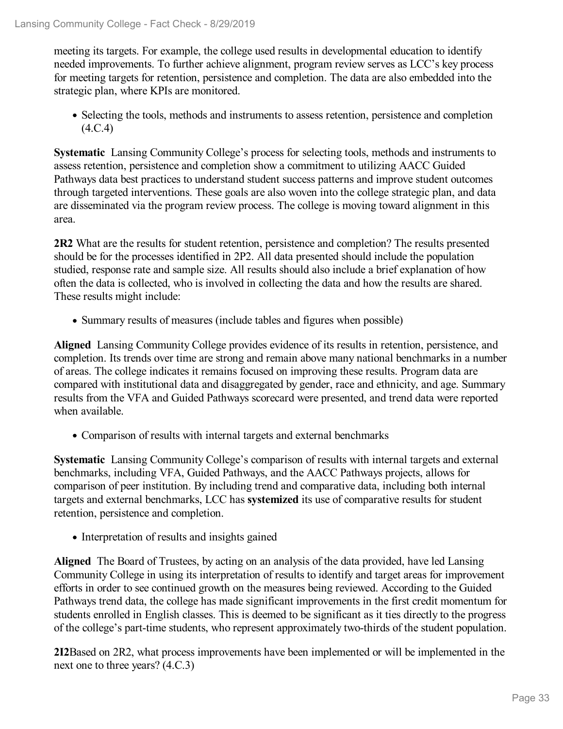meeting its targets. For example, the college used results in developmental education to identify needed improvements. To further achieve alignment, program review serves as LCC's key process for meeting targets for retention, persistence and completion. The data are also embedded into the strategic plan, where KPIs are monitored.

- Selecting the tools, methods and instruments to assess retention, persistence and completion (4.C.4)

**Systematic** Lansing Community College's process for selecting tools, methods and instruments to assess retention, persistence and completion show a commitment to utilizing AACC Guided Pathways data best practices to understand student success patterns and improve student outcomes through targeted interventions. These goals are also woven into the college strategic plan, and data are disseminated via the program review process. The college is moving toward alignment in this area.

**2R2** What are the results for student retention, persistence and completion? The results presented should be for the processes identified in 2P2. All data presented should include the population studied, response rate and sample size. All results should also include a brief explanation of how often the data is collected, who is involved in collecting the data and how the results are shared. These results might include:

- Summary results of measures (include tables and figures when possible)

**Aligned** Lansing Community College provides evidence of its results in retention, persistence, and completion. Its trends over time are strong and remain above many national benchmarks in a number of areas. The college indicates it remains focused on improving these results. Program data are compared with institutional data and disaggregated by gender, race and ethnicity, and age. Summary results from the VFA and Guided Pathways scorecard were presented, and trend data were reported when available.

- Comparison of results with internal targets and external benchmarks

**Systematic** Lansing Community College's comparison of results with internal targets and external benchmarks, including VFA, Guided Pathways, and the AACC Pathways projects, allows for comparison of peer institution. By including trend and comparative data, including both internal targets and external benchmarks, LCC has **systemized** its use of comparative results for student retention, persistence and completion.

- Interpretation of results and insights gained

**Aligned** The Board of Trustees, by acting on an analysis of the data provided, have led Lansing Community College in using its interpretation of results to identify and target areas for improvement efforts in order to see continued growth on the measures being reviewed. According to the Guided Pathways trend data, the college has made significant improvements in the first credit momentum for students enrolled in English classes. This is deemed to be significant as it ties directly to the progress of the college's part-time students, who represent approximately two-thirds of the student population.

**2I2**Based on 2R2, what process improvements have been implemented or will be implemented in the next one to three years? (4.C.3)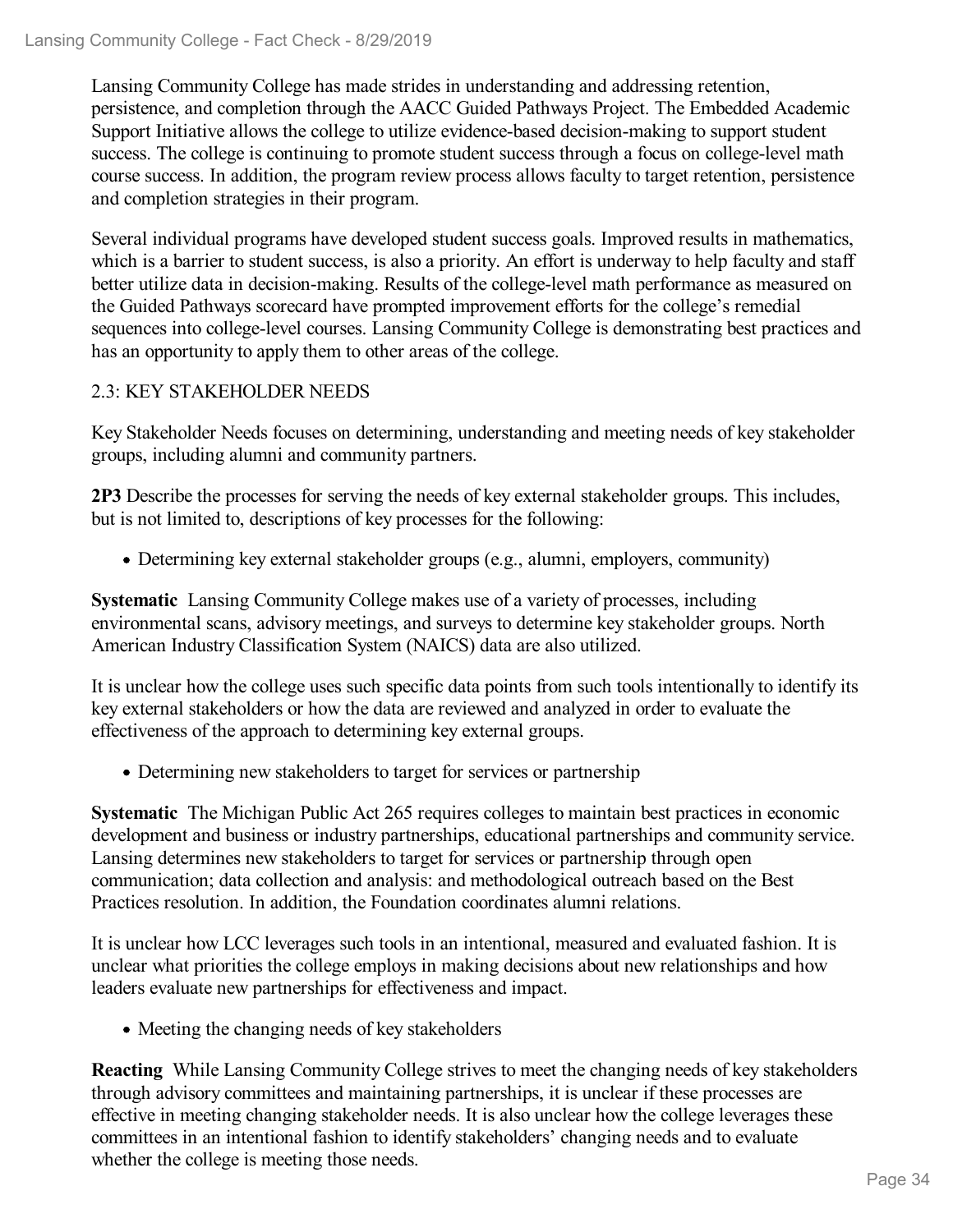Lansing Community College has made strides in understanding and addressing retention, persistence, and completion through the AACC Guided Pathways Project. The Embedded Academic Support Initiative allows the college to utilize evidence-based decision-making to support student success. The college is continuing to promote student success through a focus on college-level math course success. In addition, the program review process allows faculty to target retention, persistence and completion strategies in their program.

Several individual programs have developed student success goals. Improved results in mathematics, which is a barrier to student success, is also a priority. An effort is underway to help faculty and staff better utilize data in decision-making. Results of the college-level math performance as measured on the Guided Pathways scorecard have prompted improvement efforts for the college's remedial sequences into college-level courses. Lansing Community College is demonstrating best practices and has an opportunity to apply them to other areas of the college.

2.3: KEY STAKEHOLDER NEEDS

Key Stakeholder Needs focuses on determining, understanding and meeting needs of key stakeholder groups, including alumni and community partners.

**2P3** Describe the processes for serving the needs of key external stakeholder groups. This includes, but is not limited to, descriptions of key processes for the following:

- Determining key external stakeholder groups (e.g., alumni, employers, community)

**Systematic** Lansing Community College makes use of a variety of processes, including environmental scans, advisory meetings, and surveys to determine key stakeholder groups. North American Industry Classification System (NAICS) data are also utilized.

It is unclear how the college uses such specific data points from such tools intentionally to identify its key external stakeholders or how the data are reviewed and analyzed in order to evaluate the effectiveness of the approach to determining key external groups.

- Determining new stakeholders to target for services or partnership

**Systematic** The Michigan Public Act 265 requires colleges to maintain best practices in economic development and business or industry partnerships, educational partnerships and community service. Lansing determines new stakeholders to target for services or partnership through open communication; data collection and analysis: and methodological outreach based on the Best Practices resolution. In addition, the Foundation coordinates alumni relations.

It is unclear how LCC leverages such tools in an intentional, measured and evaluated fashion. It is unclear what priorities the college employs in making decisions about new relationships and how leaders evaluate new partnerships for effectiveness and impact.

- Meeting the changing needs of key stakeholders

**Reacting** While Lansing Community College strives to meet the changing needs of key stakeholders through advisory committees and maintaining partnerships, it is unclear if these processes are effective in meeting changing stakeholder needs. It is also unclear how the college leverages these committees in an intentional fashion to identify stakeholders' changing needs and to evaluate whether the college is meeting those needs.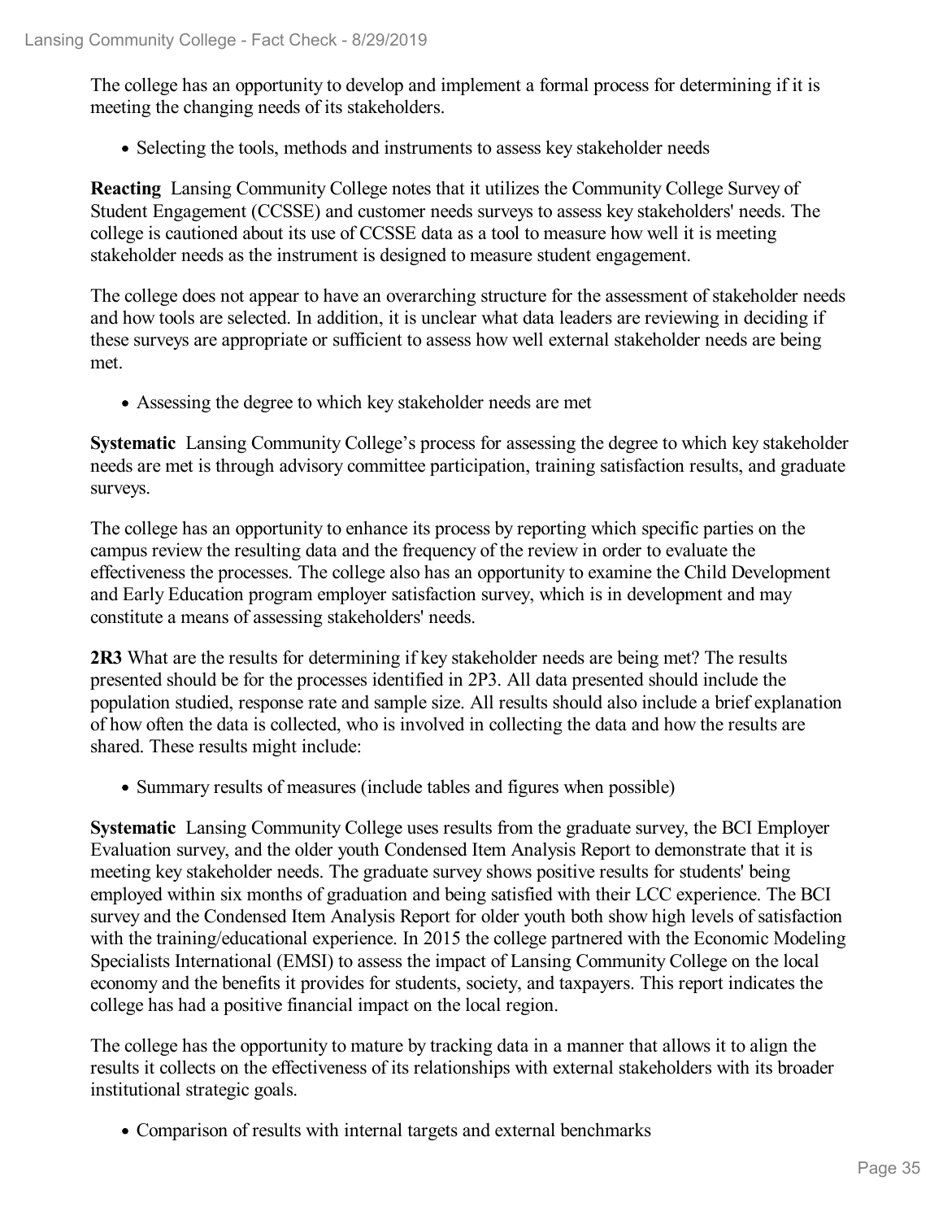The college has an opportunity to develop and implement a formal process for determining if it is meeting the changing needs of its stakeholders.

- Selecting the tools, methods and instruments to assess key stakeholder needs

**Reacting** Lansing Community College notes that it utilizes the Community College Survey of Student Engagement (CCSSE) and customer needs surveys to assess key stakeholders' needs. The college is cautioned about its use of CCSSE data as a tool to measure how well it is meeting stakeholder needs as the instrument is designed to measure student engagement.

The college does not appear to have an overarching structure for the assessment of stakeholder needs and how tools are selected. In addition, it is unclear what data leaders are reviewing in deciding if these surveys are appropriate or sufficient to assess how well external stakeholder needs are being met.

- Assessing the degree to which key stakeholder needs are met

**Systematic** Lansing Community College's process for assessing the degree to which key stakeholder needs are met is through advisory committee participation, training satisfaction results, and graduate surveys.

The college has an opportunity to enhance its process by reporting which specific parties on the campus review the resulting data and the frequency of the review in order to evaluate the effectiveness the processes. The college also has an opportunity to examine the Child Development and Early Education program employer satisfaction survey, which is in development and may constitute a means of assessing stakeholders' needs.

**2R3** What are the results for determining if key stakeholder needs are being met? The results presented should be for the processes identified in 2P3. All data presented should include the population studied, response rate and sample size. All results should also include a brief explanation of how often the data is collected, who is involved in collecting the data and how the results are shared. These results might include:

- Summary results of measures (include tables and figures when possible)

**Systematic** Lansing Community College uses results from the graduate survey, the BCI Employer Evaluation survey, and the older youth Condensed Item Analysis Report to demonstrate that it is meeting key stakeholder needs. The graduate survey shows positive results for students' being employed within six months of graduation and being satisfied with their LCC experience. The BCI survey and the Condensed Item Analysis Report for older youth both show high levels of satisfaction with the training/educational experience. In 2015 the college partnered with the Economic Modeling Specialists International (EMSI) to assess the impact of Lansing Community College on the local economy and the benefits it provides for students, society, and taxpayers. This report indicates the college has had a positive financial impact on the local region.

The college has the opportunity to mature by tracking data in a manner that allows it to align the results it collects on the effectiveness of its relationships with external stakeholders with its broader institutional strategic goals.

- Comparison of results with internal targets and external benchmarks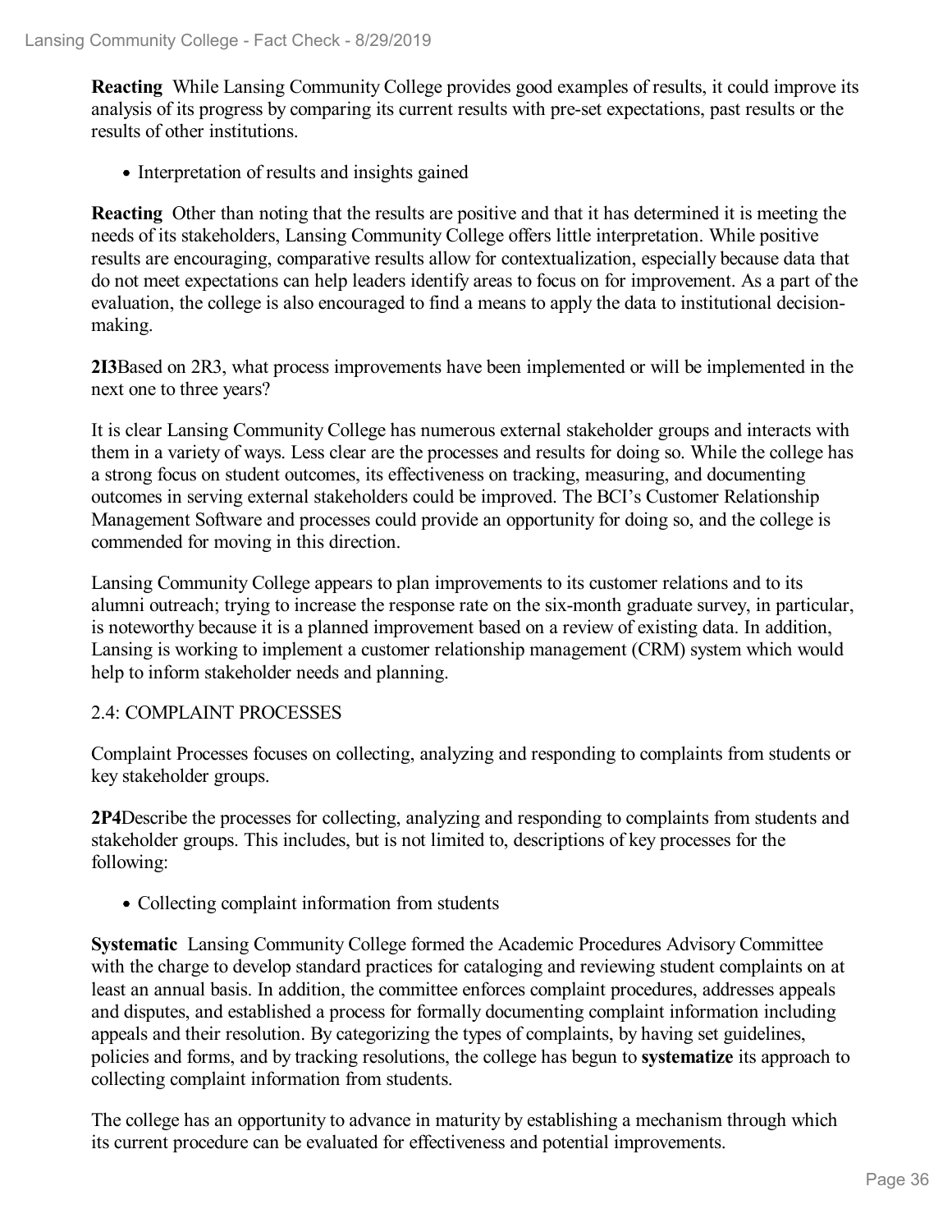**Reacting** While Lansing Community College provides good examples of results, it could improve its analysis of its progress by comparing its current results with pre-set expectations, past results or the results of other institutions.

- Interpretation of results and insights gained

**Reacting** Other than noting that the results are positive and that it has determined it is meeting the needs of its stakeholders, Lansing Community College offers little interpretation. While positive results are encouraging, comparative results allow for contextualization, especially because data that do not meet expectations can help leaders identify areas to focus on for improvement. As a part of the evaluation, the college is also encouraged to find a means to apply the data to institutional decision-making.

**2I3**Based on 2R3, what process improvements have been implemented or will be implemented in the next one to three years?

It is clear Lansing Community College has numerous external stakeholder groups and interacts with them in a variety of ways. Less clear are the processes and results for doing so. While the college has a strong focus on student outcomes, its effectiveness on tracking, measuring, and documenting outcomes in serving external stakeholders could be improved. The BCI's Customer Relationship Management Software and processes could provide an opportunity for doing so, and the college is commended for moving in this direction.

Lansing Community College appears to plan improvements to its customer relations and to its alumni outreach; trying to increase the response rate on the six-month graduate survey, in particular, is noteworthy because it is a planned improvement based on a review of existing data. In addition, Lansing is working to implement a customer relationship management (CRM) system which would help to inform stakeholder needs and planning.

2.4: COMPLAINT PROCESSES

Complaint Processes focuses on collecting, analyzing and responding to complaints from students or key stakeholder groups.

**2P4**Describe the processes for collecting, analyzing and responding to complaints from students and stakeholder groups. This includes, but is not limited to, descriptions of key processes for the following:

- Collecting complaint information from students

**Systematic** Lansing Community College formed the Academic Procedures Advisory Committee with the charge to develop standard practices for cataloging and reviewing student complaints on at least an annual basis. In addition, the committee enforces complaint procedures, addresses appeals and disputes, and established a process for formally documenting complaint information including appeals and their resolution. By categorizing the types of complaints, by having set guidelines, policies and forms, and by tracking resolutions, the college has begun to **systematize** its approach to collecting complaint information from students.

The college has an opportunity to advance in maturity by establishing a mechanism through which its current procedure can be evaluated for effectiveness and potential improvements.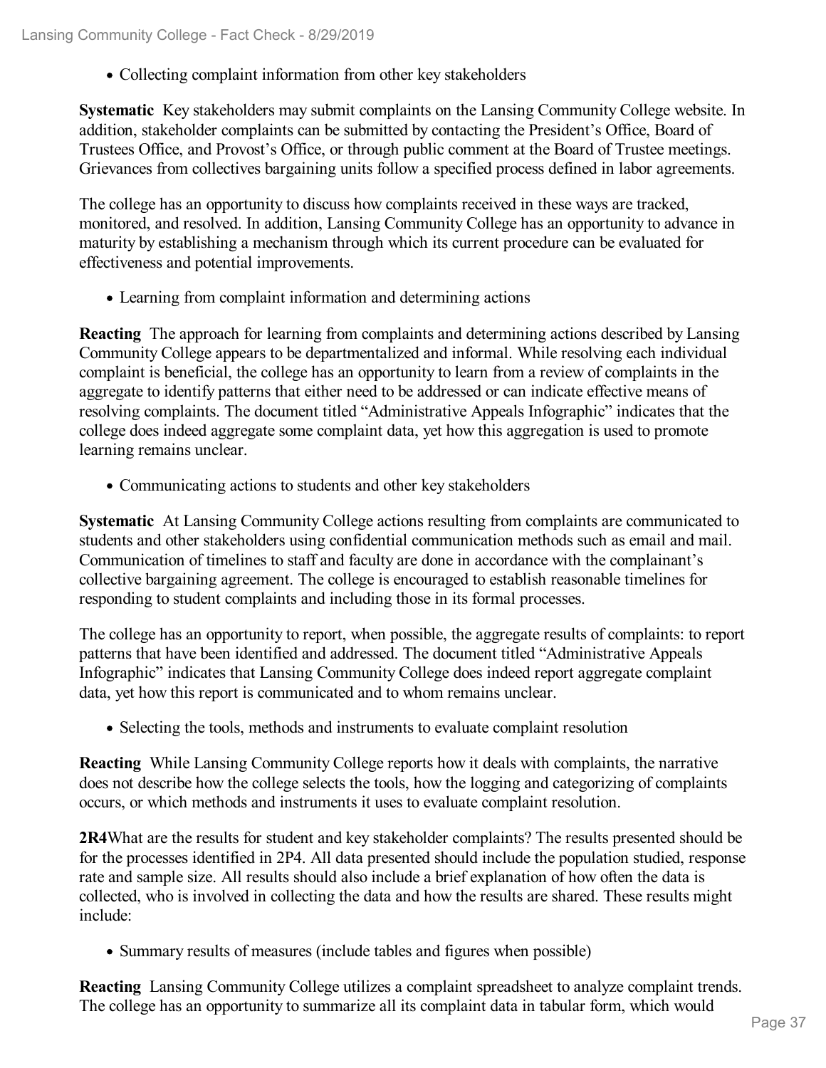- Collecting complaint information from other key stakeholders

**Systematic** Key stakeholders may submit complaints on the Lansing Community College website. In addition, stakeholder complaints can be submitted by contacting the President's Office, Board of Trustees Office, and Provost's Office, or through public comment at the Board of Trustee meetings. Grievances from collectives bargaining units follow a specified process defined in labor agreements.

The college has an opportunity to discuss how complaints received in these ways are tracked, monitored, and resolved. In addition, Lansing Community College has an opportunity to advance in maturity by establishing a mechanism through which its current procedure can be evaluated for effectiveness and potential improvements.

- Learning from complaint information and determining actions

**Reacting** The approach for learning from complaints and determining actions described by Lansing Community College appears to be departmentalized and informal. While resolving each individual complaint is beneficial, the college has an opportunity to learn from a review of complaints in the aggregate to identify patterns that either need to be addressed or can indicate effective means of resolving complaints. The document titled "Administrative Appeals Infographic" indicates that the college does indeed aggregate some complaint data, yet how this aggregation is used to promote learning remains unclear.

- Communicating actions to students and other key stakeholders

**Systematic** At Lansing Community College actions resulting from complaints are communicated to students and other stakeholders using confidential communication methods such as email and mail. Communication of timelines to staff and faculty are done in accordance with the complainant's collective bargaining agreement. The college is encouraged to establish reasonable timelines for responding to student complaints and including those in its formal processes.

The college has an opportunity to report, when possible, the aggregate results of complaints: to report patterns that have been identified and addressed. The document titled "Administrative Appeals Infographic" indicates that Lansing Community College does indeed report aggregate complaint data, yet how this report is communicated and to whom remains unclear.

- Selecting the tools, methods and instruments to evaluate complaint resolution

**Reacting** While Lansing Community College reports how it deals with complaints, the narrative does not describe how the college selects the tools, how the logging and categorizing of complaints occurs, or which methods and instruments it uses to evaluate complaint resolution.

**2R4**What are the results for student and key stakeholder complaints? The results presented should be for the processes identified in 2P4. All data presented should include the population studied, response rate and sample size. All results should also include a brief explanation of how often the data is collected, who is involved in collecting the data and how the results are shared. These results might include:

- Summary results of measures (include tables and figures when possible)

**Reacting** Lansing Community College utilizes a complaint spreadsheet to analyze complaint trends. The college has an opportunity to summarize all its complaint data in tabular form, which would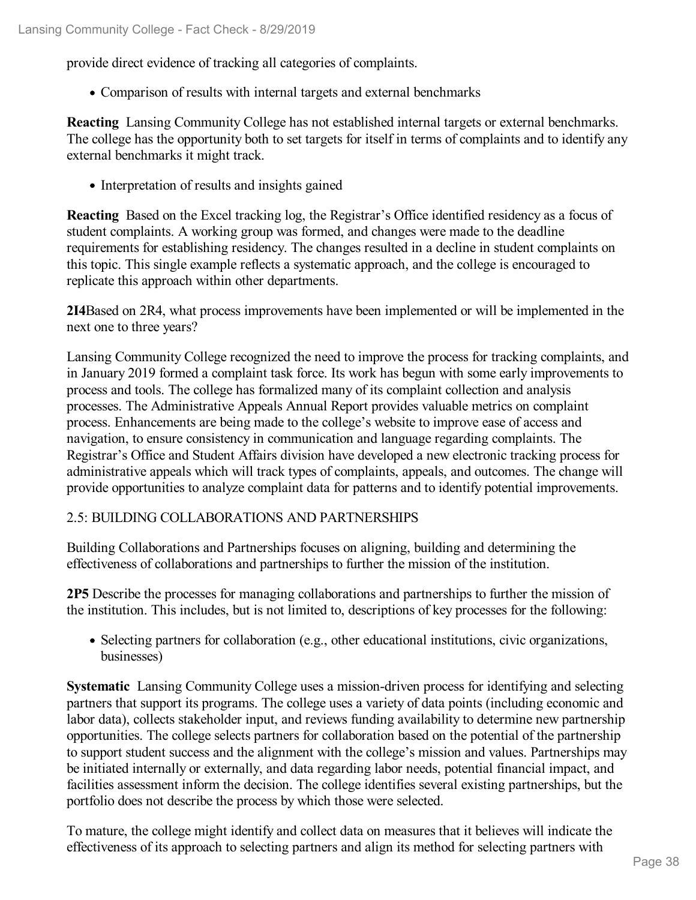provide direct evidence of tracking all categories of complaints.

- Comparison of results with internal targets and external benchmarks

**Reacting** Lansing Community College has not established internal targets or external benchmarks. The college has the opportunity both to set targets for itself in terms of complaints and to identify any external benchmarks it might track.

- Interpretation of results and insights gained

**Reacting** Based on the Excel tracking log, the Registrar's Office identified residency as a focus of student complaints. A working group was formed, and changes were made to the deadline requirements for establishing residency. The changes resulted in a decline in student complaints on this topic. This single example reflects a systematic approach, and the college is encouraged to replicate this approach within other departments.

**2I4**Based on 2R4, what process improvements have been implemented or will be implemented in the next one to three years?

Lansing Community College recognized the need to improve the process for tracking complaints, and in January 2019 formed a complaint task force. Its work has begun with some early improvements to process and tools. The college has formalized many of its complaint collection and analysis processes. The Administrative Appeals Annual Report provides valuable metrics on complaint process. Enhancements are being made to the college's website to improve ease of access and navigation, to ensure consistency in communication and language regarding complaints. The Registrar's Office and Student Affairs division have developed a new electronic tracking process for administrative appeals which will track types of complaints, appeals, and outcomes. The change will provide opportunities to analyze complaint data for patterns and to identify potential improvements.

## 2.5: BUILDING COLLABORATIONS AND PARTNERSHIPS

Building Collaborations and Partnerships focuses on aligning, building and determining the effectiveness of collaborations and partnerships to further the mission of the institution.

**2P5** Describe the processes for managing collaborations and partnerships to further the mission of the institution. This includes, but is not limited to, descriptions of key processes for the following:

- Selecting partners for collaboration (e.g., other educational institutions, civic organizations, businesses)

**Systematic** Lansing Community College uses a mission-driven process for identifying and selecting partners that support its programs. The college uses a variety of data points (including economic and labor data), collects stakeholder input, and reviews funding availability to determine new partnership opportunities. The college selects partners for collaboration based on the potential of the partnership to support student success and the alignment with the college's mission and values. Partnerships may be initiated internally or externally, and data regarding labor needs, potential financial impact, and facilities assessment inform the decision. The college identifies several existing partnerships, but the portfolio does not describe the process by which those were selected.

To mature, the college might identify and collect data on measures that it believes will indicate the effectiveness of its approach to selecting partners and align its method for selecting partners with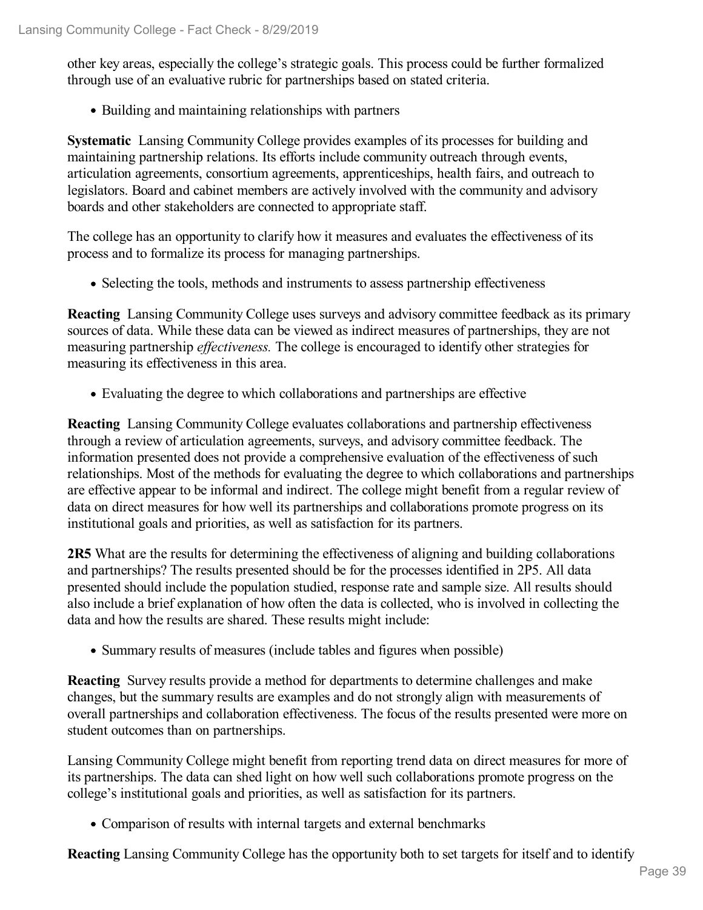other key areas, especially the college's strategic goals. This process could be further formalized through use of an evaluative rubric for partnerships based on stated criteria.

- Building and maintaining relationships with partners

**Systematic** Lansing Community College provides examples of its processes for building and maintaining partnership relations. Its efforts include community outreach through events, articulation agreements, consortium agreements, apprenticeships, health fairs, and outreach to legislators. Board and cabinet members are actively involved with the community and advisory boards and other stakeholders are connected to appropriate staff.

The college has an opportunity to clarify how it measures and evaluates the effectiveness of its process and to formalize its process for managing partnerships.

- Selecting the tools, methods and instruments to assess partnership effectiveness

**Reacting** Lansing Community College uses surveys and advisory committee feedback as its primary sources of data. While these data can be viewed as indirect measures of partnerships, they are not measuring partnership *effectiveness.* The college is encouraged to identify other strategies for measuring its effectiveness in this area.

- Evaluating the degree to which collaborations and partnerships are effective

**Reacting** Lansing Community College evaluates collaborations and partnership effectiveness through a review of articulation agreements, surveys, and advisory committee feedback. The information presented does not provide a comprehensive evaluation of the effectiveness of such relationships. Most of the methods for evaluating the degree to which collaborations and partnerships are effective appear to be informal and indirect. The college might benefit from a regular review of data on direct measures for how well its partnerships and collaborations promote progress on its institutional goals and priorities, as well as satisfaction for its partners.

**2R5** What are the results for determining the effectiveness of aligning and building collaborations and partnerships? The results presented should be for the processes identified in 2P5. All data presented should include the population studied, response rate and sample size. All results should also include a brief explanation of how often the data is collected, who is involved in collecting the data and how the results are shared. These results might include:

- Summary results of measures (include tables and figures when possible)

**Reacting** Survey results provide a method for departments to determine challenges and make changes, but the summary results are examples and do not strongly align with measurements of overall partnerships and collaboration effectiveness. The focus of the results presented were more on student outcomes than on partnerships.

Lansing Community College might benefit from reporting trend data on direct measures for more of its partnerships. The data can shed light on how well such collaborations promote progress on the college's institutional goals and priorities, as well as satisfaction for its partners.

- Comparison of results with internal targets and external benchmarks

**Reacting** Lansing Community College has the opportunity both to set targets for itself and to identify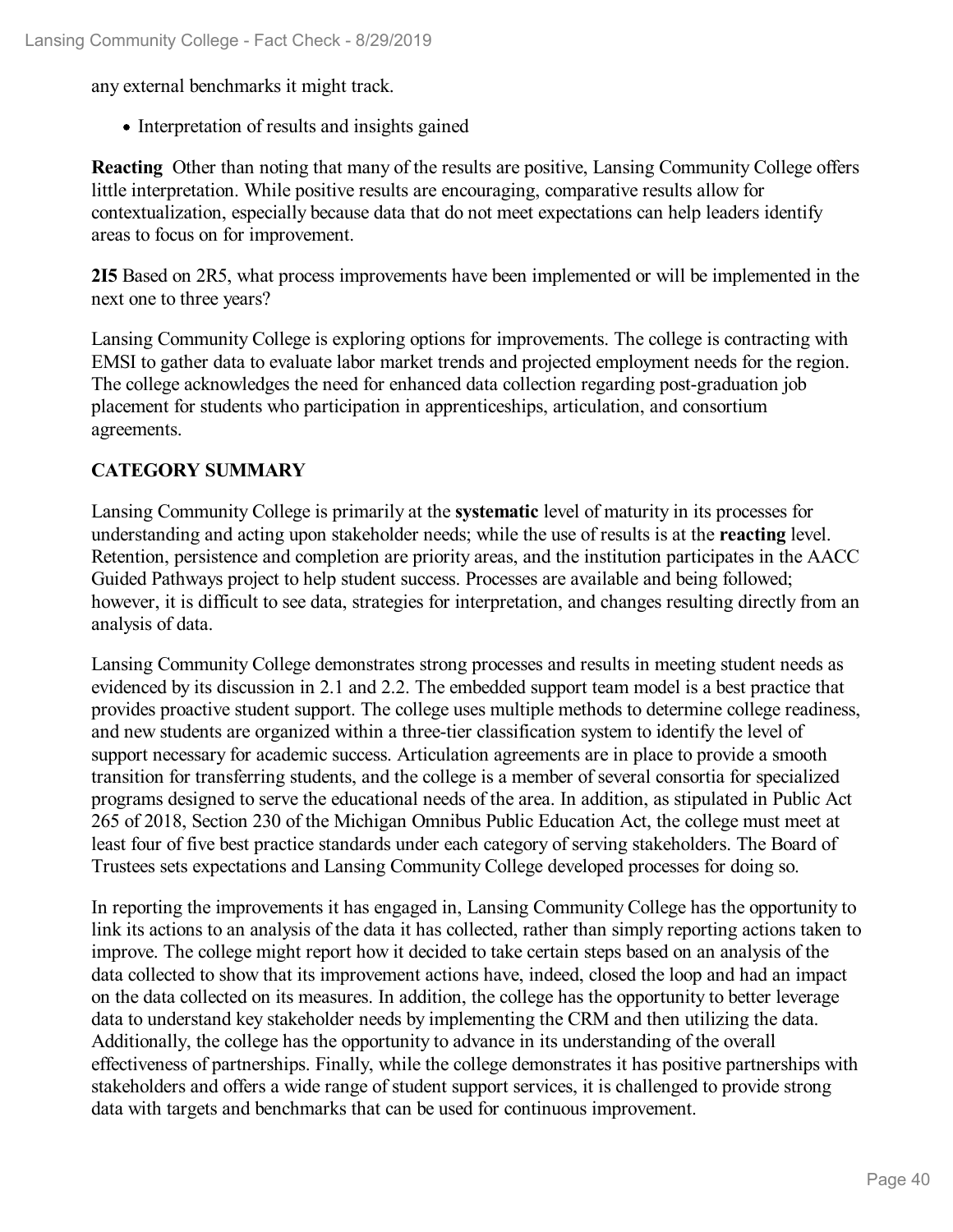any external benchmarks it might track.

- Interpretation of results and insights gained

**Reacting** Other than noting that many of the results are positive, Lansing Community College offers little interpretation. While positive results are encouraging, comparative results allow for contextualization, especially because data that do not meet expectations can help leaders identify areas to focus on for improvement.

**2I5** Based on 2R5, what process improvements have been implemented or will be implemented in the next one to three years?

Lansing Community College is exploring options for improvements. The college is contracting with EMSI to gather data to evaluate labor market trends and projected employment needs for the region. The college acknowledges the need for enhanced data collection regarding post-graduation job placement for students who participation in apprenticeships, articulation, and consortium agreements.

**CATEGORY SUMMARY**

Lansing Community College is primarily at the **systematic** level of maturity in its processes for understanding and acting upon stakeholder needs; while the use of results is at the **reacting** level. Retention, persistence and completion are priority areas, and the institution participates in the AACC Guided Pathways project to help student success. Processes are available and being followed; however, it is difficult to see data, strategies for interpretation, and changes resulting directly from an analysis of data.

Lansing Community College demonstrates strong processes and results in meeting student needs as evidenced by its discussion in 2.1 and 2.2. The embedded support team model is a best practice that provides proactive student support. The college uses multiple methods to determine college readiness, and new students are organized within a three-tier classification system to identify the level of support necessary for academic success. Articulation agreements are in place to provide a smooth transition for transferring students, and the college is a member of several consortia for specialized programs designed to serve the educational needs of the area. In addition, as stipulated in Public Act 265 of 2018, Section 230 of the Michigan Omnibus Public Education Act, the college must meet at least four of five best practice standards under each category of serving stakeholders. The Board of Trustees sets expectations and Lansing Community College developed processes for doing so.

In reporting the improvements it has engaged in, Lansing Community College has the opportunity to link its actions to an analysis of the data it has collected, rather than simply reporting actions taken to improve. The college might report how it decided to take certain steps based on an analysis of the data collected to show that its improvement actions have, indeed, closed the loop and had an impact on the data collected on its measures. In addition, the college has the opportunity to better leverage data to understand key stakeholder needs by implementing the CRM and then utilizing the data. Additionally, the college has the opportunity to advance in its understanding of the overall effectiveness of partnerships. Finally, while the college demonstrates it has positive partnerships with stakeholders and offers a wide range of student support services, it is challenged to provide strong data with targets and benchmarks that can be used for continuous improvement.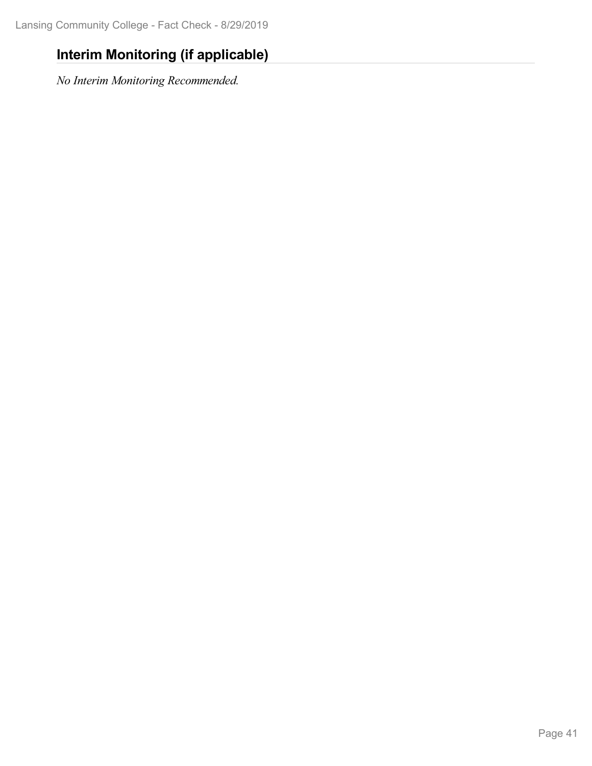## Interim Monitoring (if applicable)

*No Interim Monitoring Recommended.*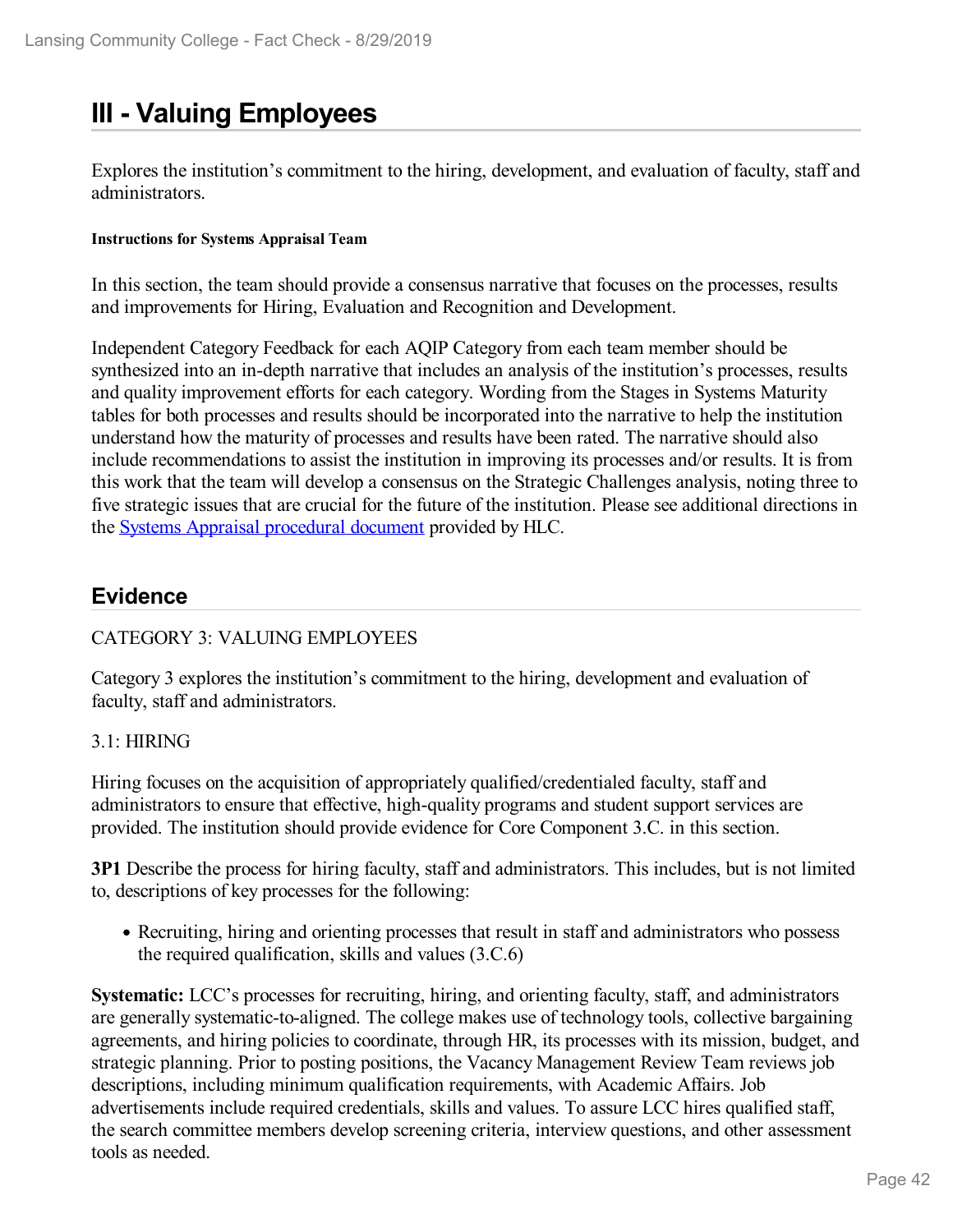# III - Valuing Employees

Explores the institution's commitment to the hiring, development, and evaluation of faculty, staff and administrators.

#### Instructions for Systems Appraisal Team

In this section, the team should provide a consensus narrative that focuses on the processes, results and improvements for Hiring, Evaluation and Recognition and Development.

Independent Category Feedback for each AQIP Category from each team member should be synthesized into an in-depth narrative that includes an analysis of the institution's processes, results and quality improvement efforts for each category. Wording from the Stages in Systems Maturity tables for both processes and results should be incorporated into the narrative to help the institution understand how the maturity of processes and results have been rated. The narrative should also include recommendations to assist the institution in improving its processes and/or results. It is from this work that the team will develop a consensus on the Strategic Challenges analysis, noting three to five strategic issues that are crucial for the future of the institution. Please see additional directions in the Systems Appraisal procedural document provided by HLC.

## Evidence

CATEGORY 3: VALUING EMPLOYEES

Category 3 explores the institution's commitment to the hiring, development and evaluation of faculty, staff and administrators.

3.1: HIRING

Hiring focuses on the acquisition of appropriately qualified/credentialed faculty, staff and administrators to ensure that effective, high-quality programs and student support services are provided. The institution should provide evidence for Core Component 3.C. in this section.

**3P1** Describe the process for hiring faculty, staff and administrators. This includes, but is not limited to, descriptions of key processes for the following:

- Recruiting, hiring and orienting processes that result in staff and administrators who possess the required qualification, skills and values (3.C.6)

**Systematic:** LCC's processes for recruiting, hiring, and orienting faculty, staff, and administrators are generally systematic-to-aligned. The college makes use of technology tools, collective bargaining agreements, and hiring policies to coordinate, through HR, its processes with its mission, budget, and strategic planning. Prior to posting positions, the Vacancy Management Review Team reviews job descriptions, including minimum qualification requirements, with Academic Affairs. Job advertisements include required credentials, skills and values. To assure LCC hires qualified staff, the search committee members develop screening criteria, interview questions, and other assessment tools as needed.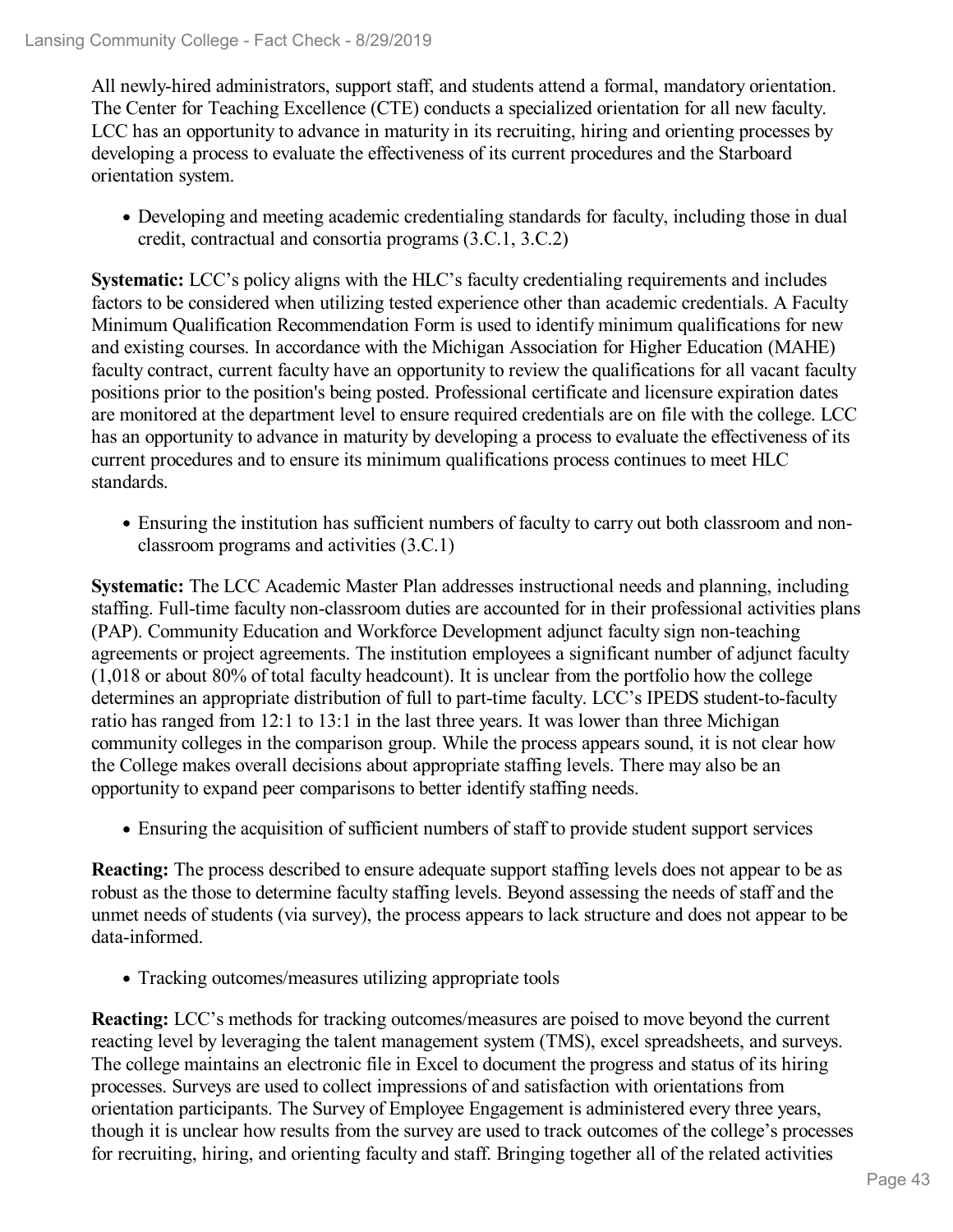All newly-hired administrators, support staff, and students attend a formal, mandatory orientation. The Center for Teaching Excellence (CTE) conducts a specialized orientation for all new faculty. LCC has an opportunity to advance in maturity in its recruiting, hiring and orienting processes by developing a process to evaluate the effectiveness of its current procedures and the Starboard orientation system.

- Developing and meeting academic credentialing standards for faculty, including those in dual credit, contractual and consortia programs (3.C.1, 3.C.2)

**Systematic:** LCC's policy aligns with the HLC's faculty credentialing requirements and includes factors to be considered when utilizing tested experience other than academic credentials. A Faculty Minimum Qualification Recommendation Form is used to identify minimum qualifications for new and existing courses. In accordance with the Michigan Association for Higher Education (MAHE) faculty contract, current faculty have an opportunity to review the qualifications for all vacant faculty positions prior to the position's being posted. Professional certificate and licensure expiration dates are monitored at the department level to ensure required credentials are on file with the college. LCC has an opportunity to advance in maturity by developing a process to evaluate the effectiveness of its current procedures and to ensure its minimum qualifications process continues to meet HLC standards.

- Ensuring the institution has sufficient numbers of faculty to carry out both classroom and non-classroom programs and activities (3.C.1)

**Systematic:** The LCC Academic Master Plan addresses instructional needs and planning, including staffing. Full-time faculty non-classroom duties are accounted for in their professional activities plans (PAP). Community Education and Workforce Development adjunct faculty sign non-teaching agreements or project agreements. The institution employees a significant number of adjunct faculty (1,018 or about 80% of total faculty headcount). It is unclear from the portfolio how the college determines an appropriate distribution of full to part-time faculty. LCC's IPEDS student-to-faculty ratio has ranged from 12:1 to 13:1 in the last three years. It was lower than three Michigan community colleges in the comparison group. While the process appears sound, it is not clear how the College makes overall decisions about appropriate staffing levels. There may also be an opportunity to expand peer comparisons to better identify staffing needs.

- Ensuring the acquisition of sufficient numbers of staff to provide student support services

**Reacting:** The process described to ensure adequate support staffing levels does not appear to be as robust as the those to determine faculty staffing levels. Beyond assessing the needs of staff and the unmet needs of students (via survey), the process appears to lack structure and does not appear to be data-informed.

- Tracking outcomes/measures utilizing appropriate tools

**Reacting:** LCC's methods for tracking outcomes/measures are poised to move beyond the current reacting level by leveraging the talent management system (TMS), excel spreadsheets, and surveys. The college maintains an electronic file in Excel to document the progress and status of its hiring processes. Surveys are used to collect impressions of and satisfaction with orientations from orientation participants. The Survey of Employee Engagement is administered every three years, though it is unclear how results from the survey are used to track outcomes of the college's processes for recruiting, hiring, and orienting faculty and staff. Bringing together all of the related activities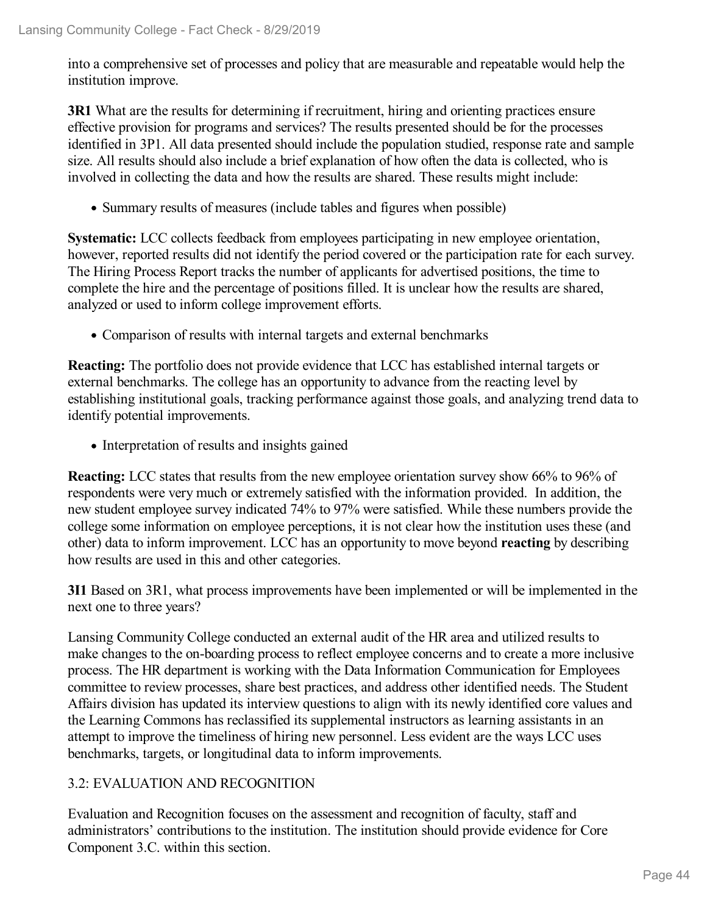into a comprehensive set of processes and policy that are measurable and repeatable would help the institution improve.

**3R1** What are the results for determining if recruitment, hiring and orienting practices ensure effective provision for programs and services? The results presented should be for the processes identified in 3P1. All data presented should include the population studied, response rate and sample size. All results should also include a brief explanation of how often the data is collected, who is involved in collecting the data and how the results are shared. These results might include:

- Summary results of measures (include tables and figures when possible)

**Systematic:** LCC collects feedback from employees participating in new employee orientation, however, reported results did not identify the period covered or the participation rate for each survey. The Hiring Process Report tracks the number of applicants for advertised positions, the time to complete the hire and the percentage of positions filled. It is unclear how the results are shared, analyzed or used to inform college improvement efforts.

- Comparison of results with internal targets and external benchmarks

**Reacting:** The portfolio does not provide evidence that LCC has established internal targets or external benchmarks. The college has an opportunity to advance from the reacting level by establishing institutional goals, tracking performance against those goals, and analyzing trend data to identify potential improvements.

- Interpretation of results and insights gained

**Reacting:** LCC states that results from the new employee orientation survey show 66% to 96% of respondents were very much or extremely satisfied with the information provided. In addition, the new student employee survey indicated 74% to 97% were satisfied. While these numbers provide the college some information on employee perceptions, it is not clear how the institution uses these (and other) data to inform improvement. LCC has an opportunity to move beyond **reacting** by describing how results are used in this and other categories.

**3I1** Based on 3R1, what process improvements have been implemented or will be implemented in the next one to three years?

Lansing Community College conducted an external audit of the HR area and utilized results to make changes to the on-boarding process to reflect employee concerns and to create a more inclusive process. The HR department is working with the Data Information Communication for Employees committee to review processes, share best practices, and address other identified needs. The Student Affairs division has updated its interview questions to align with its newly identified core values and the Learning Commons has reclassified its supplemental instructors as learning assistants in an attempt to improve the timeliness of hiring new personnel. Less evident are the ways LCC uses benchmarks, targets, or longitudinal data to inform improvements.

## 3.2: EVALUATION AND RECOGNITION

Evaluation and Recognition focuses on the assessment and recognition of faculty, staff and administrators' contributions to the institution. The institution should provide evidence for Core Component 3.C. within this section.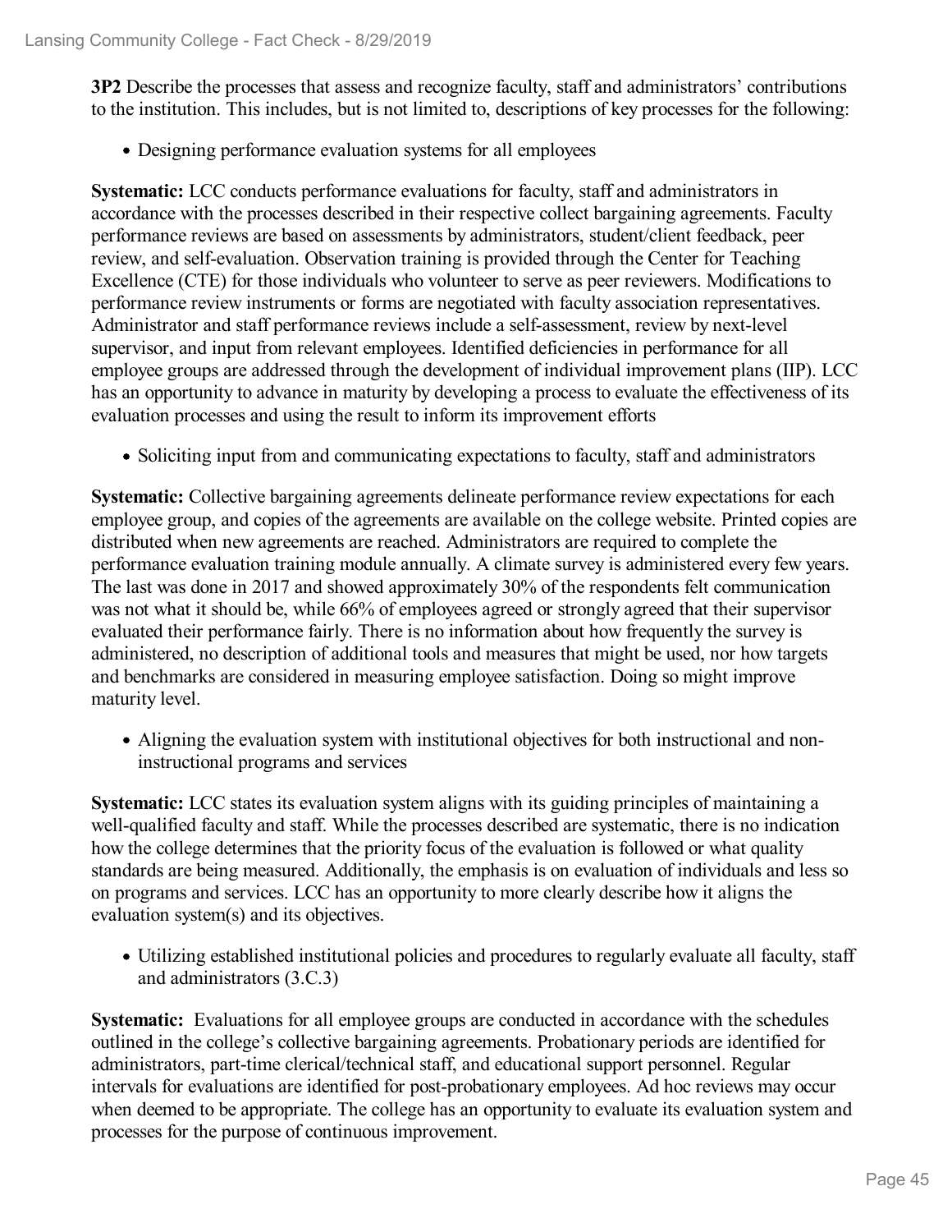**3P2** Describe the processes that assess and recognize faculty, staff and administrators' contributions to the institution. This includes, but is not limited to, descriptions of key processes for the following:

- Designing performance evaluation systems for all employees

**Systematic:** LCC conducts performance evaluations for faculty, staff and administrators in accordance with the processes described in their respective collect bargaining agreements. Faculty performance reviews are based on assessments by administrators, student/client feedback, peer review, and self-evaluation. Observation training is provided through the Center for Teaching Excellence (CTE) for those individuals who volunteer to serve as peer reviewers. Modifications to performance review instruments or forms are negotiated with faculty association representatives. Administrator and staff performance reviews include a self-assessment, review by next-level supervisor, and input from relevant employees. Identified deficiencies in performance for all employee groups are addressed through the development of individual improvement plans (IIP). LCC has an opportunity to advance in maturity by developing a process to evaluate the effectiveness of its evaluation processes and using the result to inform its improvement efforts

- Soliciting input from and communicating expectations to faculty, staff and administrators

**Systematic:** Collective bargaining agreements delineate performance review expectations for each employee group, and copies of the agreements are available on the college website. Printed copies are distributed when new agreements are reached. Administrators are required to complete the performance evaluation training module annually. A climate survey is administered every few years. The last was done in 2017 and showed approximately 30% of the respondents felt communication was not what it should be, while 66% of employees agreed or strongly agreed that their supervisor evaluated their performance fairly. There is no information about how frequently the survey is administered, no description of additional tools and measures that might be used, nor how targets and benchmarks are considered in measuring employee satisfaction. Doing so might improve maturity level.

- Aligning the evaluation system with institutional objectives for both instructional and non-instructional programs and services

**Systematic:** LCC states its evaluation system aligns with its guiding principles of maintaining a well-qualified faculty and staff. While the processes described are systematic, there is no indication how the college determines that the priority focus of the evaluation is followed or what quality standards are being measured. Additionally, the emphasis is on evaluation of individuals and less so on programs and services. LCC has an opportunity to more clearly describe how it aligns the evaluation system(s) and its objectives.

- Utilizing established institutional policies and procedures to regularly evaluate all faculty, staff and administrators (3.C.3)

**Systematic:** Evaluations for all employee groups are conducted in accordance with the schedules outlined in the college's collective bargaining agreements. Probationary periods are identified for administrators, part-time clerical/technical staff, and educational support personnel. Regular intervals for evaluations are identified for post-probationary employees. Ad hoc reviews may occur when deemed to be appropriate. The college has an opportunity to evaluate its evaluation system and processes for the purpose of continuous improvement.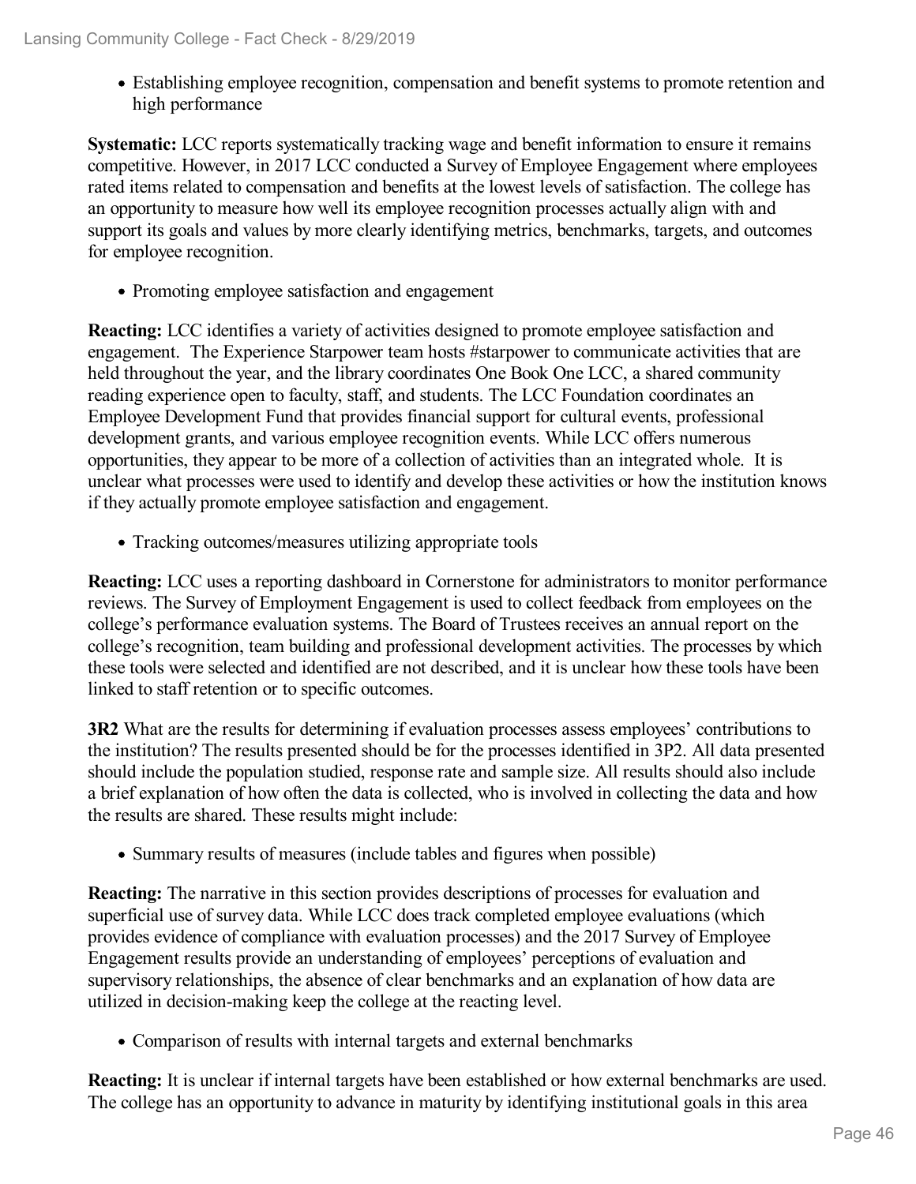- Establishing employee recognition, compensation and benefit systems to promote retention and high performance

**Systematic:** LCC reports systematically tracking wage and benefit information to ensure it remains competitive. However, in 2017 LCC conducted a Survey of Employee Engagement where employees rated items related to compensation and benefits at the lowest levels of satisfaction. The college has an opportunity to measure how well its employee recognition processes actually align with and support its goals and values by more clearly identifying metrics, benchmarks, targets, and outcomes for employee recognition.

- Promoting employee satisfaction and engagement

**Reacting:** LCC identifies a variety of activities designed to promote employee satisfaction and engagement. The Experience Starpower team hosts #starpower to communicate activities that are held throughout the year, and the library coordinates One Book One LCC, a shared community reading experience open to faculty, staff, and students. The LCC Foundation coordinates an Employee Development Fund that provides financial support for cultural events, professional development grants, and various employee recognition events. While LCC offers numerous opportunities, they appear to be more of a collection of activities than an integrated whole. It is unclear what processes were used to identify and develop these activities or how the institution knows if they actually promote employee satisfaction and engagement.

- Tracking outcomes/measures utilizing appropriate tools

**Reacting:** LCC uses a reporting dashboard in Cornerstone for administrators to monitor performance reviews. The Survey of Employment Engagement is used to collect feedback from employees on the college's performance evaluation systems. The Board of Trustees receives an annual report on the college's recognition, team building and professional development activities. The processes by which these tools were selected and identified are not described, and it is unclear how these tools have been linked to staff retention or to specific outcomes.

**3R2** What are the results for determining if evaluation processes assess employees' contributions to the institution? The results presented should be for the processes identified in 3P2. All data presented should include the population studied, response rate and sample size. All results should also include a brief explanation of how often the data is collected, who is involved in collecting the data and how the results are shared. These results might include:

- Summary results of measures (include tables and figures when possible)

**Reacting:** The narrative in this section provides descriptions of processes for evaluation and superficial use of survey data. While LCC does track completed employee evaluations (which provides evidence of compliance with evaluation processes) and the 2017 Survey of Employee Engagement results provide an understanding of employees' perceptions of evaluation and supervisory relationships, the absence of clear benchmarks and an explanation of how data are utilized in decision-making keep the college at the reacting level.

- Comparison of results with internal targets and external benchmarks

**Reacting:** It is unclear if internal targets have been established or how external benchmarks are used. The college has an opportunity to advance in maturity by identifying institutional goals in this area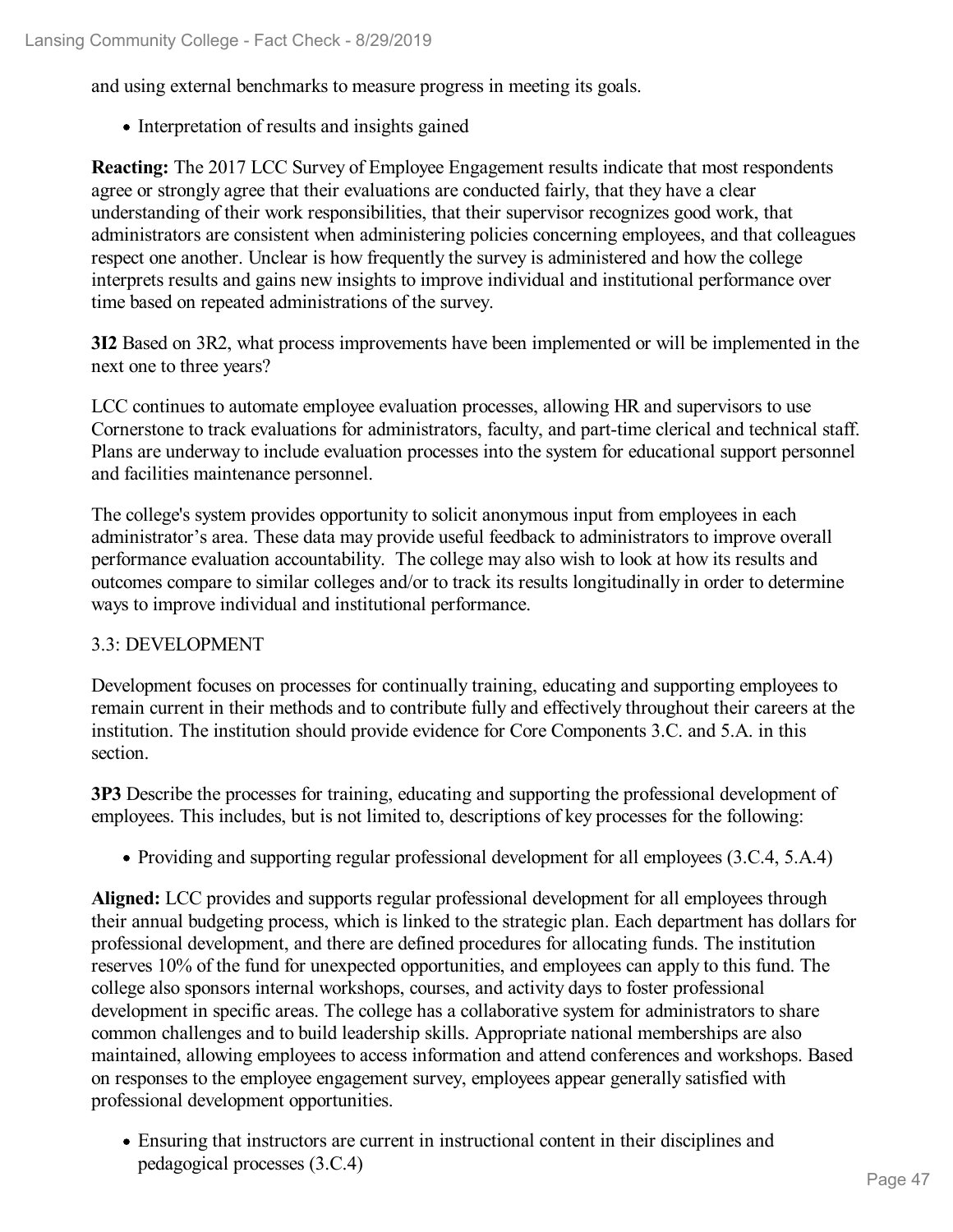and using external benchmarks to measure progress in meeting its goals.

- Interpretation of results and insights gained

**Reacting:** The 2017 LCC Survey of Employee Engagement results indicate that most respondents agree or strongly agree that their evaluations are conducted fairly, that they have a clear understanding of their work responsibilities, that their supervisor recognizes good work, that administrators are consistent when administering policies concerning employees, and that colleagues respect one another. Unclear is how frequently the survey is administered and how the college interprets results and gains new insights to improve individual and institutional performance over time based on repeated administrations of the survey.

**3I2** Based on 3R2, what process improvements have been implemented or will be implemented in the next one to three years?

LCC continues to automate employee evaluation processes, allowing HR and supervisors to use Cornerstone to track evaluations for administrators, faculty, and part-time clerical and technical staff. Plans are underway to include evaluation processes into the system for educational support personnel and facilities maintenance personnel.

The college's system provides opportunity to solicit anonymous input from employees in each administrator's area. These data may provide useful feedback to administrators to improve overall performance evaluation accountability. The college may also wish to look at how its results and outcomes compare to similar colleges and/or to track its results longitudinally in order to determine ways to improve individual and institutional performance.

3.3: DEVELOPMENT

Development focuses on processes for continually training, educating and supporting employees to remain current in their methods and to contribute fully and effectively throughout their careers at the institution. The institution should provide evidence for Core Components 3.C. and 5.A. in this section.

**3P3** Describe the processes for training, educating and supporting the professional development of employees. This includes, but is not limited to, descriptions of key processes for the following:

- Providing and supporting regular professional development for all employees (3.C.4, 5.A.4)

**Aligned:** LCC provides and supports regular professional development for all employees through their annual budgeting process, which is linked to the strategic plan. Each department has dollars for professional development, and there are defined procedures for allocating funds. The institution reserves 10% of the fund for unexpected opportunities, and employees can apply to this fund. The college also sponsors internal workshops, courses, and activity days to foster professional development in specific areas. The college has a collaborative system for administrators to share common challenges and to build leadership skills. Appropriate national memberships are also maintained, allowing employees to access information and attend conferences and workshops. Based on responses to the employee engagement survey, employees appear generally satisfied with professional development opportunities.

- Ensuring that instructors are current in instructional content in their disciplines and pedagogical processes (3.C.4)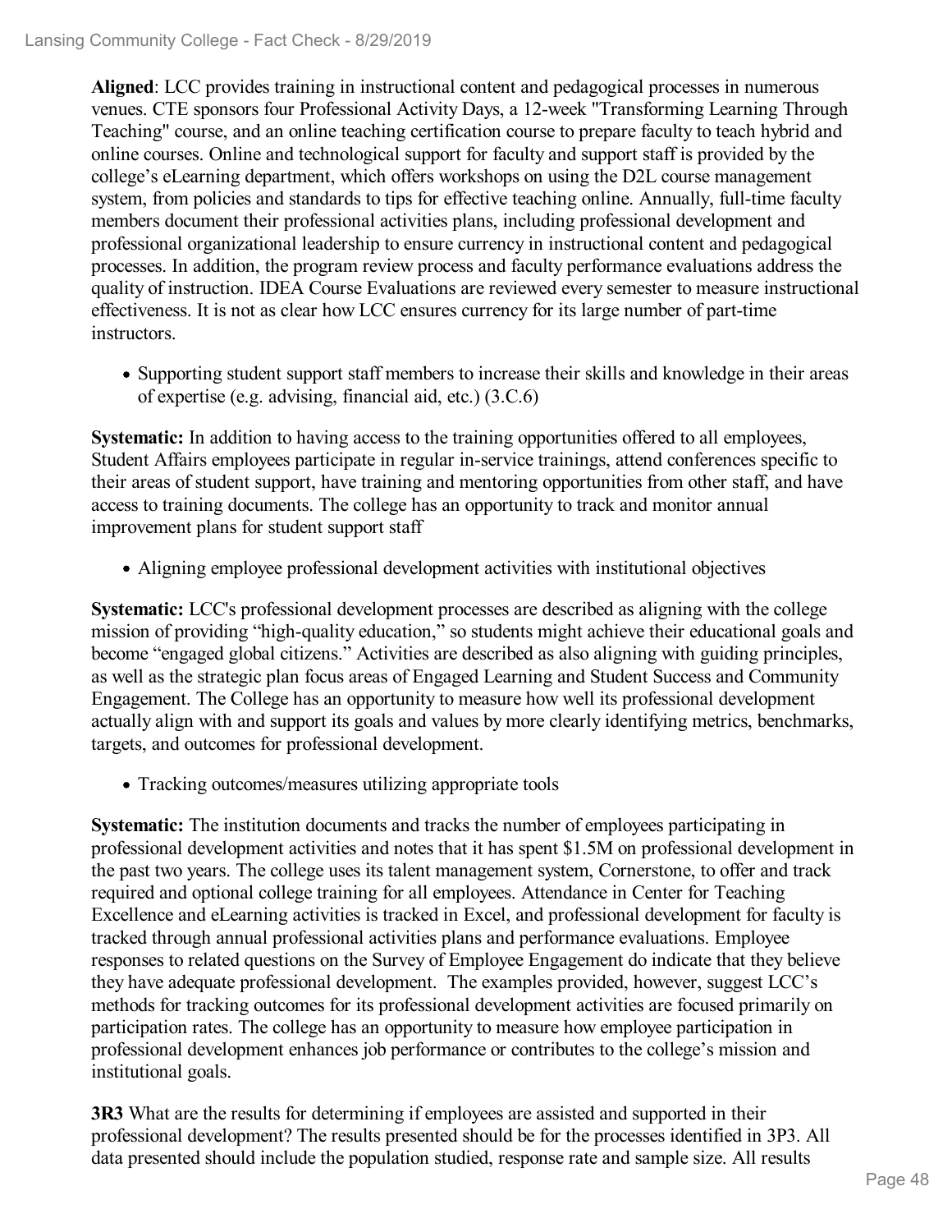**Aligned**: LCC provides training in instructional content and pedagogical processes in numerous venues. CTE sponsors four Professional Activity Days, a 12-week "Transforming Learning Through Teaching" course, and an online teaching certification course to prepare faculty to teach hybrid and online courses. Online and technological support for faculty and support staff is provided by the college's eLearning department, which offers workshops on using the D2L course management system, from policies and standards to tips for effective teaching online. Annually, full-time faculty members document their professional activities plans, including professional development and professional organizational leadership to ensure currency in instructional content and pedagogical processes. In addition, the program review process and faculty performance evaluations address the quality of instruction. IDEA Course Evaluations are reviewed every semester to measure instructional effectiveness. It is not as clear how LCC ensures currency for its large number of part-time instructors.

- Supporting student support staff members to increase their skills and knowledge in their areas of expertise (e.g. advising, financial aid, etc.) (3.C.6)

**Systematic:** In addition to having access to the training opportunities offered to all employees, Student Affairs employees participate in regular in-service trainings, attend conferences specific to their areas of student support, have training and mentoring opportunities from other staff, and have access to training documents. The college has an opportunity to track and monitor annual improvement plans for student support staff

- Aligning employee professional development activities with institutional objectives

**Systematic:** LCC's professional development processes are described as aligning with the college mission of providing "high-quality education," so students might achieve their educational goals and become "engaged global citizens." Activities are described as also aligning with guiding principles, as well as the strategic plan focus areas of Engaged Learning and Student Success and Community Engagement. The College has an opportunity to measure how well its professional development actually align with and support its goals and values by more clearly identifying metrics, benchmarks, targets, and outcomes for professional development.

- Tracking outcomes/measures utilizing appropriate tools

**Systematic:** The institution documents and tracks the number of employees participating in professional development activities and notes that it has spent $1.5M on professional development in the past two years. The college uses its talent management system, Cornerstone, to offer and track required and optional college training for all employees. Attendance in Center for Teaching Excellence and eLearning activities is tracked in Excel, and professional development for faculty is tracked through annual professional activities plans and performance evaluations. Employee responses to related questions on the Survey of Employee Engagement do indicate that they believe they have adequate professional development. The examples provided, however, suggest LCC's methods for tracking outcomes for its professional development activities are focused primarily on participation rates. The college has an opportunity to measure how employee participation in professional development enhances job performance or contributes to the college's mission and institutional goals.

**3R3** What are the results for determining if employees are assisted and supported in their professional development? The results presented should be for the processes identified in 3P3. All data presented should include the population studied, response rate and sample size. All results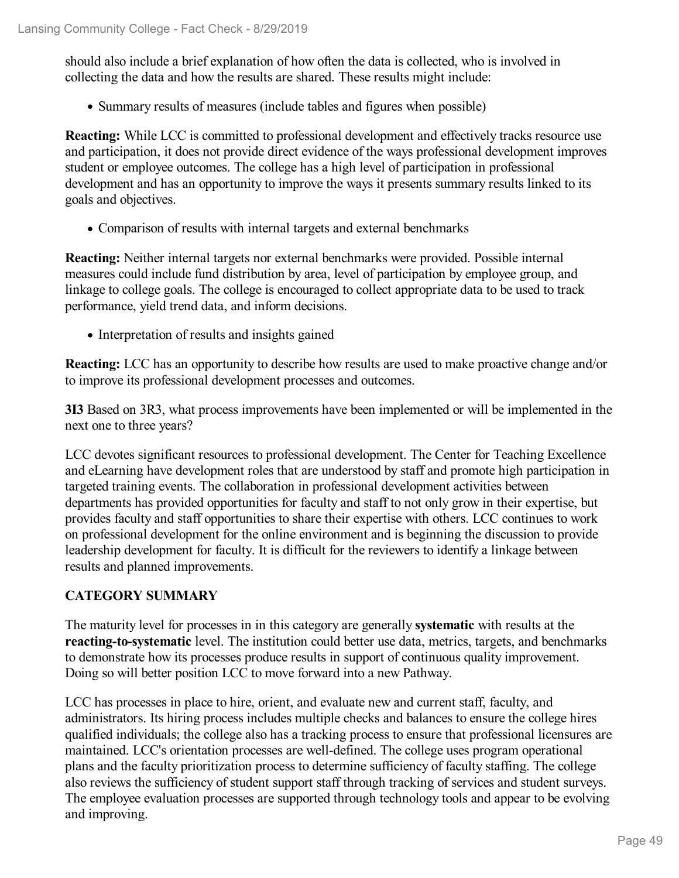should also include a brief explanation of how often the data is collected, who is involved in collecting the data and how the results are shared. These results might include:

- Summary results of measures (include tables and figures when possible)

**Reacting:** While LCC is committed to professional development and effectively tracks resource use and participation, it does not provide direct evidence of the ways professional development improves student or employee outcomes. The college has a high level of participation in professional development and has an opportunity to improve the ways it presents summary results linked to its goals and objectives.

- Comparison of results with internal targets and external benchmarks

**Reacting:** Neither internal targets nor external benchmarks were provided. Possible internal measures could include fund distribution by area, level of participation by employee group, and linkage to college goals. The college is encouraged to collect appropriate data to be used to track performance, yield trend data, and inform decisions.

- Interpretation of results and insights gained

**Reacting:** LCC has an opportunity to describe how results are used to make proactive change and/or to improve its professional development processes and outcomes.

**3I3** Based on 3R3, what process improvements have been implemented or will be implemented in the next one to three years?

LCC devotes significant resources to professional development. The Center for Teaching Excellence and eLearning have development roles that are understood by staff and promote high participation in targeted training events. The collaboration in professional development activities between departments has provided opportunities for faculty and staff to not only grow in their expertise, but provides faculty and staff opportunities to share their expertise with others. LCC continues to work on professional development for the online environment and is beginning the discussion to provide leadership development for faculty. It is difficult for the reviewers to identify a linkage between results and planned improvements.

**CATEGORY SUMMARY**

The maturity level for processes in in this category are generally **systematic** with results at the **reacting-to-systematic** level. The institution could better use data, metrics, targets, and benchmarks to demonstrate how its processes produce results in support of continuous quality improvement. Doing so will better position LCC to move forward into a new Pathway.

LCC has processes in place to hire, orient, and evaluate new and current staff, faculty, and administrators. Its hiring process includes multiple checks and balances to ensure the college hires qualified individuals; the college also has a tracking process to ensure that professional licensures are maintained. LCC's orientation processes are well-defined. The college uses program operational plans and the faculty prioritization process to determine sufficiency of faculty staffing. The college also reviews the sufficiency of student support staff through tracking of services and student surveys. The employee evaluation processes are supported through technology tools and appear to be evolving and improving.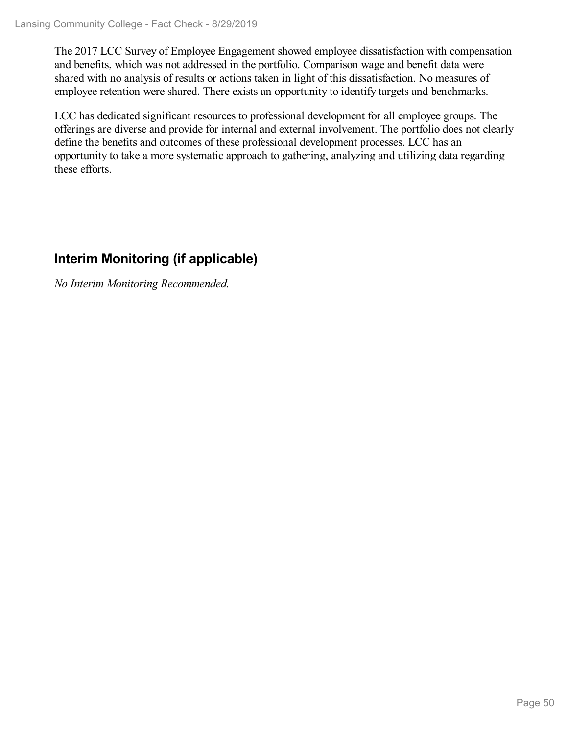The 2017 LCC Survey of Employee Engagement showed employee dissatisfaction with compensation and benefits, which was not addressed in the portfolio. Comparison wage and benefit data were shared with no analysis of results or actions taken in light of this dissatisfaction. No measures of employee retention were shared. There exists an opportunity to identify targets and benchmarks.

LCC has dedicated significant resources to professional development for all employee groups. The offerings are diverse and provide for internal and external involvement. The portfolio does not clearly define the benefits and outcomes of these professional development processes. LCC has an opportunity to take a more systematic approach to gathering, analyzing and utilizing data regarding these efforts.

## Interim Monitoring (if applicable)

*No Interim Monitoring Recommended.*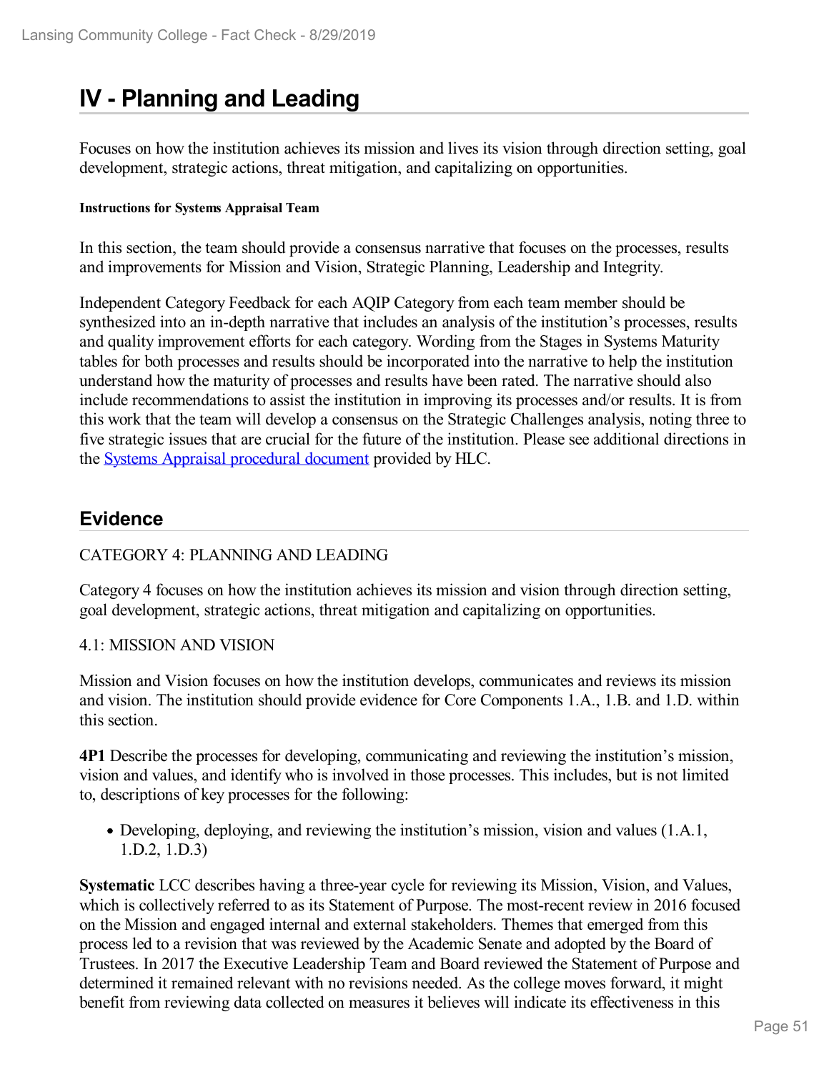# IV - Planning and Leading

Focuses on how the institution achieves its mission and lives its vision through direction setting, goal development, strategic actions, threat mitigation, and capitalizing on opportunities.

#### Instructions for Systems Appraisal Team

In this section, the team should provide a consensus narrative that focuses on the processes, results and improvements for Mission and Vision, Strategic Planning, Leadership and Integrity.

Independent Category Feedback for each AQIP Category from each team member should be synthesized into an in-depth narrative that includes an analysis of the institution's processes, results and quality improvement efforts for each category. Wording from the Stages in Systems Maturity tables for both processes and results should be incorporated into the narrative to help the institution understand how the maturity of processes and results have been rated. The narrative should also include recommendations to assist the institution in improving its processes and/or results. It is from this work that the team will develop a consensus on the Strategic Challenges analysis, noting three to five strategic issues that are crucial for the future of the institution. Please see additional directions in the Systems Appraisal procedural document provided by HLC.

## Evidence

CATEGORY 4: PLANNING AND LEADING

Category 4 focuses on how the institution achieves its mission and vision through direction setting, goal development, strategic actions, threat mitigation and capitalizing on opportunities.

4.1: MISSION AND VISION

Mission and Vision focuses on how the institution develops, communicates and reviews its mission and vision. The institution should provide evidence for Core Components 1.A., 1.B. and 1.D. within this section.

**4P1** Describe the processes for developing, communicating and reviewing the institution's mission, vision and values, and identify who is involved in those processes. This includes, but is not limited to, descriptions of key processes for the following:

- Developing, deploying, and reviewing the institution's mission, vision and values (1.A.1, 1.D.2, 1.D.3)

**Systematic** LCC describes having a three-year cycle for reviewing its Mission, Vision, and Values, which is collectively referred to as its Statement of Purpose. The most-recent review in 2016 focused on the Mission and engaged internal and external stakeholders. Themes that emerged from this process led to a revision that was reviewed by the Academic Senate and adopted by the Board of Trustees. In 2017 the Executive Leadership Team and Board reviewed the Statement of Purpose and determined it remained relevant with no revisions needed. As the college moves forward, it might benefit from reviewing data collected on measures it believes will indicate its effectiveness in this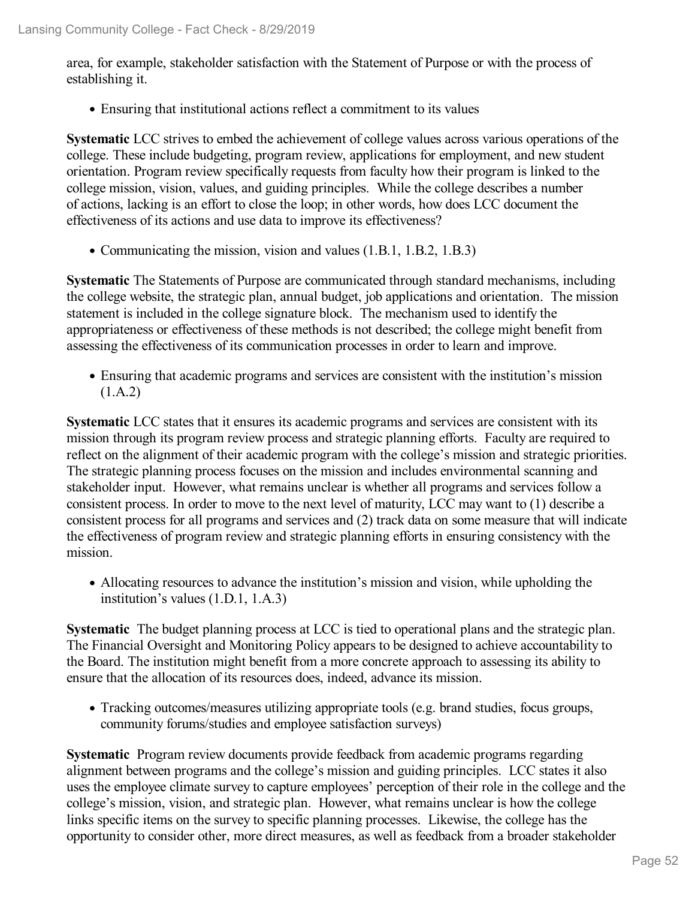area, for example, stakeholder satisfaction with the Statement of Purpose or with the process of establishing it.

- Ensuring that institutional actions reflect a commitment to its values

**Systematic** LCC strives to embed the achievement of college values across various operations of the college. These include budgeting, program review, applications for employment, and new student orientation. Program review specifically requests from faculty how their program is linked to the college mission, vision, values, and guiding principles. While the college describes a number of actions, lacking is an effort to close the loop; in other words, how does LCC document the effectiveness of its actions and use data to improve its effectiveness?

- Communicating the mission, vision and values (1.B.1, 1.B.2, 1.B.3)

**Systematic** The Statements of Purpose are communicated through standard mechanisms, including the college website, the strategic plan, annual budget, job applications and orientation. The mission statement is included in the college signature block. The mechanism used to identify the appropriateness or effectiveness of these methods is not described; the college might benefit from assessing the effectiveness of its communication processes in order to learn and improve.

- Ensuring that academic programs and services are consistent with the institution's mission (1.A.2)

**Systematic** LCC states that it ensures its academic programs and services are consistent with its mission through its program review process and strategic planning efforts. Faculty are required to reflect on the alignment of their academic program with the college's mission and strategic priorities. The strategic planning process focuses on the mission and includes environmental scanning and stakeholder input. However, what remains unclear is whether all programs and services follow a consistent process. In order to move to the next level of maturity, LCC may want to (1) describe a consistent process for all programs and services and (2) track data on some measure that will indicate the effectiveness of program review and strategic planning efforts in ensuring consistency with the mission.

- Allocating resources to advance the institution's mission and vision, while upholding the institution's values (1.D.1, 1.A.3)

**Systematic** The budget planning process at LCC is tied to operational plans and the strategic plan. The Financial Oversight and Monitoring Policy appears to be designed to achieve accountability to the Board. The institution might benefit from a more concrete approach to assessing its ability to ensure that the allocation of its resources does, indeed, advance its mission.

- Tracking outcomes/measures utilizing appropriate tools (e.g. brand studies, focus groups, community forums/studies and employee satisfaction surveys)

**Systematic** Program review documents provide feedback from academic programs regarding alignment between programs and the college's mission and guiding principles. LCC states it also uses the employee climate survey to capture employees' perception of their role in the college and the college's mission, vision, and strategic plan. However, what remains unclear is how the college links specific items on the survey to specific planning processes. Likewise, the college has the opportunity to consider other, more direct measures, as well as feedback from a broader stakeholder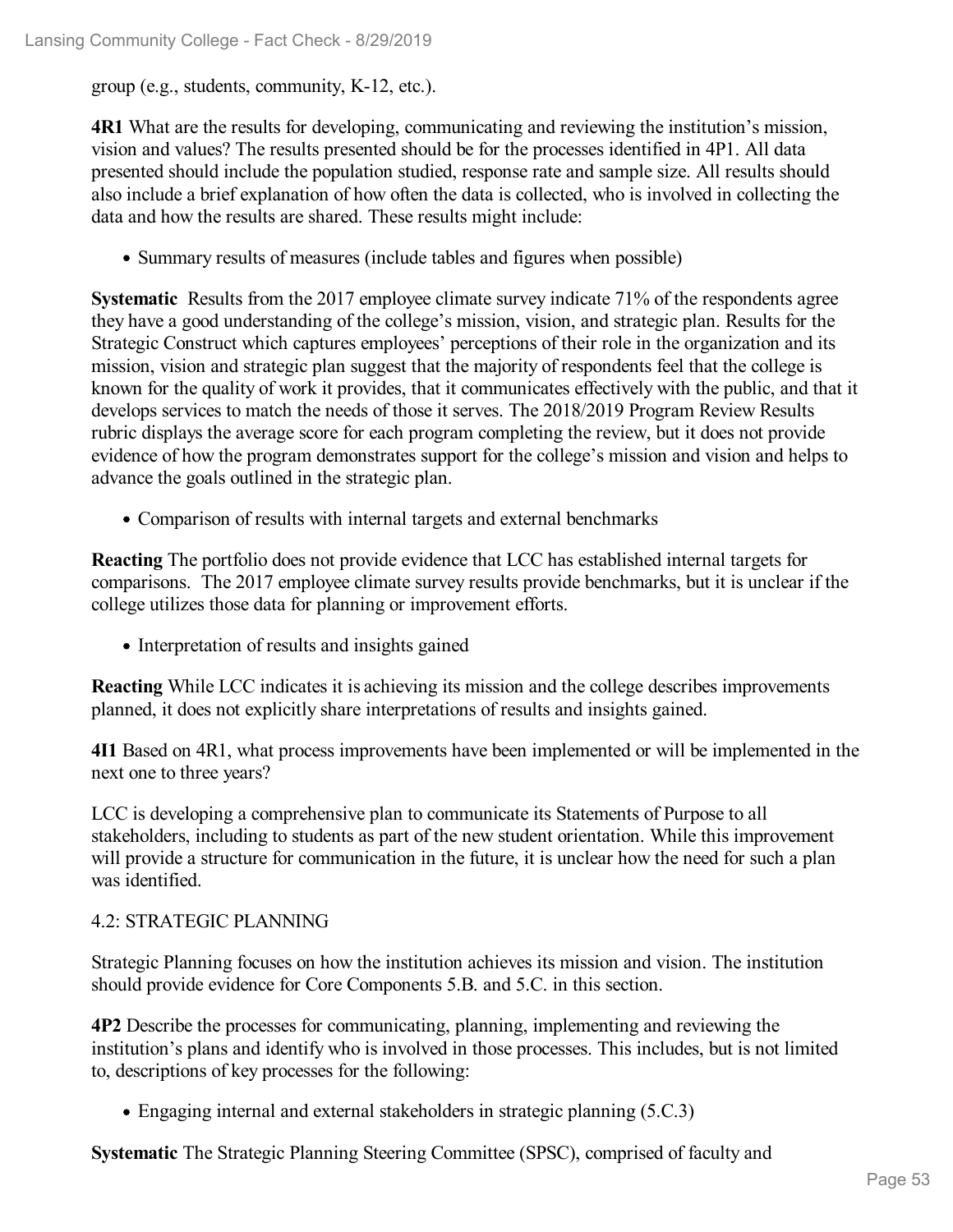group (e.g., students, community, K-12, etc.).

**4R1** What are the results for developing, communicating and reviewing the institution's mission, vision and values? The results presented should be for the processes identified in 4P1. All data presented should include the population studied, response rate and sample size. All results should also include a brief explanation of how often the data is collected, who is involved in collecting the data and how the results are shared. These results might include:

- Summary results of measures (include tables and figures when possible)

**Systematic** Results from the 2017 employee climate survey indicate 71% of the respondents agree they have a good understanding of the college's mission, vision, and strategic plan. Results for the Strategic Construct which captures employees' perceptions of their role in the organization and its mission, vision and strategic plan suggest that the majority of respondents feel that the college is known for the quality of work it provides, that it communicates effectively with the public, and that it develops services to match the needs of those it serves. The 2018/2019 Program Review Results rubric displays the average score for each program completing the review, but it does not provide evidence of how the program demonstrates support for the college's mission and vision and helps to advance the goals outlined in the strategic plan.

- Comparison of results with internal targets and external benchmarks

**Reacting** The portfolio does not provide evidence that LCC has established internal targets for comparisons. The 2017 employee climate survey results provide benchmarks, but it is unclear if the college utilizes those data for planning or improvement efforts.

- Interpretation of results and insights gained

**Reacting** While LCC indicates it is achieving its mission and the college describes improvements planned, it does not explicitly share interpretations of results and insights gained.

**4I1** Based on 4R1, what process improvements have been implemented or will be implemented in the next one to three years?

LCC is developing a comprehensive plan to communicate its Statements of Purpose to all stakeholders, including to students as part of the new student orientation. While this improvement will provide a structure for communication in the future, it is unclear how the need for such a plan was identified.

4.2: STRATEGIC PLANNING

Strategic Planning focuses on how the institution achieves its mission and vision. The institution should provide evidence for Core Components 5.B. and 5.C. in this section.

**4P2** Describe the processes for communicating, planning, implementing and reviewing the institution's plans and identify who is involved in those processes. This includes, but is not limited to, descriptions of key processes for the following:

- Engaging internal and external stakeholders in strategic planning (5.C.3)

**Systematic** The Strategic Planning Steering Committee (SPSC), comprised of faculty and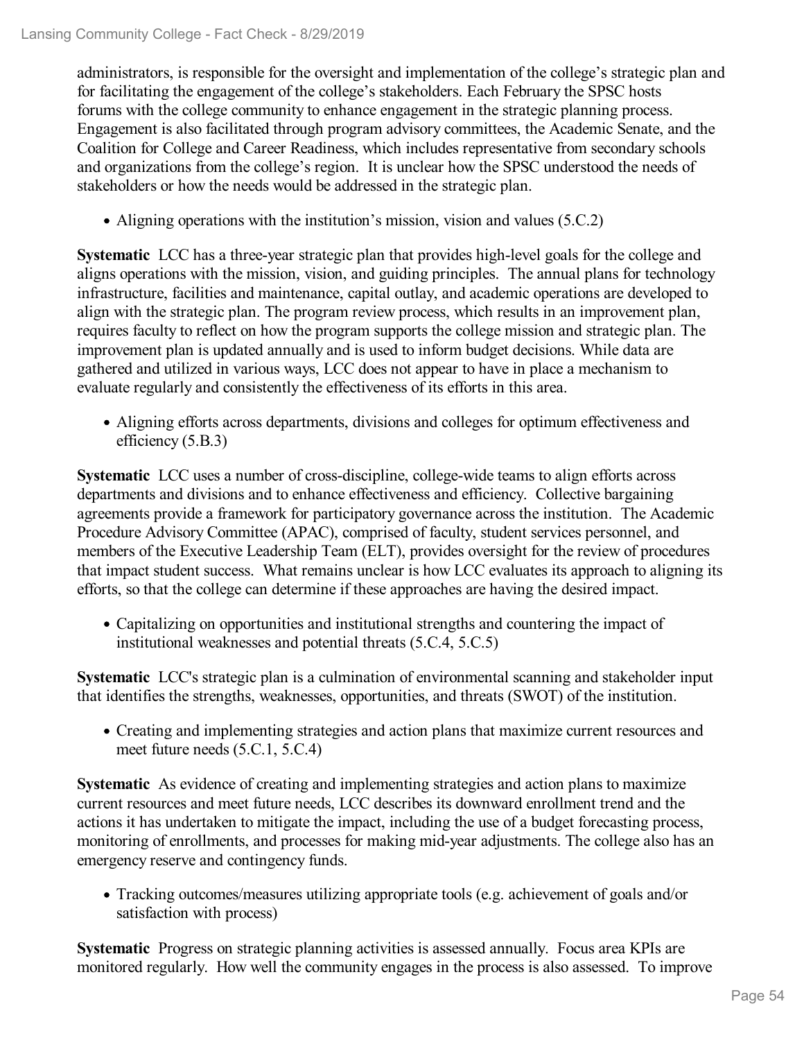administrators, is responsible for the oversight and implementation of the college's strategic plan and for facilitating the engagement of the college's stakeholders. Each February the SPSC hosts forums with the college community to enhance engagement in the strategic planning process. Engagement is also facilitated through program advisory committees, the Academic Senate, and the Coalition for College and Career Readiness, which includes representative from secondary schools and organizations from the college's region. It is unclear how the SPSC understood the needs of stakeholders or how the needs would be addressed in the strategic plan.

- Aligning operations with the institution's mission, vision and values (5.C.2)

**Systematic** LCC has a three-year strategic plan that provides high-level goals for the college and aligns operations with the mission, vision, and guiding principles. The annual plans for technology infrastructure, facilities and maintenance, capital outlay, and academic operations are developed to align with the strategic plan. The program review process, which results in an improvement plan, requires faculty to reflect on how the program supports the college mission and strategic plan. The improvement plan is updated annually and is used to inform budget decisions. While data are gathered and utilized in various ways, LCC does not appear to have in place a mechanism to evaluate regularly and consistently the effectiveness of its efforts in this area.

- Aligning efforts across departments, divisions and colleges for optimum effectiveness and efficiency (5.B.3)

**Systematic** LCC uses a number of cross-discipline, college-wide teams to align efforts across departments and divisions and to enhance effectiveness and efficiency. Collective bargaining agreements provide a framework for participatory governance across the institution. The Academic Procedure Advisory Committee (APAC), comprised of faculty, student services personnel, and members of the Executive Leadership Team (ELT), provides oversight for the review of procedures that impact student success. What remains unclear is how LCC evaluates its approach to aligning its efforts, so that the college can determine if these approaches are having the desired impact.

- Capitalizing on opportunities and institutional strengths and countering the impact of institutional weaknesses and potential threats (5.C.4, 5.C.5)

**Systematic** LCC's strategic plan is a culmination of environmental scanning and stakeholder input that identifies the strengths, weaknesses, opportunities, and threats (SWOT) of the institution.

- Creating and implementing strategies and action plans that maximize current resources and meet future needs (5.C.1, 5.C.4)

**Systematic** As evidence of creating and implementing strategies and action plans to maximize current resources and meet future needs, LCC describes its downward enrollment trend and the actions it has undertaken to mitigate the impact, including the use of a budget forecasting process, monitoring of enrollments, and processes for making mid-year adjustments. The college also has an emergency reserve and contingency funds.

- Tracking outcomes/measures utilizing appropriate tools (e.g. achievement of goals and/or satisfaction with process)

**Systematic** Progress on strategic planning activities is assessed annually. Focus area KPIs are monitored regularly. How well the community engages in the process is also assessed. To improve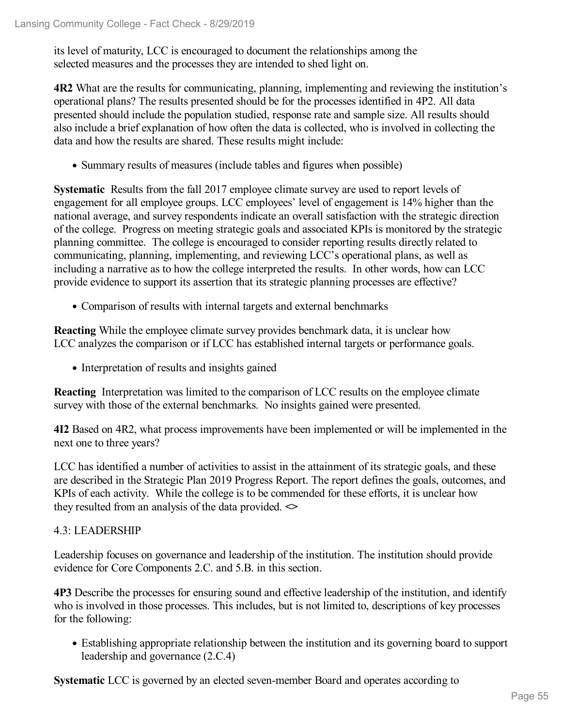its level of maturity, LCC is encouraged to document the relationships among the selected measures and the processes they are intended to shed light on.

**4R2** What are the results for communicating, planning, implementing and reviewing the institution's operational plans? The results presented should be for the processes identified in 4P2. All data presented should include the population studied, response rate and sample size. All results should also include a brief explanation of how often the data is collected, who is involved in collecting the data and how the results are shared. These results might include:

- Summary results of measures (include tables and figures when possible)

**Systematic** Results from the fall 2017 employee climate survey are used to report levels of engagement for all employee groups. LCC employees' level of engagement is 14% higher than the national average, and survey respondents indicate an overall satisfaction with the strategic direction of the college. Progress on meeting strategic goals and associated KPIs is monitored by the strategic planning committee. The college is encouraged to consider reporting results directly related to communicating, planning, implementing, and reviewing LCC's operational plans, as well as including a narrative as to how the college interpreted the results. In other words, how can LCC provide evidence to support its assertion that its strategic planning processes are effective?

- Comparison of results with internal targets and external benchmarks

**Reacting** While the employee climate survey provides benchmark data, it is unclear how LCC analyzes the comparison or if LCC has established internal targets or performance goals.

- Interpretation of results and insights gained

**Reacting** Interpretation was limited to the comparison of LCC results on the employee climate survey with those of the external benchmarks. No insights gained were presented.

**4I2** Based on 4R2, what process improvements have been implemented or will be implemented in the next one to three years?

LCC has identified a number of activities to assist in the attainment of its strategic goals, and these are described in the Strategic Plan 2019 Progress Report. The report defines the goals, outcomes, and KPIs of each activity. While the college is to be commended for these efforts, it is unclear how they resulted from an analysis of the data provided. <>

4.3: LEADERSHIP

Leadership focuses on governance and leadership of the institution. The institution should provide evidence for Core Components 2.C. and 5.B. in this section.

**4P3** Describe the processes for ensuring sound and effective leadership of the institution, and identify who is involved in those processes. This includes, but is not limited to, descriptions of key processes for the following:

- Establishing appropriate relationship between the institution and its governing board to support leadership and governance (2.C.4)

**Systematic** LCC is governed by an elected seven-member Board and operates according to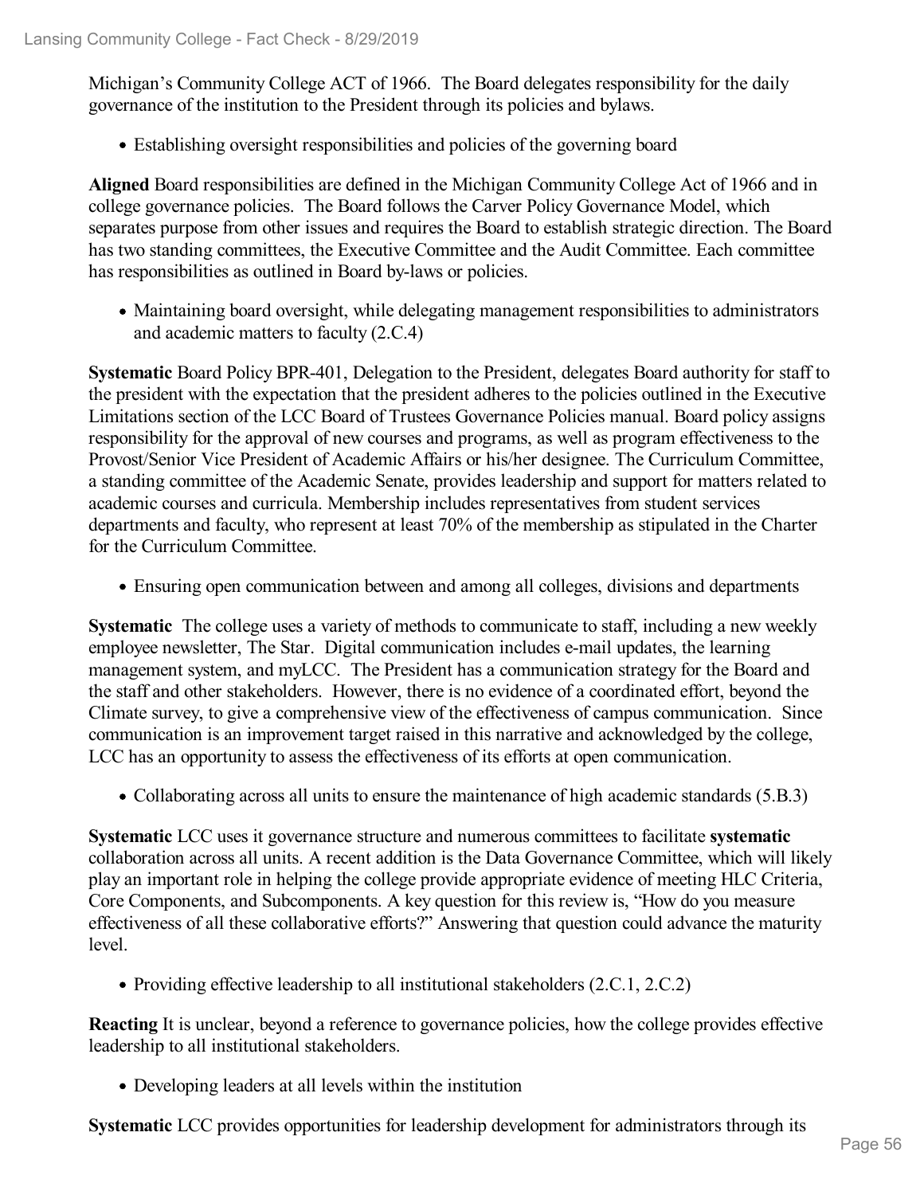Michigan's Community College ACT of 1966. The Board delegates responsibility for the daily governance of the institution to the President through its policies and bylaws.

- Establishing oversight responsibilities and policies of the governing board

**Aligned** Board responsibilities are defined in the Michigan Community College Act of 1966 and in college governance policies. The Board follows the Carver Policy Governance Model, which separates purpose from other issues and requires the Board to establish strategic direction. The Board has two standing committees, the Executive Committee and the Audit Committee. Each committee has responsibilities as outlined in Board by-laws or policies.

- Maintaining board oversight, while delegating management responsibilities to administrators and academic matters to faculty (2.C.4)

**Systematic** Board Policy BPR-401, Delegation to the President, delegates Board authority for staff to the president with the expectation that the president adheres to the policies outlined in the Executive Limitations section of the LCC Board of Trustees Governance Policies manual. Board policy assigns responsibility for the approval of new courses and programs, as well as program effectiveness to the Provost/Senior Vice President of Academic Affairs or his/her designee. The Curriculum Committee, a standing committee of the Academic Senate, provides leadership and support for matters related to academic courses and curricula. Membership includes representatives from student services departments and faculty, who represent at least 70% of the membership as stipulated in the Charter for the Curriculum Committee.

- Ensuring open communication between and among all colleges, divisions and departments

**Systematic** The college uses a variety of methods to communicate to staff, including a new weekly employee newsletter, The Star. Digital communication includes e-mail updates, the learning management system, and myLCC. The President has a communication strategy for the Board and the staff and other stakeholders. However, there is no evidence of a coordinated effort, beyond the Climate survey, to give a comprehensive view of the effectiveness of campus communication. Since communication is an improvement target raised in this narrative and acknowledged by the college, LCC has an opportunity to assess the effectiveness of its efforts at open communication.

- Collaborating across all units to ensure the maintenance of high academic standards (5.B.3)

**Systematic** LCC uses it governance structure and numerous committees to facilitate **systematic** collaboration across all units. A recent addition is the Data Governance Committee, which will likely play an important role in helping the college provide appropriate evidence of meeting HLC Criteria, Core Components, and Subcomponents. A key question for this review is, "How do you measure effectiveness of all these collaborative efforts?" Answering that question could advance the maturity level.

- Providing effective leadership to all institutional stakeholders (2.C.1, 2.C.2)

**Reacting** It is unclear, beyond a reference to governance policies, how the college provides effective leadership to all institutional stakeholders.

- Developing leaders at all levels within the institution

**Systematic** LCC provides opportunities for leadership development for administrators through its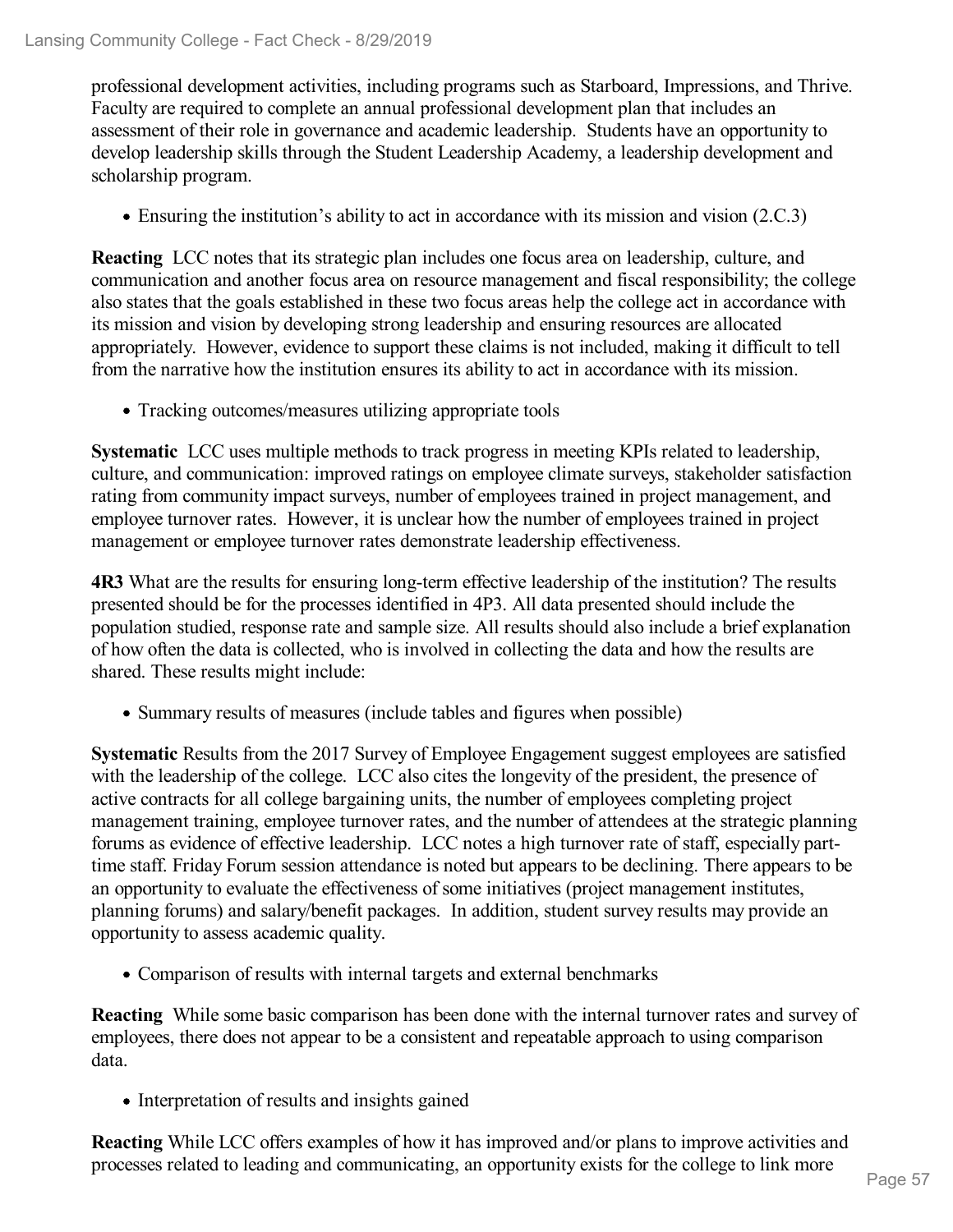professional development activities, including programs such as Starboard, Impressions, and Thrive. Faculty are required to complete an annual professional development plan that includes an assessment of their role in governance and academic leadership. Students have an opportunity to develop leadership skills through the Student Leadership Academy, a leadership development and scholarship program.

- Ensuring the institution's ability to act in accordance with its mission and vision (2.C.3)

**Reacting** LCC notes that its strategic plan includes one focus area on leadership, culture, and communication and another focus area on resource management and fiscal responsibility; the college also states that the goals established in these two focus areas help the college act in accordance with its mission and vision by developing strong leadership and ensuring resources are allocated appropriately. However, evidence to support these claims is not included, making it difficult to tell from the narrative how the institution ensures its ability to act in accordance with its mission.

- Tracking outcomes/measures utilizing appropriate tools

**Systematic** LCC uses multiple methods to track progress in meeting KPIs related to leadership, culture, and communication: improved ratings on employee climate surveys, stakeholder satisfaction rating from community impact surveys, number of employees trained in project management, and employee turnover rates. However, it is unclear how the number of employees trained in project management or employee turnover rates demonstrate leadership effectiveness.

**4R3** What are the results for ensuring long-term effective leadership of the institution? The results presented should be for the processes identified in 4P3. All data presented should include the population studied, response rate and sample size. All results should also include a brief explanation of how often the data is collected, who is involved in collecting the data and how the results are shared. These results might include:

- Summary results of measures (include tables and figures when possible)

**Systematic** Results from the 2017 Survey of Employee Engagement suggest employees are satisfied with the leadership of the college. LCC also cites the longevity of the president, the presence of active contracts for all college bargaining units, the number of employees completing project management training, employee turnover rates, and the number of attendees at the strategic planning forums as evidence of effective leadership. LCC notes a high turnover rate of staff, especially part-time staff. Friday Forum session attendance is noted but appears to be declining. There appears to be an opportunity to evaluate the effectiveness of some initiatives (project management institutes, planning forums) and salary/benefit packages. In addition, student survey results may provide an opportunity to assess academic quality.

- Comparison of results with internal targets and external benchmarks

**Reacting** While some basic comparison has been done with the internal turnover rates and survey of employees, there does not appear to be a consistent and repeatable approach to using comparison data.

- Interpretation of results and insights gained

**Reacting** While LCC offers examples of how it has improved and/or plans to improve activities and processes related to leading and communicating, an opportunity exists for the college to link more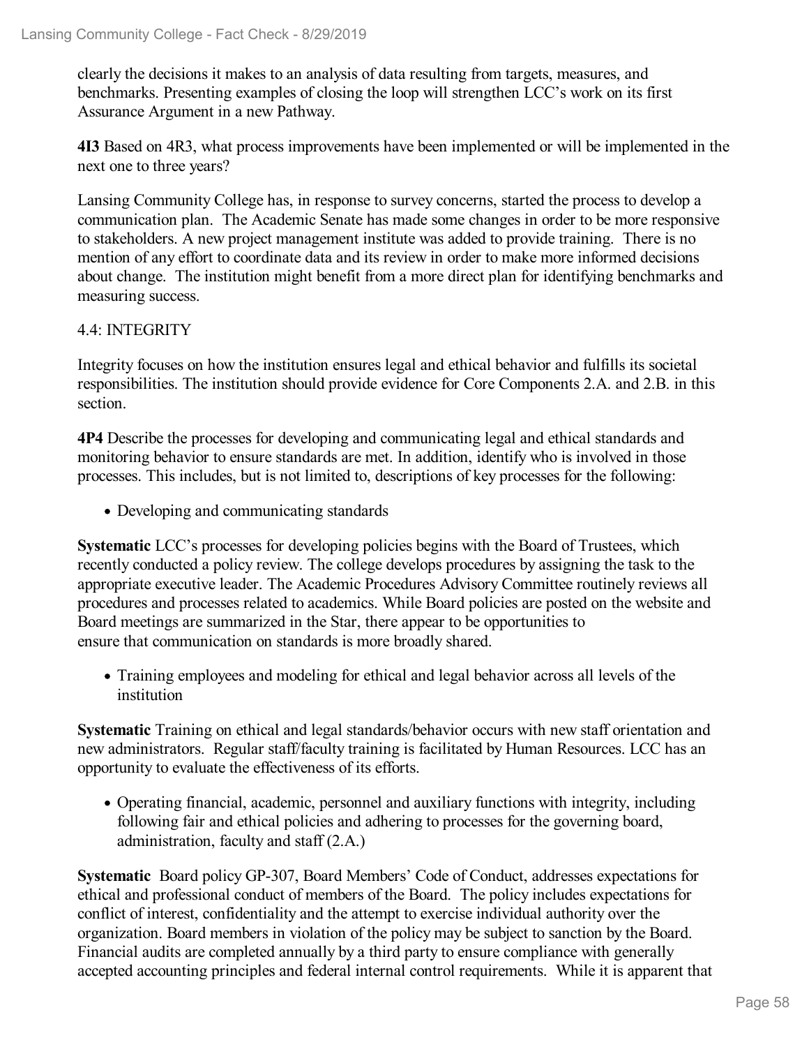clearly the decisions it makes to an analysis of data resulting from targets, measures, and benchmarks. Presenting examples of closing the loop will strengthen LCC's work on its first Assurance Argument in a new Pathway.

**4I3** Based on 4R3, what process improvements have been implemented or will be implemented in the next one to three years?

Lansing Community College has, in response to survey concerns, started the process to develop a communication plan. The Academic Senate has made some changes in order to be more responsive to stakeholders. A new project management institute was added to provide training. There is no mention of any effort to coordinate data and its review in order to make more informed decisions about change. The institution might benefit from a more direct plan for identifying benchmarks and measuring success.

4.4: INTEGRITY

Integrity focuses on how the institution ensures legal and ethical behavior and fulfills its societal responsibilities. The institution should provide evidence for Core Components 2.A. and 2.B. in this section.

**4P4** Describe the processes for developing and communicating legal and ethical standards and monitoring behavior to ensure standards are met. In addition, identify who is involved in those processes. This includes, but is not limited to, descriptions of key processes for the following:

- Developing and communicating standards

**Systematic** LCC's processes for developing policies begins with the Board of Trustees, which recently conducted a policy review. The college develops procedures by assigning the task to the appropriate executive leader. The Academic Procedures Advisory Committee routinely reviews all procedures and processes related to academics. While Board policies are posted on the website and Board meetings are summarized in the Star, there appear to be opportunities to ensure that communication on standards is more broadly shared.

- Training employees and modeling for ethical and legal behavior across all levels of the institution

**Systematic** Training on ethical and legal standards/behavior occurs with new staff orientation and new administrators. Regular staff/faculty training is facilitated by Human Resources. LCC has an opportunity to evaluate the effectiveness of its efforts.

- Operating financial, academic, personnel and auxiliary functions with integrity, including following fair and ethical policies and adhering to processes for the governing board, administration, faculty and staff (2.A.)

**Systematic** Board policy GP-307, Board Members' Code of Conduct, addresses expectations for ethical and professional conduct of members of the Board. The policy includes expectations for conflict of interest, confidentiality and the attempt to exercise individual authority over the organization. Board members in violation of the policy may be subject to sanction by the Board. Financial audits are completed annually by a third party to ensure compliance with generally accepted accounting principles and federal internal control requirements. While it is apparent that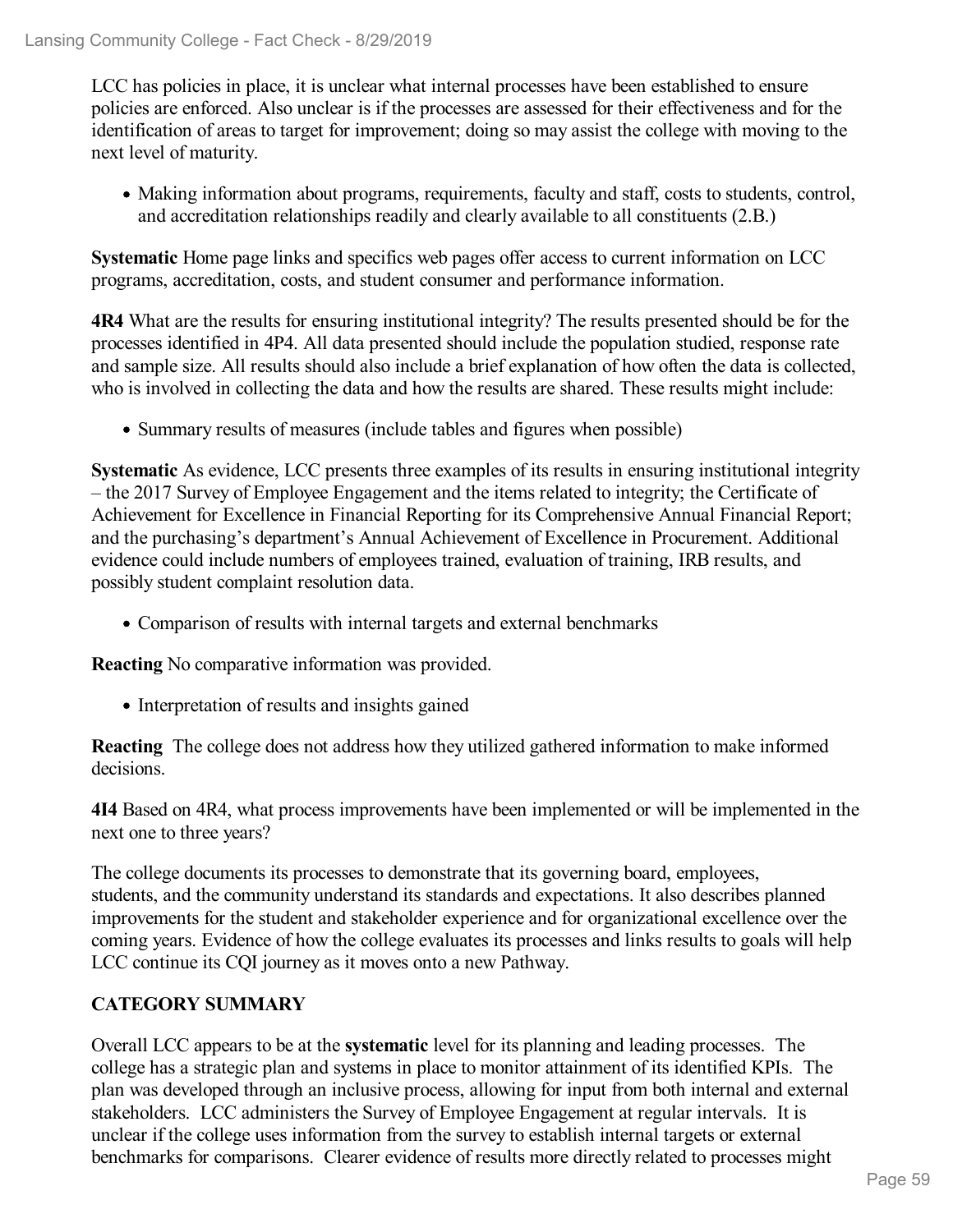LCC has policies in place, it is unclear what internal processes have been established to ensure policies are enforced. Also unclear is if the processes are assessed for their effectiveness and for the identification of areas to target for improvement; doing so may assist the college with moving to the next level of maturity.

- Making information about programs, requirements, faculty and staff, costs to students, control, and accreditation relationships readily and clearly available to all constituents (2.B.)

**Systematic** Home page links and specifics web pages offer access to current information on LCC programs, accreditation, costs, and student consumer and performance information.

**4R4** What are the results for ensuring institutional integrity? The results presented should be for the processes identified in 4P4. All data presented should include the population studied, response rate and sample size. All results should also include a brief explanation of how often the data is collected, who is involved in collecting the data and how the results are shared. These results might include:

- Summary results of measures (include tables and figures when possible)

**Systematic** As evidence, LCC presents three examples of its results in ensuring institutional integrity – the 2017 Survey of Employee Engagement and the items related to integrity; the Certificate of Achievement for Excellence in Financial Reporting for its Comprehensive Annual Financial Report; and the purchasing's department's Annual Achievement of Excellence in Procurement. Additional evidence could include numbers of employees trained, evaluation of training, IRB results, and possibly student complaint resolution data.

- Comparison of results with internal targets and external benchmarks

**Reacting** No comparative information was provided.

- Interpretation of results and insights gained

**Reacting** The college does not address how they utilized gathered information to make informed decisions.

**4I4** Based on 4R4, what process improvements have been implemented or will be implemented in the next one to three years?

The college documents its processes to demonstrate that its governing board, employees, students, and the community understand its standards and expectations. It also describes planned improvements for the student and stakeholder experience and for organizational excellence over the coming years. Evidence of how the college evaluates its processes and links results to goals will help LCC continue its CQI journey as it moves onto a new Pathway.

**CATEGORY SUMMARY**

Overall LCC appears to be at the **systematic** level for its planning and leading processes. The college has a strategic plan and systems in place to monitor attainment of its identified KPIs. The plan was developed through an inclusive process, allowing for input from both internal and external stakeholders. LCC administers the Survey of Employee Engagement at regular intervals. It is unclear if the college uses information from the survey to establish internal targets or external benchmarks for comparisons. Clearer evidence of results more directly related to processes might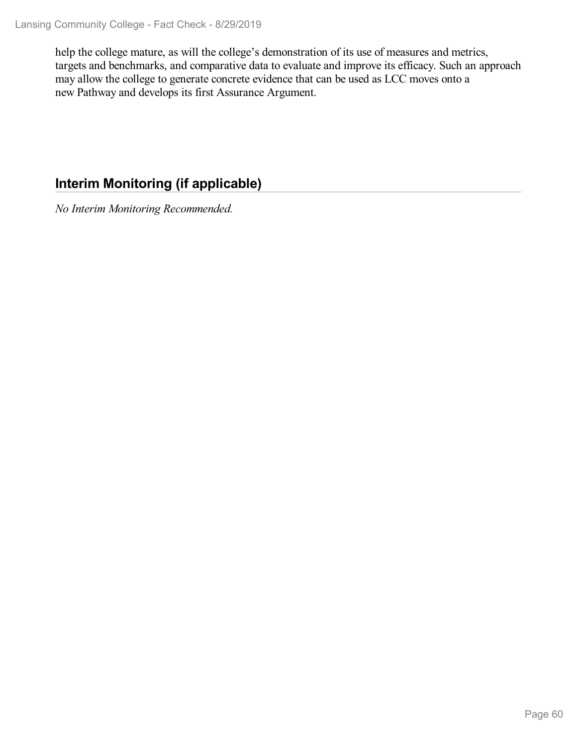help the college mature, as will the college's demonstration of its use of measures and metrics, targets and benchmarks, and comparative data to evaluate and improve its efficacy. Such an approach may allow the college to generate concrete evidence that can be used as LCC moves onto a new Pathway and develops its first Assurance Argument.

## Interim Monitoring (if applicable)

*No Interim Monitoring Recommended.*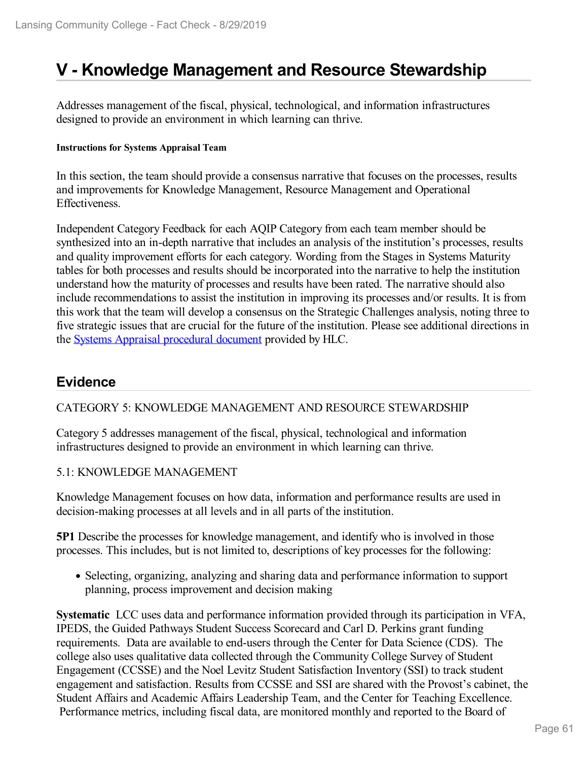# V - Knowledge Management and Resource Stewardship

Addresses management of the fiscal, physical, technological, and information infrastructures designed to provide an environment in which learning can thrive.

#### Instructions for Systems Appraisal Team

In this section, the team should provide a consensus narrative that focuses on the processes, results and improvements for Knowledge Management, Resource Management and Operational Effectiveness.

Independent Category Feedback for each AQIP Category from each team member should be synthesized into an in-depth narrative that includes an analysis of the institution's processes, results and quality improvement efforts for each category. Wording from the Stages in Systems Maturity tables for both processes and results should be incorporated into the narrative to help the institution understand how the maturity of processes and results have been rated. The narrative should also include recommendations to assist the institution in improving its processes and/or results. It is from this work that the team will develop a consensus on the Strategic Challenges analysis, noting three to five strategic issues that are crucial for the future of the institution. Please see additional directions in the Systems Appraisal procedural document provided by HLC.

## Evidence

CATEGORY 5: KNOWLEDGE MANAGEMENT AND RESOURCE STEWARDSHIP

Category 5 addresses management of the fiscal, physical, technological and information infrastructures designed to provide an environment in which learning can thrive.

5.1: KNOWLEDGE MANAGEMENT

Knowledge Management focuses on how data, information and performance results are used in decision-making processes at all levels and in all parts of the institution.

**5P1** Describe the processes for knowledge management, and identify who is involved in those processes. This includes, but is not limited to, descriptions of key processes for the following:

- Selecting, organizing, analyzing and sharing data and performance information to support planning, process improvement and decision making

**Systematic** LCC uses data and performance information provided through its participation in VFA, IPEDS, the Guided Pathways Student Success Scorecard and Carl D. Perkins grant funding requirements. Data are available to end-users through the Center for Data Science (CDS). The college also uses qualitative data collected through the Community College Survey of Student Engagement (CCSSE) and the Noel Levitz Student Satisfaction Inventory (SSI) to track student engagement and satisfaction. Results from CCSSE and SSI are shared with the Provost's cabinet, the Student Affairs and Academic Affairs Leadership Team, and the Center for Teaching Excellence. Performance metrics, including fiscal data, are monitored monthly and reported to the Board of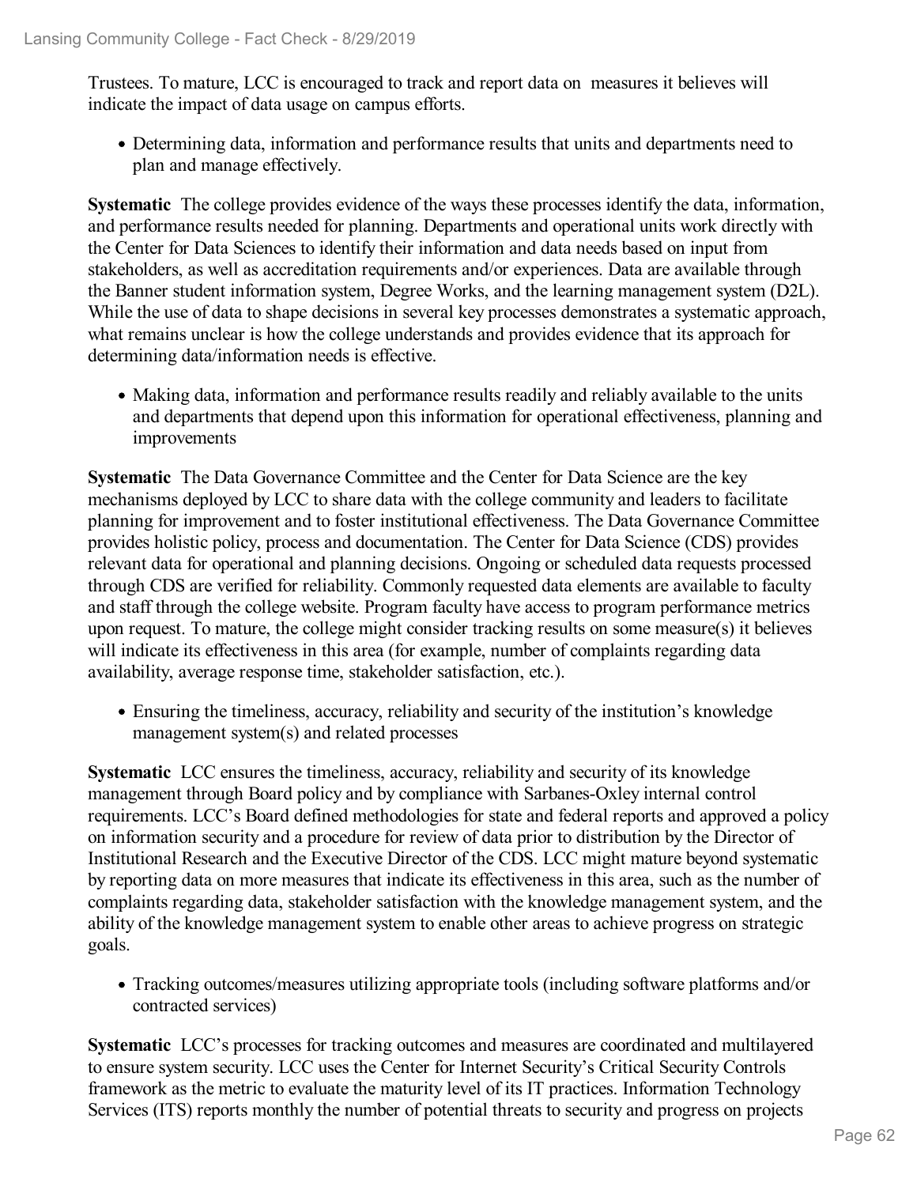Trustees. To mature, LCC is encouraged to track and report data on measures it believes will indicate the impact of data usage on campus efforts.

- Determining data, information and performance results that units and departments need to plan and manage effectively.

**Systematic** The college provides evidence of the ways these processes identify the data, information, and performance results needed for planning. Departments and operational units work directly with the Center for Data Sciences to identify their information and data needs based on input from stakeholders, as well as accreditation requirements and/or experiences. Data are available through the Banner student information system, Degree Works, and the learning management system (D2L). While the use of data to shape decisions in several key processes demonstrates a systematic approach, what remains unclear is how the college understands and provides evidence that its approach for determining data/information needs is effective.

- Making data, information and performance results readily and reliably available to the units and departments that depend upon this information for operational effectiveness, planning and improvements

**Systematic** The Data Governance Committee and the Center for Data Science are the key mechanisms deployed by LCC to share data with the college community and leaders to facilitate planning for improvement and to foster institutional effectiveness. The Data Governance Committee provides holistic policy, process and documentation. The Center for Data Science (CDS) provides relevant data for operational and planning decisions. Ongoing or scheduled data requests processed through CDS are verified for reliability. Commonly requested data elements are available to faculty and staff through the college website. Program faculty have access to program performance metrics upon request. To mature, the college might consider tracking results on some measure(s) it believes will indicate its effectiveness in this area (for example, number of complaints regarding data availability, average response time, stakeholder satisfaction, etc.).

- Ensuring the timeliness, accuracy, reliability and security of the institution's knowledge management system(s) and related processes

**Systematic** LCC ensures the timeliness, accuracy, reliability and security of its knowledge management through Board policy and by compliance with Sarbanes-Oxley internal control requirements. LCC's Board defined methodologies for state and federal reports and approved a policy on information security and a procedure for review of data prior to distribution by the Director of Institutional Research and the Executive Director of the CDS. LCC might mature beyond systematic by reporting data on more measures that indicate its effectiveness in this area, such as the number of complaints regarding data, stakeholder satisfaction with the knowledge management system, and the ability of the knowledge management system to enable other areas to achieve progress on strategic goals.

- Tracking outcomes/measures utilizing appropriate tools (including software platforms and/or contracted services)

**Systematic** LCC's processes for tracking outcomes and measures are coordinated and multilayered to ensure system security. LCC uses the Center for Internet Security's Critical Security Controls framework as the metric to evaluate the maturity level of its IT practices. Information Technology Services (ITS) reports monthly the number of potential threats to security and progress on projects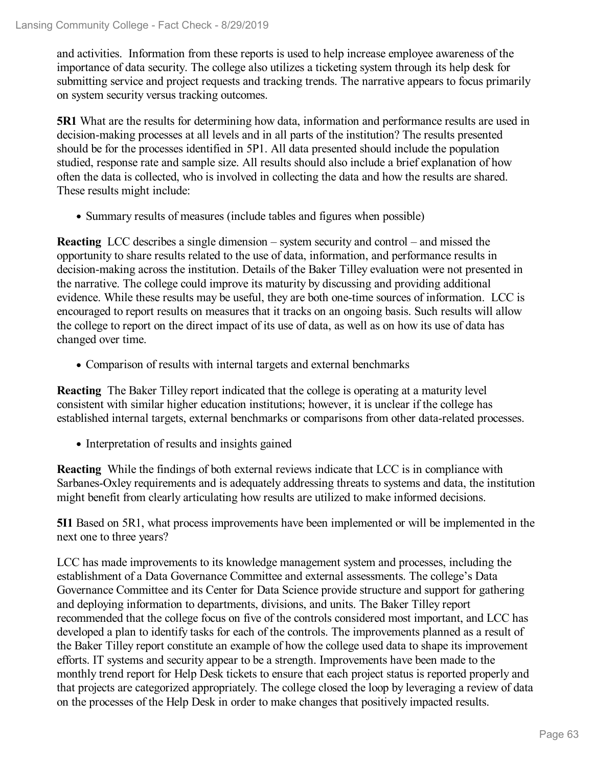and activities. Information from these reports is used to help increase employee awareness of the importance of data security. The college also utilizes a ticketing system through its help desk for submitting service and project requests and tracking trends. The narrative appears to focus primarily on system security versus tracking outcomes.

**5R1** What are the results for determining how data, information and performance results are used in decision-making processes at all levels and in all parts of the institution? The results presented should be for the processes identified in 5P1. All data presented should include the population studied, response rate and sample size. All results should also include a brief explanation of how often the data is collected, who is involved in collecting the data and how the results are shared. These results might include:

- Summary results of measures (include tables and figures when possible)

**Reacting** LCC describes a single dimension – system security and control – and missed the opportunity to share results related to the use of data, information, and performance results in decision-making across the institution. Details of the Baker Tilley evaluation were not presented in the narrative. The college could improve its maturity by discussing and providing additional evidence. While these results may be useful, they are both one-time sources of information. LCC is encouraged to report results on measures that it tracks on an ongoing basis. Such results will allow the college to report on the direct impact of its use of data, as well as on how its use of data has changed over time.

- Comparison of results with internal targets and external benchmarks

**Reacting** The Baker Tilley report indicated that the college is operating at a maturity level consistent with similar higher education institutions; however, it is unclear if the college has established internal targets, external benchmarks or comparisons from other data-related processes.

- Interpretation of results and insights gained

**Reacting** While the findings of both external reviews indicate that LCC is in compliance with Sarbanes-Oxley requirements and is adequately addressing threats to systems and data, the institution might benefit from clearly articulating how results are utilized to make informed decisions.

**5I1** Based on 5R1, what process improvements have been implemented or will be implemented in the next one to three years?

LCC has made improvements to its knowledge management system and processes, including the establishment of a Data Governance Committee and external assessments. The college's Data Governance Committee and its Center for Data Science provide structure and support for gathering and deploying information to departments, divisions, and units. The Baker Tilley report recommended that the college focus on five of the controls considered most important, and LCC has developed a plan to identify tasks for each of the controls. The improvements planned as a result of the Baker Tilley report constitute an example of how the college used data to shape its improvement efforts. IT systems and security appear to be a strength. Improvements have been made to the monthly trend report for Help Desk tickets to ensure that each project status is reported properly and that projects are categorized appropriately. The college closed the loop by leveraging a review of data on the processes of the Help Desk in order to make changes that positively impacted results.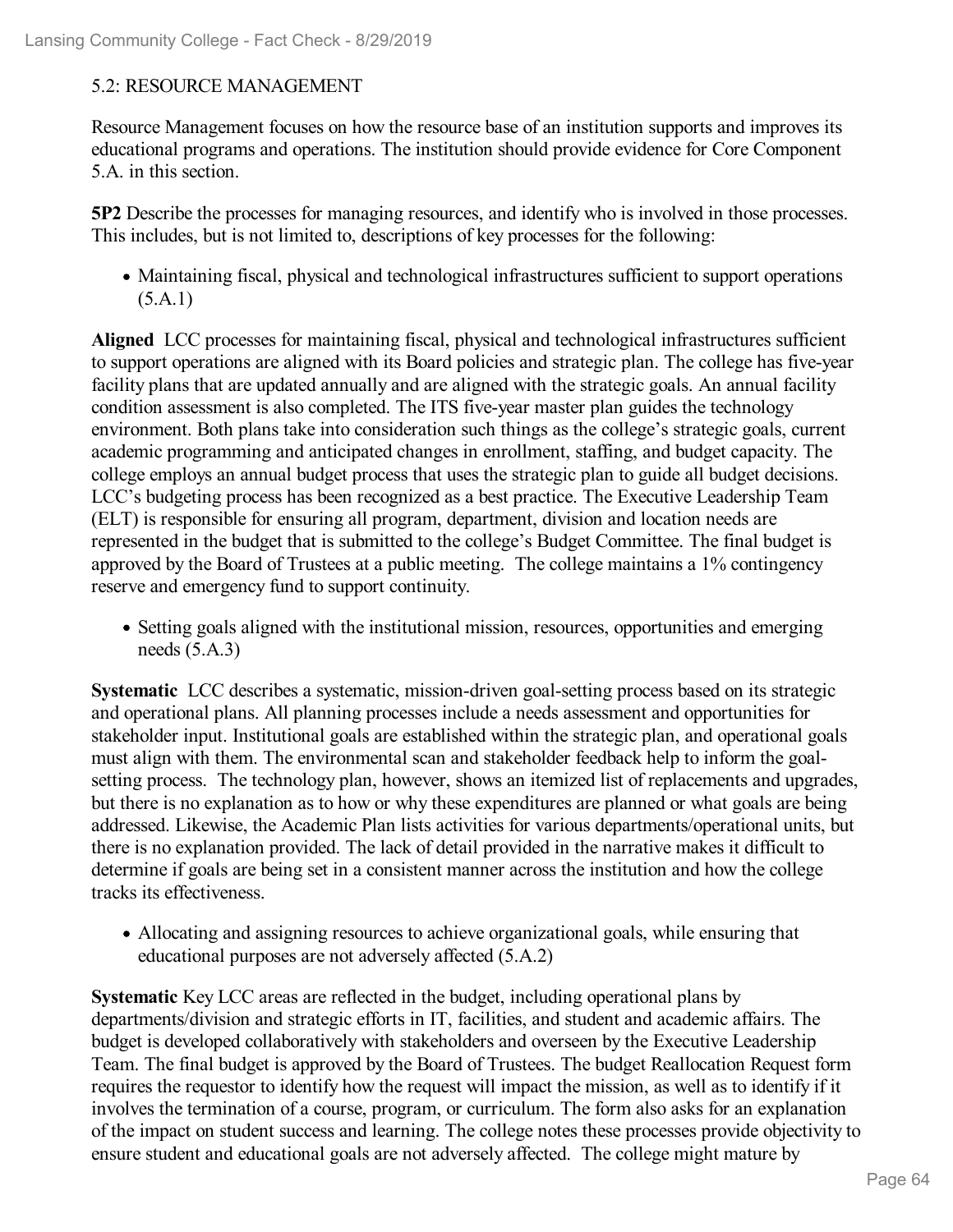## 5.2: RESOURCE MANAGEMENT

Resource Management focuses on how the resource base of an institution supports and improves its educational programs and operations. The institution should provide evidence for Core Component 5.A. in this section.

**5P2** Describe the processes for managing resources, and identify who is involved in those processes. This includes, but is not limited to, descriptions of key processes for the following:

- Maintaining fiscal, physical and technological infrastructures sufficient to support operations (5.A.1)

**Aligned** LCC processes for maintaining fiscal, physical and technological infrastructures sufficient to support operations are aligned with its Board policies and strategic plan. The college has five-year facility plans that are updated annually and are aligned with the strategic goals. An annual facility condition assessment is also completed. The ITS five-year master plan guides the technology environment. Both plans take into consideration such things as the college's strategic goals, current academic programming and anticipated changes in enrollment, staffing, and budget capacity. The college employs an annual budget process that uses the strategic plan to guide all budget decisions. LCC's budgeting process has been recognized as a best practice. The Executive Leadership Team (ELT) is responsible for ensuring all program, department, division and location needs are represented in the budget that is submitted to the college's Budget Committee. The final budget is approved by the Board of Trustees at a public meeting. The college maintains a 1% contingency reserve and emergency fund to support continuity.

- Setting goals aligned with the institutional mission, resources, opportunities and emerging needs (5.A.3)

**Systematic** LCC describes a systematic, mission-driven goal-setting process based on its strategic and operational plans. All planning processes include a needs assessment and opportunities for stakeholder input. Institutional goals are established within the strategic plan, and operational goals must align with them. The environmental scan and stakeholder feedback help to inform the goal-setting process. The technology plan, however, shows an itemized list of replacements and upgrades, but there is no explanation as to how or why these expenditures are planned or what goals are being addressed. Likewise, the Academic Plan lists activities for various departments/operational units, but there is no explanation provided. The lack of detail provided in the narrative makes it difficult to determine if goals are being set in a consistent manner across the institution and how the college tracks its effectiveness.

- Allocating and assigning resources to achieve organizational goals, while ensuring that educational purposes are not adversely affected (5.A.2)

**Systematic** Key LCC areas are reflected in the budget, including operational plans by departments/division and strategic efforts in IT, facilities, and student and academic affairs. The budget is developed collaboratively with stakeholders and overseen by the Executive Leadership Team. The final budget is approved by the Board of Trustees. The budget Reallocation Request form requires the requestor to identify how the request will impact the mission, as well as to identify if it involves the termination of a course, program, or curriculum. The form also asks for an explanation of the impact on student success and learning. The college notes these processes provide objectivity to ensure student and educational goals are not adversely affected. The college might mature by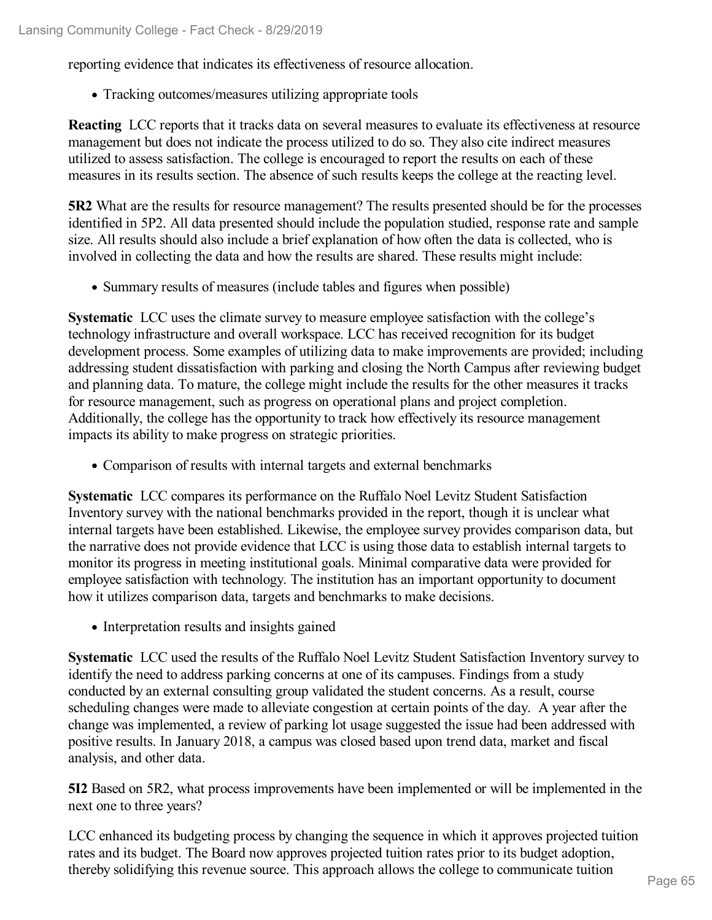reporting evidence that indicates its effectiveness of resource allocation.

- Tracking outcomes/measures utilizing appropriate tools

**Reacting** LCC reports that it tracks data on several measures to evaluate its effectiveness at resource management but does not indicate the process utilized to do so. They also cite indirect measures utilized to assess satisfaction. The college is encouraged to report the results on each of these measures in its results section. The absence of such results keeps the college at the reacting level.

**5R2** What are the results for resource management? The results presented should be for the processes identified in 5P2. All data presented should include the population studied, response rate and sample size. All results should also include a brief explanation of how often the data is collected, who is involved in collecting the data and how the results are shared. These results might include:

- Summary results of measures (include tables and figures when possible)

**Systematic** LCC uses the climate survey to measure employee satisfaction with the college's technology infrastructure and overall workspace. LCC has received recognition for its budget development process. Some examples of utilizing data to make improvements are provided; including addressing student dissatisfaction with parking and closing the North Campus after reviewing budget and planning data. To mature, the college might include the results for the other measures it tracks for resource management, such as progress on operational plans and project completion. Additionally, the college has the opportunity to track how effectively its resource management impacts its ability to make progress on strategic priorities.

- Comparison of results with internal targets and external benchmarks

**Systematic** LCC compares its performance on the Ruffalo Noel Levitz Student Satisfaction Inventory survey with the national benchmarks provided in the report, though it is unclear what internal targets have been established. Likewise, the employee survey provides comparison data, but the narrative does not provide evidence that LCC is using those data to establish internal targets to monitor its progress in meeting institutional goals. Minimal comparative data were provided for employee satisfaction with technology. The institution has an important opportunity to document how it utilizes comparison data, targets and benchmarks to make decisions.

- Interpretation results and insights gained

**Systematic** LCC used the results of the Ruffalo Noel Levitz Student Satisfaction Inventory survey to identify the need to address parking concerns at one of its campuses. Findings from a study conducted by an external consulting group validated the student concerns. As a result, course scheduling changes were made to alleviate congestion at certain points of the day. A year after the change was implemented, a review of parking lot usage suggested the issue had been addressed with positive results. In January 2018, a campus was closed based upon trend data, market and fiscal analysis, and other data.

**5I2** Based on 5R2, what process improvements have been implemented or will be implemented in the next one to three years?

LCC enhanced its budgeting process by changing the sequence in which it approves projected tuition rates and its budget. The Board now approves projected tuition rates prior to its budget adoption, thereby solidifying this revenue source. This approach allows the college to communicate tuition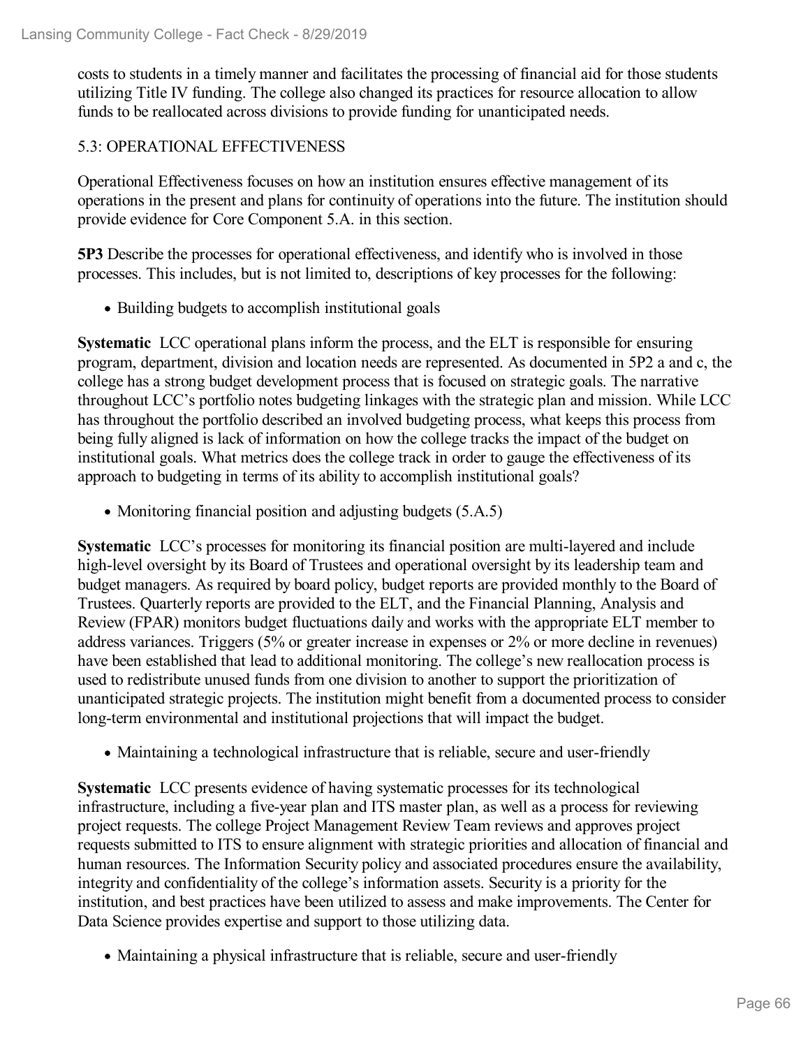costs to students in a timely manner and facilitates the processing of financial aid for those students utilizing Title IV funding. The college also changed its practices for resource allocation to allow funds to be reallocated across divisions to provide funding for unanticipated needs.

### 5.3: OPERATIONAL EFFECTIVENESS

Operational Effectiveness focuses on how an institution ensures effective management of its operations in the present and plans for continuity of operations into the future. The institution should provide evidence for Core Component 5.A. in this section.

**5P3** Describe the processes for operational effectiveness, and identify who is involved in those processes. This includes, but is not limited to, descriptions of key processes for the following:

- Building budgets to accomplish institutional goals

**Systematic** LCC operational plans inform the process, and the ELT is responsible for ensuring program, department, division and location needs are represented. As documented in 5P2 a and c, the college has a strong budget development process that is focused on strategic goals. The narrative throughout LCC's portfolio notes budgeting linkages with the strategic plan and mission. While LCC has throughout the portfolio described an involved budgeting process, what keeps this process from being fully aligned is lack of information on how the college tracks the impact of the budget on institutional goals. What metrics does the college track in order to gauge the effectiveness of its approach to budgeting in terms of its ability to accomplish institutional goals?

- Monitoring financial position and adjusting budgets (5.A.5)

**Systematic** LCC's processes for monitoring its financial position are multi-layered and include high-level oversight by its Board of Trustees and operational oversight by its leadership team and budget managers. As required by board policy, budget reports are provided monthly to the Board of Trustees. Quarterly reports are provided to the ELT, and the Financial Planning, Analysis and Review (FPAR) monitors budget fluctuations daily and works with the appropriate ELT member to address variances. Triggers (5% or greater increase in expenses or 2% or more decline in revenues) have been established that lead to additional monitoring. The college's new reallocation process is used to redistribute unused funds from one division to another to support the prioritization of unanticipated strategic projects. The institution might benefit from a documented process to consider long-term environmental and institutional projections that will impact the budget.

- Maintaining a technological infrastructure that is reliable, secure and user-friendly

**Systematic** LCC presents evidence of having systematic processes for its technological infrastructure, including a five-year plan and ITS master plan, as well as a process for reviewing project requests. The college Project Management Review Team reviews and approves project requests submitted to ITS to ensure alignment with strategic priorities and allocation of financial and human resources. The Information Security policy and associated procedures ensure the availability, integrity and confidentiality of the college's information assets. Security is a priority for the institution, and best practices have been utilized to assess and make improvements. The Center for Data Science provides expertise and support to those utilizing data.

- Maintaining a physical infrastructure that is reliable, secure and user-friendly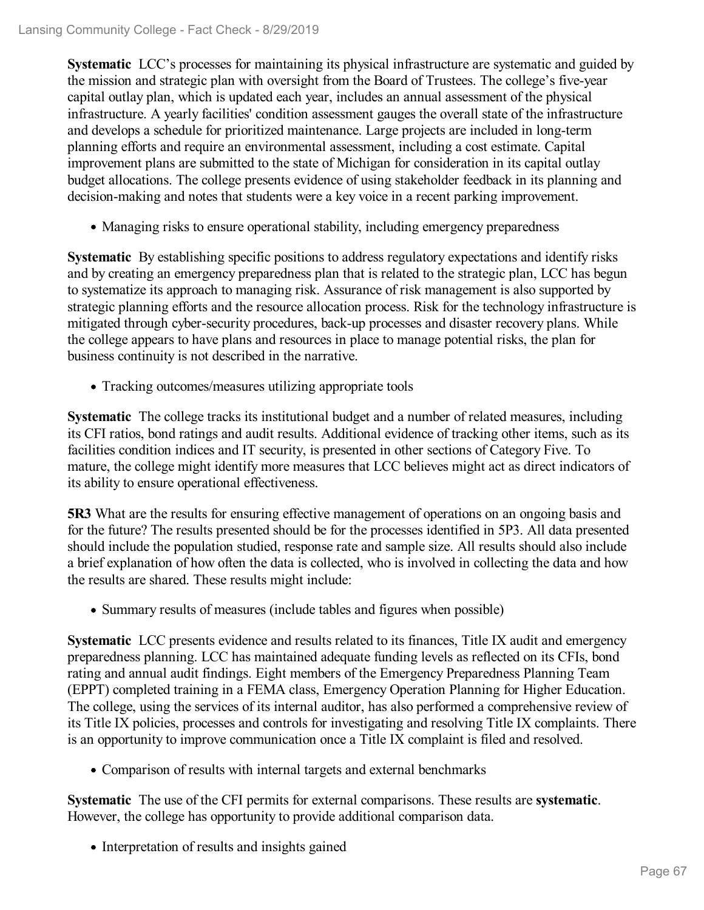**Systematic** LCC's processes for maintaining its physical infrastructure are systematic and guided by the mission and strategic plan with oversight from the Board of Trustees. The college's five-year capital outlay plan, which is updated each year, includes an annual assessment of the physical infrastructure. A yearly facilities' condition assessment gauges the overall state of the infrastructure and develops a schedule for prioritized maintenance. Large projects are included in long-term planning efforts and require an environmental assessment, including a cost estimate. Capital improvement plans are submitted to the state of Michigan for consideration in its capital outlay budget allocations. The college presents evidence of using stakeholder feedback in its planning and decision-making and notes that students were a key voice in a recent parking improvement.

- Managing risks to ensure operational stability, including emergency preparedness

**Systematic** By establishing specific positions to address regulatory expectations and identify risks and by creating an emergency preparedness plan that is related to the strategic plan, LCC has begun to systematize its approach to managing risk. Assurance of risk management is also supported by strategic planning efforts and the resource allocation process. Risk for the technology infrastructure is mitigated through cyber-security procedures, back-up processes and disaster recovery plans. While the college appears to have plans and resources in place to manage potential risks, the plan for business continuity is not described in the narrative.

- Tracking outcomes/measures utilizing appropriate tools

**Systematic** The college tracks its institutional budget and a number of related measures, including its CFI ratios, bond ratings and audit results. Additional evidence of tracking other items, such as its facilities condition indices and IT security, is presented in other sections of Category Five. To mature, the college might identify more measures that LCC believes might act as direct indicators of its ability to ensure operational effectiveness.

**5R3** What are the results for ensuring effective management of operations on an ongoing basis and for the future? The results presented should be for the processes identified in 5P3. All data presented should include the population studied, response rate and sample size. All results should also include a brief explanation of how often the data is collected, who is involved in collecting the data and how the results are shared. These results might include:

- Summary results of measures (include tables and figures when possible)

**Systematic** LCC presents evidence and results related to its finances, Title IX audit and emergency preparedness planning. LCC has maintained adequate funding levels as reflected on its CFIs, bond rating and annual audit findings. Eight members of the Emergency Preparedness Planning Team (EPPT) completed training in a FEMA class, Emergency Operation Planning for Higher Education. The college, using the services of its internal auditor, has also performed a comprehensive review of its Title IX policies, processes and controls for investigating and resolving Title IX complaints. There is an opportunity to improve communication once a Title IX complaint is filed and resolved.

- Comparison of results with internal targets and external benchmarks

**Systematic** The use of the CFI permits for external comparisons. These results are **systematic**. However, the college has opportunity to provide additional comparison data.

- Interpretation of results and insights gained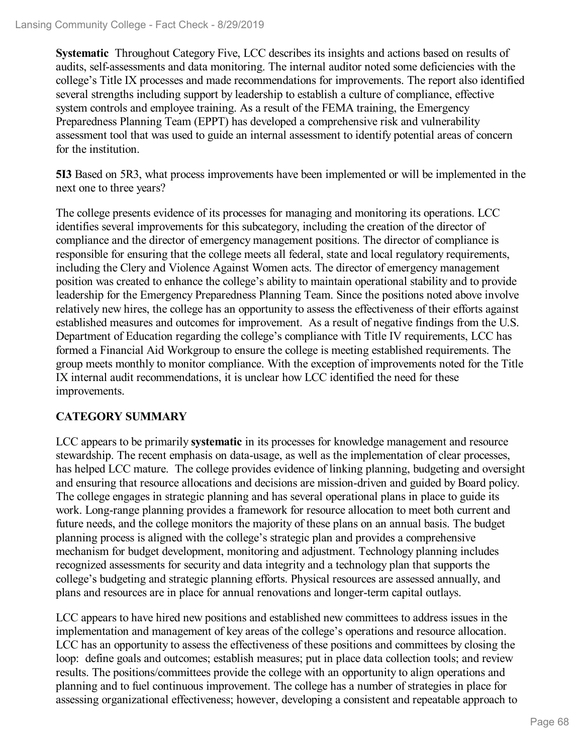**Systematic** Throughout Category Five, LCC describes its insights and actions based on results of audits, self-assessments and data monitoring. The internal auditor noted some deficiencies with the college's Title IX processes and made recommendations for improvements. The report also identified several strengths including support by leadership to establish a culture of compliance, effective system controls and employee training. As a result of the FEMA training, the Emergency Preparedness Planning Team (EPPT) has developed a comprehensive risk and vulnerability assessment tool that was used to guide an internal assessment to identify potential areas of concern for the institution.

**5I3** Based on 5R3, what process improvements have been implemented or will be implemented in the next one to three years?

The college presents evidence of its processes for managing and monitoring its operations. LCC identifies several improvements for this subcategory, including the creation of the director of compliance and the director of emergency management positions. The director of compliance is responsible for ensuring that the college meets all federal, state and local regulatory requirements, including the Clery and Violence Against Women acts. The director of emergency management position was created to enhance the college's ability to maintain operational stability and to provide leadership for the Emergency Preparedness Planning Team. Since the positions noted above involve relatively new hires, the college has an opportunity to assess the effectiveness of their efforts against established measures and outcomes for improvement. As a result of negative findings from the U.S. Department of Education regarding the college's compliance with Title IV requirements, LCC has formed a Financial Aid Workgroup to ensure the college is meeting established requirements. The group meets monthly to monitor compliance. With the exception of improvements noted for the Title IX internal audit recommendations, it is unclear how LCC identified the need for these improvements.

## CATEGORY SUMMARY

LCC appears to be primarily **systematic** in its processes for knowledge management and resource stewardship. The recent emphasis on data-usage, as well as the implementation of clear processes, has helped LCC mature. The college provides evidence of linking planning, budgeting and oversight and ensuring that resource allocations and decisions are mission-driven and guided by Board policy. The college engages in strategic planning and has several operational plans in place to guide its work. Long-range planning provides a framework for resource allocation to meet both current and future needs, and the college monitors the majority of these plans on an annual basis. The budget planning process is aligned with the college's strategic plan and provides a comprehensive mechanism for budget development, monitoring and adjustment. Technology planning includes recognized assessments for security and data integrity and a technology plan that supports the college's budgeting and strategic planning efforts. Physical resources are assessed annually, and plans and resources are in place for annual renovations and longer-term capital outlays.

LCC appears to have hired new positions and established new committees to address issues in the implementation and management of key areas of the college's operations and resource allocation. LCC has an opportunity to assess the effectiveness of these positions and committees by closing the loop: define goals and outcomes; establish measures; put in place data collection tools; and review results. The positions/committees provide the college with an opportunity to align operations and planning and to fuel continuous improvement. The college has a number of strategies in place for assessing organizational effectiveness; however, developing a consistent and repeatable approach to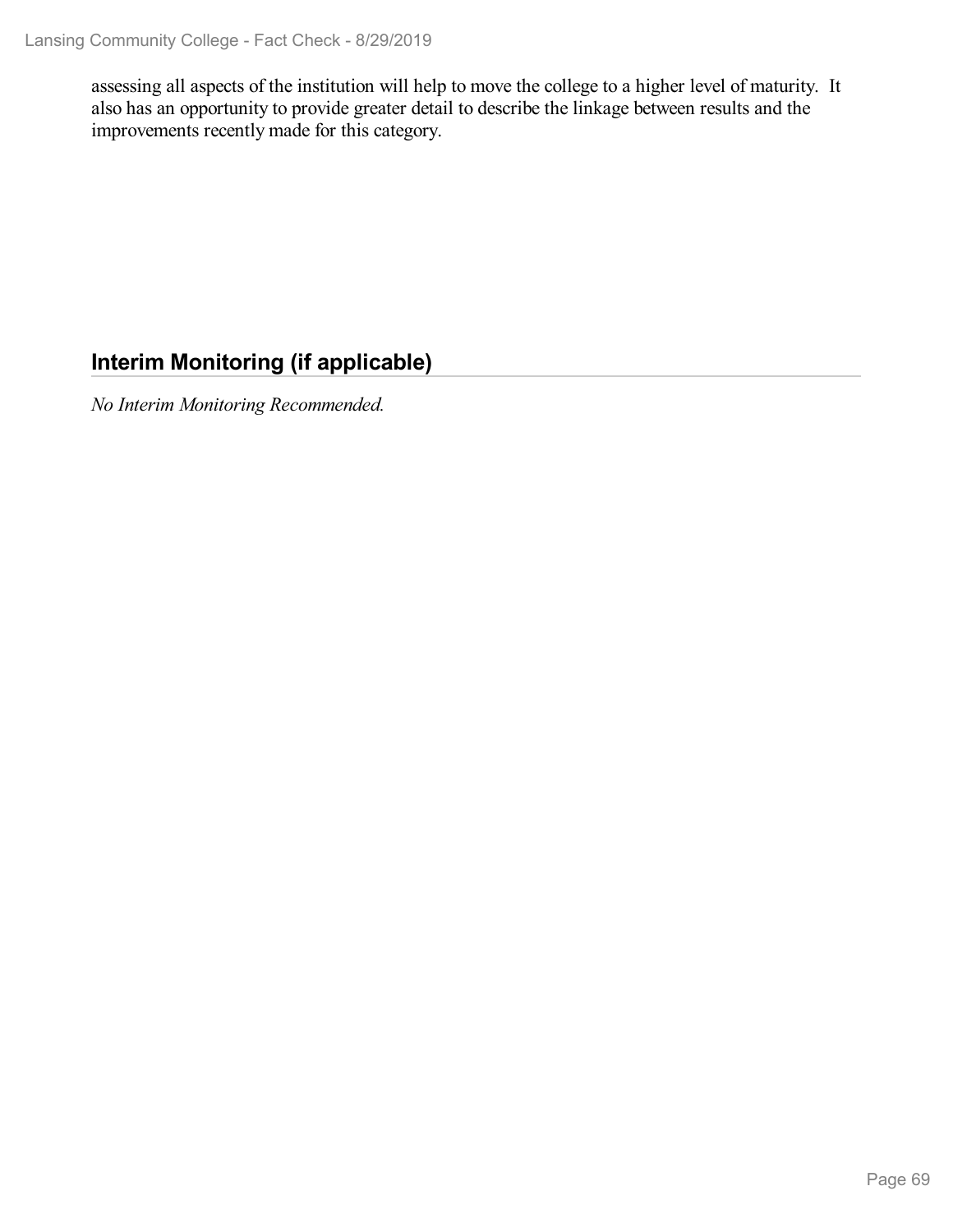assessing all aspects of the institution will help to move the college to a higher level of maturity. It also has an opportunity to provide greater detail to describe the linkage between results and the improvements recently made for this category.

## Interim Monitoring (if applicable)

*No Interim Monitoring Recommended.*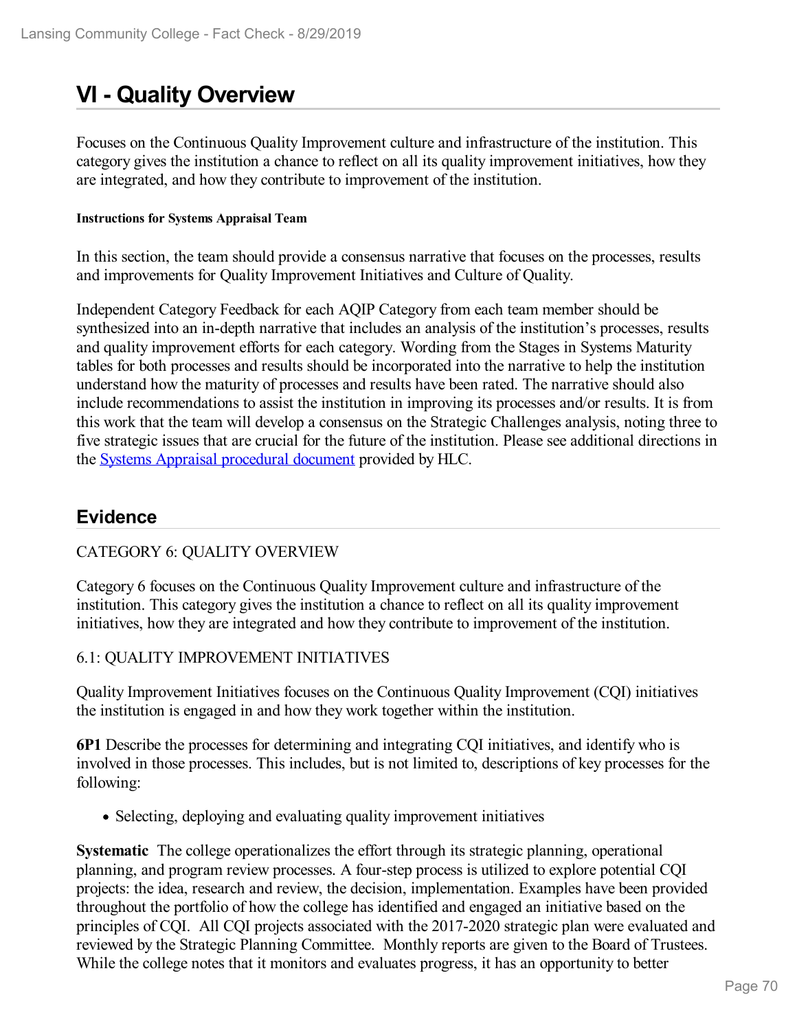# VI - Quality Overview

Focuses on the Continuous Quality Improvement culture and infrastructure of the institution. This category gives the institution a chance to reflect on all its quality improvement initiatives, how they are integrated, and how they contribute to improvement of the institution.

#### Instructions for Systems Appraisal Team

In this section, the team should provide a consensus narrative that focuses on the processes, results and improvements for Quality Improvement Initiatives and Culture of Quality.

Independent Category Feedback for each AQIP Category from each team member should be synthesized into an in-depth narrative that includes an analysis of the institution's processes, results and quality improvement efforts for each category. Wording from the Stages in Systems Maturity tables for both processes and results should be incorporated into the narrative to help the institution understand how the maturity of processes and results have been rated. The narrative should also include recommendations to assist the institution in improving its processes and/or results. It is from this work that the team will develop a consensus on the Strategic Challenges analysis, noting three to five strategic issues that are crucial for the future of the institution. Please see additional directions in the Systems Appraisal procedural document provided by HLC.

## Evidence

CATEGORY 6: QUALITY OVERVIEW

Category 6 focuses on the Continuous Quality Improvement culture and infrastructure of the institution. This category gives the institution a chance to reflect on all its quality improvement initiatives, how they are integrated and how they contribute to improvement of the institution.

6.1: QUALITY IMPROVEMENT INITIATIVES

Quality Improvement Initiatives focuses on the Continuous Quality Improvement (CQI) initiatives the institution is engaged in and how they work together within the institution.

**6P1** Describe the processes for determining and integrating CQI initiatives, and identify who is involved in those processes. This includes, but is not limited to, descriptions of key processes for the following:

- Selecting, deploying and evaluating quality improvement initiatives

**Systematic** The college operationalizes the effort through its strategic planning, operational planning, and program review processes. A four-step process is utilized to explore potential CQI projects: the idea, research and review, the decision, implementation. Examples have been provided throughout the portfolio of how the college has identified and engaged an initiative based on the principles of CQI. All CQI projects associated with the 2017-2020 strategic plan were evaluated and reviewed by the Strategic Planning Committee. Monthly reports are given to the Board of Trustees. While the college notes that it monitors and evaluates progress, it has an opportunity to better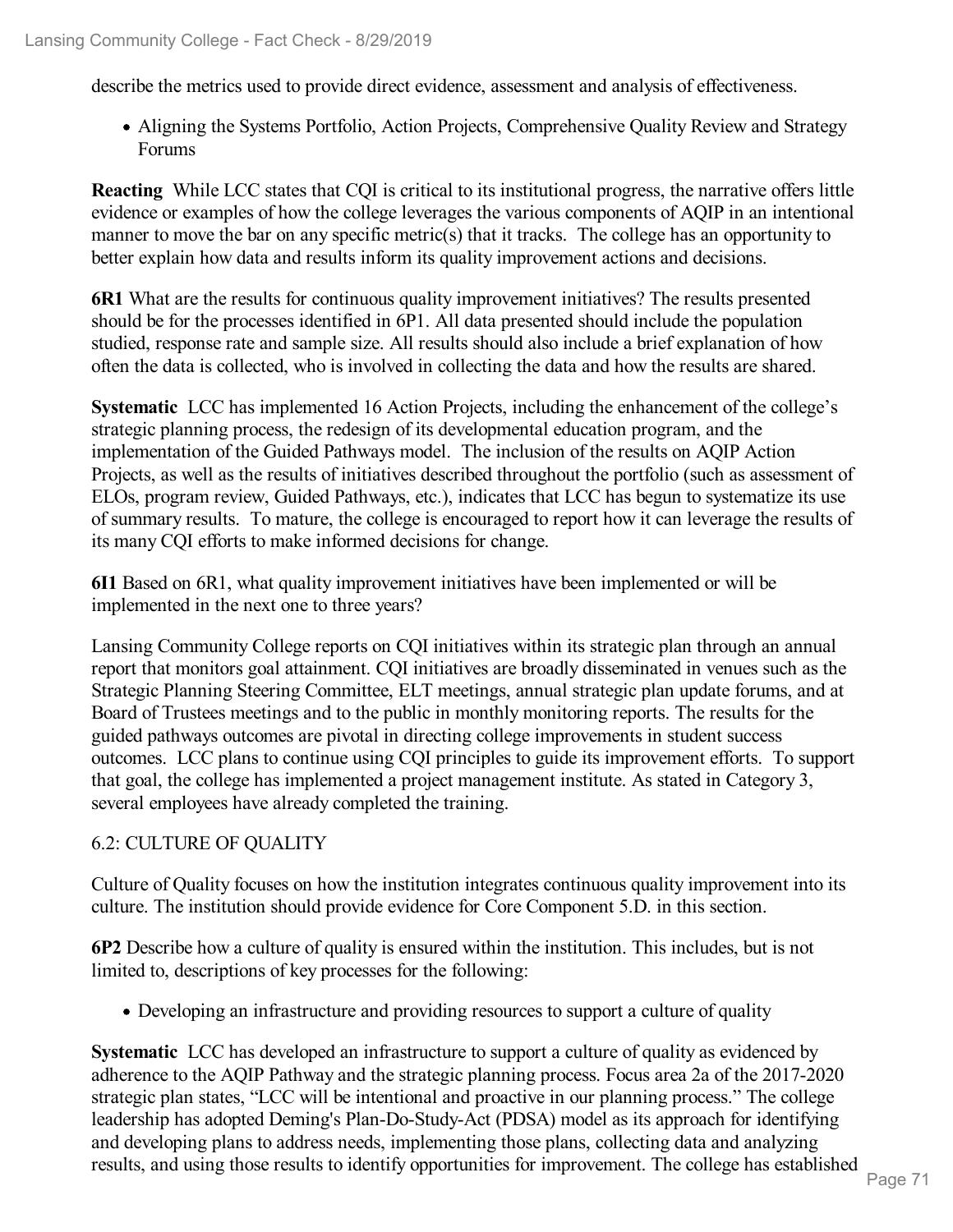describe the metrics used to provide direct evidence, assessment and analysis of effectiveness.

- Aligning the Systems Portfolio, Action Projects, Comprehensive Quality Review and Strategy Forums

**Reacting** While LCC states that CQI is critical to its institutional progress, the narrative offers little evidence or examples of how the college leverages the various components of AQIP in an intentional manner to move the bar on any specific metric(s) that it tracks. The college has an opportunity to better explain how data and results inform its quality improvement actions and decisions.

**6R1** What are the results for continuous quality improvement initiatives? The results presented should be for the processes identified in 6P1. All data presented should include the population studied, response rate and sample size. All results should also include a brief explanation of how often the data is collected, who is involved in collecting the data and how the results are shared.

**Systematic** LCC has implemented 16 Action Projects, including the enhancement of the college's strategic planning process, the redesign of its developmental education program, and the implementation of the Guided Pathways model. The inclusion of the results on AQIP Action Projects, as well as the results of initiatives described throughout the portfolio (such as assessment of ELOs, program review, Guided Pathways, etc.), indicates that LCC has begun to systematize its use of summary results. To mature, the college is encouraged to report how it can leverage the results of its many CQI efforts to make informed decisions for change.

**6I1** Based on 6R1, what quality improvement initiatives have been implemented or will be implemented in the next one to three years?

Lansing Community College reports on CQI initiatives within its strategic plan through an annual report that monitors goal attainment. CQI initiatives are broadly disseminated in venues such as the Strategic Planning Steering Committee, ELT meetings, annual strategic plan update forums, and at Board of Trustees meetings and to the public in monthly monitoring reports. The results for the guided pathways outcomes are pivotal in directing college improvements in student success outcomes. LCC plans to continue using CQI principles to guide its improvement efforts. To support that goal, the college has implemented a project management institute. As stated in Category 3, several employees have already completed the training.

6.2: CULTURE OF QUALITY

Culture of Quality focuses on how the institution integrates continuous quality improvement into its culture. The institution should provide evidence for Core Component 5.D. in this section.

**6P2** Describe how a culture of quality is ensured within the institution. This includes, but is not limited to, descriptions of key processes for the following:

- Developing an infrastructure and providing resources to support a culture of quality

**Systematic** LCC has developed an infrastructure to support a culture of quality as evidenced by adherence to the AQIP Pathway and the strategic planning process. Focus area 2a of the 2017-2020 strategic plan states, "LCC will be intentional and proactive in our planning process." The college leadership has adopted Deming's Plan-Do-Study-Act (PDSA) model as its approach for identifying and developing plans to address needs, implementing those plans, collecting data and analyzing results, and using those results to identify opportunities for improvement. The college has established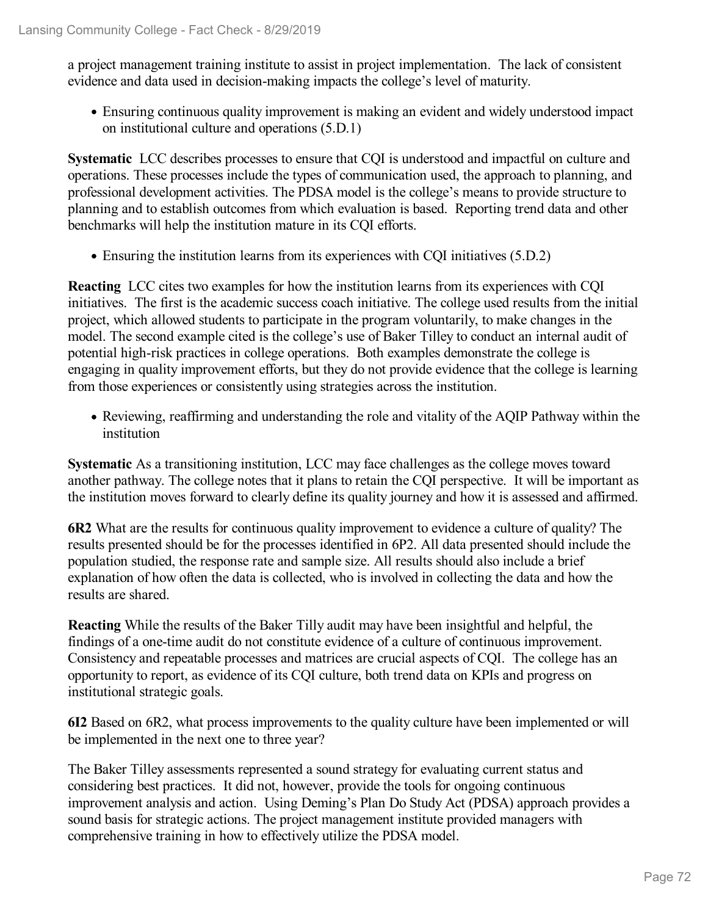a project management training institute to assist in project implementation. The lack of consistent evidence and data used in decision-making impacts the college's level of maturity.

- Ensuring continuous quality improvement is making an evident and widely understood impact on institutional culture and operations (5.D.1)

**Systematic** LCC describes processes to ensure that CQI is understood and impactful on culture and operations. These processes include the types of communication used, the approach to planning, and professional development activities. The PDSA model is the college's means to provide structure to planning and to establish outcomes from which evaluation is based. Reporting trend data and other benchmarks will help the institution mature in its CQI efforts.

- Ensuring the institution learns from its experiences with CQI initiatives (5.D.2)

**Reacting** LCC cites two examples for how the institution learns from its experiences with CQI initiatives. The first is the academic success coach initiative. The college used results from the initial project, which allowed students to participate in the program voluntarily, to make changes in the model. The second example cited is the college's use of Baker Tilley to conduct an internal audit of potential high-risk practices in college operations. Both examples demonstrate the college is engaging in quality improvement efforts, but they do not provide evidence that the college is learning from those experiences or consistently using strategies across the institution.

- Reviewing, reaffirming and understanding the role and vitality of the AQIP Pathway within the institution

**Systematic** As a transitioning institution, LCC may face challenges as the college moves toward another pathway. The college notes that it plans to retain the CQI perspective. It will be important as the institution moves forward to clearly define its quality journey and how it is assessed and affirmed.

**6R2** What are the results for continuous quality improvement to evidence a culture of quality? The results presented should be for the processes identified in 6P2. All data presented should include the population studied, the response rate and sample size. All results should also include a brief explanation of how often the data is collected, who is involved in collecting the data and how the results are shared.

**Reacting** While the results of the Baker Tilly audit may have been insightful and helpful, the findings of a one-time audit do not constitute evidence of a culture of continuous improvement. Consistency and repeatable processes and matrices are crucial aspects of CQI. The college has an opportunity to report, as evidence of its CQI culture, both trend data on KPIs and progress on institutional strategic goals.

**6I2** Based on 6R2, what process improvements to the quality culture have been implemented or will be implemented in the next one to three year?

The Baker Tilley assessments represented a sound strategy for evaluating current status and considering best practices. It did not, however, provide the tools for ongoing continuous improvement analysis and action. Using Deming's Plan Do Study Act (PDSA) approach provides a sound basis for strategic actions. The project management institute provided managers with comprehensive training in how to effectively utilize the PDSA model.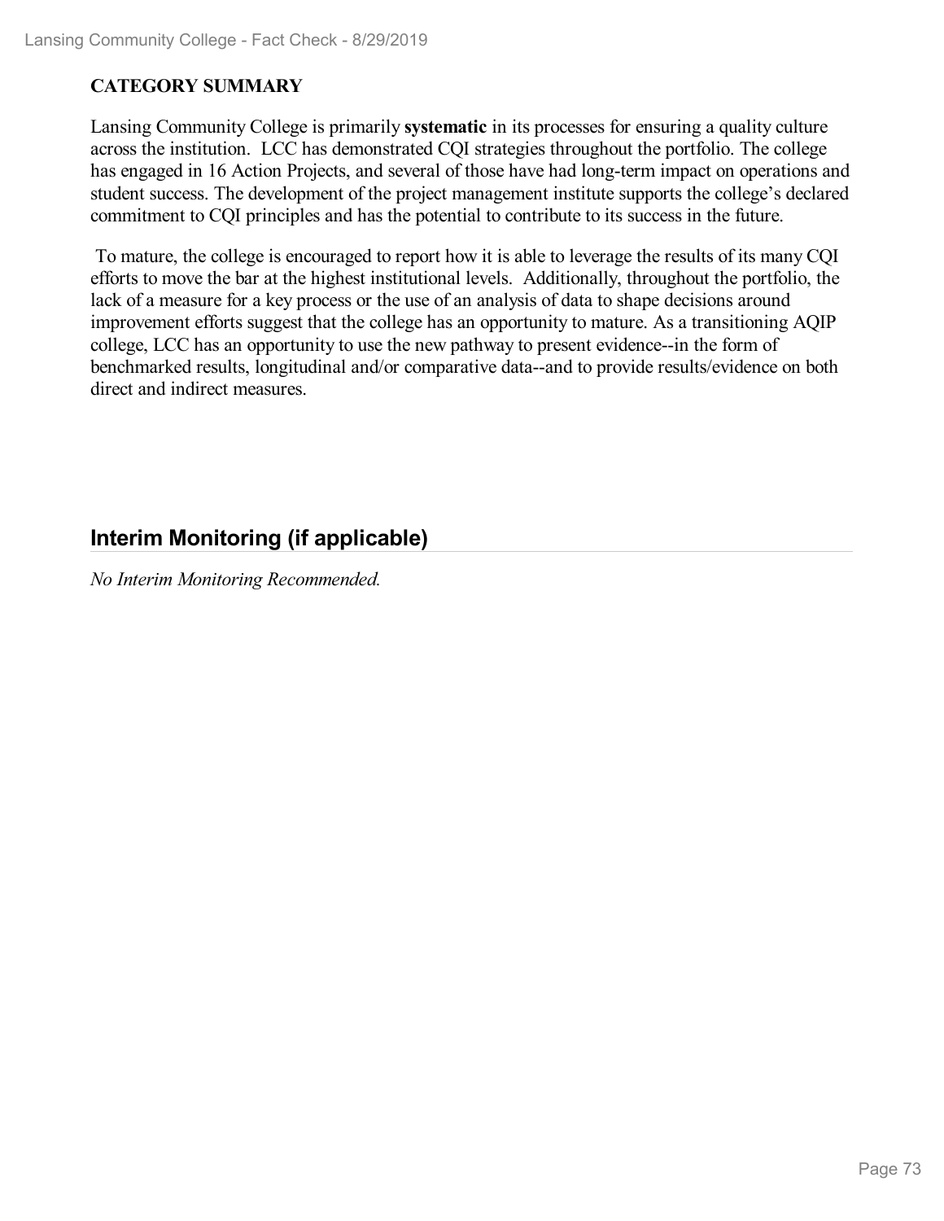**CATEGORY SUMMARY**

Lansing Community College is primarily **systematic** in its processes for ensuring a quality culture across the institution. LCC has demonstrated CQI strategies throughout the portfolio. The college has engaged in 16 Action Projects, and several of those have had long-term impact on operations and student success. The development of the project management institute supports the college's declared commitment to CQI principles and has the potential to contribute to its success in the future.

To mature, the college is encouraged to report how it is able to leverage the results of its many CQI efforts to move the bar at the highest institutional levels. Additionally, throughout the portfolio, the lack of a measure for a key process or the use of an analysis of data to shape decisions around improvement efforts suggest that the college has an opportunity to mature. As a transitioning AQIP college, LCC has an opportunity to use the new pathway to present evidence--in the form of benchmarked results, longitudinal and/or comparative data--and to provide results/evidence on both direct and indirect measures.

## Interim Monitoring (if applicable)

*No Interim Monitoring Recommended.*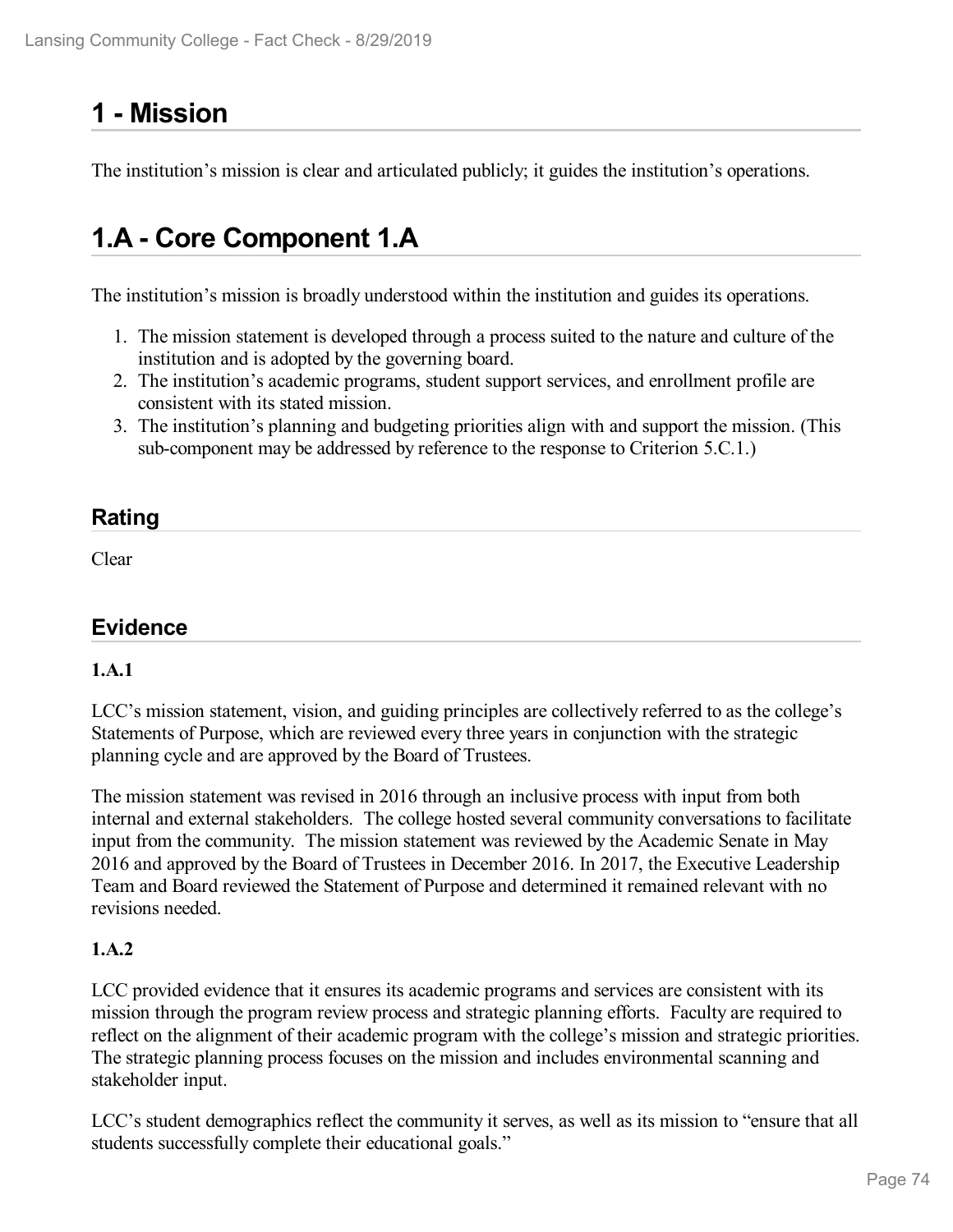# 1 - Mission

The institution's mission is clear and articulated publicly; it guides the institution's operations.

# 1.A - Core Component 1.A

The institution's mission is broadly understood within the institution and guides its operations.

1. The mission statement is developed through a process suited to the nature and culture of the institution and is adopted by the governing board.
2. The institution's academic programs, student support services, and enrollment profile are consistent with its stated mission.
3. The institution's planning and budgeting priorities align with and support the mission. (This sub-component may be addressed by reference to the response to Criterion 5.C.1.)

## Rating

Clear

## Evidence

**1.A.1**

LCC's mission statement, vision, and guiding principles are collectively referred to as the college's Statements of Purpose, which are reviewed every three years in conjunction with the strategic planning cycle and are approved by the Board of Trustees.

The mission statement was revised in 2016 through an inclusive process with input from both internal and external stakeholders. The college hosted several community conversations to facilitate input from the community. The mission statement was reviewed by the Academic Senate in May 2016 and approved by the Board of Trustees in December 2016. In 2017, the Executive Leadership Team and Board reviewed the Statement of Purpose and determined it remained relevant with no revisions needed.

**1.A.2**

LCC provided evidence that it ensures its academic programs and services are consistent with its mission through the program review process and strategic planning efforts. Faculty are required to reflect on the alignment of their academic program with the college's mission and strategic priorities. The strategic planning process focuses on the mission and includes environmental scanning and stakeholder input.

LCC's student demographics reflect the community it serves, as well as its mission to "ensure that all students successfully complete their educational goals."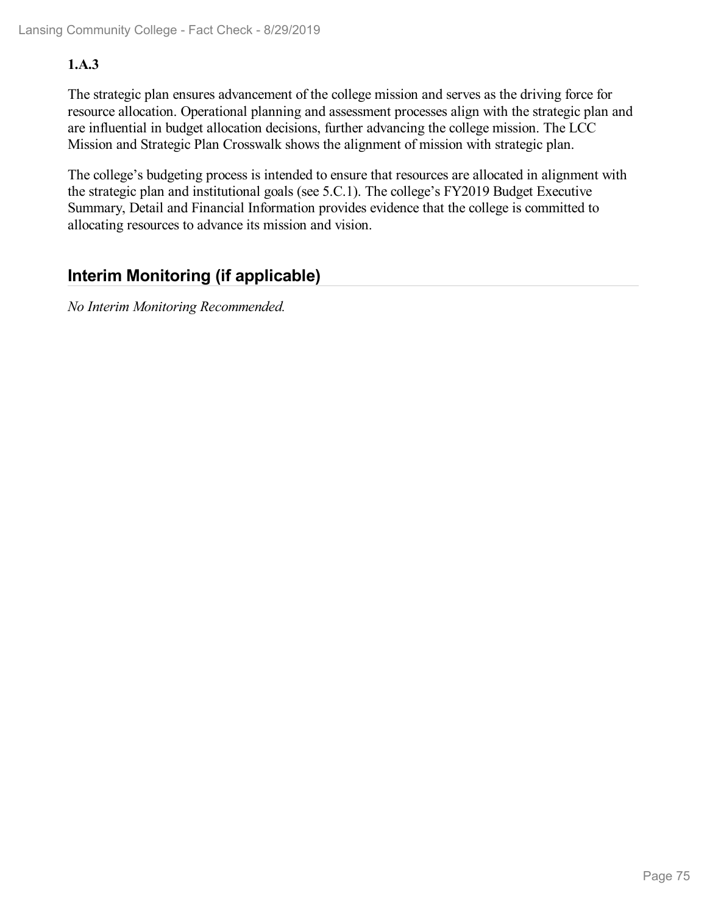**1.A.3**

The strategic plan ensures advancement of the college mission and serves as the driving force for resource allocation. Operational planning and assessment processes align with the strategic plan and are influential in budget allocation decisions, further advancing the college mission. The LCC Mission and Strategic Plan Crosswalk shows the alignment of mission with strategic plan.

The college's budgeting process is intended to ensure that resources are allocated in alignment with the strategic plan and institutional goals (see 5.C.1). The college's FY2019 Budget Executive Summary, Detail and Financial Information provides evidence that the college is committed to allocating resources to advance its mission and vision.

## Interim Monitoring (if applicable)

*No Interim Monitoring Recommended.*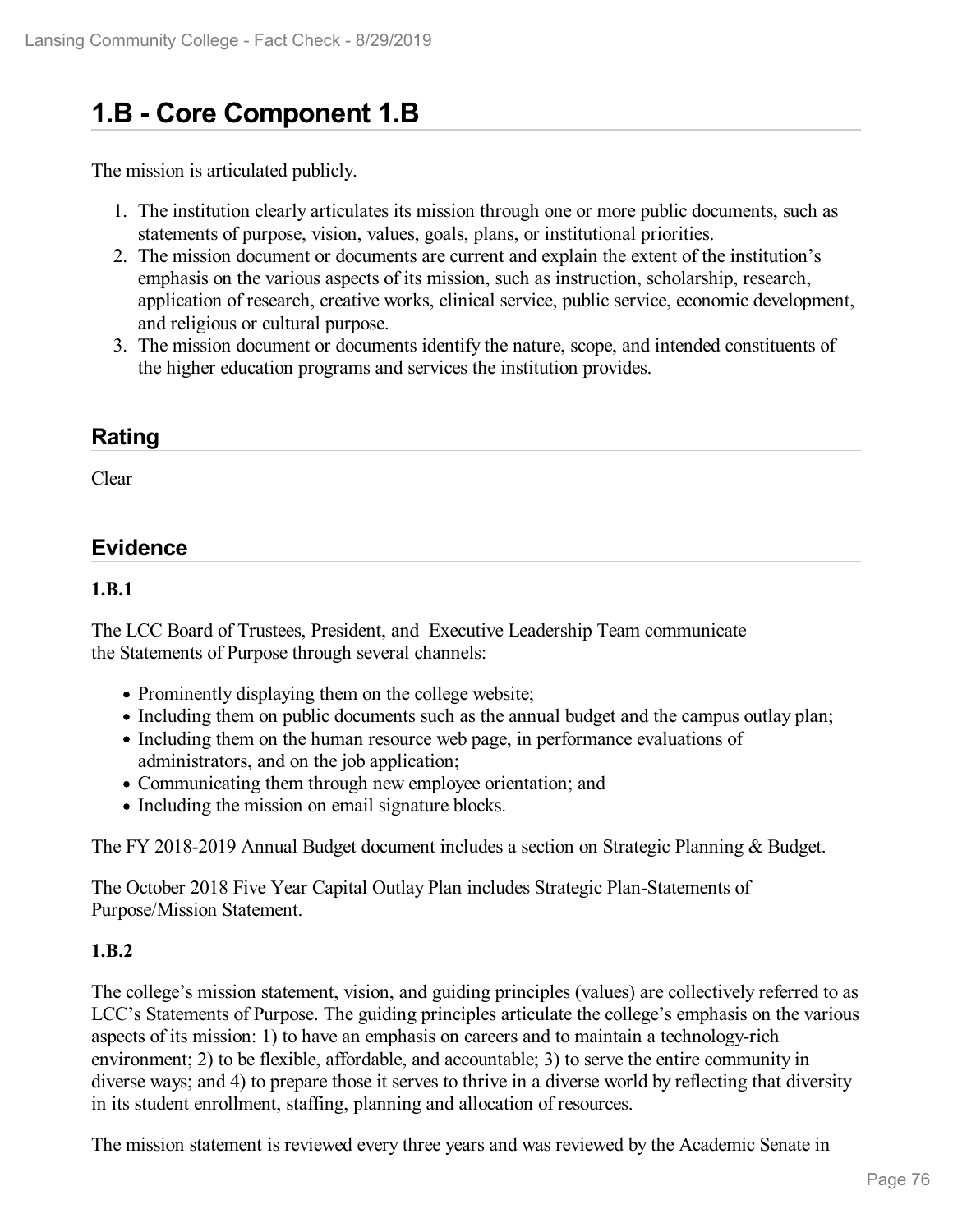# 1.B - Core Component 1.B

The mission is articulated publicly.

1. The institution clearly articulates its mission through one or more public documents, such as statements of purpose, vision, values, goals, plans, or institutional priorities.
2. The mission document or documents are current and explain the extent of the institution's emphasis on the various aspects of its mission, such as instruction, scholarship, research, application of research, creative works, clinical service, public service, economic development, and religious or cultural purpose.
3. The mission document or documents identify the nature, scope, and intended constituents of the higher education programs and services the institution provides.

## Rating

Clear

## Evidence

### 1.B.1

The LCC Board of Trustees, President, and Executive Leadership Team communicate the Statements of Purpose through several channels:

- Prominently displaying them on the college website;
- Including them on public documents such as the annual budget and the campus outlay plan;
- Including them on the human resource web page, in performance evaluations of administrators, and on the job application;
- Communicating them through new employee orientation; and
- Including the mission on email signature blocks.

The FY 2018-2019 Annual Budget document includes a section on Strategic Planning & Budget.

The October 2018 Five Year Capital Outlay Plan includes Strategic Plan-Statements of Purpose/Mission Statement.

### 1.B.2

The college's mission statement, vision, and guiding principles (values) are collectively referred to as LCC's Statements of Purpose. The guiding principles articulate the college's emphasis on the various aspects of its mission: 1) to have an emphasis on careers and to maintain a technology-rich environment; 2) to be flexible, affordable, and accountable; 3) to serve the entire community in diverse ways; and 4) to prepare those it serves to thrive in a diverse world by reflecting that diversity in its student enrollment, staffing, planning and allocation of resources.

The mission statement is reviewed every three years and was reviewed by the Academic Senate in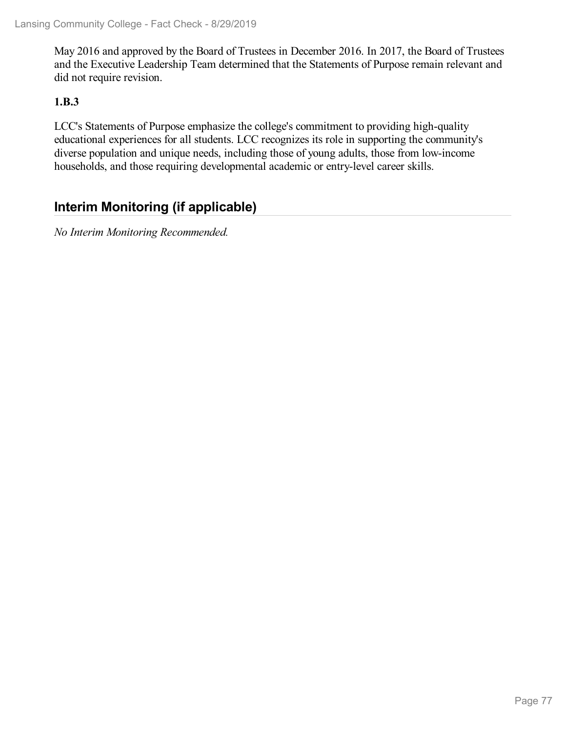May 2016 and approved by the Board of Trustees in December 2016. In 2017, the Board of Trustees and the Executive Leadership Team determined that the Statements of Purpose remain relevant and did not require revision.

**1.B.3**

LCC's Statements of Purpose emphasize the college's commitment to providing high-quality educational experiences for all students. LCC recognizes its role in supporting the community's diverse population and unique needs, including those of young adults, those from low-income households, and those requiring developmental academic or entry-level career skills.

## Interim Monitoring (if applicable)

*No Interim Monitoring Recommended.*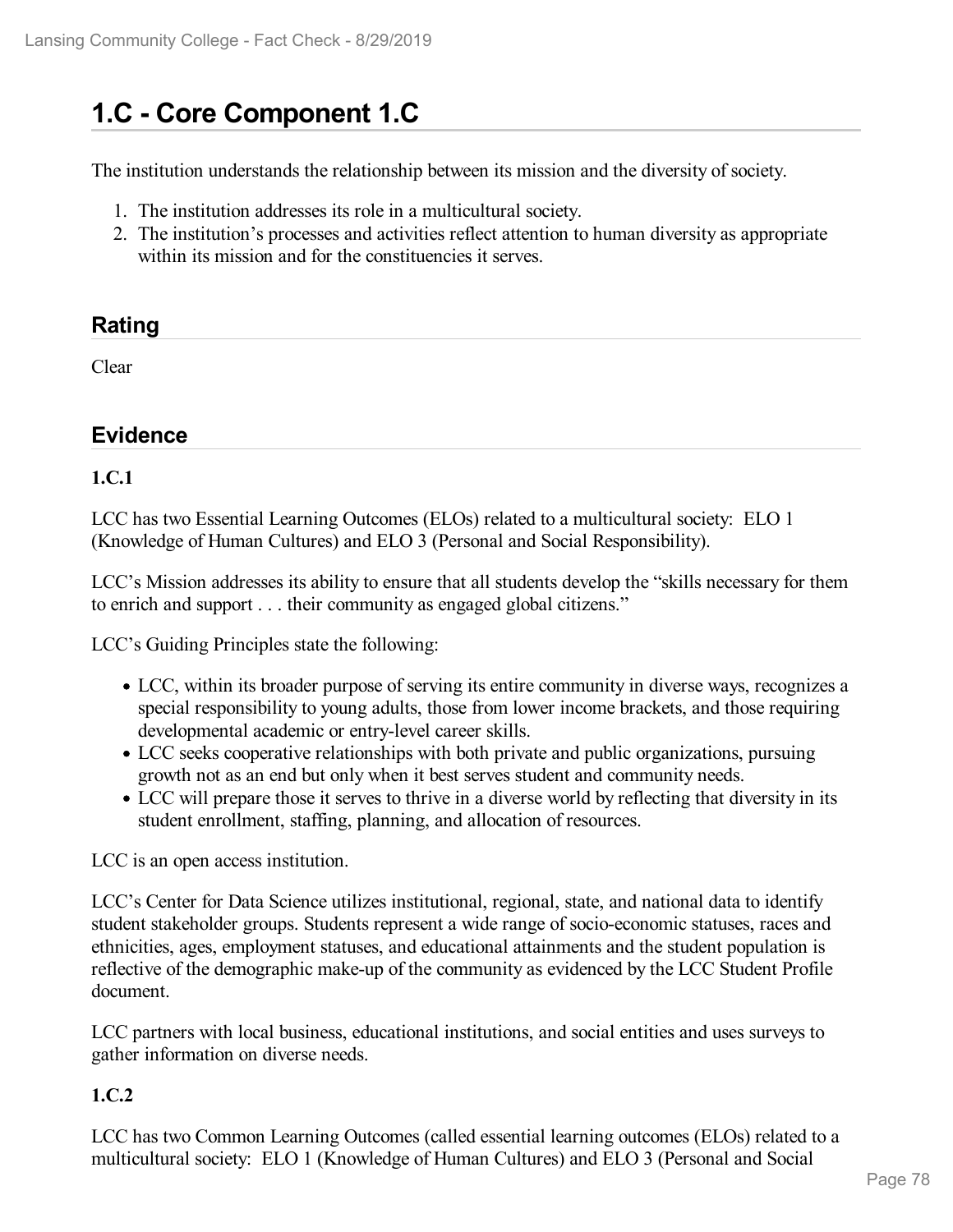# 1.C - Core Component 1.C

The institution understands the relationship between its mission and the diversity of society.

1. The institution addresses its role in a multicultural society.
2. The institution's processes and activities reflect attention to human diversity as appropriate within its mission and for the constituencies it serves.

## Rating

Clear

## Evidence

**1.C.1**

LCC has two Essential Learning Outcomes (ELOs) related to a multicultural society: ELO 1 (Knowledge of Human Cultures) and ELO 3 (Personal and Social Responsibility).

LCC's Mission addresses its ability to ensure that all students develop the "skills necessary for them to enrich and support . . . their community as engaged global citizens."

LCC's Guiding Principles state the following:

- LCC, within its broader purpose of serving its entire community in diverse ways, recognizes a special responsibility to young adults, those from lower income brackets, and those requiring developmental academic or entry-level career skills.
- LCC seeks cooperative relationships with both private and public organizations, pursuing growth not as an end but only when it best serves student and community needs.
- LCC will prepare those it serves to thrive in a diverse world by reflecting that diversity in its student enrollment, staffing, planning, and allocation of resources.

LCC is an open access institution.

LCC's Center for Data Science utilizes institutional, regional, state, and national data to identify student stakeholder groups. Students represent a wide range of socio-economic statuses, races and ethnicities, ages, employment statuses, and educational attainments and the student population is reflective of the demographic make-up of the community as evidenced by the LCC Student Profile document.

LCC partners with local business, educational institutions, and social entities and uses surveys to gather information on diverse needs.

**1.C.2**

LCC has two Common Learning Outcomes (called essential learning outcomes (ELOs) related to a multicultural society: ELO 1 (Knowledge of Human Cultures) and ELO 3 (Personal and Social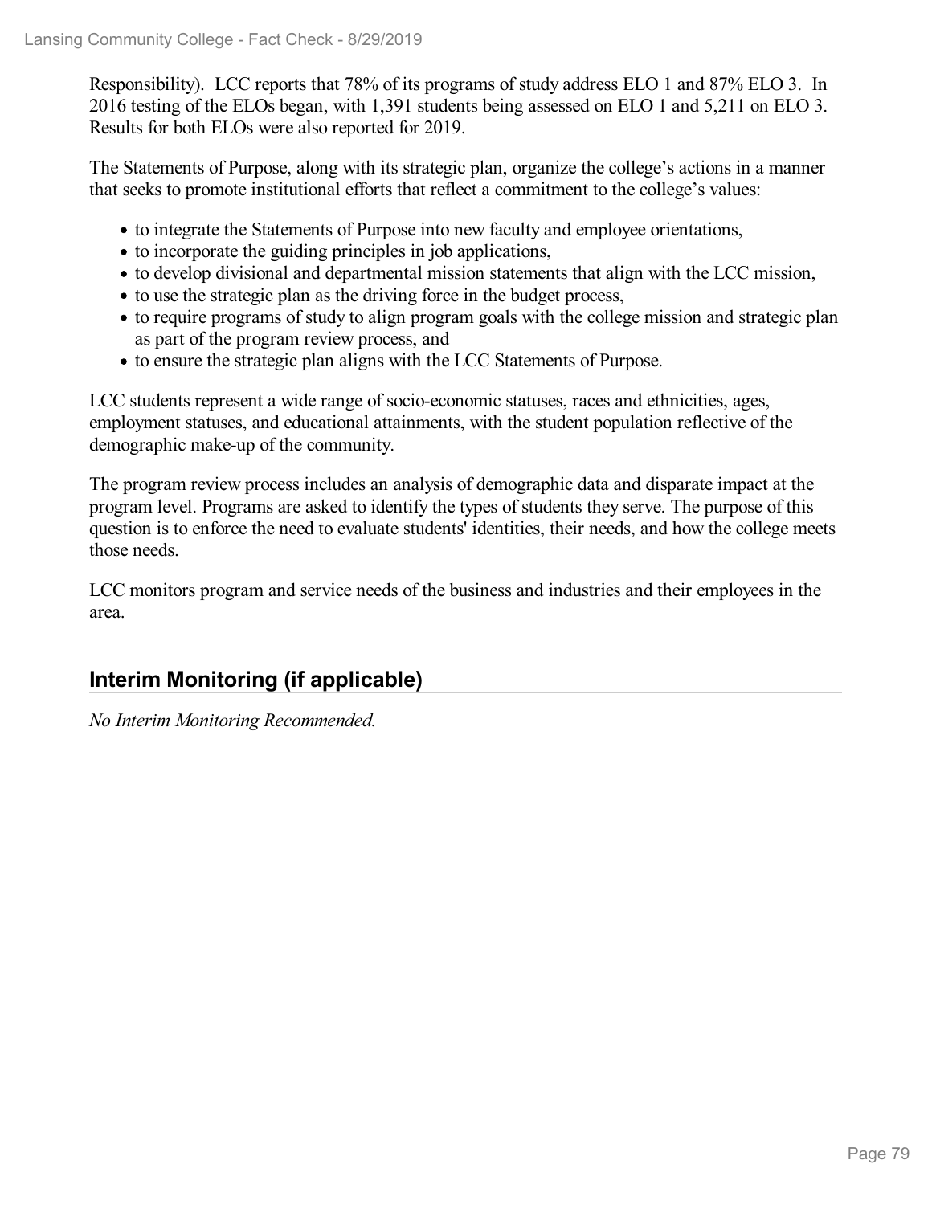Responsibility). LCC reports that 78% of its programs of study address ELO 1 and 87% ELO 3. In 2016 testing of the ELOs began, with 1,391 students being assessed on ELO 1 and 5,211 on ELO 3. Results for both ELOs were also reported for 2019.

The Statements of Purpose, along with its strategic plan, organize the college's actions in a manner that seeks to promote institutional efforts that reflect a commitment to the college's values:

- to integrate the Statements of Purpose into new faculty and employee orientations,
- to incorporate the guiding principles in job applications,
- to develop divisional and departmental mission statements that align with the LCC mission,
- to use the strategic plan as the driving force in the budget process,
- to require programs of study to align program goals with the college mission and strategic plan as part of the program review process, and
- to ensure the strategic plan aligns with the LCC Statements of Purpose.

LCC students represent a wide range of socio-economic statuses, races and ethnicities, ages, employment statuses, and educational attainments, with the student population reflective of the demographic make-up of the community.

The program review process includes an analysis of demographic data and disparate impact at the program level. Programs are asked to identify the types of students they serve. The purpose of this question is to enforce the need to evaluate students' identities, their needs, and how the college meets those needs.

LCC monitors program and service needs of the business and industries and their employees in the area.

## Interim Monitoring (if applicable)

*No Interim Monitoring Recommended.*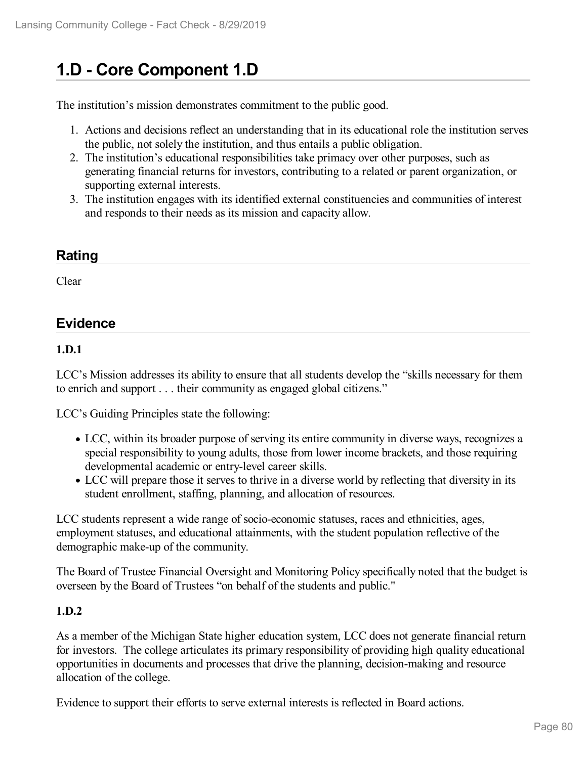# 1.D - Core Component 1.D

The institution's mission demonstrates commitment to the public good.

1. Actions and decisions reflect an understanding that in its educational role the institution serves the public, not solely the institution, and thus entails a public obligation.
2. The institution's educational responsibilities take primacy over other purposes, such as generating financial returns for investors, contributing to a related or parent organization, or supporting external interests.
3. The institution engages with its identified external constituencies and communities of interest and responds to their needs as its mission and capacity allow.

## Rating

Clear

## Evidence

**1.D.1**

LCC's Mission addresses its ability to ensure that all students develop the "skills necessary for them to enrich and support . . . their community as engaged global citizens."

LCC's Guiding Principles state the following:

- LCC, within its broader purpose of serving its entire community in diverse ways, recognizes a special responsibility to young adults, those from lower income brackets, and those requiring developmental academic or entry-level career skills.
- LCC will prepare those it serves to thrive in a diverse world by reflecting that diversity in its student enrollment, staffing, planning, and allocation of resources.

LCC students represent a wide range of socio-economic statuses, races and ethnicities, ages, employment statuses, and educational attainments, with the student population reflective of the demographic make-up of the community.

The Board of Trustee Financial Oversight and Monitoring Policy specifically noted that the budget is overseen by the Board of Trustees "on behalf of the students and public."

**1.D.2**

As a member of the Michigan State higher education system, LCC does not generate financial return for investors. The college articulates its primary responsibility of providing high quality educational opportunities in documents and processes that drive the planning, decision-making and resource allocation of the college.

Evidence to support their efforts to serve external interests is reflected in Board actions.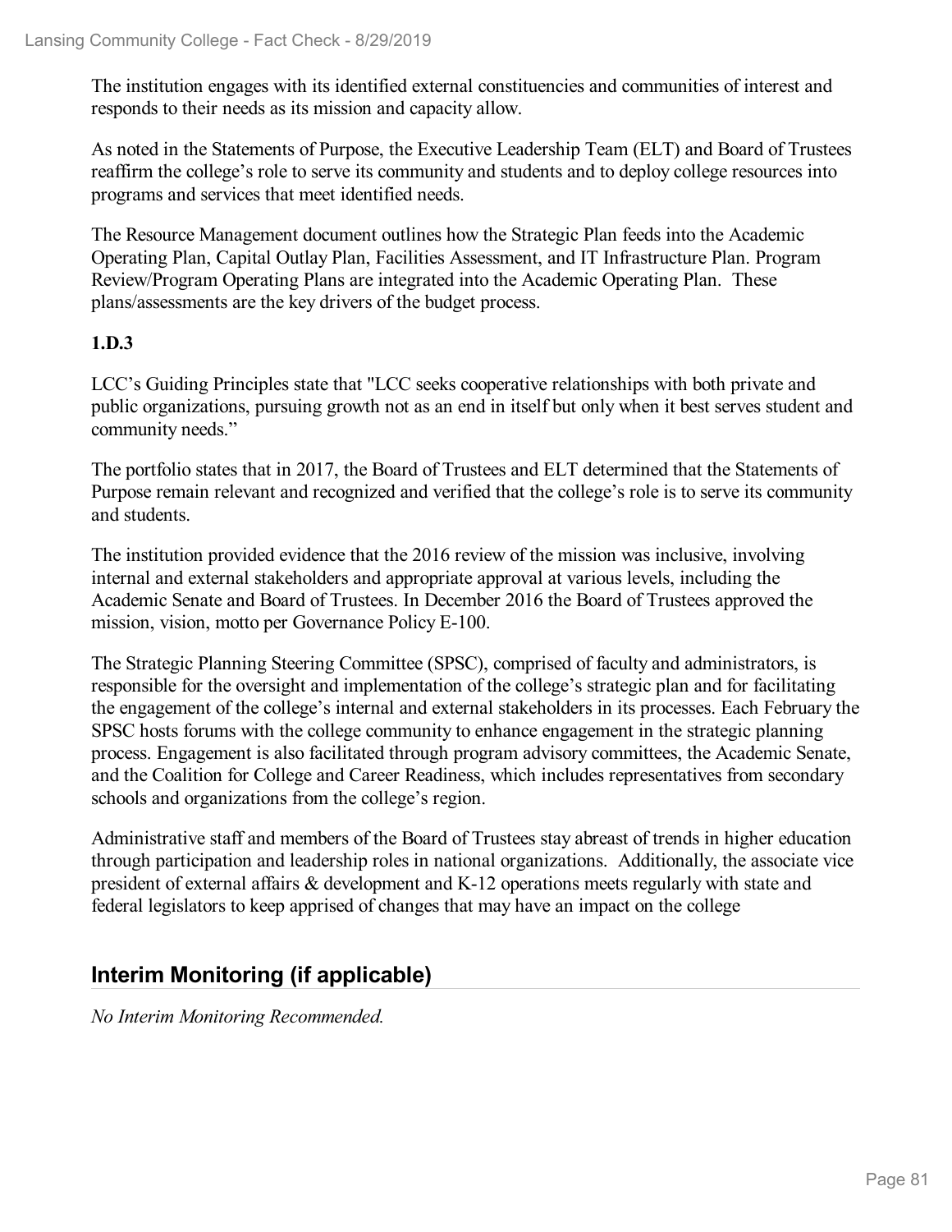The institution engages with its identified external constituencies and communities of interest and responds to their needs as its mission and capacity allow.

As noted in the Statements of Purpose, the Executive Leadership Team (ELT) and Board of Trustees reaffirm the college's role to serve its community and students and to deploy college resources into programs and services that meet identified needs.

The Resource Management document outlines how the Strategic Plan feeds into the Academic Operating Plan, Capital Outlay Plan, Facilities Assessment, and IT Infrastructure Plan. Program Review/Program Operating Plans are integrated into the Academic Operating Plan. These plans/assessments are the key drivers of the budget process.

**1.D.3**

LCC's Guiding Principles state that "LCC seeks cooperative relationships with both private and public organizations, pursuing growth not as an end in itself but only when it best serves student and community needs."

The portfolio states that in 2017, the Board of Trustees and ELT determined that the Statements of Purpose remain relevant and recognized and verified that the college's role is to serve its community and students.

The institution provided evidence that the 2016 review of the mission was inclusive, involving internal and external stakeholders and appropriate approval at various levels, including the Academic Senate and Board of Trustees. In December 2016 the Board of Trustees approved the mission, vision, motto per Governance Policy E-100.

The Strategic Planning Steering Committee (SPSC), comprised of faculty and administrators, is responsible for the oversight and implementation of the college's strategic plan and for facilitating the engagement of the college's internal and external stakeholders in its processes. Each February the SPSC hosts forums with the college community to enhance engagement in the strategic planning process. Engagement is also facilitated through program advisory committees, the Academic Senate, and the Coalition for College and Career Readiness, which includes representatives from secondary schools and organizations from the college's region.

Administrative staff and members of the Board of Trustees stay abreast of trends in higher education through participation and leadership roles in national organizations. Additionally, the associate vice president of external affairs & development and K-12 operations meets regularly with state and federal legislators to keep apprised of changes that may have an impact on the college

## Interim Monitoring (if applicable)

*No Interim Monitoring Recommended.*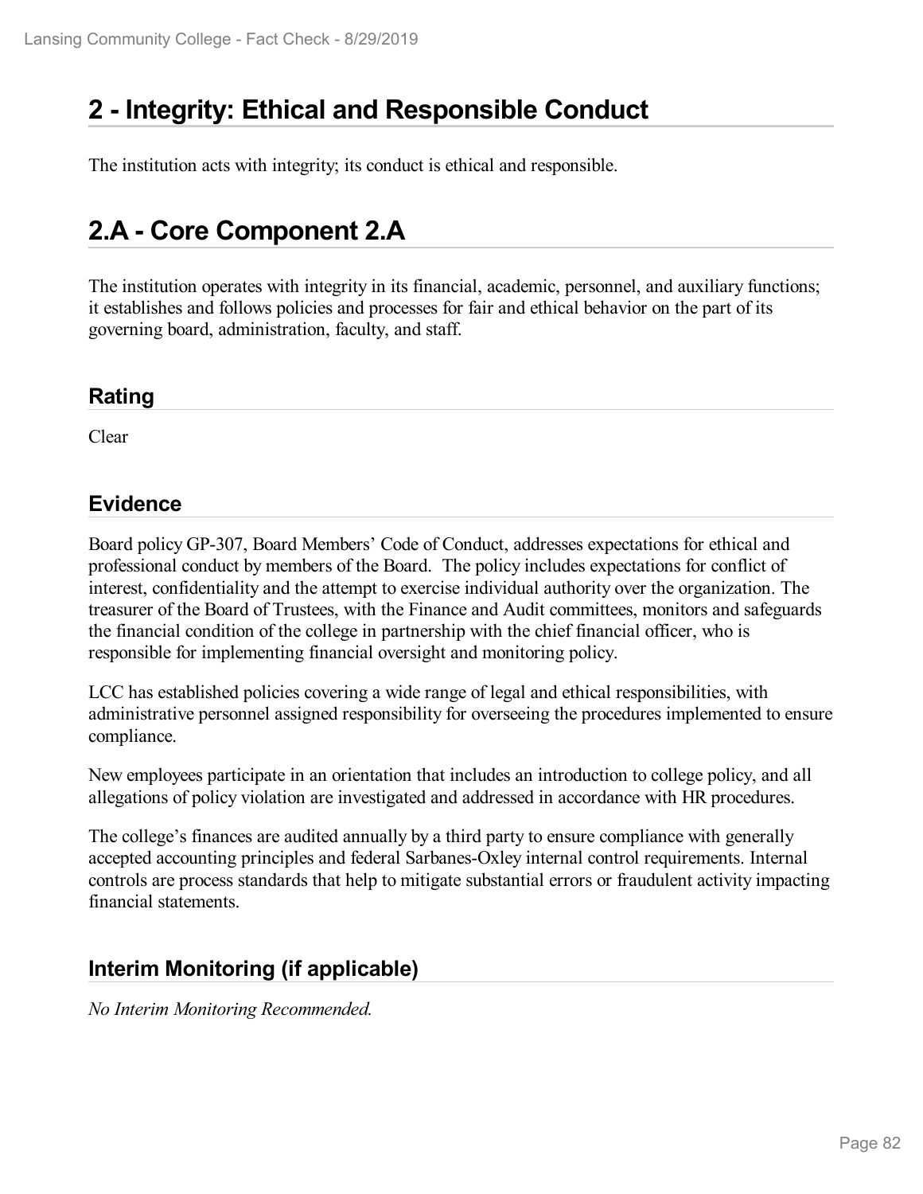# 2 - Integrity: Ethical and Responsible Conduct

The institution acts with integrity; its conduct is ethical and responsible.

# 2.A - Core Component 2.A

The institution operates with integrity in its financial, academic, personnel, and auxiliary functions; it establishes and follows policies and processes for fair and ethical behavior on the part of its governing board, administration, faculty, and staff.

## Rating

Clear

## Evidence

Board policy GP-307, Board Members' Code of Conduct, addresses expectations for ethical and professional conduct by members of the Board. The policy includes expectations for conflict of interest, confidentiality and the attempt to exercise individual authority over the organization. The treasurer of the Board of Trustees, with the Finance and Audit committees, monitors and safeguards the financial condition of the college in partnership with the chief financial officer, who is responsible for implementing financial oversight and monitoring policy.

LCC has established policies covering a wide range of legal and ethical responsibilities, with administrative personnel assigned responsibility for overseeing the procedures implemented to ensure compliance.

New employees participate in an orientation that includes an introduction to college policy, and all allegations of policy violation are investigated and addressed in accordance with HR procedures.

The college's finances are audited annually by a third party to ensure compliance with generally accepted accounting principles and federal Sarbanes-Oxley internal control requirements. Internal controls are process standards that help to mitigate substantial errors or fraudulent activity impacting financial statements.

## Interim Monitoring (if applicable)

*No Interim Monitoring Recommended.*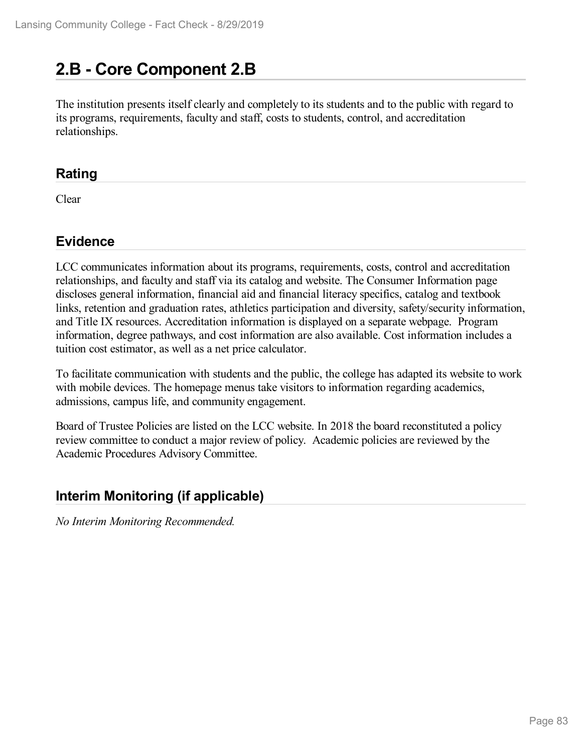## 2.B - Core Component 2.B

The institution presents itself clearly and completely to its students and to the public with regard to its programs, requirements, faculty and staff, costs to students, control, and accreditation relationships.

### Rating

Clear

### Evidence

LCC communicates information about its programs, requirements, costs, control and accreditation relationships, and faculty and staff via its catalog and website. The Consumer Information page discloses general information, financial aid and financial literacy specifics, catalog and textbook links, retention and graduation rates, athletics participation and diversity, safety/security information, and Title IX resources. Accreditation information is displayed on a separate webpage. Program information, degree pathways, and cost information are also available. Cost information includes a tuition cost estimator, as well as a net price calculator.

To facilitate communication with students and the public, the college has adapted its website to work with mobile devices. The homepage menus take visitors to information regarding academics, admissions, campus life, and community engagement.

Board of Trustee Policies are listed on the LCC website. In 2018 the board reconstituted a policy review committee to conduct a major review of policy. Academic policies are reviewed by the Academic Procedures Advisory Committee.

### Interim Monitoring (if applicable)

*No Interim Monitoring Recommended.*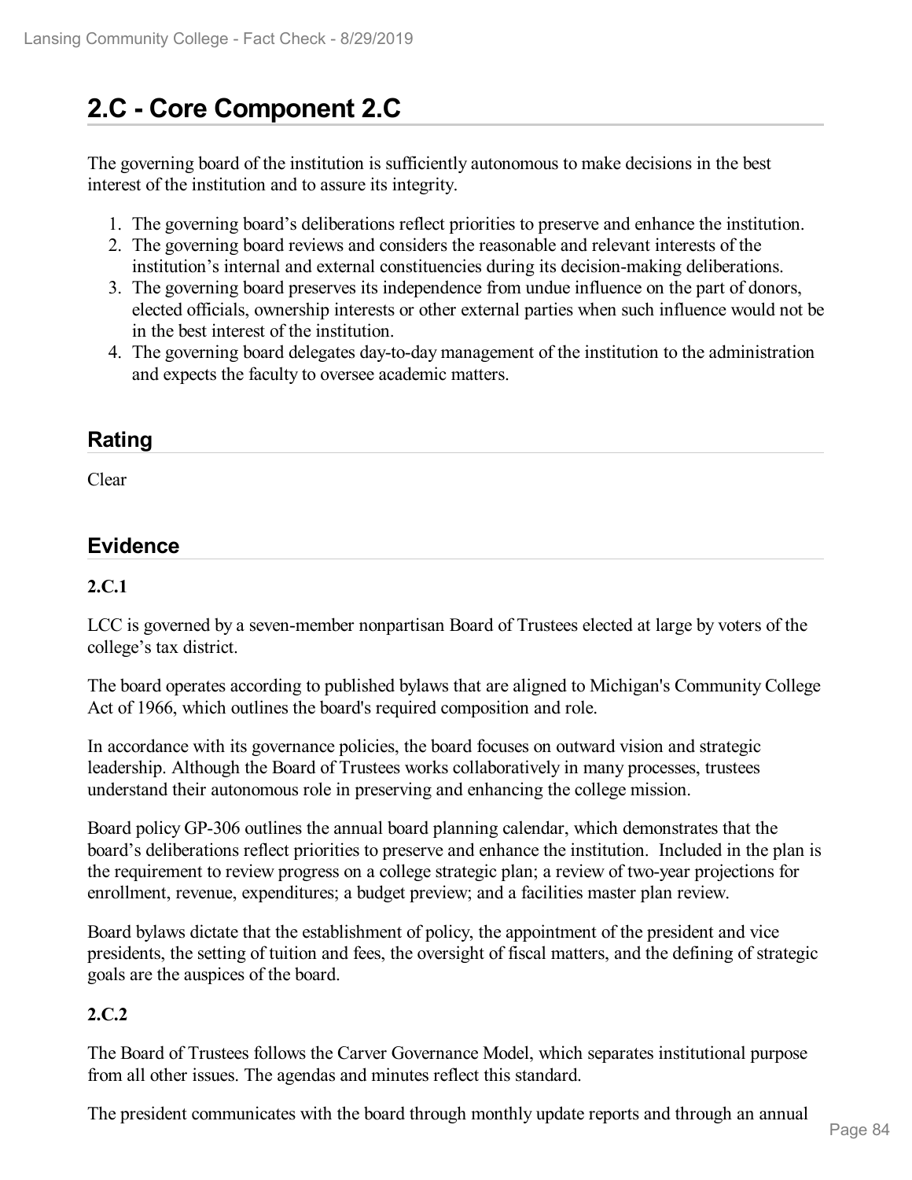# 2.C - Core Component 2.C

The governing board of the institution is sufficiently autonomous to make decisions in the best interest of the institution and to assure its integrity.

1. The governing board's deliberations reflect priorities to preserve and enhance the institution.
2. The governing board reviews and considers the reasonable and relevant interests of the institution's internal and external constituencies during its decision-making deliberations.
3. The governing board preserves its independence from undue influence on the part of donors, elected officials, ownership interests or other external parties when such influence would not be in the best interest of the institution.
4. The governing board delegates day-to-day management of the institution to the administration and expects the faculty to oversee academic matters.

## Rating

Clear

## Evidence

**2.C.1**

LCC is governed by a seven-member nonpartisan Board of Trustees elected at large by voters of the college's tax district.

The board operates according to published bylaws that are aligned to Michigan's Community College Act of 1966, which outlines the board's required composition and role.

In accordance with its governance policies, the board focuses on outward vision and strategic leadership. Although the Board of Trustees works collaboratively in many processes, trustees understand their autonomous role in preserving and enhancing the college mission.

Board policy GP-306 outlines the annual board planning calendar, which demonstrates that the board's deliberations reflect priorities to preserve and enhance the institution. Included in the plan is the requirement to review progress on a college strategic plan; a review of two-year projections for enrollment, revenue, expenditures; a budget preview; and a facilities master plan review.

Board bylaws dictate that the establishment of policy, the appointment of the president and vice presidents, the setting of tuition and fees, the oversight of fiscal matters, and the defining of strategic goals are the auspices of the board.

**2.C.2**

The Board of Trustees follows the Carver Governance Model, which separates institutional purpose from all other issues. The agendas and minutes reflect this standard.

The president communicates with the board through monthly update reports and through an annual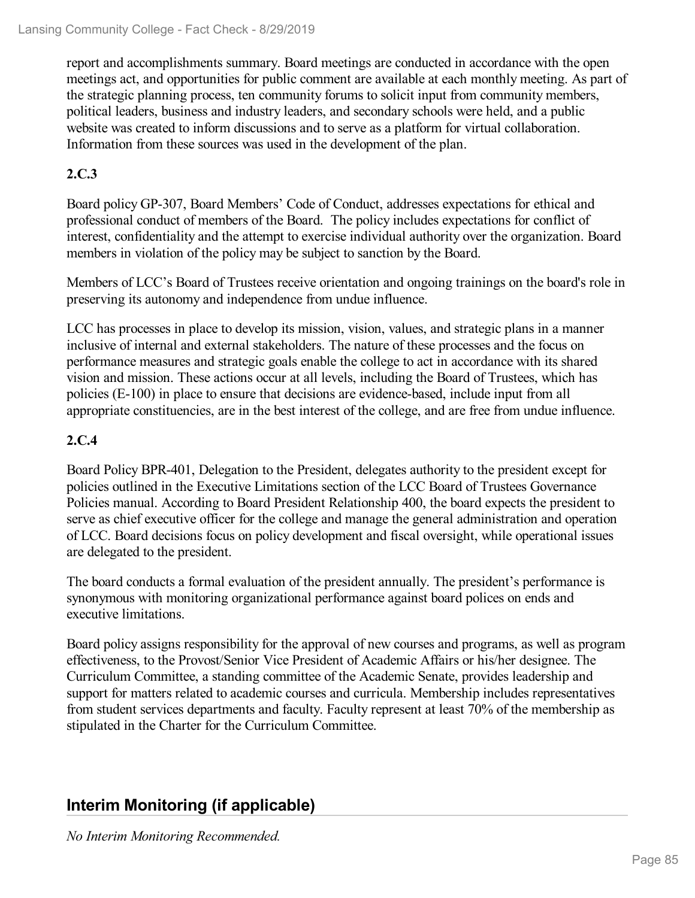report and accomplishments summary. Board meetings are conducted in accordance with the open meetings act, and opportunities for public comment are available at each monthly meeting. As part of the strategic planning process, ten community forums to solicit input from community members, political leaders, business and industry leaders, and secondary schools were held, and a public website was created to inform discussions and to serve as a platform for virtual collaboration. Information from these sources was used in the development of the plan.

**2.C.3**

Board policy GP-307, Board Members' Code of Conduct, addresses expectations for ethical and professional conduct of members of the Board. The policy includes expectations for conflict of interest, confidentiality and the attempt to exercise individual authority over the organization. Board members in violation of the policy may be subject to sanction by the Board.

Members of LCC's Board of Trustees receive orientation and ongoing trainings on the board's role in preserving its autonomy and independence from undue influence.

LCC has processes in place to develop its mission, vision, values, and strategic plans in a manner inclusive of internal and external stakeholders. The nature of these processes and the focus on performance measures and strategic goals enable the college to act in accordance with its shared vision and mission. These actions occur at all levels, including the Board of Trustees, which has policies (E-100) in place to ensure that decisions are evidence-based, include input from all appropriate constituencies, are in the best interest of the college, and are free from undue influence.

**2.C.4**

Board Policy BPR-401, Delegation to the President, delegates authority to the president except for policies outlined in the Executive Limitations section of the LCC Board of Trustees Governance Policies manual. According to Board President Relationship 400, the board expects the president to serve as chief executive officer for the college and manage the general administration and operation of LCC. Board decisions focus on policy development and fiscal oversight, while operational issues are delegated to the president.

The board conducts a formal evaluation of the president annually. The president's performance is synonymous with monitoring organizational performance against board polices on ends and executive limitations.

Board policy assigns responsibility for the approval of new courses and programs, as well as program effectiveness, to the Provost/Senior Vice President of Academic Affairs or his/her designee. The Curriculum Committee, a standing committee of the Academic Senate, provides leadership and support for matters related to academic courses and curricula. Membership includes representatives from student services departments and faculty. Faculty represent at least 70% of the membership as stipulated in the Charter for the Curriculum Committee.

## Interim Monitoring (if applicable)

*No Interim Monitoring Recommended.*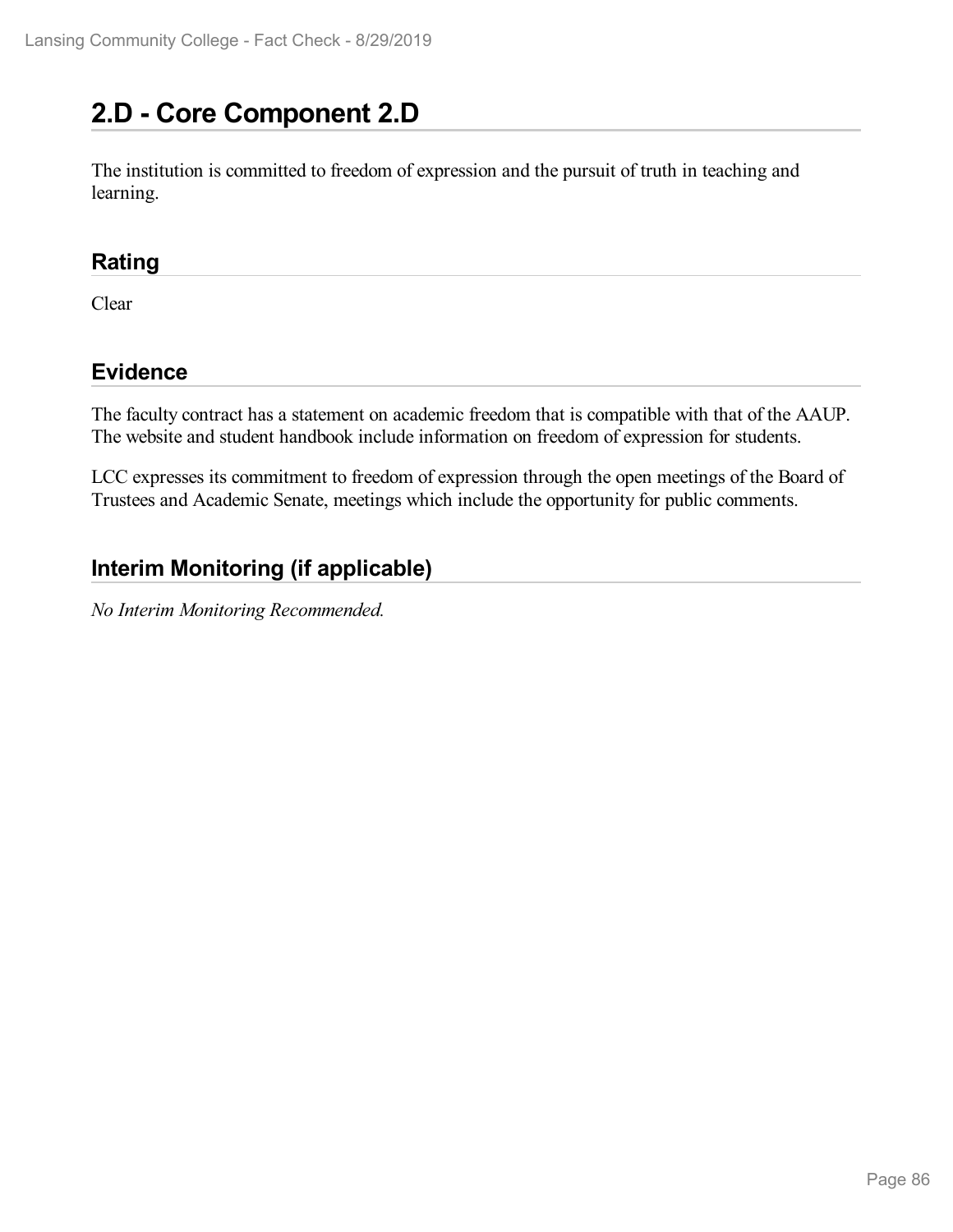## 2.D - Core Component 2.D

The institution is committed to freedom of expression and the pursuit of truth in teaching and learning.

### Rating

Clear

### Evidence

The faculty contract has a statement on academic freedom that is compatible with that of the AAUP. The website and student handbook include information on freedom of expression for students.

LCC expresses its commitment to freedom of expression through the open meetings of the Board of Trustees and Academic Senate, meetings which include the opportunity for public comments.

### Interim Monitoring (if applicable)

*No Interim Monitoring Recommended.*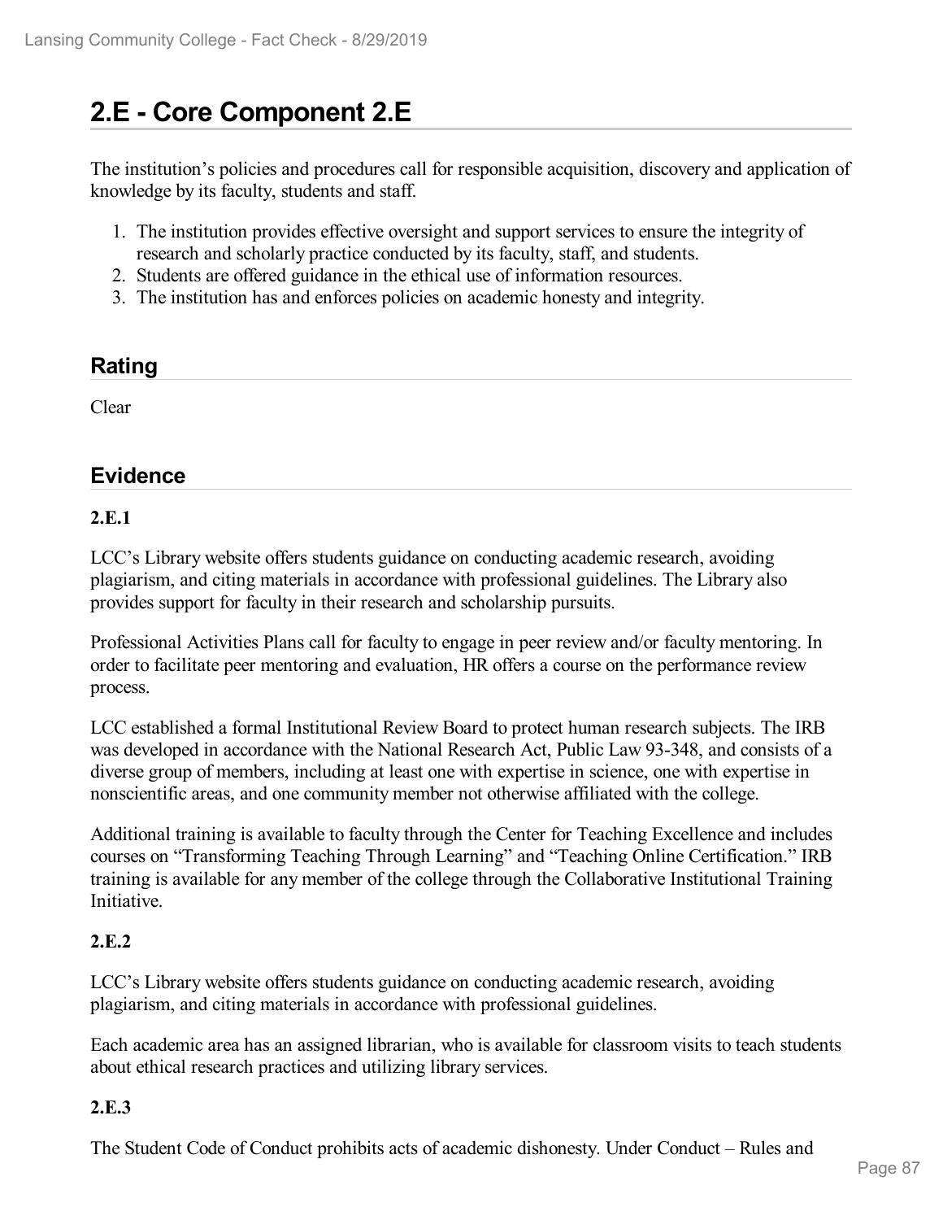# 2.E - Core Component 2.E

The institution's policies and procedures call for responsible acquisition, discovery and application of knowledge by its faculty, students and staff.

1. The institution provides effective oversight and support services to ensure the integrity of research and scholarly practice conducted by its faculty, staff, and students.
2. Students are offered guidance in the ethical use of information resources.
3. The institution has and enforces policies on academic honesty and integrity.

## Rating

Clear

## Evidence

**2.E.1**

LCC's Library website offers students guidance on conducting academic research, avoiding plagiarism, and citing materials in accordance with professional guidelines. The Library also provides support for faculty in their research and scholarship pursuits.

Professional Activities Plans call for faculty to engage in peer review and/or faculty mentoring. In order to facilitate peer mentoring and evaluation, HR offers a course on the performance review process.

LCC established a formal Institutional Review Board to protect human research subjects. The IRB was developed in accordance with the National Research Act, Public Law 93-348, and consists of a diverse group of members, including at least one with expertise in science, one with expertise in nonscientific areas, and one community member not otherwise affiliated with the college.

Additional training is available to faculty through the Center for Teaching Excellence and includes courses on "Transforming Teaching Through Learning" and "Teaching Online Certification." IRB training is available for any member of the college through the Collaborative Institutional Training Initiative.

**2.E.2**

LCC's Library website offers students guidance on conducting academic research, avoiding plagiarism, and citing materials in accordance with professional guidelines.

Each academic area has an assigned librarian, who is available for classroom visits to teach students about ethical research practices and utilizing library services.

**2.E.3**

The Student Code of Conduct prohibits acts of academic dishonesty. Under Conduct – Rules and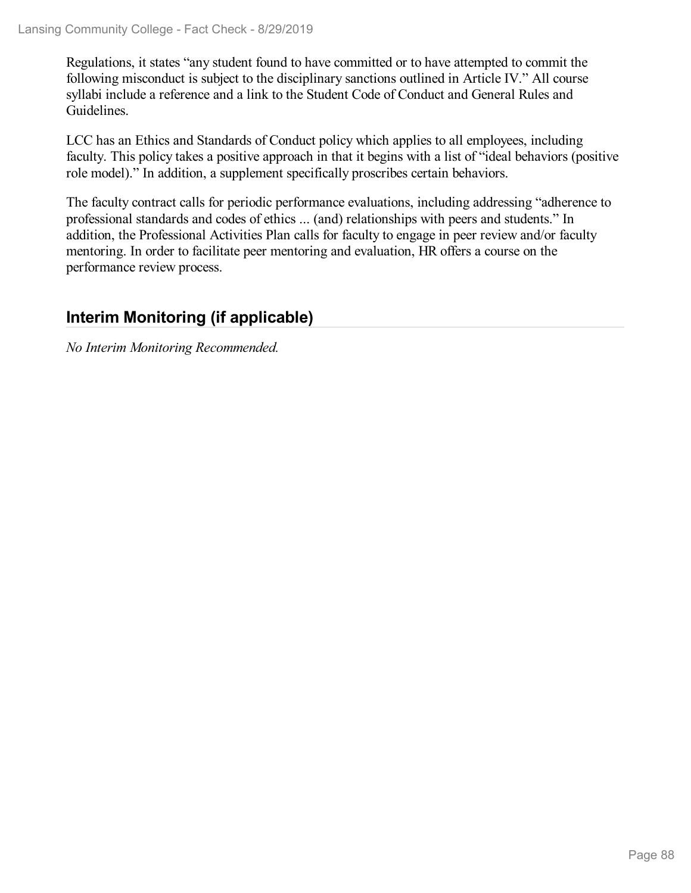Regulations, it states "any student found to have committed or to have attempted to commit the following misconduct is subject to the disciplinary sanctions outlined in Article IV." All course syllabi include a reference and a link to the Student Code of Conduct and General Rules and Guidelines.

LCC has an Ethics and Standards of Conduct policy which applies to all employees, including faculty. This policy takes a positive approach in that it begins with a list of "ideal behaviors (positive role model)." In addition, a supplement specifically proscribes certain behaviors.

The faculty contract calls for periodic performance evaluations, including addressing "adherence to professional standards and codes of ethics ... (and) relationships with peers and students." In addition, the Professional Activities Plan calls for faculty to engage in peer review and/or faculty mentoring. In order to facilitate peer mentoring and evaluation, HR offers a course on the performance review process.

## Interim Monitoring (if applicable)

*No Interim Monitoring Recommended.*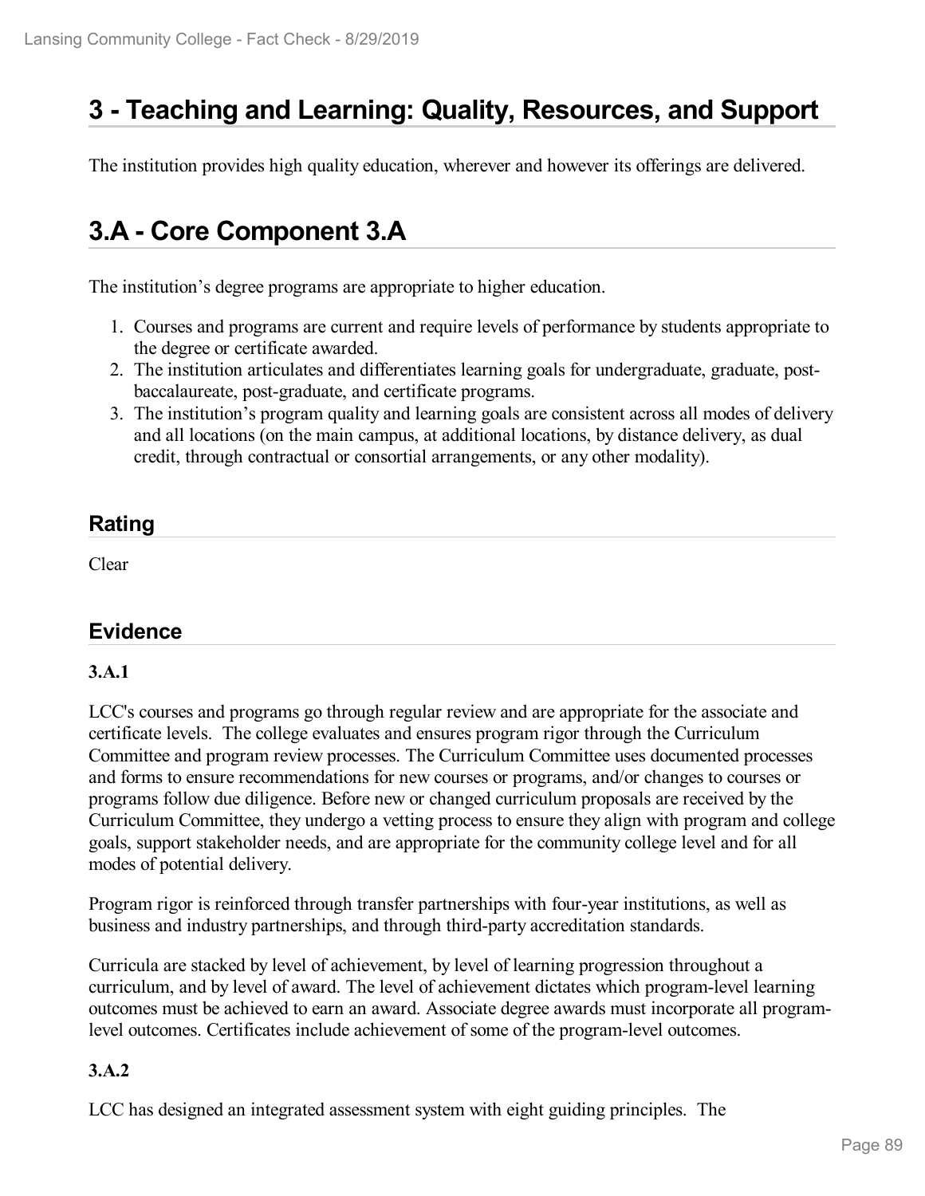# 3 - Teaching and Learning: Quality, Resources, and Support

The institution provides high quality education, wherever and however its offerings are delivered.

# 3.A - Core Component 3.A

The institution's degree programs are appropriate to higher education.

1. Courses and programs are current and require levels of performance by students appropriate to the degree or certificate awarded.
2. The institution articulates and differentiates learning goals for undergraduate, graduate, post-baccalaureate, post-graduate, and certificate programs.
3. The institution's program quality and learning goals are consistent across all modes of delivery and all locations (on the main campus, at additional locations, by distance delivery, as dual credit, through contractual or consortial arrangements, or any other modality).

## Rating

Clear

## Evidence

**3.A.1**

LCC's courses and programs go through regular review and are appropriate for the associate and certificate levels. The college evaluates and ensures program rigor through the Curriculum Committee and program review processes. The Curriculum Committee uses documented processes and forms to ensure recommendations for new courses or programs, and/or changes to courses or programs follow due diligence. Before new or changed curriculum proposals are received by the Curriculum Committee, they undergo a vetting process to ensure they align with program and college goals, support stakeholder needs, and are appropriate for the community college level and for all modes of potential delivery.

Program rigor is reinforced through transfer partnerships with four-year institutions, as well as business and industry partnerships, and through third-party accreditation standards.

Curricula are stacked by level of achievement, by level of learning progression throughout a curriculum, and by level of award. The level of achievement dictates which program-level learning outcomes must be achieved to earn an award. Associate degree awards must incorporate all program-level outcomes. Certificates include achievement of some of the program-level outcomes.

**3.A.2**

LCC has designed an integrated assessment system with eight guiding principles. The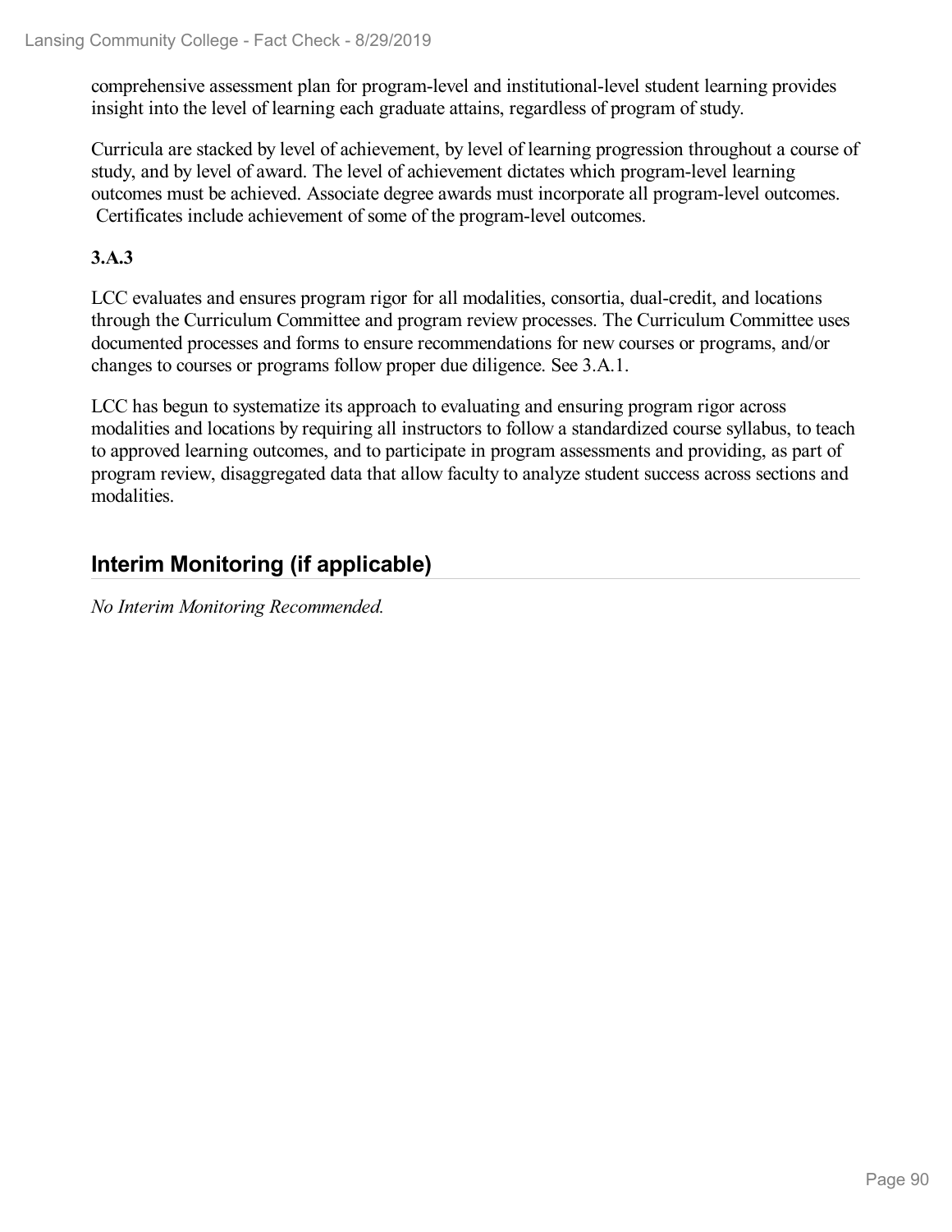comprehensive assessment plan for program-level and institutional-level student learning provides insight into the level of learning each graduate attains, regardless of program of study.

Curricula are stacked by level of achievement, by level of learning progression throughout a course of study, and by level of award. The level of achievement dictates which program-level learning outcomes must be achieved. Associate degree awards must incorporate all program-level outcomes. Certificates include achievement of some of the program-level outcomes.

**3.A.3**

LCC evaluates and ensures program rigor for all modalities, consortia, dual-credit, and locations through the Curriculum Committee and program review processes. The Curriculum Committee uses documented processes and forms to ensure recommendations for new courses or programs, and/or changes to courses or programs follow proper due diligence. See 3.A.1.

LCC has begun to systematize its approach to evaluating and ensuring program rigor across modalities and locations by requiring all instructors to follow a standardized course syllabus, to teach to approved learning outcomes, and to participate in program assessments and providing, as part of program review, disaggregated data that allow faculty to analyze student success across sections and modalities.

## Interim Monitoring (if applicable)

*No Interim Monitoring Recommended.*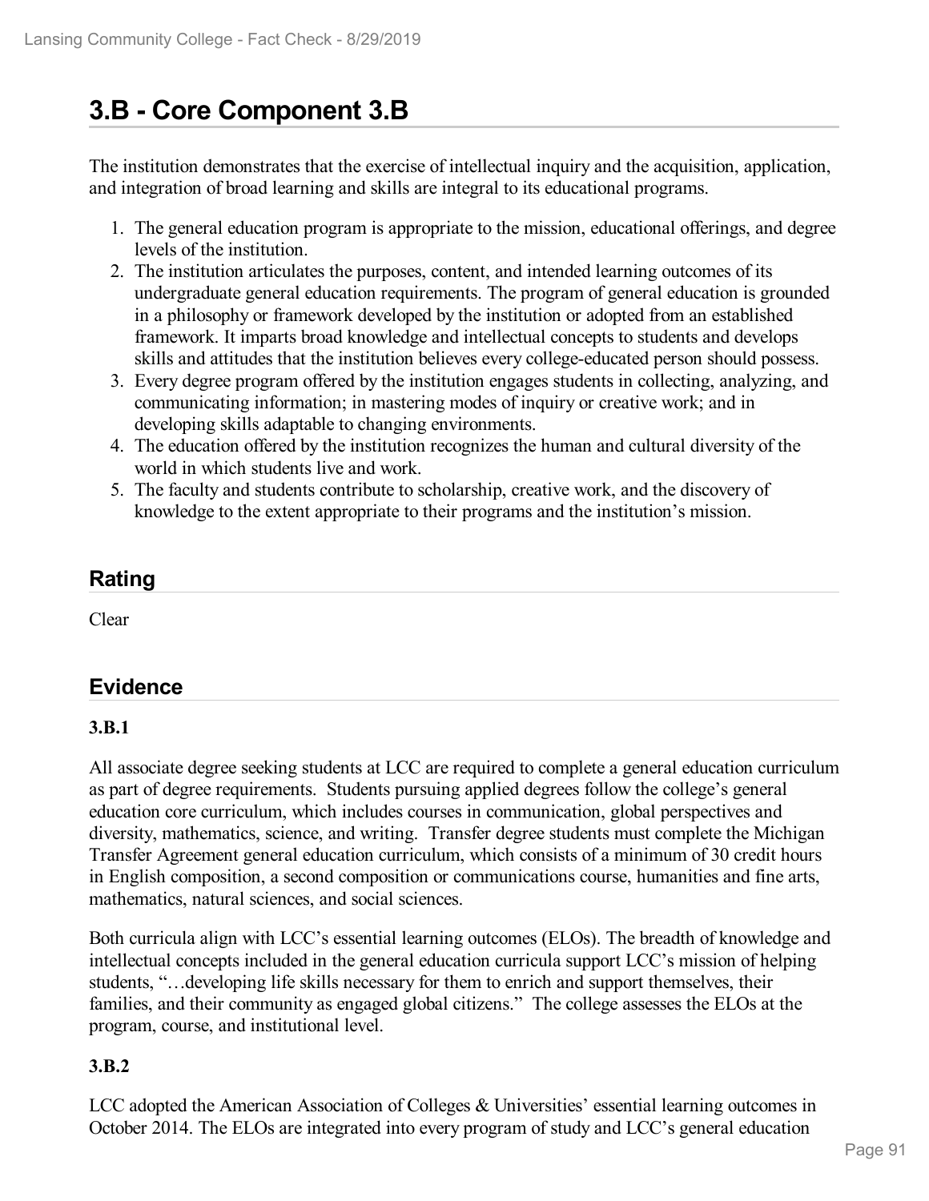# 3.B - Core Component 3.B

The institution demonstrates that the exercise of intellectual inquiry and the acquisition, application, and integration of broad learning and skills are integral to its educational programs.

1. The general education program is appropriate to the mission, educational offerings, and degree levels of the institution.
2. The institution articulates the purposes, content, and intended learning outcomes of its undergraduate general education requirements. The program of general education is grounded in a philosophy or framework developed by the institution or adopted from an established framework. It imparts broad knowledge and intellectual concepts to students and develops skills and attitudes that the institution believes every college-educated person should possess.
3. Every degree program offered by the institution engages students in collecting, analyzing, and communicating information; in mastering modes of inquiry or creative work; and in developing skills adaptable to changing environments.
4. The education offered by the institution recognizes the human and cultural diversity of the world in which students live and work.
5. The faculty and students contribute to scholarship, creative work, and the discovery of knowledge to the extent appropriate to their programs and the institution's mission.

## Rating

Clear

## Evidence

### 3.B.1

All associate degree seeking students at LCC are required to complete a general education curriculum as part of degree requirements. Students pursuing applied degrees follow the college's general education core curriculum, which includes courses in communication, global perspectives and diversity, mathematics, science, and writing. Transfer degree students must complete the Michigan Transfer Agreement general education curriculum, which consists of a minimum of 30 credit hours in English composition, a second composition or communications course, humanities and fine arts, mathematics, natural sciences, and social sciences.

Both curricula align with LCC's essential learning outcomes (ELOs). The breadth of knowledge and intellectual concepts included in the general education curricula support LCC's mission of helping students, "…developing life skills necessary for them to enrich and support themselves, their families, and their community as engaged global citizens." The college assesses the ELOs at the program, course, and institutional level.

### 3.B.2

LCC adopted the American Association of Colleges & Universities' essential learning outcomes in October 2014. The ELOs are integrated into every program of study and LCC's general education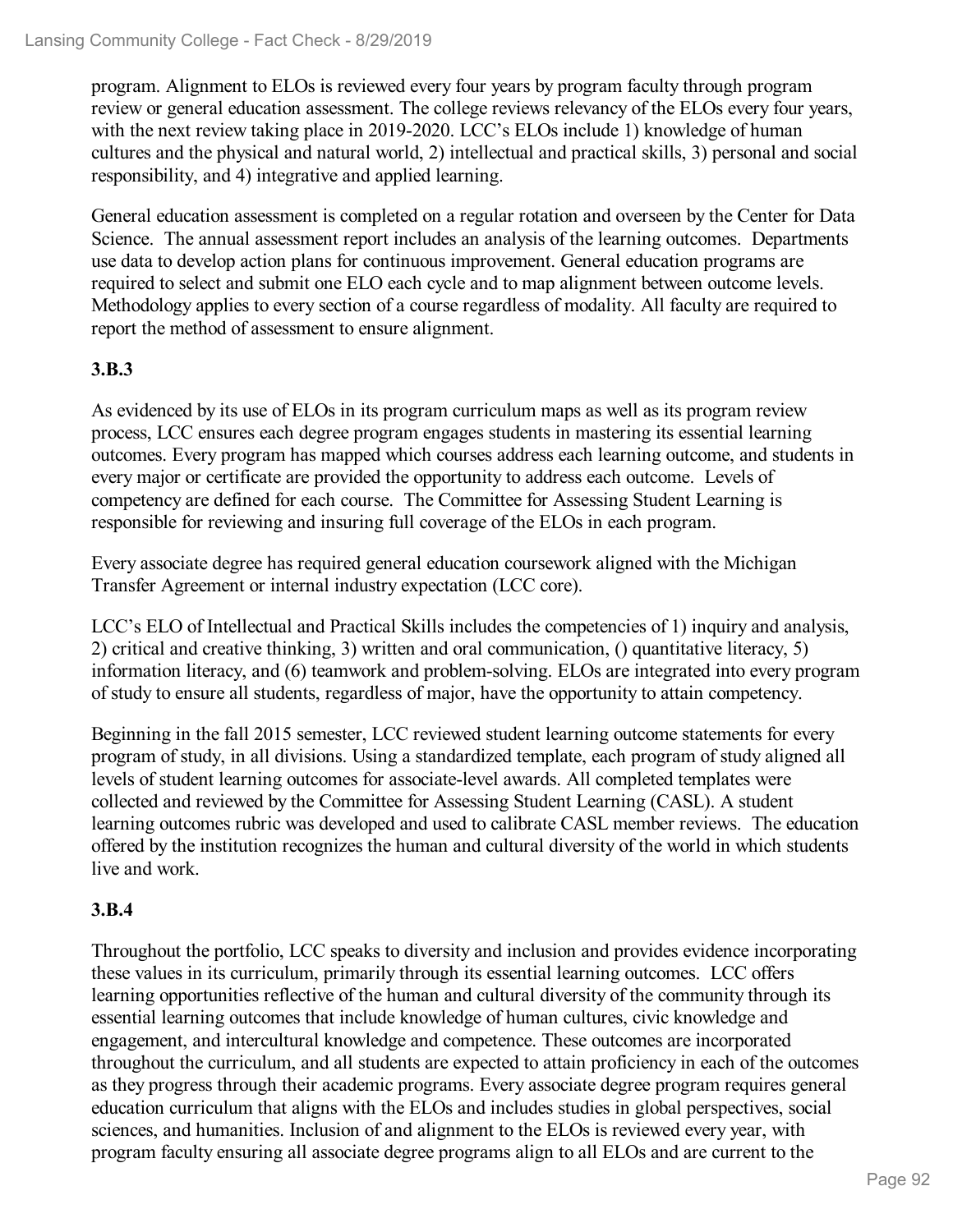program. Alignment to ELOs is reviewed every four years by program faculty through program review or general education assessment. The college reviews relevancy of the ELOs every four years, with the next review taking place in 2019-2020. LCC's ELOs include 1) knowledge of human cultures and the physical and natural world, 2) intellectual and practical skills, 3) personal and social responsibility, and 4) integrative and applied learning.

General education assessment is completed on a regular rotation and overseen by the Center for Data Science. The annual assessment report includes an analysis of the learning outcomes. Departments use data to develop action plans for continuous improvement. General education programs are required to select and submit one ELO each cycle and to map alignment between outcome levels. Methodology applies to every section of a course regardless of modality. All faculty are required to report the method of assessment to ensure alignment.

**3.B.3**

As evidenced by its use of ELOs in its program curriculum maps as well as its program review process, LCC ensures each degree program engages students in mastering its essential learning outcomes. Every program has mapped which courses address each learning outcome, and students in every major or certificate are provided the opportunity to address each outcome. Levels of competency are defined for each course. The Committee for Assessing Student Learning is responsible for reviewing and insuring full coverage of the ELOs in each program.

Every associate degree has required general education coursework aligned with the Michigan Transfer Agreement or internal industry expectation (LCC core).

LCC's ELO of Intellectual and Practical Skills includes the competencies of 1) inquiry and analysis, 2) critical and creative thinking, 3) written and oral communication, () quantitative literacy, 5) information literacy, and (6) teamwork and problem-solving. ELOs are integrated into every program of study to ensure all students, regardless of major, have the opportunity to attain competency.

Beginning in the fall 2015 semester, LCC reviewed student learning outcome statements for every program of study, in all divisions. Using a standardized template, each program of study aligned all levels of student learning outcomes for associate-level awards. All completed templates were collected and reviewed by the Committee for Assessing Student Learning (CASL). A student learning outcomes rubric was developed and used to calibrate CASL member reviews. The education offered by the institution recognizes the human and cultural diversity of the world in which students live and work.

**3.B.4**

Throughout the portfolio, LCC speaks to diversity and inclusion and provides evidence incorporating these values in its curriculum, primarily through its essential learning outcomes. LCC offers learning opportunities reflective of the human and cultural diversity of the community through its essential learning outcomes that include knowledge of human cultures, civic knowledge and engagement, and intercultural knowledge and competence. These outcomes are incorporated throughout the curriculum, and all students are expected to attain proficiency in each of the outcomes as they progress through their academic programs. Every associate degree program requires general education curriculum that aligns with the ELOs and includes studies in global perspectives, social sciences, and humanities. Inclusion of and alignment to the ELOs is reviewed every year, with program faculty ensuring all associate degree programs align to all ELOs and are current to the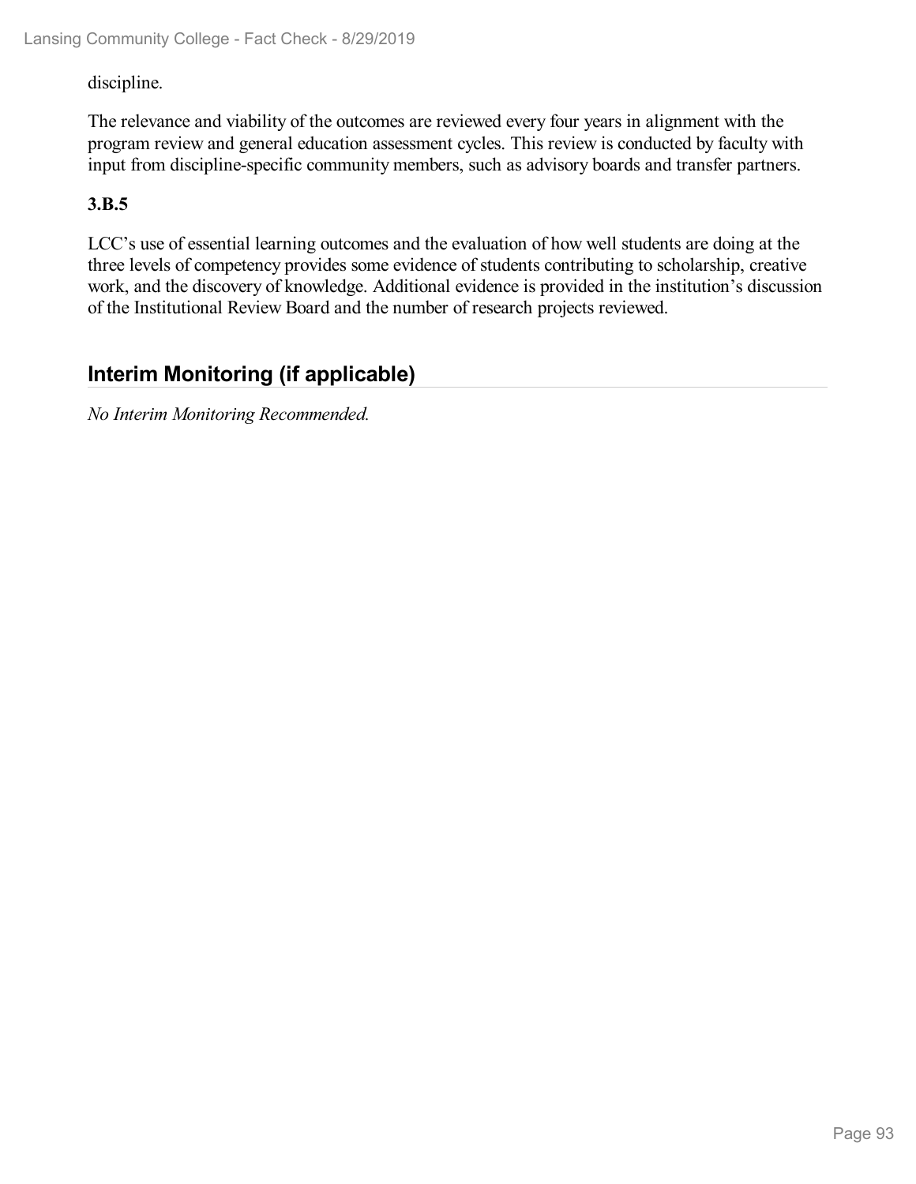discipline.

The relevance and viability of the outcomes are reviewed every four years in alignment with the program review and general education assessment cycles. This review is conducted by faculty with input from discipline-specific community members, such as advisory boards and transfer partners.

**3.B.5**

LCC's use of essential learning outcomes and the evaluation of how well students are doing at the three levels of competency provides some evidence of students contributing to scholarship, creative work, and the discovery of knowledge. Additional evidence is provided in the institution's discussion of the Institutional Review Board and the number of research projects reviewed.

## Interim Monitoring (if applicable)

*No Interim Monitoring Recommended.*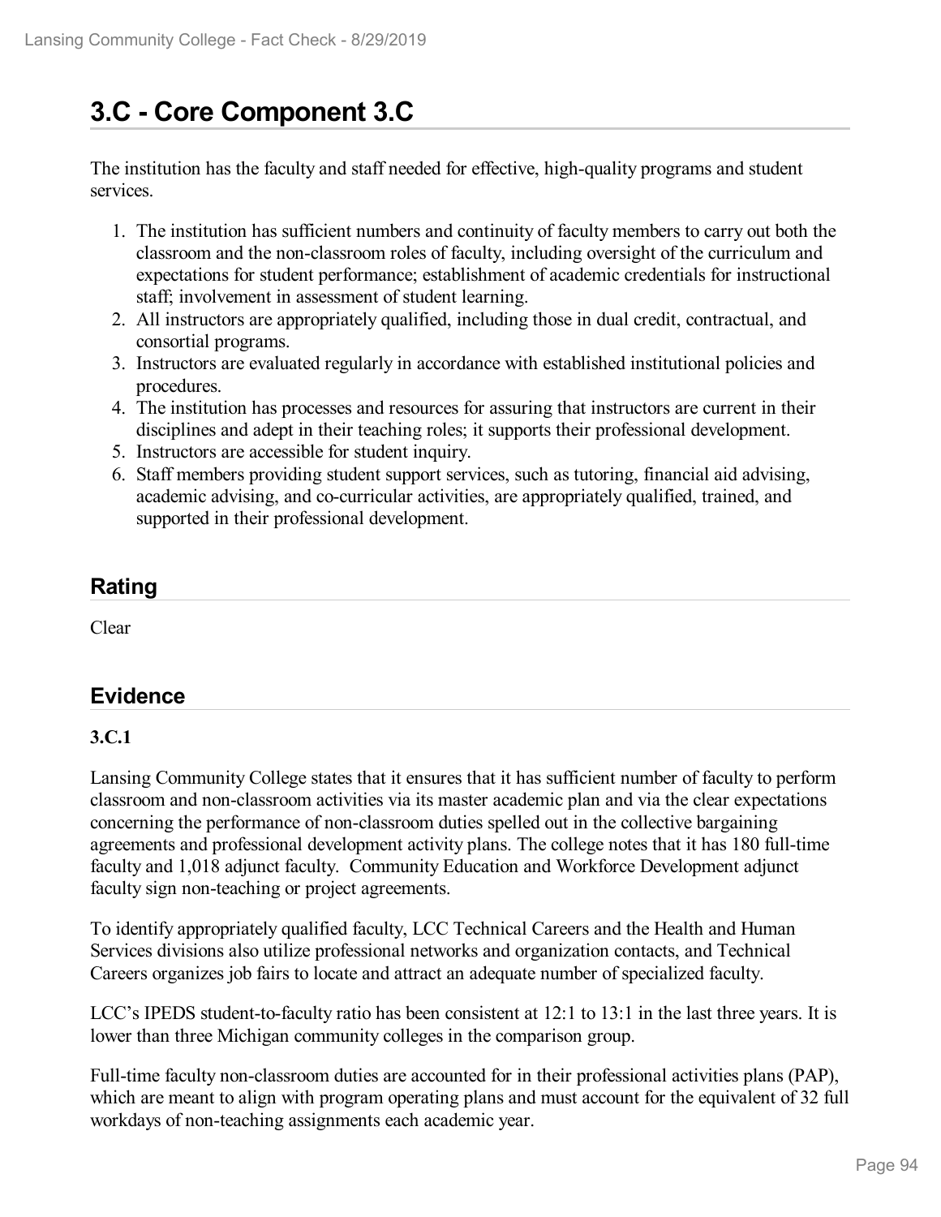# 3.C - Core Component 3.C

The institution has the faculty and staff needed for effective, high-quality programs and student services.

1. The institution has sufficient numbers and continuity of faculty members to carry out both the classroom and the non-classroom roles of faculty, including oversight of the curriculum and expectations for student performance; establishment of academic credentials for instructional staff; involvement in assessment of student learning.
2. All instructors are appropriately qualified, including those in dual credit, contractual, and consortial programs.
3. Instructors are evaluated regularly in accordance with established institutional policies and procedures.
4. The institution has processes and resources for assuring that instructors are current in their disciplines and adept in their teaching roles; it supports their professional development.
5. Instructors are accessible for student inquiry.
6. Staff members providing student support services, such as tutoring, financial aid advising, academic advising, and co-curricular activities, are appropriately qualified, trained, and supported in their professional development.

## Rating

Clear

## Evidence

**3.C.1**

Lansing Community College states that it ensures that it has sufficient number of faculty to perform classroom and non-classroom activities via its master academic plan and via the clear expectations concerning the performance of non-classroom duties spelled out in the collective bargaining agreements and professional development activity plans. The college notes that it has 180 full-time faculty and 1,018 adjunct faculty. Community Education and Workforce Development adjunct faculty sign non-teaching or project agreements.

To identify appropriately qualified faculty, LCC Technical Careers and the Health and Human Services divisions also utilize professional networks and organization contacts, and Technical Careers organizes job fairs to locate and attract an adequate number of specialized faculty.

LCC's IPEDS student-to-faculty ratio has been consistent at 12:1 to 13:1 in the last three years. It is lower than three Michigan community colleges in the comparison group.

Full-time faculty non-classroom duties are accounted for in their professional activities plans (PAP), which are meant to align with program operating plans and must account for the equivalent of 32 full workdays of non-teaching assignments each academic year.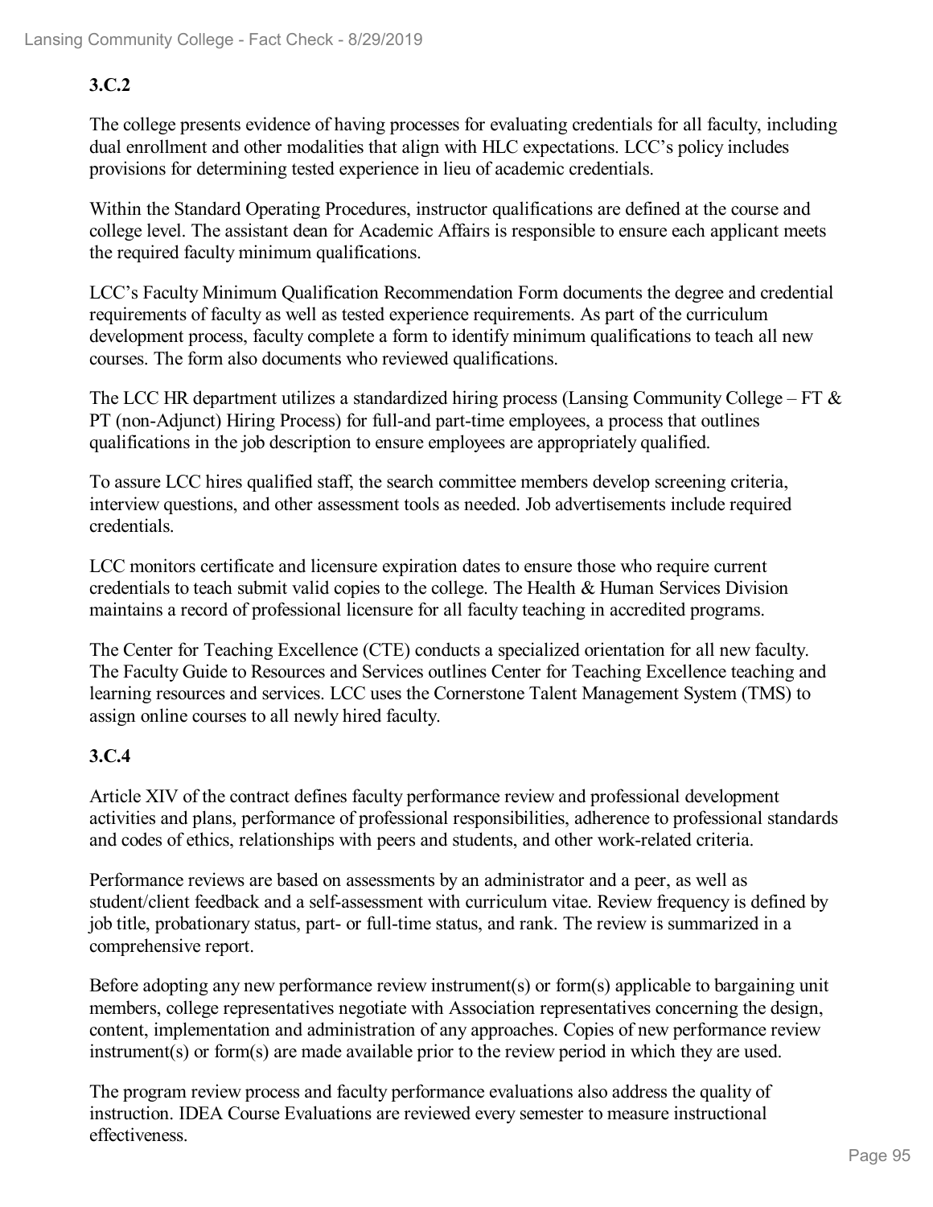**3.C.2**

The college presents evidence of having processes for evaluating credentials for all faculty, including dual enrollment and other modalities that align with HLC expectations. LCC's policy includes provisions for determining tested experience in lieu of academic credentials.

Within the Standard Operating Procedures, instructor qualifications are defined at the course and college level. The assistant dean for Academic Affairs is responsible to ensure each applicant meets the required faculty minimum qualifications.

LCC's Faculty Minimum Qualification Recommendation Form documents the degree and credential requirements of faculty as well as tested experience requirements. As part of the curriculum development process, faculty complete a form to identify minimum qualifications to teach all new courses. The form also documents who reviewed qualifications.

The LCC HR department utilizes a standardized hiring process (Lansing Community College – FT & PT (non-Adjunct) Hiring Process) for full-and part-time employees, a process that outlines qualifications in the job description to ensure employees are appropriately qualified.

To assure LCC hires qualified staff, the search committee members develop screening criteria, interview questions, and other assessment tools as needed. Job advertisements include required credentials.

LCC monitors certificate and licensure expiration dates to ensure those who require current credentials to teach submit valid copies to the college. The Health & Human Services Division maintains a record of professional licensure for all faculty teaching in accredited programs.

The Center for Teaching Excellence (CTE) conducts a specialized orientation for all new faculty. The Faculty Guide to Resources and Services outlines Center for Teaching Excellence teaching and learning resources and services. LCC uses the Cornerstone Talent Management System (TMS) to assign online courses to all newly hired faculty.

**3.C.4**

Article XIV of the contract defines faculty performance review and professional development activities and plans, performance of professional responsibilities, adherence to professional standards and codes of ethics, relationships with peers and students, and other work-related criteria.

Performance reviews are based on assessments by an administrator and a peer, as well as student/client feedback and a self-assessment with curriculum vitae. Review frequency is defined by job title, probationary status, part- or full-time status, and rank. The review is summarized in a comprehensive report.

Before adopting any new performance review instrument(s) or form(s) applicable to bargaining unit members, college representatives negotiate with Association representatives concerning the design, content, implementation and administration of any approaches. Copies of new performance review instrument(s) or form(s) are made available prior to the review period in which they are used.

The program review process and faculty performance evaluations also address the quality of instruction. IDEA Course Evaluations are reviewed every semester to measure instructional effectiveness.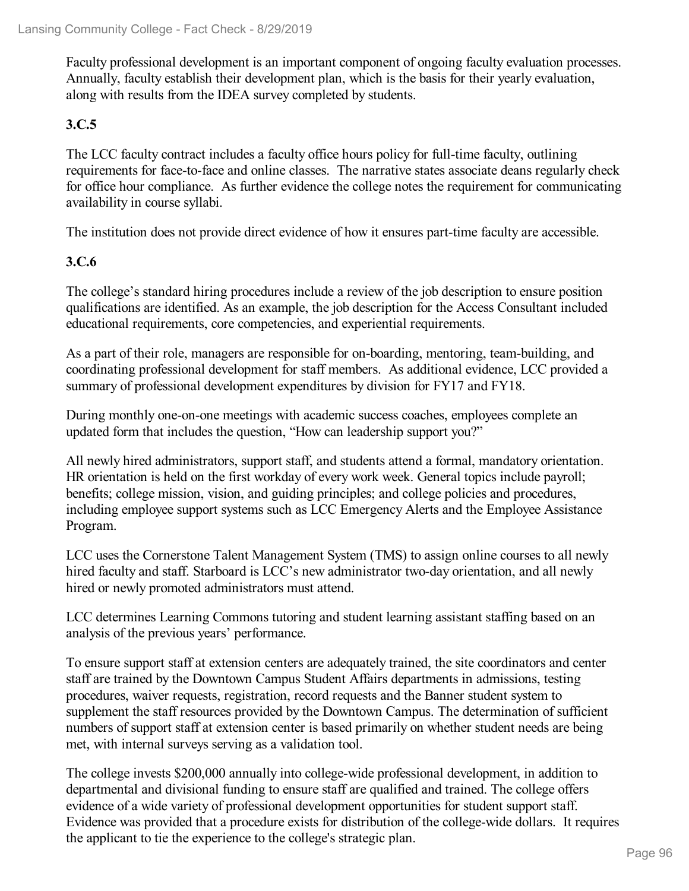Faculty professional development is an important component of ongoing faculty evaluation processes. Annually, faculty establish their development plan, which is the basis for their yearly evaluation, along with results from the IDEA survey completed by students.

**3.C.5**

The LCC faculty contract includes a faculty office hours policy for full-time faculty, outlining requirements for face-to-face and online classes. The narrative states associate deans regularly check for office hour compliance. As further evidence the college notes the requirement for communicating availability in course syllabi.

The institution does not provide direct evidence of how it ensures part-time faculty are accessible.

**3.C.6**

The college's standard hiring procedures include a review of the job description to ensure position qualifications are identified. As an example, the job description for the Access Consultant included educational requirements, core competencies, and experiential requirements.

As a part of their role, managers are responsible for on-boarding, mentoring, team-building, and coordinating professional development for staff members. As additional evidence, LCC provided a summary of professional development expenditures by division for FY17 and FY18.

During monthly one-on-one meetings with academic success coaches, employees complete an updated form that includes the question, "How can leadership support you?"

All newly hired administrators, support staff, and students attend a formal, mandatory orientation. HR orientation is held on the first workday of every work week. General topics include payroll; benefits; college mission, vision, and guiding principles; and college policies and procedures, including employee support systems such as LCC Emergency Alerts and the Employee Assistance Program.

LCC uses the Cornerstone Talent Management System (TMS) to assign online courses to all newly hired faculty and staff. Starboard is LCC's new administrator two-day orientation, and all newly hired or newly promoted administrators must attend.

LCC determines Learning Commons tutoring and student learning assistant staffing based on an analysis of the previous years' performance.

To ensure support staff at extension centers are adequately trained, the site coordinators and center staff are trained by the Downtown Campus Student Affairs departments in admissions, testing procedures, waiver requests, registration, record requests and the Banner student system to supplement the staff resources provided by the Downtown Campus. The determination of sufficient numbers of support staff at extension center is based primarily on whether student needs are being met, with internal surveys serving as a validation tool.

The college invests $200,000 annually into college-wide professional development, in addition to departmental and divisional funding to ensure staff are qualified and trained. The college offers evidence of a wide variety of professional development opportunities for student support staff. Evidence was provided that a procedure exists for distribution of the college-wide dollars. It requires the applicant to tie the experience to the college's strategic plan.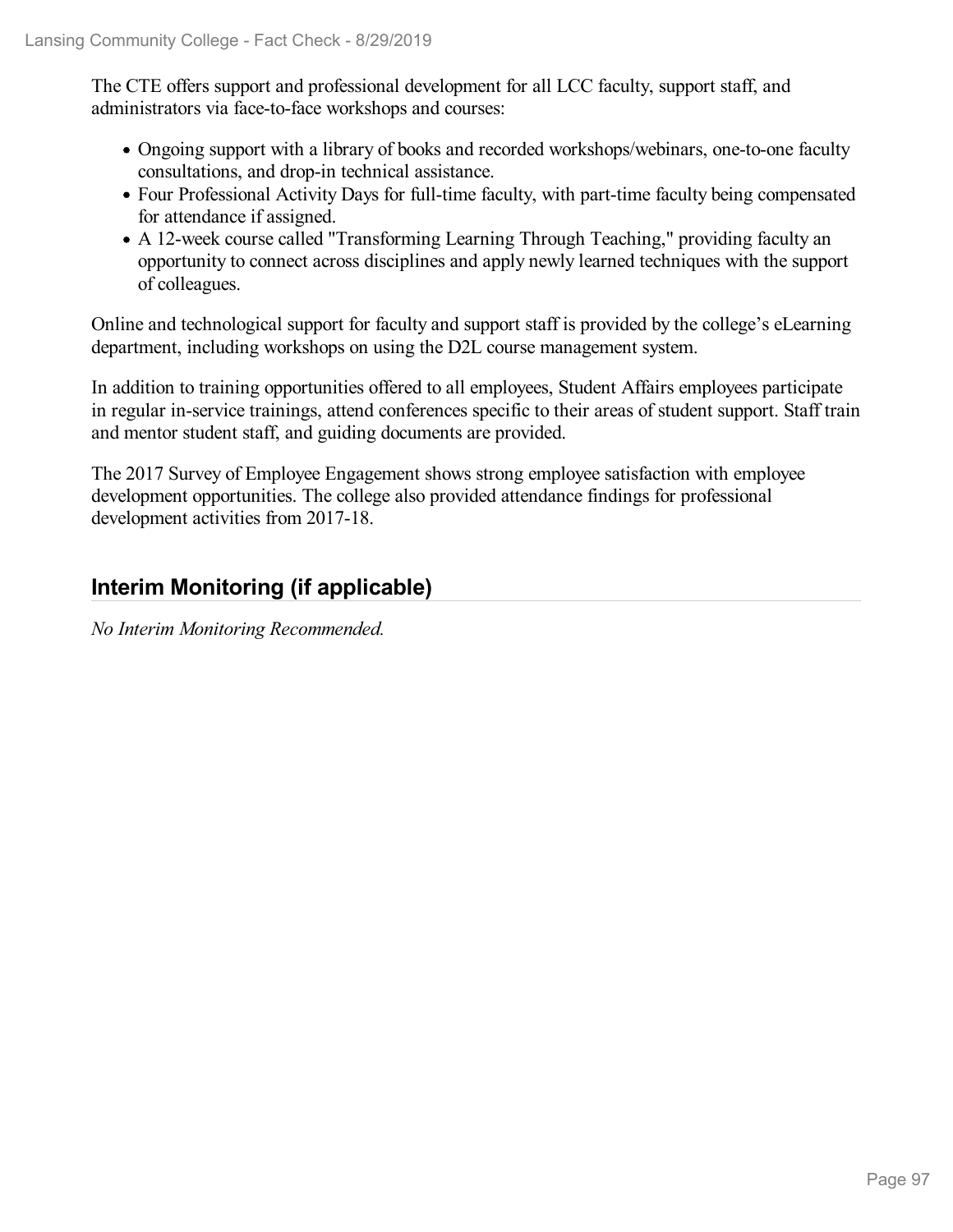The CTE offers support and professional development for all LCC faculty, support staff, and administrators via face-to-face workshops and courses:

- Ongoing support with a library of books and recorded workshops/webinars, one-to-one faculty consultations, and drop-in technical assistance.
- Four Professional Activity Days for full-time faculty, with part-time faculty being compensated for attendance if assigned.
- A 12-week course called "Transforming Learning Through Teaching," providing faculty an opportunity to connect across disciplines and apply newly learned techniques with the support of colleagues.

Online and technological support for faculty and support staff is provided by the college's eLearning department, including workshops on using the D2L course management system.

In addition to training opportunities offered to all employees, Student Affairs employees participate in regular in-service trainings, attend conferences specific to their areas of student support. Staff train and mentor student staff, and guiding documents are provided.

The 2017 Survey of Employee Engagement shows strong employee satisfaction with employee development opportunities. The college also provided attendance findings for professional development activities from 2017-18.

## Interim Monitoring (if applicable)

*No Interim Monitoring Recommended.*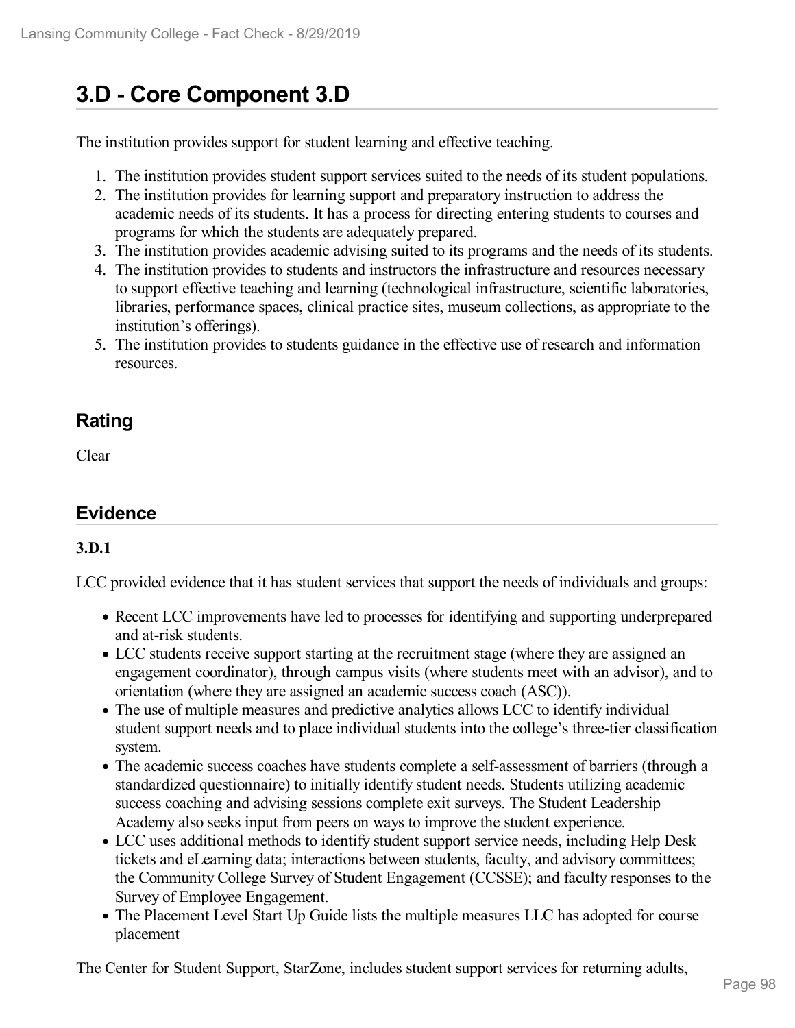# 3.D - Core Component 3.D

The institution provides support for student learning and effective teaching.

1. The institution provides student support services suited to the needs of its student populations.
2. The institution provides for learning support and preparatory instruction to address the academic needs of its students. It has a process for directing entering students to courses and programs for which the students are adequately prepared.
3. The institution provides academic advising suited to its programs and the needs of its students.
4. The institution provides to students and instructors the infrastructure and resources necessary to support effective teaching and learning (technological infrastructure, scientific laboratories, libraries, performance spaces, clinical practice sites, museum collections, as appropriate to the institution's offerings).
5. The institution provides to students guidance in the effective use of research and information resources.

## Rating

Clear

## Evidence

**3.D.1**

LCC provided evidence that it has student services that support the needs of individuals and groups:

- Recent LCC improvements have led to processes for identifying and supporting underprepared and at-risk students.
- LCC students receive support starting at the recruitment stage (where they are assigned an engagement coordinator), through campus visits (where students meet with an advisor), and to orientation (where they are assigned an academic success coach (ASC)).
- The use of multiple measures and predictive analytics allows LCC to identify individual student support needs and to place individual students into the college's three-tier classification system.
- The academic success coaches have students complete a self-assessment of barriers (through a standardized questionnaire) to initially identify student needs. Students utilizing academic success coaching and advising sessions complete exit surveys. The Student Leadership Academy also seeks input from peers on ways to improve the student experience.
- LCC uses additional methods to identify student support service needs, including Help Desk tickets and eLearning data; interactions between students, faculty, and advisory committees; the Community College Survey of Student Engagement (CCSSE); and faculty responses to the Survey of Employee Engagement.
- The Placement Level Start Up Guide lists the multiple measures LLC has adopted for course placement

The Center for Student Support, StarZone, includes student support services for returning adults,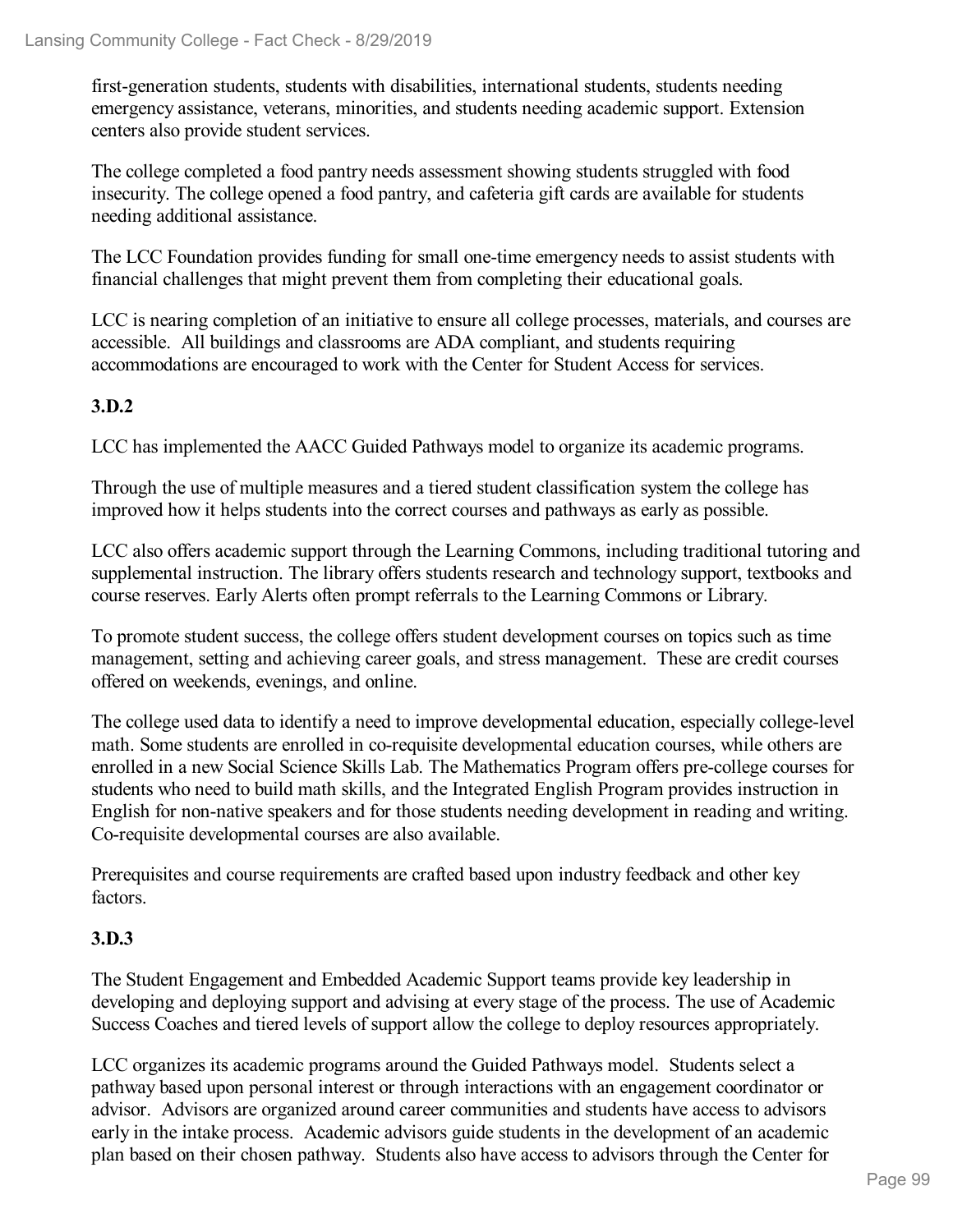first-generation students, students with disabilities, international students, students needing emergency assistance, veterans, minorities, and students needing academic support. Extension centers also provide student services.

The college completed a food pantry needs assessment showing students struggled with food insecurity. The college opened a food pantry, and cafeteria gift cards are available for students needing additional assistance.

The LCC Foundation provides funding for small one-time emergency needs to assist students with financial challenges that might prevent them from completing their educational goals.

LCC is nearing completion of an initiative to ensure all college processes, materials, and courses are accessible. All buildings and classrooms are ADA compliant, and students requiring accommodations are encouraged to work with the Center for Student Access for services.

**3.D.2**

LCC has implemented the AACC Guided Pathways model to organize its academic programs.

Through the use of multiple measures and a tiered student classification system the college has improved how it helps students into the correct courses and pathways as early as possible.

LCC also offers academic support through the Learning Commons, including traditional tutoring and supplemental instruction. The library offers students research and technology support, textbooks and course reserves. Early Alerts often prompt referrals to the Learning Commons or Library.

To promote student success, the college offers student development courses on topics such as time management, setting and achieving career goals, and stress management. These are credit courses offered on weekends, evenings, and online.

The college used data to identify a need to improve developmental education, especially college-level math. Some students are enrolled in co-requisite developmental education courses, while others are enrolled in a new Social Science Skills Lab. The Mathematics Program offers pre-college courses for students who need to build math skills, and the Integrated English Program provides instruction in English for non-native speakers and for those students needing development in reading and writing. Co-requisite developmental courses are also available.

Prerequisites and course requirements are crafted based upon industry feedback and other key factors.

**3.D.3**

The Student Engagement and Embedded Academic Support teams provide key leadership in developing and deploying support and advising at every stage of the process. The use of Academic Success Coaches and tiered levels of support allow the college to deploy resources appropriately.

LCC organizes its academic programs around the Guided Pathways model. Students select a pathway based upon personal interest or through interactions with an engagement coordinator or advisor. Advisors are organized around career communities and students have access to advisors early in the intake process. Academic advisors guide students in the development of an academic plan based on their chosen pathway. Students also have access to advisors through the Center for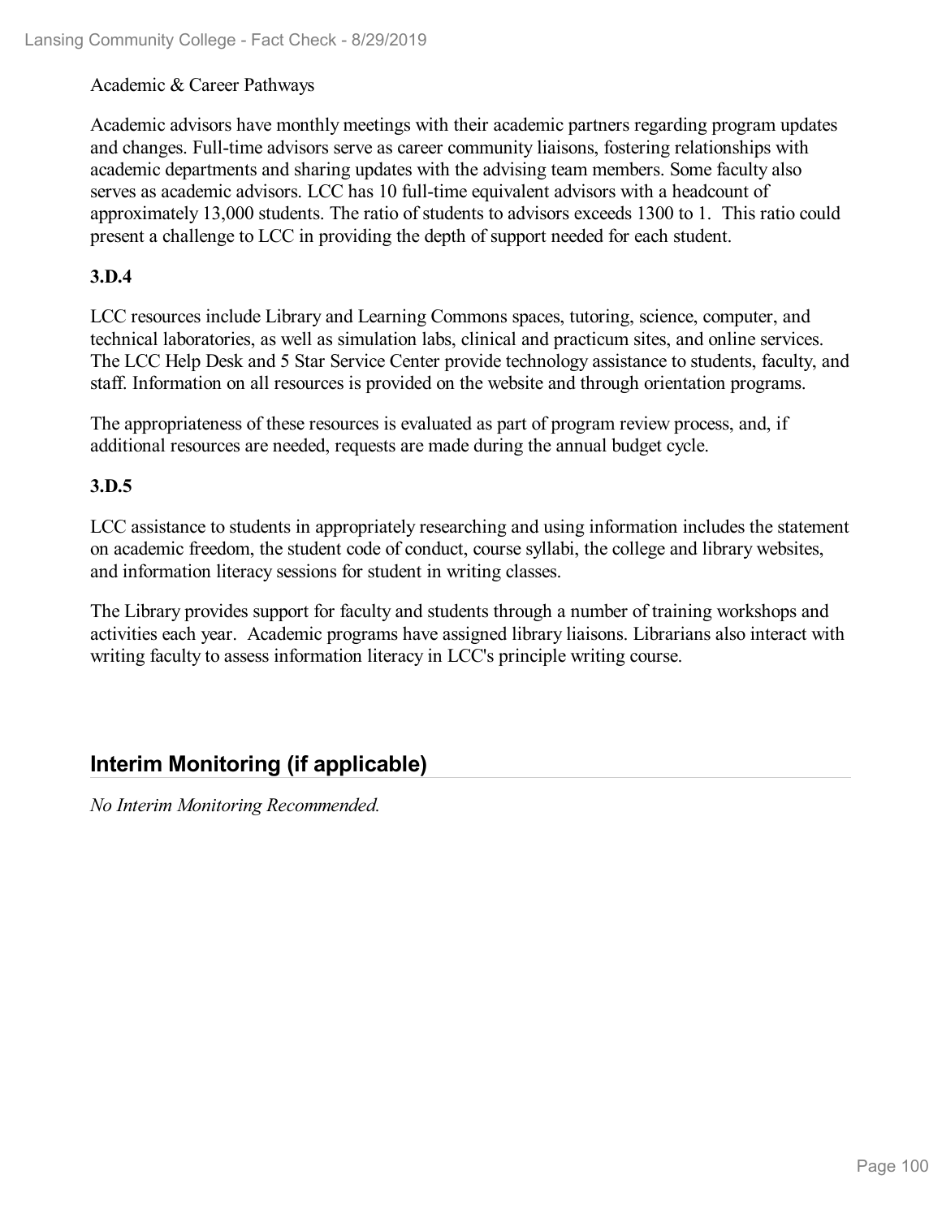Academic & Career Pathways

Academic advisors have monthly meetings with their academic partners regarding program updates and changes. Full-time advisors serve as career community liaisons, fostering relationships with academic departments and sharing updates with the advising team members. Some faculty also serves as academic advisors. LCC has 10 full-time equivalent advisors with a headcount of approximately 13,000 students. The ratio of students to advisors exceeds 1300 to 1. This ratio could present a challenge to LCC in providing the depth of support needed for each student.

**3.D.4**

LCC resources include Library and Learning Commons spaces, tutoring, science, computer, and technical laboratories, as well as simulation labs, clinical and practicum sites, and online services. The LCC Help Desk and 5 Star Service Center provide technology assistance to students, faculty, and staff. Information on all resources is provided on the website and through orientation programs.

The appropriateness of these resources is evaluated as part of program review process, and, if additional resources are needed, requests are made during the annual budget cycle.

**3.D.5**

LCC assistance to students in appropriately researching and using information includes the statement on academic freedom, the student code of conduct, course syllabi, the college and library websites, and information literacy sessions for student in writing classes.

The Library provides support for faculty and students through a number of training workshops and activities each year. Academic programs have assigned library liaisons. Librarians also interact with writing faculty to assess information literacy in LCC's principle writing course.

## Interim Monitoring (if applicable)

*No Interim Monitoring Recommended.*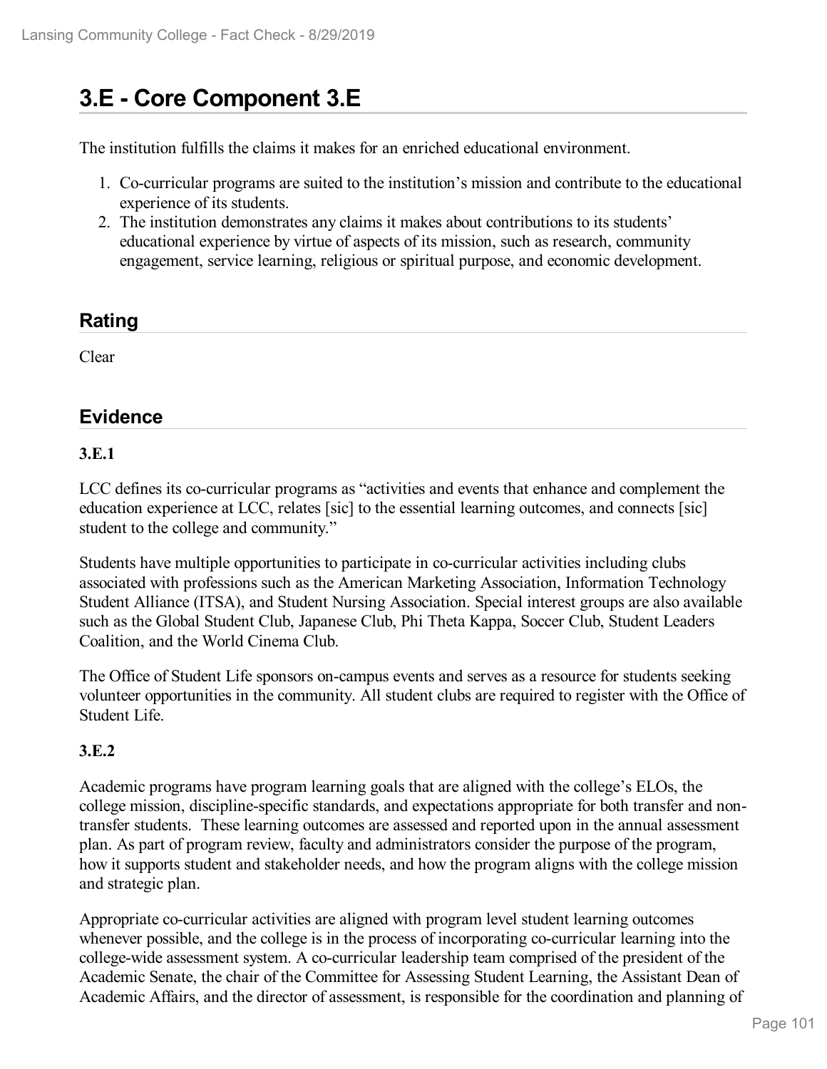# 3.E - Core Component 3.E

The institution fulfills the claims it makes for an enriched educational environment.

1. Co-curricular programs are suited to the institution's mission and contribute to the educational experience of its students.
2. The institution demonstrates any claims it makes about contributions to its students' educational experience by virtue of aspects of its mission, such as research, community engagement, service learning, religious or spiritual purpose, and economic development.

## Rating

Clear

## Evidence

**3.E.1**

LCC defines its co-curricular programs as "activities and events that enhance and complement the education experience at LCC, relates [sic] to the essential learning outcomes, and connects [sic] student to the college and community."

Students have multiple opportunities to participate in co-curricular activities including clubs associated with professions such as the American Marketing Association, Information Technology Student Alliance (ITSA), and Student Nursing Association. Special interest groups are also available such as the Global Student Club, Japanese Club, Phi Theta Kappa, Soccer Club, Student Leaders Coalition, and the World Cinema Club.

The Office of Student Life sponsors on-campus events and serves as a resource for students seeking volunteer opportunities in the community. All student clubs are required to register with the Office of Student Life.

**3.E.2**

Academic programs have program learning goals that are aligned with the college's ELOs, the college mission, discipline-specific standards, and expectations appropriate for both transfer and non-transfer students. These learning outcomes are assessed and reported upon in the annual assessment plan. As part of program review, faculty and administrators consider the purpose of the program, how it supports student and stakeholder needs, and how the program aligns with the college mission and strategic plan.

Appropriate co-curricular activities are aligned with program level student learning outcomes whenever possible, and the college is in the process of incorporating co-curricular learning into the college-wide assessment system. A co-curricular leadership team comprised of the president of the Academic Senate, the chair of the Committee for Assessing Student Learning, the Assistant Dean of Academic Affairs, and the director of assessment, is responsible for the coordination and planning of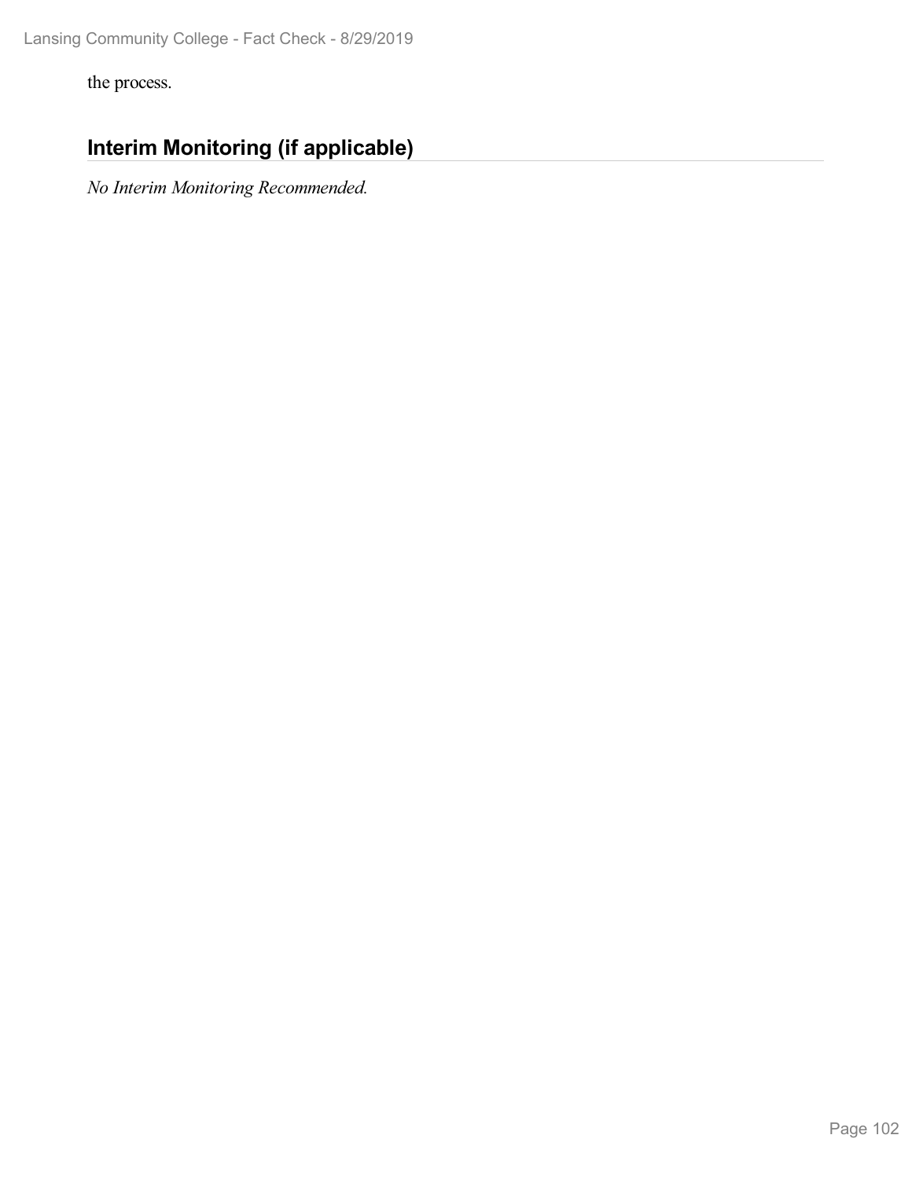the process.

## Interim Monitoring (if applicable)

*No Interim Monitoring Recommended.*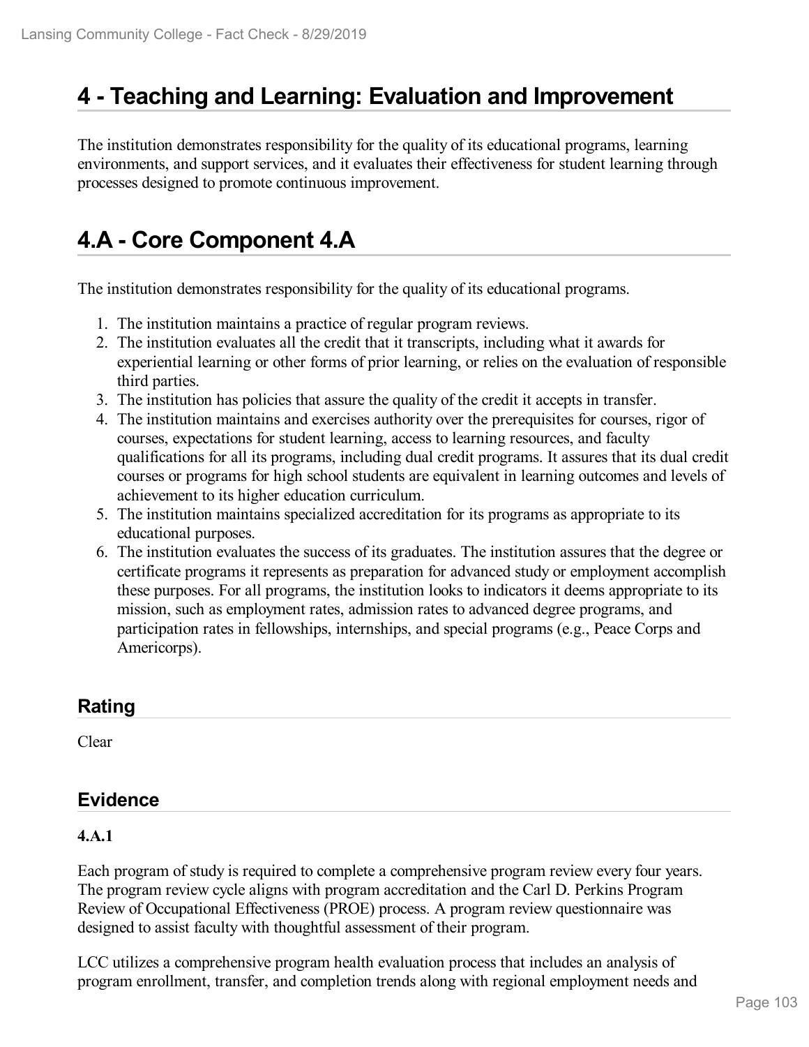# 4 - Teaching and Learning: Evaluation and Improvement

The institution demonstrates responsibility for the quality of its educational programs, learning environments, and support services, and it evaluates their effectiveness for student learning through processes designed to promote continuous improvement.

# 4.A - Core Component 4.A

The institution demonstrates responsibility for the quality of its educational programs.

1. The institution maintains a practice of regular program reviews.
2. The institution evaluates all the credit that it transcripts, including what it awards for experiential learning or other forms of prior learning, or relies on the evaluation of responsible third parties.
3. The institution has policies that assure the quality of the credit it accepts in transfer.
4. The institution maintains and exercises authority over the prerequisites for courses, rigor of courses, expectations for student learning, access to learning resources, and faculty qualifications for all its programs, including dual credit programs. It assures that its dual credit courses or programs for high school students are equivalent in learning outcomes and levels of achievement to its higher education curriculum.
5. The institution maintains specialized accreditation for its programs as appropriate to its educational purposes.
6. The institution evaluates the success of its graduates. The institution assures that the degree or certificate programs it represents as preparation for advanced study or employment accomplish these purposes. For all programs, the institution looks to indicators it deems appropriate to its mission, such as employment rates, admission rates to advanced degree programs, and participation rates in fellowships, internships, and special programs (e.g., Peace Corps and Americorps).

## Rating

Clear

## Evidence

**4.A.1**

Each program of study is required to complete a comprehensive program review every four years. The program review cycle aligns with program accreditation and the Carl D. Perkins Program Review of Occupational Effectiveness (PROE) process. A program review questionnaire was designed to assist faculty with thoughtful assessment of their program.

LCC utilizes a comprehensive program health evaluation process that includes an analysis of program enrollment, transfer, and completion trends along with regional employment needs and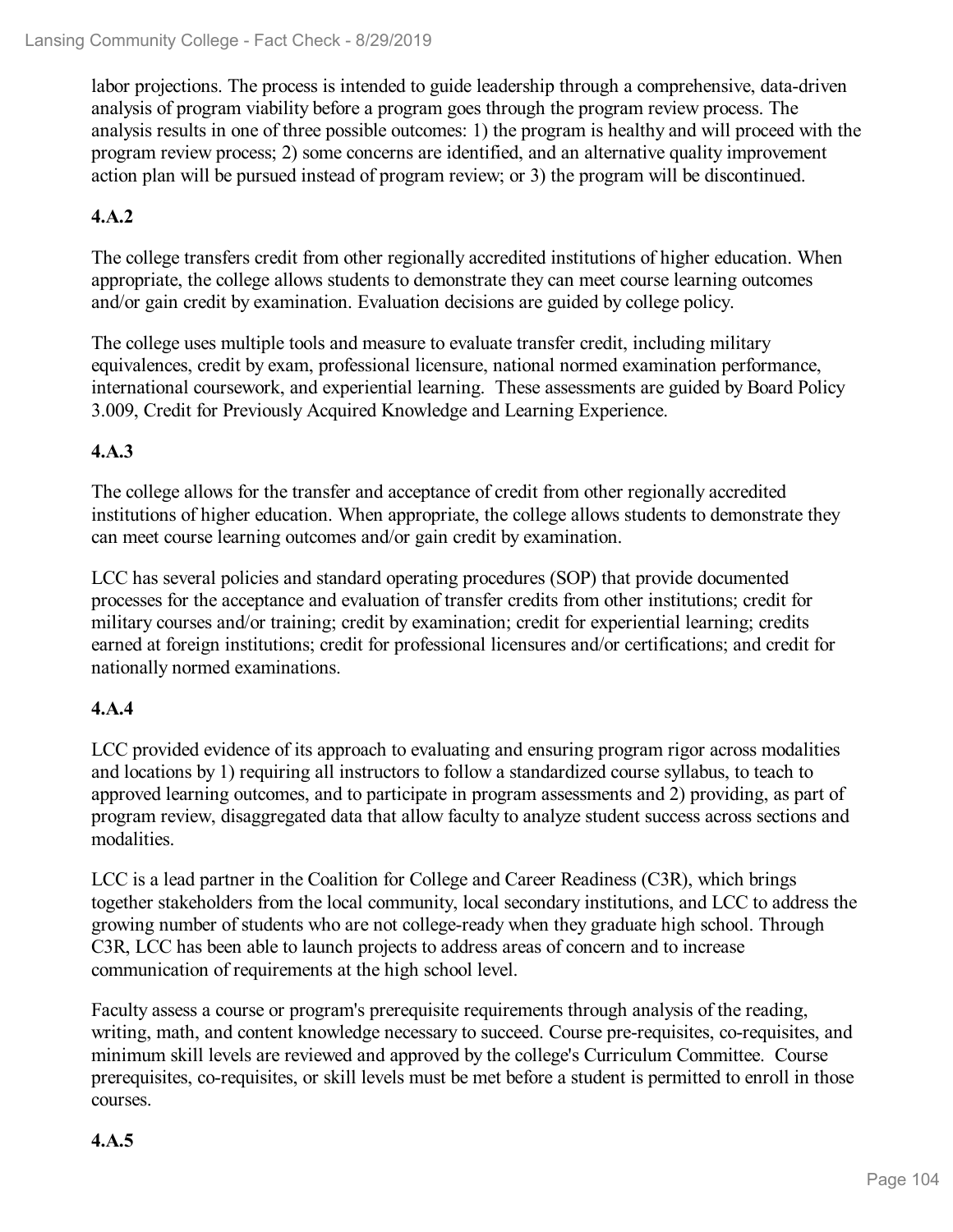labor projections. The process is intended to guide leadership through a comprehensive, data-driven analysis of program viability before a program goes through the program review process. The analysis results in one of three possible outcomes: 1) the program is healthy and will proceed with the program review process; 2) some concerns are identified, and an alternative quality improvement action plan will be pursued instead of program review; or 3) the program will be discontinued.

**4.A.2**

The college transfers credit from other regionally accredited institutions of higher education. When appropriate, the college allows students to demonstrate they can meet course learning outcomes and/or gain credit by examination. Evaluation decisions are guided by college policy.

The college uses multiple tools and measure to evaluate transfer credit, including military equivalences, credit by exam, professional licensure, national normed examination performance, international coursework, and experiential learning. These assessments are guided by Board Policy 3.009, Credit for Previously Acquired Knowledge and Learning Experience.

**4.A.3**

The college allows for the transfer and acceptance of credit from other regionally accredited institutions of higher education. When appropriate, the college allows students to demonstrate they can meet course learning outcomes and/or gain credit by examination.

LCC has several policies and standard operating procedures (SOP) that provide documented processes for the acceptance and evaluation of transfer credits from other institutions; credit for military courses and/or training; credit by examination; credit for experiential learning; credits earned at foreign institutions; credit for professional licensures and/or certifications; and credit for nationally normed examinations.

**4.A.4**

LCC provided evidence of its approach to evaluating and ensuring program rigor across modalities and locations by 1) requiring all instructors to follow a standardized course syllabus, to teach to approved learning outcomes, and to participate in program assessments and 2) providing, as part of program review, disaggregated data that allow faculty to analyze student success across sections and modalities.

LCC is a lead partner in the Coalition for College and Career Readiness (C3R), which brings together stakeholders from the local community, local secondary institutions, and LCC to address the growing number of students who are not college-ready when they graduate high school. Through C3R, LCC has been able to launch projects to address areas of concern and to increase communication of requirements at the high school level.

Faculty assess a course or program's prerequisite requirements through analysis of the reading, writing, math, and content knowledge necessary to succeed. Course pre-requisites, co-requisites, and minimum skill levels are reviewed and approved by the college's Curriculum Committee. Course prerequisites, co-requisites, or skill levels must be met before a student is permitted to enroll in those courses.

**4.A.5**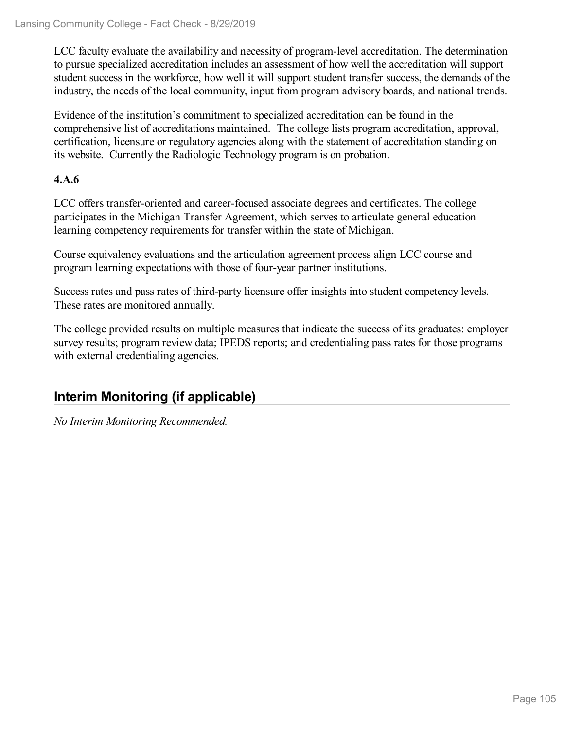LCC faculty evaluate the availability and necessity of program-level accreditation. The determination to pursue specialized accreditation includes an assessment of how well the accreditation will support student success in the workforce, how well it will support student transfer success, the demands of the industry, the needs of the local community, input from program advisory boards, and national trends.

Evidence of the institution's commitment to specialized accreditation can be found in the comprehensive list of accreditations maintained. The college lists program accreditation, approval, certification, licensure or regulatory agencies along with the statement of accreditation standing on its website. Currently the Radiologic Technology program is on probation.

**4.A.6**

LCC offers transfer-oriented and career-focused associate degrees and certificates. The college participates in the Michigan Transfer Agreement, which serves to articulate general education learning competency requirements for transfer within the state of Michigan.

Course equivalency evaluations and the articulation agreement process align LCC course and program learning expectations with those of four-year partner institutions.

Success rates and pass rates of third-party licensure offer insights into student competency levels. These rates are monitored annually.

The college provided results on multiple measures that indicate the success of its graduates: employer survey results; program review data; IPEDS reports; and credentialing pass rates for those programs with external credentialing agencies.

## Interim Monitoring (if applicable)

*No Interim Monitoring Recommended.*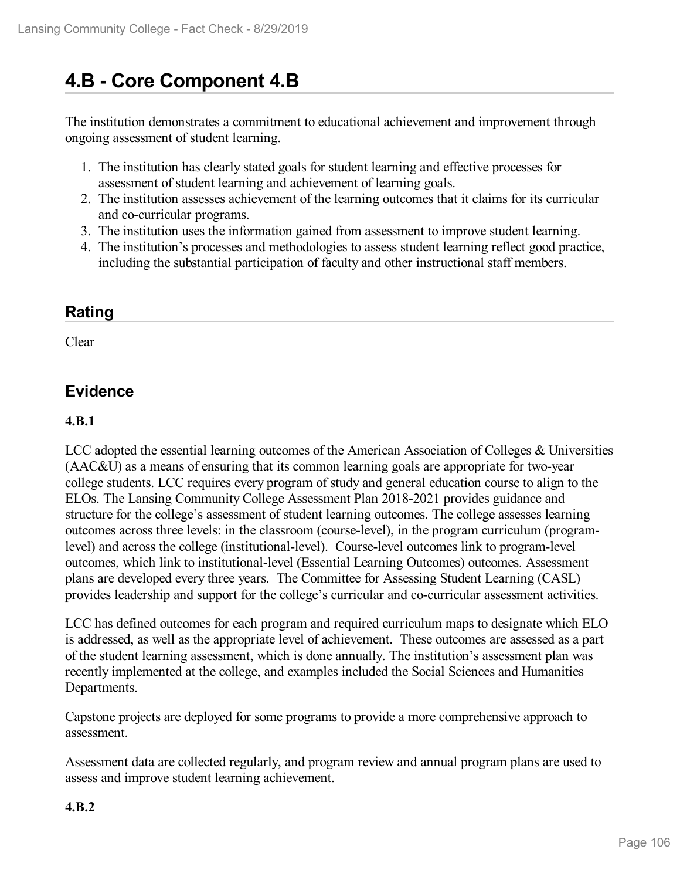# 4.B - Core Component 4.B

The institution demonstrates a commitment to educational achievement and improvement through ongoing assessment of student learning.

1. The institution has clearly stated goals for student learning and effective processes for assessment of student learning and achievement of learning goals.
2. The institution assesses achievement of the learning outcomes that it claims for its curricular and co-curricular programs.
3. The institution uses the information gained from assessment to improve student learning.
4. The institution's processes and methodologies to assess student learning reflect good practice, including the substantial participation of faculty and other instructional staff members.

## Rating

Clear

## Evidence

**4.B.1**

LCC adopted the essential learning outcomes of the American Association of Colleges & Universities (AAC&U) as a means of ensuring that its common learning goals are appropriate for two-year college students. LCC requires every program of study and general education course to align to the ELOs. The Lansing Community College Assessment Plan 2018-2021 provides guidance and structure for the college's assessment of student learning outcomes. The college assesses learning outcomes across three levels: in the classroom (course-level), in the program curriculum (program-level) and across the college (institutional-level). Course-level outcomes link to program-level outcomes, which link to institutional-level (Essential Learning Outcomes) outcomes. Assessment plans are developed every three years. The Committee for Assessing Student Learning (CASL) provides leadership and support for the college's curricular and co-curricular assessment activities.

LCC has defined outcomes for each program and required curriculum maps to designate which ELO is addressed, as well as the appropriate level of achievement. These outcomes are assessed as a part of the student learning assessment, which is done annually. The institution's assessment plan was recently implemented at the college, and examples included the Social Sciences and Humanities Departments.

Capstone projects are deployed for some programs to provide a more comprehensive approach to assessment.

Assessment data are collected regularly, and program review and annual program plans are used to assess and improve student learning achievement.

**4.B.2**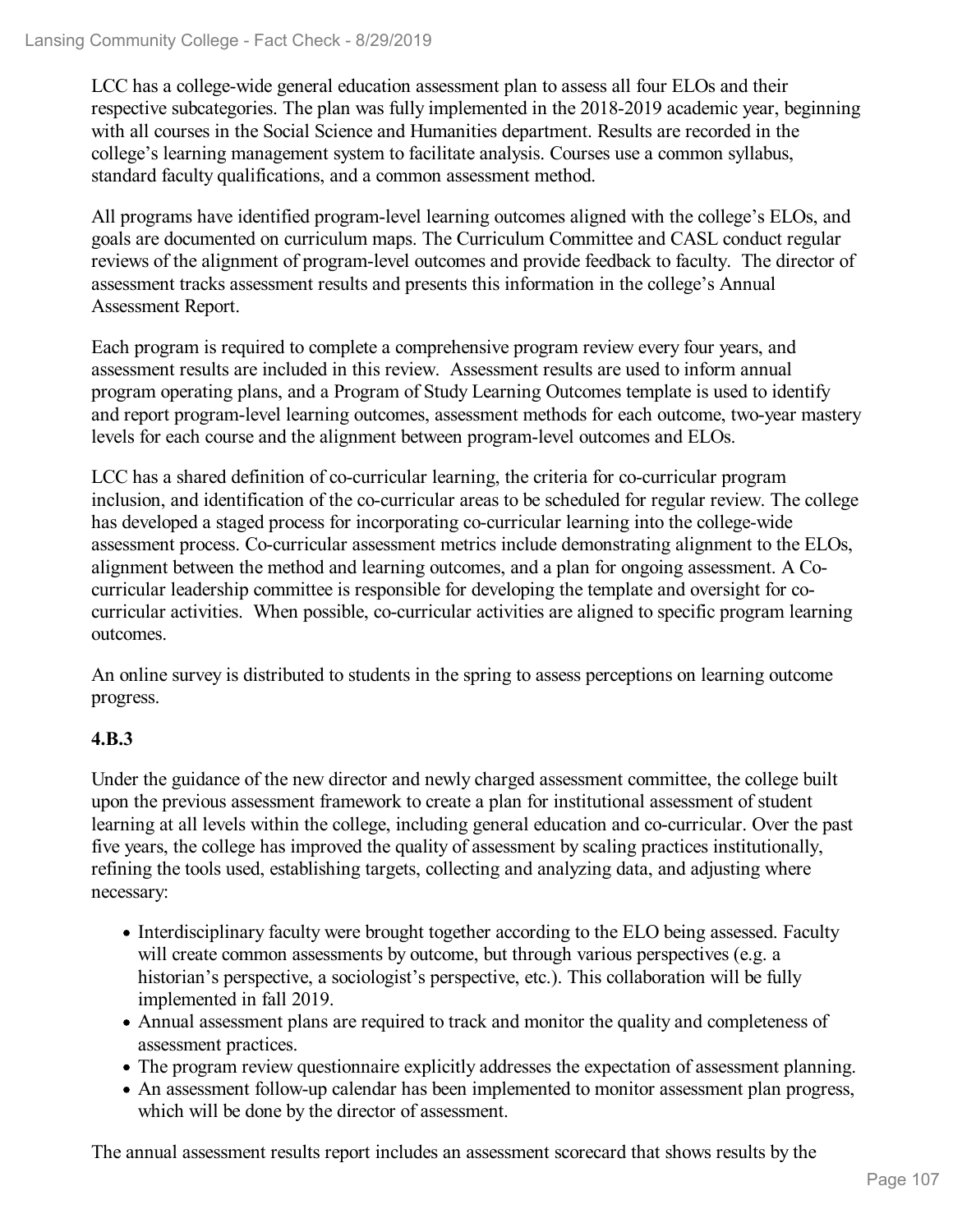LCC has a college-wide general education assessment plan to assess all four ELOs and their respective subcategories. The plan was fully implemented in the 2018-2019 academic year, beginning with all courses in the Social Science and Humanities department. Results are recorded in the college's learning management system to facilitate analysis. Courses use a common syllabus, standard faculty qualifications, and a common assessment method.

All programs have identified program-level learning outcomes aligned with the college's ELOs, and goals are documented on curriculum maps. The Curriculum Committee and CASL conduct regular reviews of the alignment of program-level outcomes and provide feedback to faculty. The director of assessment tracks assessment results and presents this information in the college's Annual Assessment Report.

Each program is required to complete a comprehensive program review every four years, and assessment results are included in this review. Assessment results are used to inform annual program operating plans, and a Program of Study Learning Outcomes template is used to identify and report program-level learning outcomes, assessment methods for each outcome, two-year mastery levels for each course and the alignment between program-level outcomes and ELOs.

LCC has a shared definition of co-curricular learning, the criteria for co-curricular program inclusion, and identification of the co-curricular areas to be scheduled for regular review. The college has developed a staged process for incorporating co-curricular learning into the college-wide assessment process. Co-curricular assessment metrics include demonstrating alignment to the ELOs, alignment between the method and learning outcomes, and a plan for ongoing assessment. A Co-curricular leadership committee is responsible for developing the template and oversight for co-curricular activities. When possible, co-curricular activities are aligned to specific program learning outcomes.

An online survey is distributed to students in the spring to assess perceptions on learning outcome progress.

**4.B.3**

Under the guidance of the new director and newly charged assessment committee, the college built upon the previous assessment framework to create a plan for institutional assessment of student learning at all levels within the college, including general education and co-curricular. Over the past five years, the college has improved the quality of assessment by scaling practices institutionally, refining the tools used, establishing targets, collecting and analyzing data, and adjusting where necessary:

- Interdisciplinary faculty were brought together according to the ELO being assessed. Faculty will create common assessments by outcome, but through various perspectives (e.g. a historian's perspective, a sociologist's perspective, etc.). This collaboration will be fully implemented in fall 2019.
- Annual assessment plans are required to track and monitor the quality and completeness of assessment practices.
- The program review questionnaire explicitly addresses the expectation of assessment planning.
- An assessment follow-up calendar has been implemented to monitor assessment plan progress, which will be done by the director of assessment.

The annual assessment results report includes an assessment scorecard that shows results by the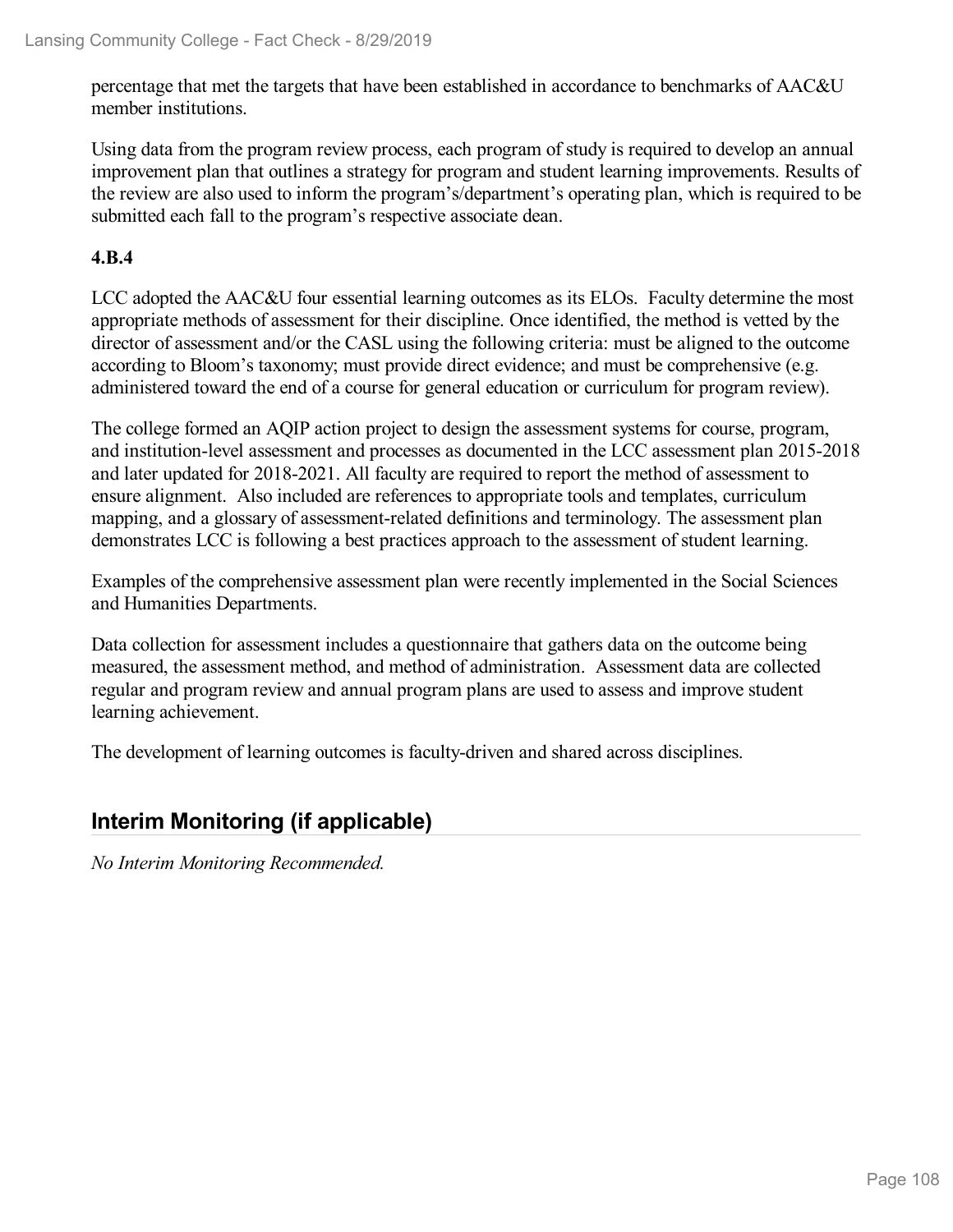percentage that met the targets that have been established in accordance to benchmarks of AAC&U member institutions.

Using data from the program review process, each program of study is required to develop an annual improvement plan that outlines a strategy for program and student learning improvements. Results of the review are also used to inform the program's/department's operating plan, which is required to be submitted each fall to the program's respective associate dean.

**4.B.4**

LCC adopted the AAC&U four essential learning outcomes as its ELOs. Faculty determine the most appropriate methods of assessment for their discipline. Once identified, the method is vetted by the director of assessment and/or the CASL using the following criteria: must be aligned to the outcome according to Bloom's taxonomy; must provide direct evidence; and must be comprehensive (e.g. administered toward the end of a course for general education or curriculum for program review).

The college formed an AQIP action project to design the assessment systems for course, program, and institution-level assessment and processes as documented in the LCC assessment plan 2015-2018 and later updated for 2018-2021. All faculty are required to report the method of assessment to ensure alignment. Also included are references to appropriate tools and templates, curriculum mapping, and a glossary of assessment-related definitions and terminology. The assessment plan demonstrates LCC is following a best practices approach to the assessment of student learning.

Examples of the comprehensive assessment plan were recently implemented in the Social Sciences and Humanities Departments.

Data collection for assessment includes a questionnaire that gathers data on the outcome being measured, the assessment method, and method of administration. Assessment data are collected regular and program review and annual program plans are used to assess and improve student learning achievement.

The development of learning outcomes is faculty-driven and shared across disciplines.

## Interim Monitoring (if applicable)

*No Interim Monitoring Recommended.*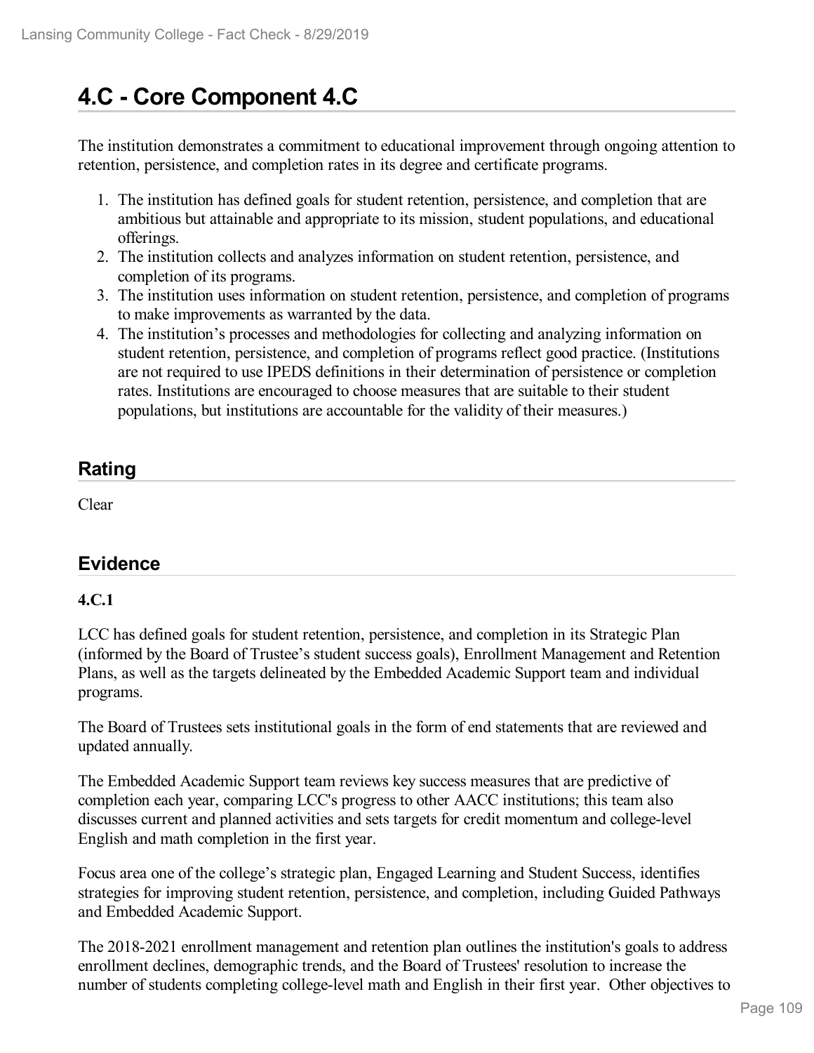# 4.C - Core Component 4.C

The institution demonstrates a commitment to educational improvement through ongoing attention to retention, persistence, and completion rates in its degree and certificate programs.

1. The institution has defined goals for student retention, persistence, and completion that are ambitious but attainable and appropriate to its mission, student populations, and educational offerings.
2. The institution collects and analyzes information on student retention, persistence, and completion of its programs.
3. The institution uses information on student retention, persistence, and completion of programs to make improvements as warranted by the data.
4. The institution's processes and methodologies for collecting and analyzing information on student retention, persistence, and completion of programs reflect good practice. (Institutions are not required to use IPEDS definitions in their determination of persistence or completion rates. Institutions are encouraged to choose measures that are suitable to their student populations, but institutions are accountable for the validity of their measures.)

## Rating

Clear

## Evidence

**4.C.1**

LCC has defined goals for student retention, persistence, and completion in its Strategic Plan (informed by the Board of Trustee's student success goals), Enrollment Management and Retention Plans, as well as the targets delineated by the Embedded Academic Support team and individual programs.

The Board of Trustees sets institutional goals in the form of end statements that are reviewed and updated annually.

The Embedded Academic Support team reviews key success measures that are predictive of completion each year, comparing LCC's progress to other AACC institutions; this team also discusses current and planned activities and sets targets for credit momentum and college-level English and math completion in the first year.

Focus area one of the college's strategic plan, Engaged Learning and Student Success, identifies strategies for improving student retention, persistence, and completion, including Guided Pathways and Embedded Academic Support.

The 2018-2021 enrollment management and retention plan outlines the institution's goals to address enrollment declines, demographic trends, and the Board of Trustees' resolution to increase the number of students completing college-level math and English in their first year. Other objectives to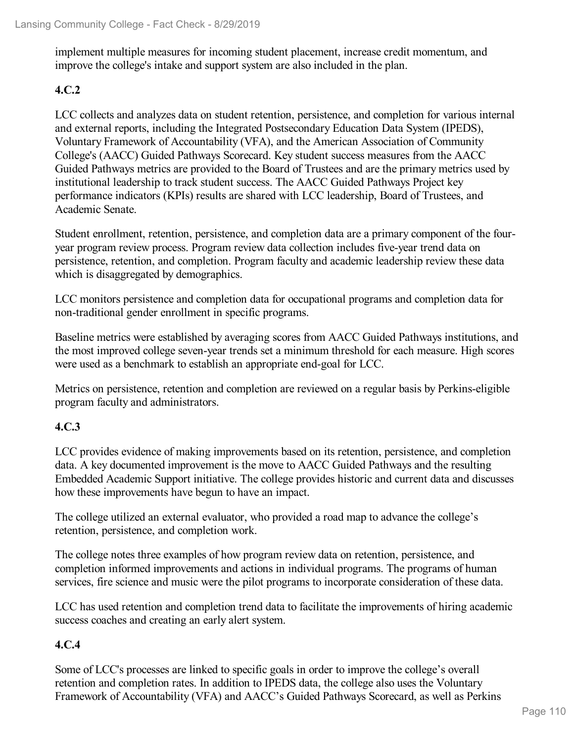implement multiple measures for incoming student placement, increase credit momentum, and improve the college's intake and support system are also included in the plan.

**4.C.2**

LCC collects and analyzes data on student retention, persistence, and completion for various internal and external reports, including the Integrated Postsecondary Education Data System (IPEDS), Voluntary Framework of Accountability (VFA), and the American Association of Community College's (AACC) Guided Pathways Scorecard. Key student success measures from the AACC Guided Pathways metrics are provided to the Board of Trustees and are the primary metrics used by institutional leadership to track student success. The AACC Guided Pathways Project key performance indicators (KPIs) results are shared with LCC leadership, Board of Trustees, and Academic Senate.

Student enrollment, retention, persistence, and completion data are a primary component of the four-year program review process. Program review data collection includes five-year trend data on persistence, retention, and completion. Program faculty and academic leadership review these data which is disaggregated by demographics.

LCC monitors persistence and completion data for occupational programs and completion data for non-traditional gender enrollment in specific programs.

Baseline metrics were established by averaging scores from AACC Guided Pathways institutions, and the most improved college seven-year trends set a minimum threshold for each measure. High scores were used as a benchmark to establish an appropriate end-goal for LCC.

Metrics on persistence, retention and completion are reviewed on a regular basis by Perkins-eligible program faculty and administrators.

**4.C.3**

LCC provides evidence of making improvements based on its retention, persistence, and completion data. A key documented improvement is the move to AACC Guided Pathways and the resulting Embedded Academic Support initiative. The college provides historic and current data and discusses how these improvements have begun to have an impact.

The college utilized an external evaluator, who provided a road map to advance the college's retention, persistence, and completion work.

The college notes three examples of how program review data on retention, persistence, and completion informed improvements and actions in individual programs. The programs of human services, fire science and music were the pilot programs to incorporate consideration of these data.

LCC has used retention and completion trend data to facilitate the improvements of hiring academic success coaches and creating an early alert system.

**4.C.4**

Some of LCC's processes are linked to specific goals in order to improve the college's overall retention and completion rates. In addition to IPEDS data, the college also uses the Voluntary Framework of Accountability (VFA) and AACC's Guided Pathways Scorecard, as well as Perkins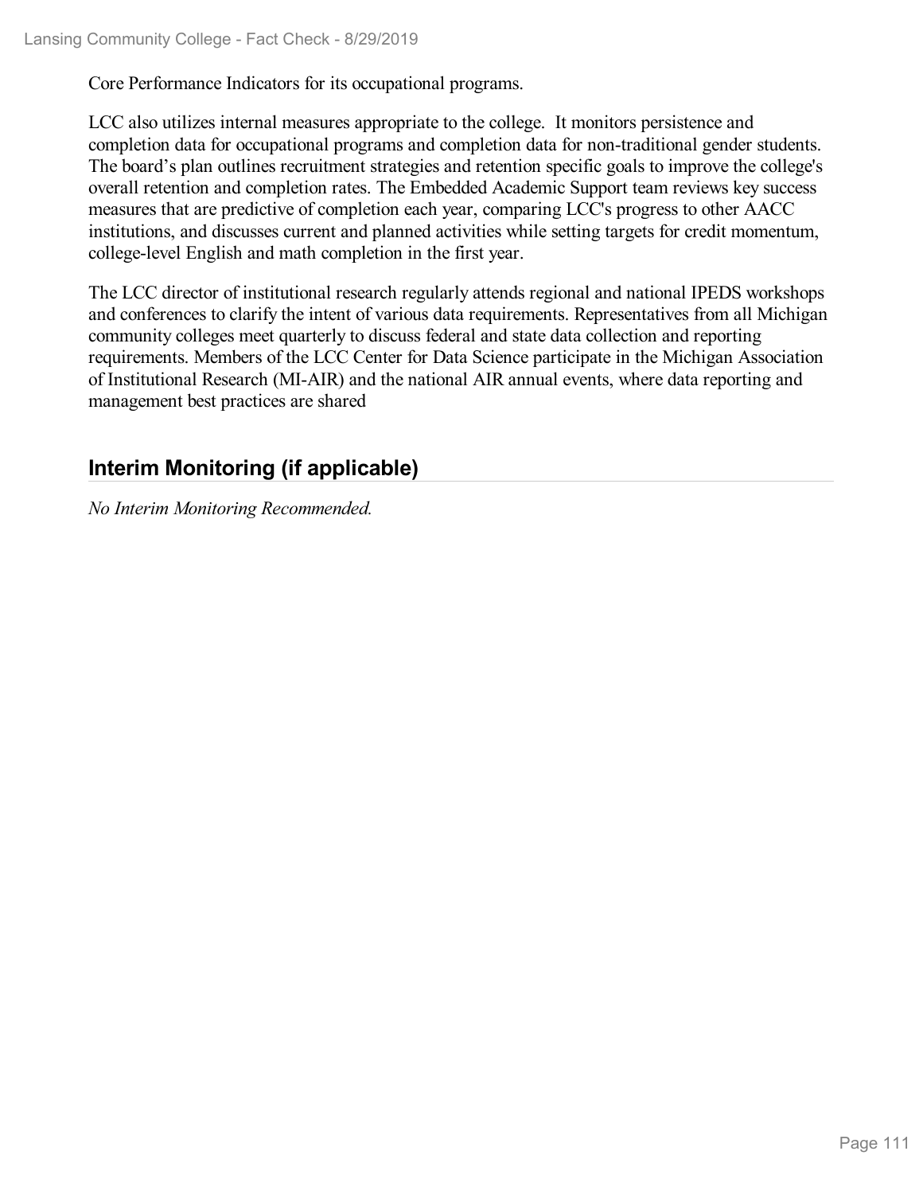Core Performance Indicators for its occupational programs.

LCC also utilizes internal measures appropriate to the college. It monitors persistence and completion data for occupational programs and completion data for non-traditional gender students. The board's plan outlines recruitment strategies and retention specific goals to improve the college's overall retention and completion rates. The Embedded Academic Support team reviews key success measures that are predictive of completion each year, comparing LCC's progress to other AACC institutions, and discusses current and planned activities while setting targets for credit momentum, college-level English and math completion in the first year.

The LCC director of institutional research regularly attends regional and national IPEDS workshops and conferences to clarify the intent of various data requirements. Representatives from all Michigan community colleges meet quarterly to discuss federal and state data collection and reporting requirements. Members of the LCC Center for Data Science participate in the Michigan Association of Institutional Research (MI-AIR) and the national AIR annual events, where data reporting and management best practices are shared

## Interim Monitoring (if applicable)

*No Interim Monitoring Recommended.*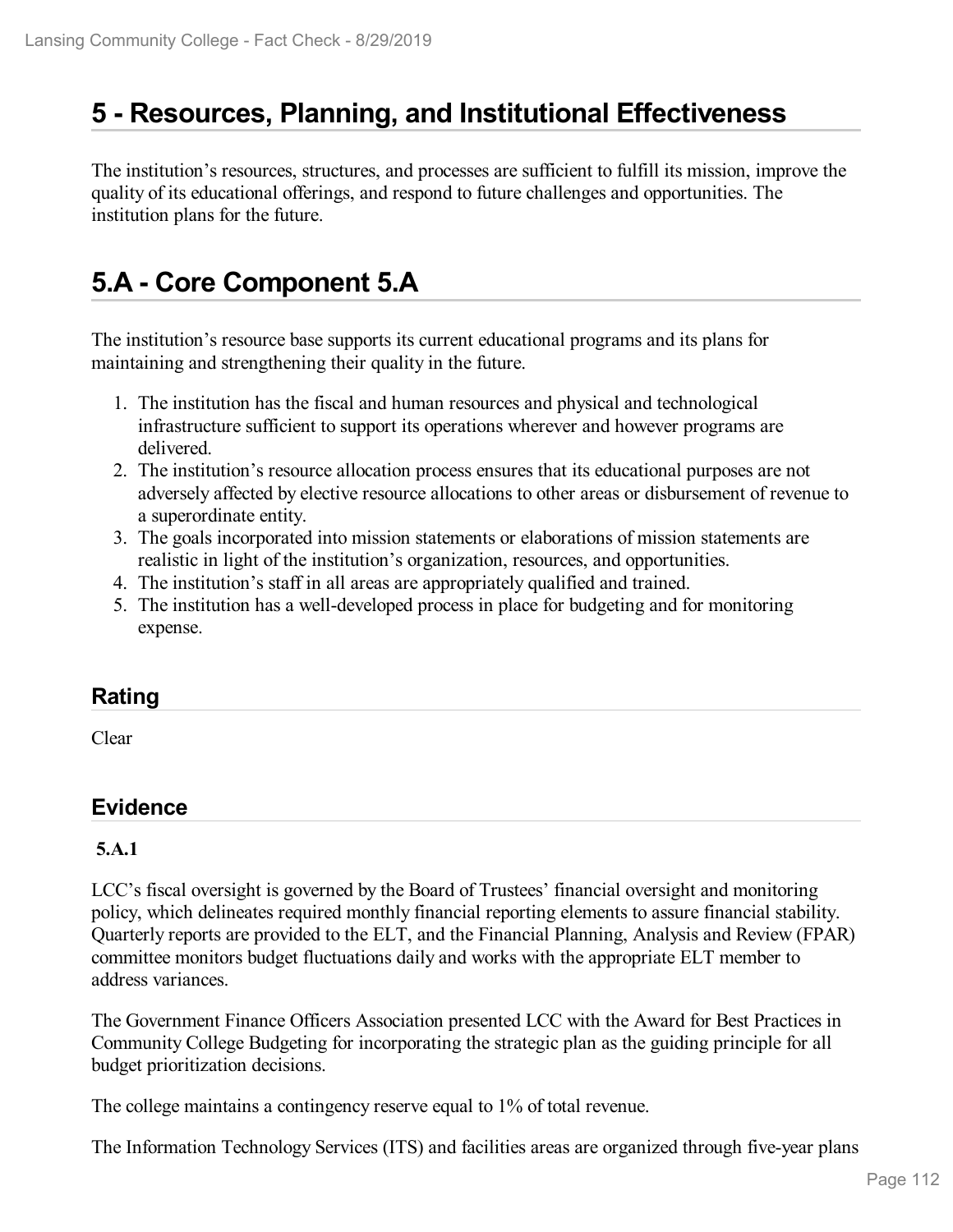# 5 - Resources, Planning, and Institutional Effectiveness

The institution's resources, structures, and processes are sufficient to fulfill its mission, improve the quality of its educational offerings, and respond to future challenges and opportunities. The institution plans for the future.

# 5.A - Core Component 5.A

The institution's resource base supports its current educational programs and its plans for maintaining and strengthening their quality in the future.

1. The institution has the fiscal and human resources and physical and technological infrastructure sufficient to support its operations wherever and however programs are delivered.
2. The institution's resource allocation process ensures that its educational purposes are not adversely affected by elective resource allocations to other areas or disbursement of revenue to a superordinate entity.
3. The goals incorporated into mission statements or elaborations of mission statements are realistic in light of the institution's organization, resources, and opportunities.
4. The institution's staff in all areas are appropriately qualified and trained.
5. The institution has a well-developed process in place for budgeting and for monitoring expense.

## Rating

Clear

## Evidence

**5.A.1**

LCC's fiscal oversight is governed by the Board of Trustees' financial oversight and monitoring policy, which delineates required monthly financial reporting elements to assure financial stability. Quarterly reports are provided to the ELT, and the Financial Planning, Analysis and Review (FPAR) committee monitors budget fluctuations daily and works with the appropriate ELT member to address variances.

The Government Finance Officers Association presented LCC with the Award for Best Practices in Community College Budgeting for incorporating the strategic plan as the guiding principle for all budget prioritization decisions.

The college maintains a contingency reserve equal to 1% of total revenue.

The Information Technology Services (ITS) and facilities areas are organized through five-year plans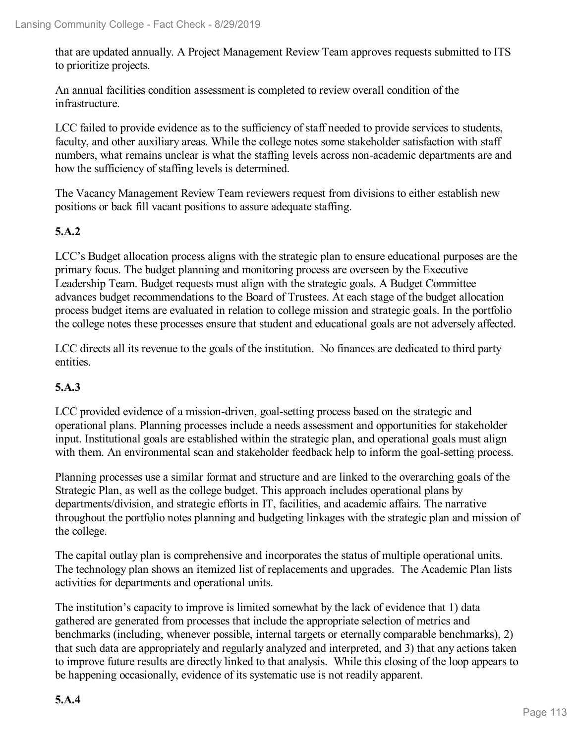that are updated annually. A Project Management Review Team approves requests submitted to ITS to prioritize projects.

An annual facilities condition assessment is completed to review overall condition of the infrastructure.

LCC failed to provide evidence as to the sufficiency of staff needed to provide services to students, faculty, and other auxiliary areas. While the college notes some stakeholder satisfaction with staff numbers, what remains unclear is what the staffing levels across non-academic departments are and how the sufficiency of staffing levels is determined.

The Vacancy Management Review Team reviewers request from divisions to either establish new positions or back fill vacant positions to assure adequate staffing.

**5.A.2**

LCC's Budget allocation process aligns with the strategic plan to ensure educational purposes are the primary focus. The budget planning and monitoring process are overseen by the Executive Leadership Team. Budget requests must align with the strategic goals. A Budget Committee advances budget recommendations to the Board of Trustees. At each stage of the budget allocation process budget items are evaluated in relation to college mission and strategic goals. In the portfolio the college notes these processes ensure that student and educational goals are not adversely affected.

LCC directs all its revenue to the goals of the institution. No finances are dedicated to third party entities.

**5.A.3**

LCC provided evidence of a mission-driven, goal-setting process based on the strategic and operational plans. Planning processes include a needs assessment and opportunities for stakeholder input. Institutional goals are established within the strategic plan, and operational goals must align with them. An environmental scan and stakeholder feedback help to inform the goal-setting process.

Planning processes use a similar format and structure and are linked to the overarching goals of the Strategic Plan, as well as the college budget. This approach includes operational plans by departments/division, and strategic efforts in IT, facilities, and academic affairs. The narrative throughout the portfolio notes planning and budgeting linkages with the strategic plan and mission of the college.

The capital outlay plan is comprehensive and incorporates the status of multiple operational units. The technology plan shows an itemized list of replacements and upgrades. The Academic Plan lists activities for departments and operational units.

The institution's capacity to improve is limited somewhat by the lack of evidence that 1) data gathered are generated from processes that include the appropriate selection of metrics and benchmarks (including, whenever possible, internal targets or eternally comparable benchmarks), 2) that such data are appropriately and regularly analyzed and interpreted, and 3) that any actions taken to improve future results are directly linked to that analysis. While this closing of the loop appears to be happening occasionally, evidence of its systematic use is not readily apparent.

**5.A.4**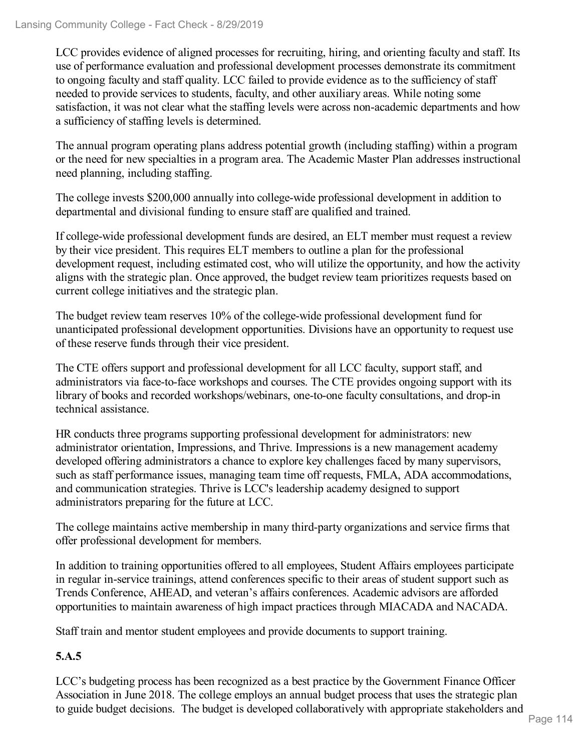LCC provides evidence of aligned processes for recruiting, hiring, and orienting faculty and staff. Its use of performance evaluation and professional development processes demonstrate its commitment to ongoing faculty and staff quality. LCC failed to provide evidence as to the sufficiency of staff needed to provide services to students, faculty, and other auxiliary areas. While noting some satisfaction, it was not clear what the staffing levels were across non-academic departments and how a sufficiency of staffing levels is determined.

The annual program operating plans address potential growth (including staffing) within a program or the need for new specialties in a program area. The Academic Master Plan addresses instructional need planning, including staffing.

The college invests $200,000 annually into college-wide professional development in addition to departmental and divisional funding to ensure staff are qualified and trained.

If college-wide professional development funds are desired, an ELT member must request a review by their vice president. This requires ELT members to outline a plan for the professional development request, including estimated cost, who will utilize the opportunity, and how the activity aligns with the strategic plan. Once approved, the budget review team prioritizes requests based on current college initiatives and the strategic plan.

The budget review team reserves 10% of the college-wide professional development fund for unanticipated professional development opportunities. Divisions have an opportunity to request use of these reserve funds through their vice president.

The CTE offers support and professional development for all LCC faculty, support staff, and administrators via face-to-face workshops and courses. The CTE provides ongoing support with its library of books and recorded workshops/webinars, one-to-one faculty consultations, and drop-in technical assistance.

HR conducts three programs supporting professional development for administrators: new administrator orientation, Impressions, and Thrive. Impressions is a new management academy developed offering administrators a chance to explore key challenges faced by many supervisors, such as staff performance issues, managing team time off requests, FMLA, ADA accommodations, and communication strategies. Thrive is LCC's leadership academy designed to support administrators preparing for the future at LCC.

The college maintains active membership in many third-party organizations and service firms that offer professional development for members.

In addition to training opportunities offered to all employees, Student Affairs employees participate in regular in-service trainings, attend conferences specific to their areas of student support such as Trends Conference, AHEAD, and veteran's affairs conferences. Academic advisors are afforded opportunities to maintain awareness of high impact practices through MIACADA and NACADA.

Staff train and mentor student employees and provide documents to support training.

**5.A.5**

LCC's budgeting process has been recognized as a best practice by the Government Finance Officer Association in June 2018. The college employs an annual budget process that uses the strategic plan to guide budget decisions. The budget is developed collaboratively with appropriate stakeholders and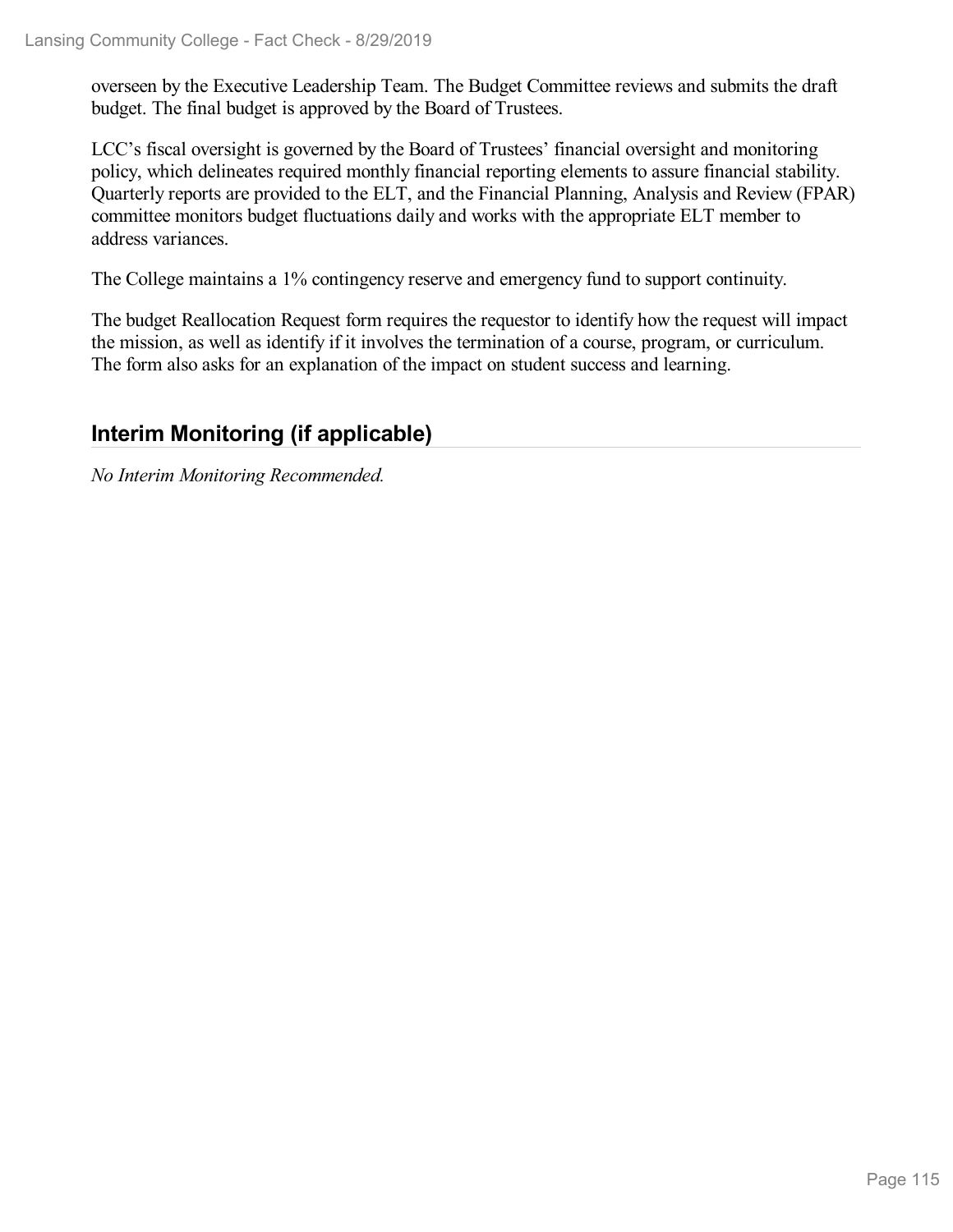overseen by the Executive Leadership Team. The Budget Committee reviews and submits the draft budget. The final budget is approved by the Board of Trustees.

LCC's fiscal oversight is governed by the Board of Trustees' financial oversight and monitoring policy, which delineates required monthly financial reporting elements to assure financial stability. Quarterly reports are provided to the ELT, and the Financial Planning, Analysis and Review (FPAR) committee monitors budget fluctuations daily and works with the appropriate ELT member to address variances.

The College maintains a 1% contingency reserve and emergency fund to support continuity.

The budget Reallocation Request form requires the requestor to identify how the request will impact the mission, as well as identify if it involves the termination of a course, program, or curriculum. The form also asks for an explanation of the impact on student success and learning.

## Interim Monitoring (if applicable)

*No Interim Monitoring Recommended.*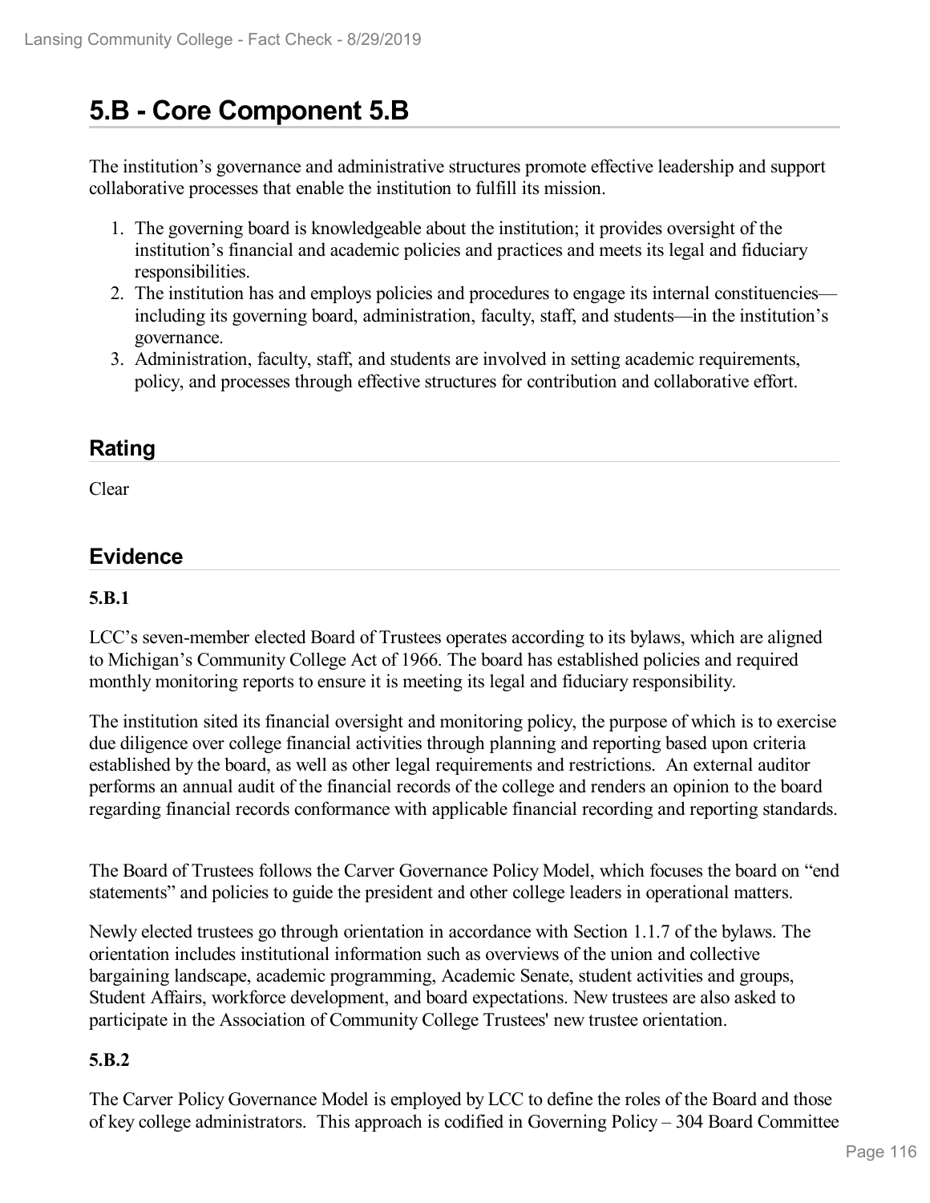# 5.B - Core Component 5.B

The institution's governance and administrative structures promote effective leadership and support collaborative processes that enable the institution to fulfill its mission.

1. The governing board is knowledgeable about the institution; it provides oversight of the institution's financial and academic policies and practices and meets its legal and fiduciary responsibilities.
2. The institution has and employs policies and procedures to engage its internal constituencies—including its governing board, administration, faculty, staff, and students—in the institution's governance.
3. Administration, faculty, staff, and students are involved in setting academic requirements, policy, and processes through effective structures for contribution and collaborative effort.

## Rating

Clear

## Evidence

### 5.B.1

LCC's seven-member elected Board of Trustees operates according to its bylaws, which are aligned to Michigan's Community College Act of 1966. The board has established policies and required monthly monitoring reports to ensure it is meeting its legal and fiduciary responsibility.

The institution sited its financial oversight and monitoring policy, the purpose of which is to exercise due diligence over college financial activities through planning and reporting based upon criteria established by the board, as well as other legal requirements and restrictions. An external auditor performs an annual audit of the financial records of the college and renders an opinion to the board regarding financial records conformance with applicable financial recording and reporting standards.

The Board of Trustees follows the Carver Governance Policy Model, which focuses the board on "end statements" and policies to guide the president and other college leaders in operational matters.

Newly elected trustees go through orientation in accordance with Section 1.1.7 of the bylaws. The orientation includes institutional information such as overviews of the union and collective bargaining landscape, academic programming, Academic Senate, student activities and groups, Student Affairs, workforce development, and board expectations. New trustees are also asked to participate in the Association of Community College Trustees' new trustee orientation.

### 5.B.2

The Carver Policy Governance Model is employed by LCC to define the roles of the Board and those of key college administrators. This approach is codified in Governing Policy – 304 Board Committee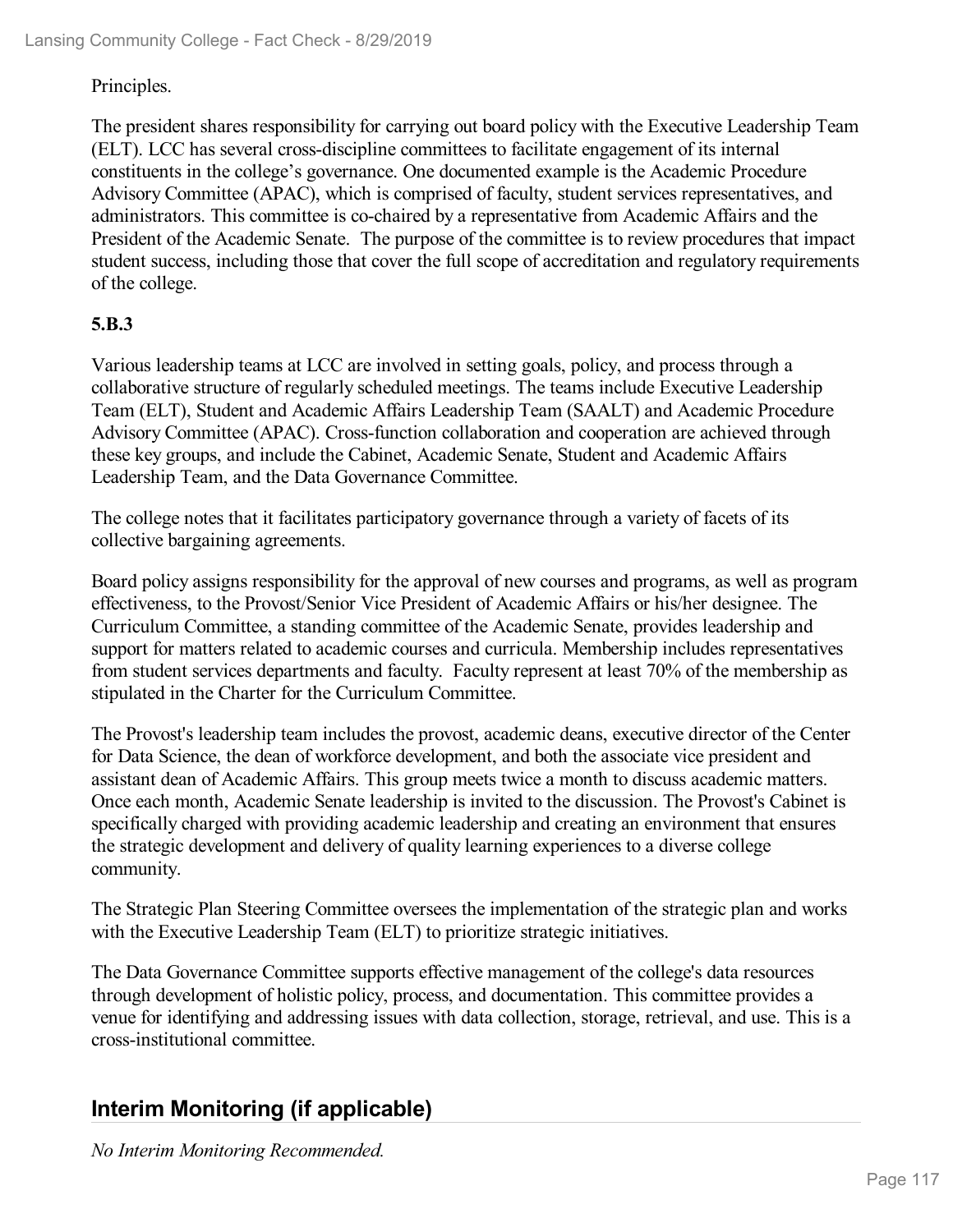Principles.

The president shares responsibility for carrying out board policy with the Executive Leadership Team (ELT). LCC has several cross-discipline committees to facilitate engagement of its internal constituents in the college's governance. One documented example is the Academic Procedure Advisory Committee (APAC), which is comprised of faculty, student services representatives, and administrators. This committee is co-chaired by a representative from Academic Affairs and the President of the Academic Senate. The purpose of the committee is to review procedures that impact student success, including those that cover the full scope of accreditation and regulatory requirements of the college.

**5.B.3**

Various leadership teams at LCC are involved in setting goals, policy, and process through a collaborative structure of regularly scheduled meetings. The teams include Executive Leadership Team (ELT), Student and Academic Affairs Leadership Team (SAALT) and Academic Procedure Advisory Committee (APAC). Cross-function collaboration and cooperation are achieved through these key groups, and include the Cabinet, Academic Senate, Student and Academic Affairs Leadership Team, and the Data Governance Committee.

The college notes that it facilitates participatory governance through a variety of facets of its collective bargaining agreements.

Board policy assigns responsibility for the approval of new courses and programs, as well as program effectiveness, to the Provost/Senior Vice President of Academic Affairs or his/her designee. The Curriculum Committee, a standing committee of the Academic Senate, provides leadership and support for matters related to academic courses and curricula. Membership includes representatives from student services departments and faculty. Faculty represent at least 70% of the membership as stipulated in the Charter for the Curriculum Committee.

The Provost's leadership team includes the provost, academic deans, executive director of the Center for Data Science, the dean of workforce development, and both the associate vice president and assistant dean of Academic Affairs. This group meets twice a month to discuss academic matters. Once each month, Academic Senate leadership is invited to the discussion. The Provost's Cabinet is specifically charged with providing academic leadership and creating an environment that ensures the strategic development and delivery of quality learning experiences to a diverse college community.

The Strategic Plan Steering Committee oversees the implementation of the strategic plan and works with the Executive Leadership Team (ELT) to prioritize strategic initiatives.

The Data Governance Committee supports effective management of the college's data resources through development of holistic policy, process, and documentation. This committee provides a venue for identifying and addressing issues with data collection, storage, retrieval, and use. This is a cross-institutional committee.

## Interim Monitoring (if applicable)

*No Interim Monitoring Recommended.*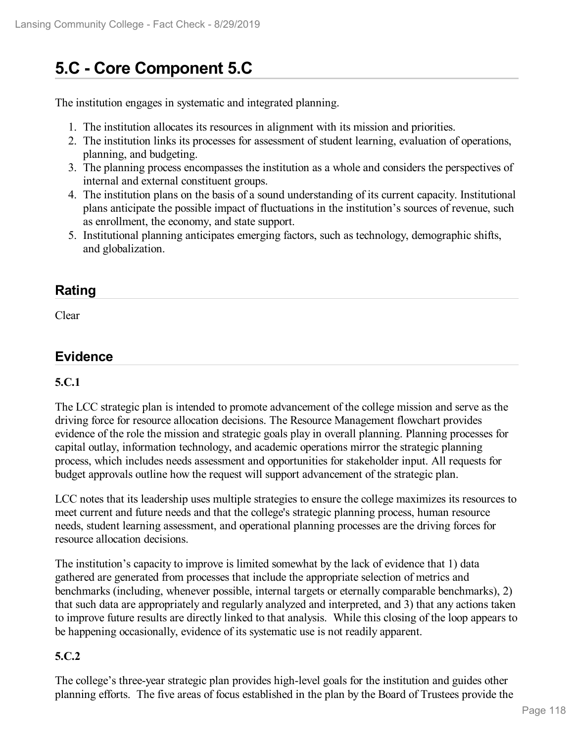# 5.C - Core Component 5.C

The institution engages in systematic and integrated planning.

1. The institution allocates its resources in alignment with its mission and priorities.
2. The institution links its processes for assessment of student learning, evaluation of operations, planning, and budgeting.
3. The planning process encompasses the institution as a whole and considers the perspectives of internal and external constituent groups.
4. The institution plans on the basis of a sound understanding of its current capacity. Institutional plans anticipate the possible impact of fluctuations in the institution's sources of revenue, such as enrollment, the economy, and state support.
5. Institutional planning anticipates emerging factors, such as technology, demographic shifts, and globalization.

## Rating

Clear

## Evidence

**5.C.1**

The LCC strategic plan is intended to promote advancement of the college mission and serve as the driving force for resource allocation decisions. The Resource Management flowchart provides evidence of the role the mission and strategic goals play in overall planning. Planning processes for capital outlay, information technology, and academic operations mirror the strategic planning process, which includes needs assessment and opportunities for stakeholder input. All requests for budget approvals outline how the request will support advancement of the strategic plan.

LCC notes that its leadership uses multiple strategies to ensure the college maximizes its resources to meet current and future needs and that the college's strategic planning process, human resource needs, student learning assessment, and operational planning processes are the driving forces for resource allocation decisions.

The institution's capacity to improve is limited somewhat by the lack of evidence that 1) data gathered are generated from processes that include the appropriate selection of metrics and benchmarks (including, whenever possible, internal targets or eternally comparable benchmarks), 2) that such data are appropriately and regularly analyzed and interpreted, and 3) that any actions taken to improve future results are directly linked to that analysis. While this closing of the loop appears to be happening occasionally, evidence of its systematic use is not readily apparent.

**5.C.2**

The college's three-year strategic plan provides high-level goals for the institution and guides other planning efforts. The five areas of focus established in the plan by the Board of Trustees provide the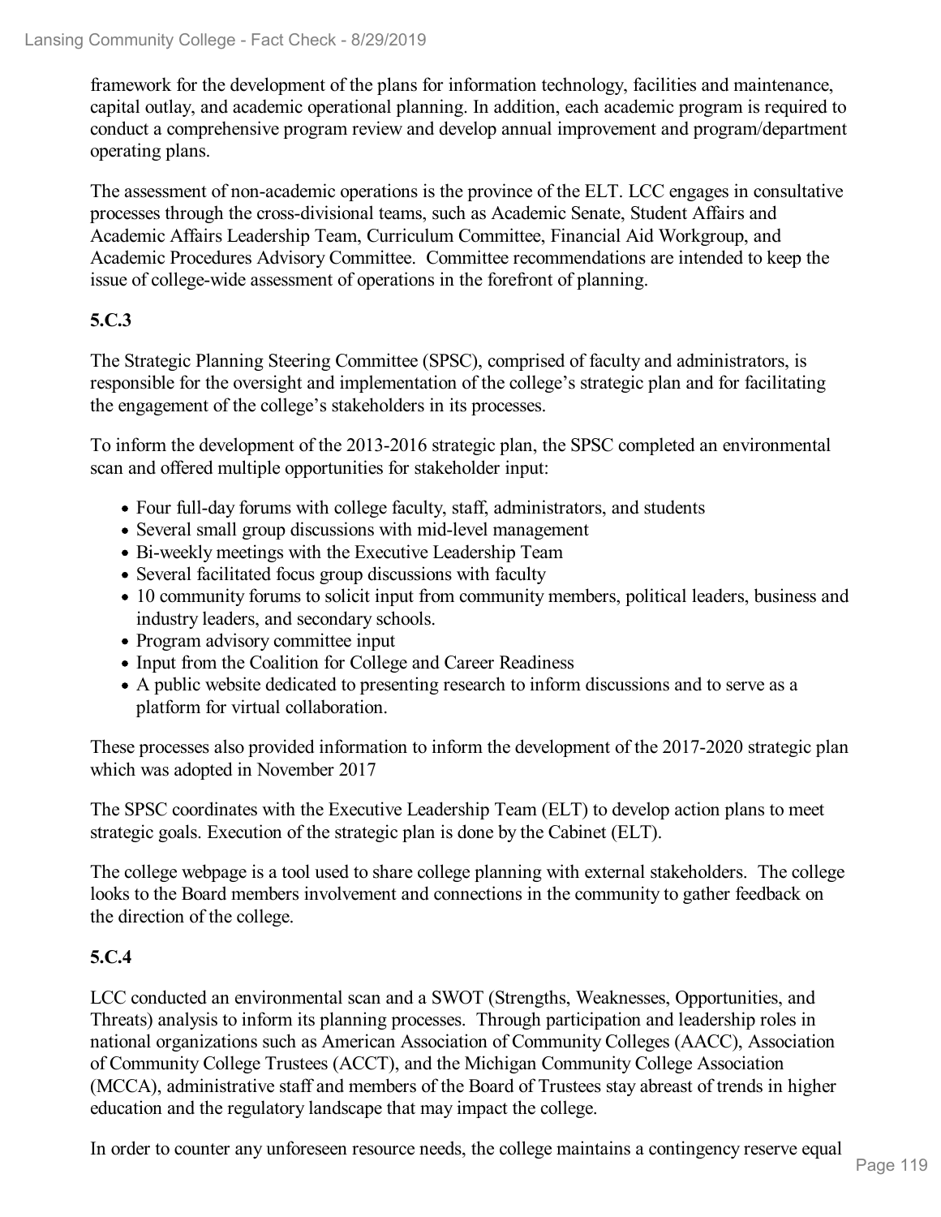framework for the development of the plans for information technology, facilities and maintenance, capital outlay, and academic operational planning. In addition, each academic program is required to conduct a comprehensive program review and develop annual improvement and program/department operating plans.

The assessment of non-academic operations is the province of the ELT. LCC engages in consultative processes through the cross-divisional teams, such as Academic Senate, Student Affairs and Academic Affairs Leadership Team, Curriculum Committee, Financial Aid Workgroup, and Academic Procedures Advisory Committee. Committee recommendations are intended to keep the issue of college-wide assessment of operations in the forefront of planning.

**5.C.3**

The Strategic Planning Steering Committee (SPSC), comprised of faculty and administrators, is responsible for the oversight and implementation of the college's strategic plan and for facilitating the engagement of the college's stakeholders in its processes.

To inform the development of the 2013-2016 strategic plan, the SPSC completed an environmental scan and offered multiple opportunities for stakeholder input:

- Four full-day forums with college faculty, staff, administrators, and students
- Several small group discussions with mid-level management
- Bi-weekly meetings with the Executive Leadership Team
- Several facilitated focus group discussions with faculty
- 10 community forums to solicit input from community members, political leaders, business and industry leaders, and secondary schools.
- Program advisory committee input
- Input from the Coalition for College and Career Readiness
- A public website dedicated to presenting research to inform discussions and to serve as a platform for virtual collaboration.

These processes also provided information to inform the development of the 2017-2020 strategic plan which was adopted in November 2017

The SPSC coordinates with the Executive Leadership Team (ELT) to develop action plans to meet strategic goals. Execution of the strategic plan is done by the Cabinet (ELT).

The college webpage is a tool used to share college planning with external stakeholders. The college looks to the Board members involvement and connections in the community to gather feedback on the direction of the college.

**5.C.4**

LCC conducted an environmental scan and a SWOT (Strengths, Weaknesses, Opportunities, and Threats) analysis to inform its planning processes. Through participation and leadership roles in national organizations such as American Association of Community Colleges (AACC), Association of Community College Trustees (ACCT), and the Michigan Community College Association (MCCA), administrative staff and members of the Board of Trustees stay abreast of trends in higher education and the regulatory landscape that may impact the college.

In order to counter any unforeseen resource needs, the college maintains a contingency reserve equal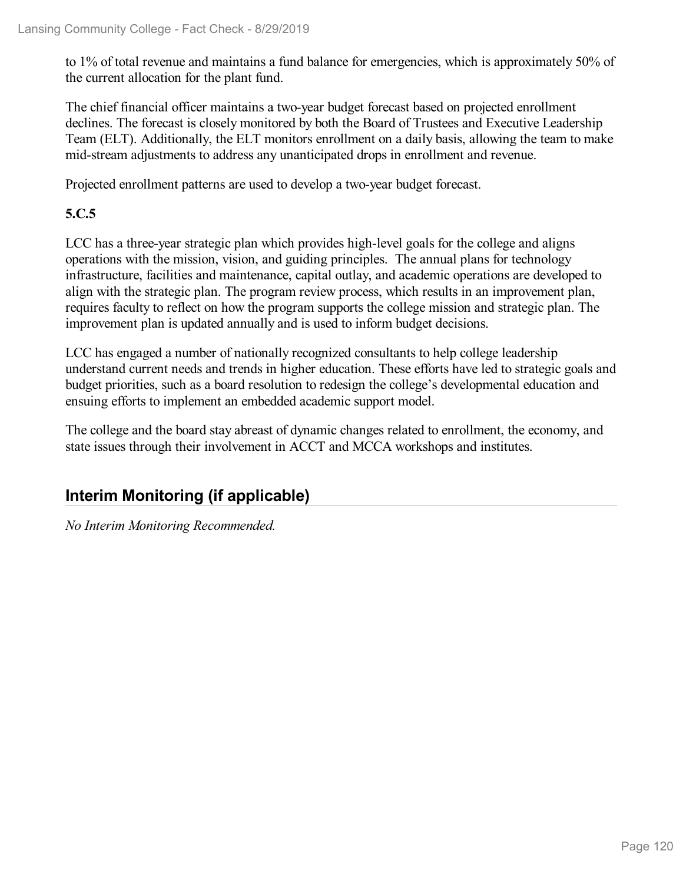to 1% of total revenue and maintains a fund balance for emergencies, which is approximately 50% of the current allocation for the plant fund.

The chief financial officer maintains a two-year budget forecast based on projected enrollment declines. The forecast is closely monitored by both the Board of Trustees and Executive Leadership Team (ELT). Additionally, the ELT monitors enrollment on a daily basis, allowing the team to make mid-stream adjustments to address any unanticipated drops in enrollment and revenue.

Projected enrollment patterns are used to develop a two-year budget forecast.

**5.C.5**

LCC has a three-year strategic plan which provides high-level goals for the college and aligns operations with the mission, vision, and guiding principles. The annual plans for technology infrastructure, facilities and maintenance, capital outlay, and academic operations are developed to align with the strategic plan. The program review process, which results in an improvement plan, requires faculty to reflect on how the program supports the college mission and strategic plan. The improvement plan is updated annually and is used to inform budget decisions.

LCC has engaged a number of nationally recognized consultants to help college leadership understand current needs and trends in higher education. These efforts have led to strategic goals and budget priorities, such as a board resolution to redesign the college's developmental education and ensuing efforts to implement an embedded academic support model.

The college and the board stay abreast of dynamic changes related to enrollment, the economy, and state issues through their involvement in ACCT and MCCA workshops and institutes.

## Interim Monitoring (if applicable)

*No Interim Monitoring Recommended.*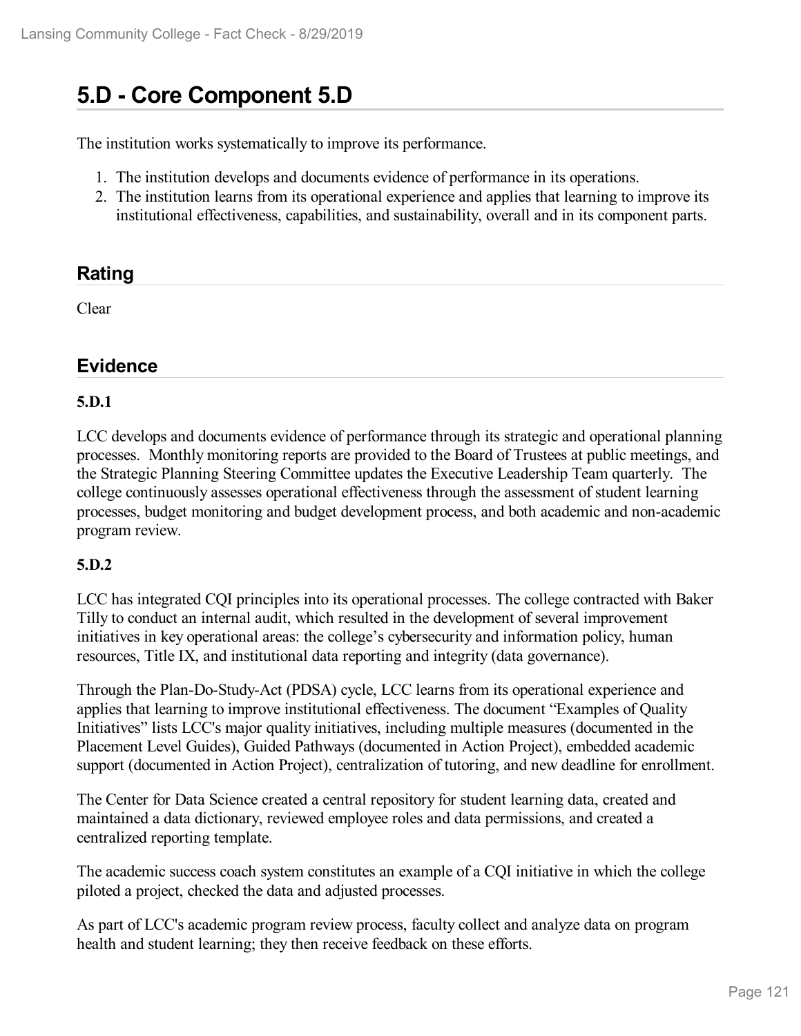# 5.D - Core Component 5.D

The institution works systematically to improve its performance.

1. The institution develops and documents evidence of performance in its operations.
2. The institution learns from its operational experience and applies that learning to improve its institutional effectiveness, capabilities, and sustainability, overall and in its component parts.

## Rating

Clear

## Evidence

**5.D.1**

LCC develops and documents evidence of performance through its strategic and operational planning processes. Monthly monitoring reports are provided to the Board of Trustees at public meetings, and the Strategic Planning Steering Committee updates the Executive Leadership Team quarterly. The college continuously assesses operational effectiveness through the assessment of student learning processes, budget monitoring and budget development process, and both academic and non-academic program review.

**5.D.2**

LCC has integrated CQI principles into its operational processes. The college contracted with Baker Tilly to conduct an internal audit, which resulted in the development of several improvement initiatives in key operational areas: the college's cybersecurity and information policy, human resources, Title IX, and institutional data reporting and integrity (data governance).

Through the Plan-Do-Study-Act (PDSA) cycle, LCC learns from its operational experience and applies that learning to improve institutional effectiveness. The document "Examples of Quality Initiatives" lists LCC's major quality initiatives, including multiple measures (documented in the Placement Level Guides), Guided Pathways (documented in Action Project), embedded academic support (documented in Action Project), centralization of tutoring, and new deadline for enrollment.

The Center for Data Science created a central repository for student learning data, created and maintained a data dictionary, reviewed employee roles and data permissions, and created a centralized reporting template.

The academic success coach system constitutes an example of a CQI initiative in which the college piloted a project, checked the data and adjusted processes.

As part of LCC's academic program review process, faculty collect and analyze data on program health and student learning; they then receive feedback on these efforts.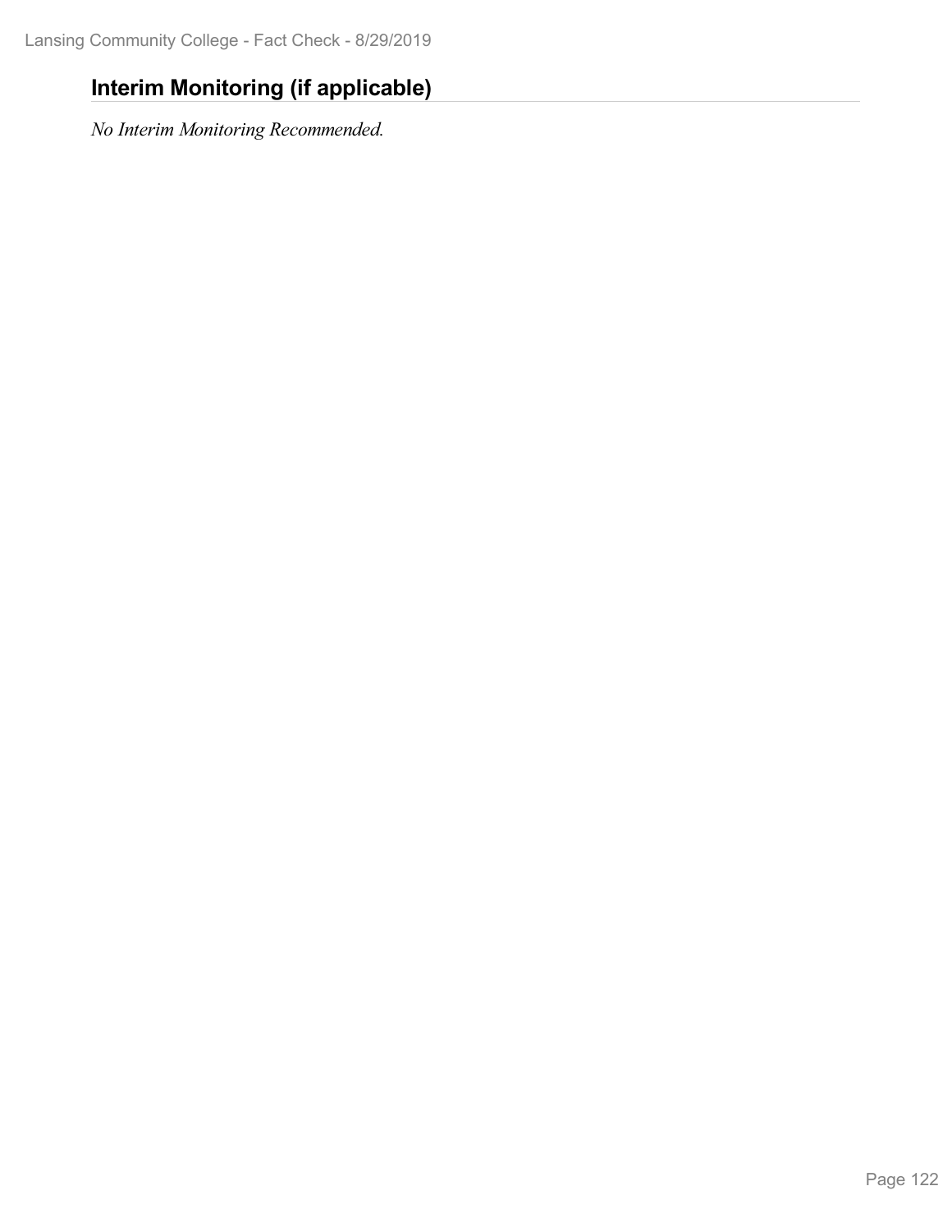## Interim Monitoring (if applicable)

*No Interim Monitoring Recommended.*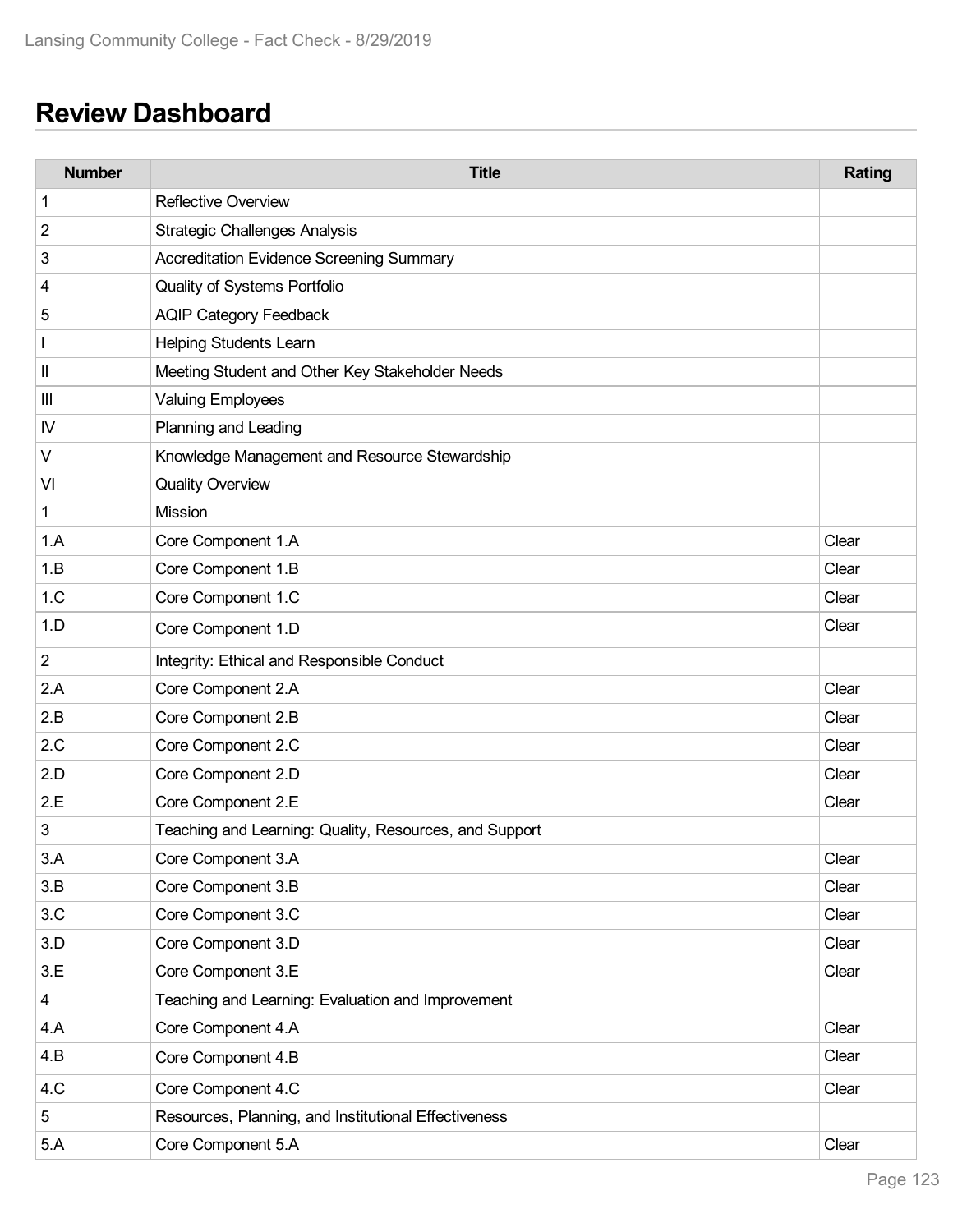## Review Dashboard

| Number | Title | Rating |
|---|---|---|
| 1 | Reflective Overview | |
| 2 | Strategic Challenges Analysis | |
| 3 | Accreditation Evidence Screening Summary | |
| 4 | Quality of Systems Portfolio | |
| 5 | AQIP Category Feedback | |
| I | Helping Students Learn | |
| II | Meeting Student and Other Key Stakeholder Needs | |
| III | Valuing Employees | |
| IV | Planning and Leading | |
| V | Knowledge Management and Resource Stewardship | |
| VI | Quality Overview | |
| 1 | Mission | |
| 1.A | Core Component 1.A | Clear |
| 1.B | Core Component 1.B | Clear |
| 1.C | Core Component 1.C | Clear |
| 1.D | Core Component 1.D | Clear |
| 2 | Integrity: Ethical and Responsible Conduct | |
| 2.A | Core Component 2.A | Clear |
| 2.B | Core Component 2.B | Clear |
| 2.C | Core Component 2.C | Clear |
| 2.D | Core Component 2.D | Clear |
| 2.E | Core Component 2.E | Clear |
| 3 | Teaching and Learning: Quality, Resources, and Support | |
| 3.A | Core Component 3.A | Clear |
| 3.B | Core Component 3.B | Clear |
| 3.C | Core Component 3.C | Clear |
| 3.D | Core Component 3.D | Clear |
| 3.E | Core Component 3.E | Clear |
| 4 | Teaching and Learning: Evaluation and Improvement | |
| 4.A | Core Component 4.A | Clear |
| 4.B | Core Component 4.B | Clear |
| 4.C | Core Component 4.C | Clear |
| 5 | Resources, Planning, and Institutional Effectiveness | |
| 5.A | Core Component 5.A | Clear |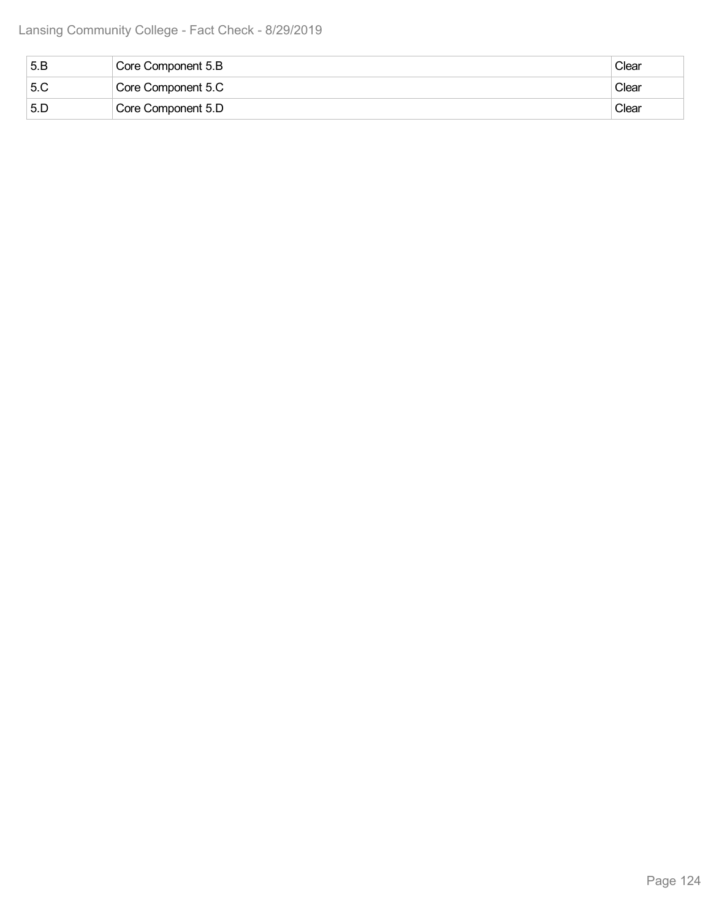| 5.B | Core Component 5.B | Clear |
|---|---|---|
| 5.C | Core Component 5.C | Clear |
| 5.D | Core Component 5.D | Clear |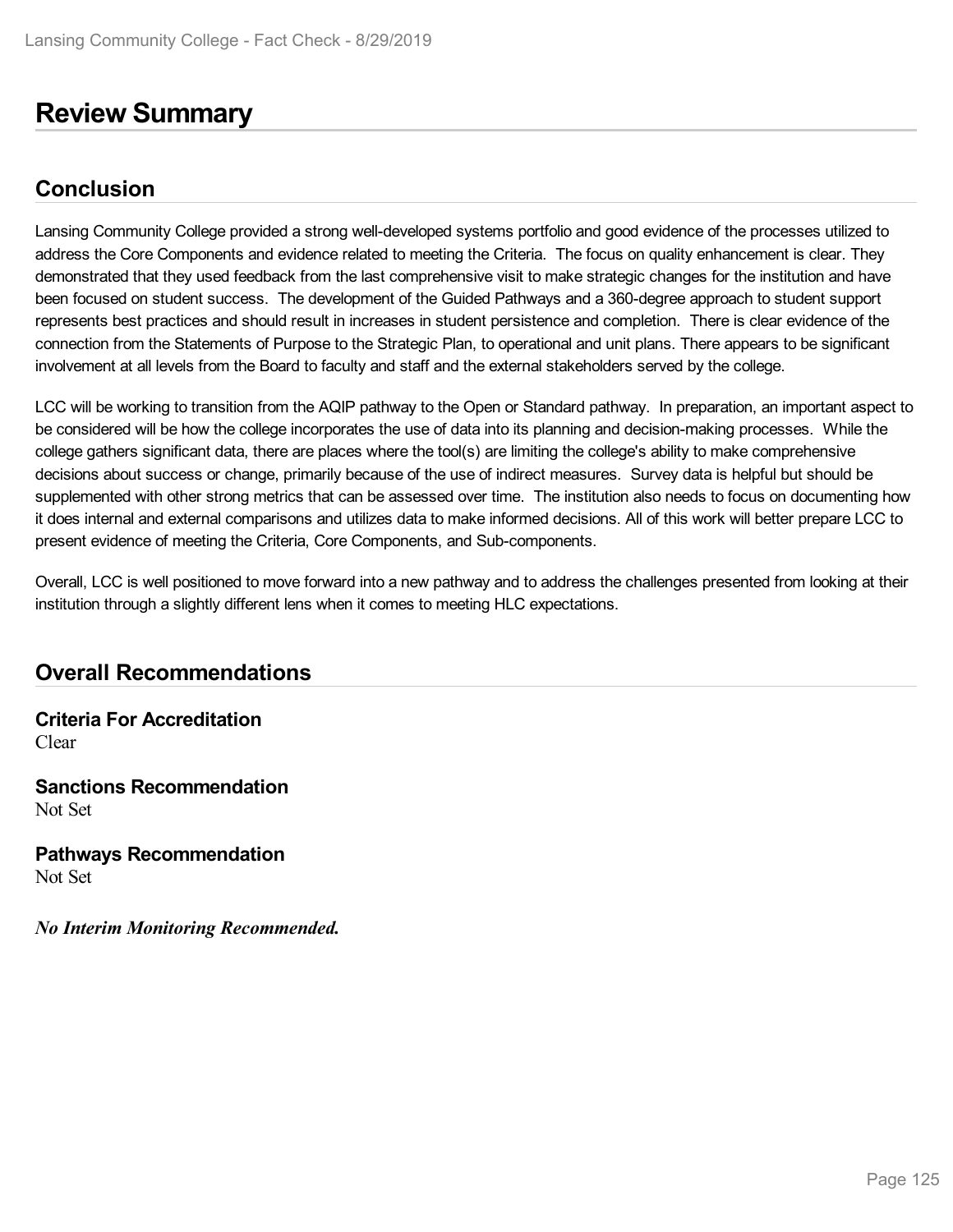# Review Summary

## Conclusion

Lansing Community College provided a strong well-developed systems portfolio and good evidence of the processes utilized to address the Core Components and evidence related to meeting the Criteria.  The focus on quality enhancement is clear. They demonstrated that they used feedback from the last comprehensive visit to make strategic changes for the institution and have been focused on student success.  The development of the Guided Pathways and a 360-degree approach to student support represents best practices and should result in increases in student persistence and completion.  There is clear evidence of the connection from the Statements of Purpose to the Strategic Plan, to operational and unit plans. There appears to be significant involvement at all levels from the Board to faculty and staff and the external stakeholders served by the college.

LCC will be working to transition from the AQIP pathway to the Open or Standard pathway.  In preparation, an important aspect to be considered will be how the college incorporates the use of data into its planning and decision-making processes.  While the college gathers significant data, there are places where the tool(s) are limiting the college's ability to make comprehensive decisions about success or change, primarily because of the use of indirect measures.  Survey data is helpful but should be supplemented with other strong metrics that can be assessed over time.  The institution also needs to focus on documenting how it does internal and external comparisons and utilizes data to make informed decisions. All of this work will better prepare LCC to present evidence of meeting the Criteria, Core Components, and Sub-components.

Overall, LCC is well positioned to move forward into a new pathway and to address the challenges presented from looking at their institution through a slightly different lens when it comes to meeting HLC expectations.

## Overall Recommendations

### Criteria For Accreditation

Clear

### Sanctions Recommendation

Not Set

### Pathways Recommendation

Not Set

***No Interim Monitoring Recommended.***